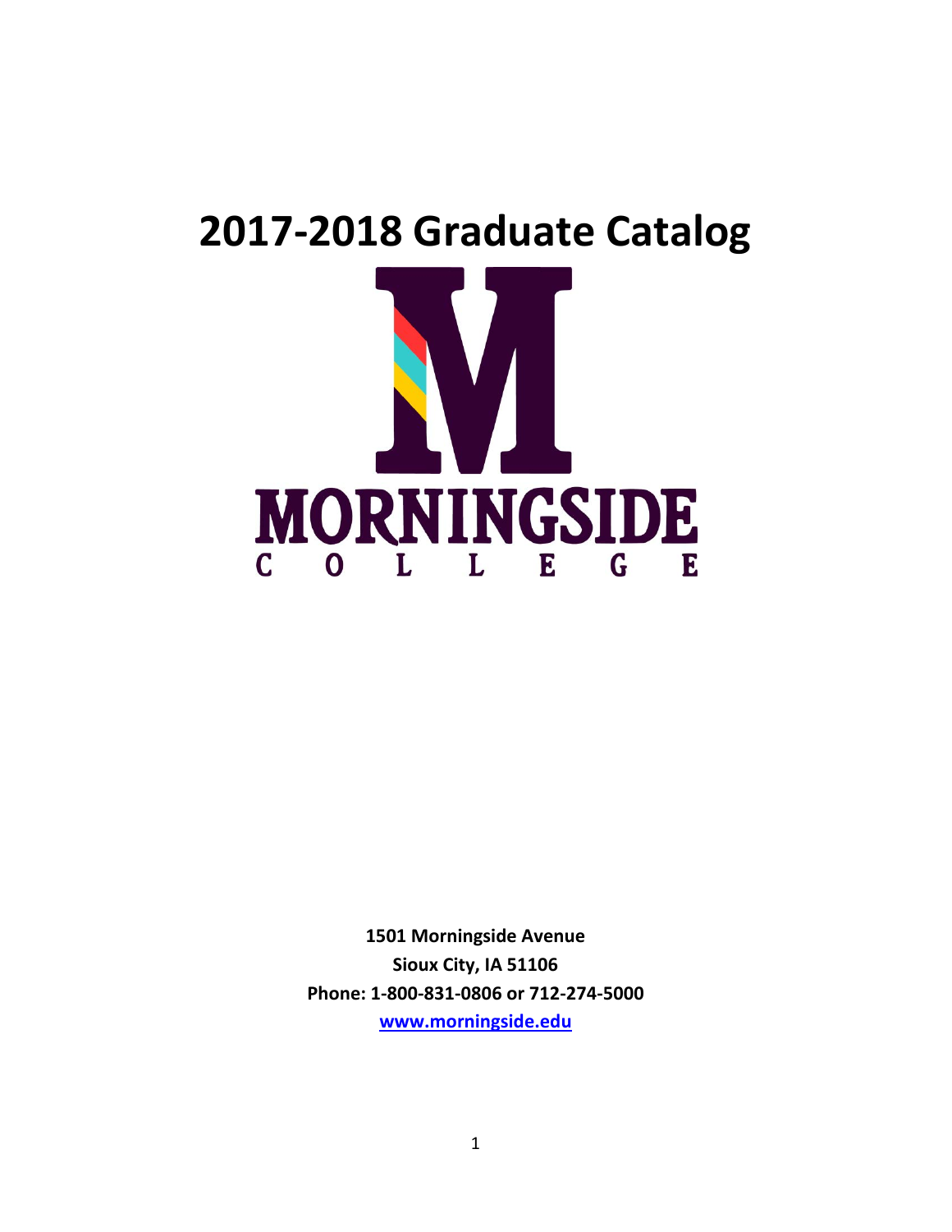# 2017-2018 Graduate Catalog

MORNINGSIDE

C O L L E G E

**1501 Morningside Avenue**
**Sioux City, IA 51106**
**Phone: 1-800-831-0806 or 712-274-5000**
**www.morningside.edu**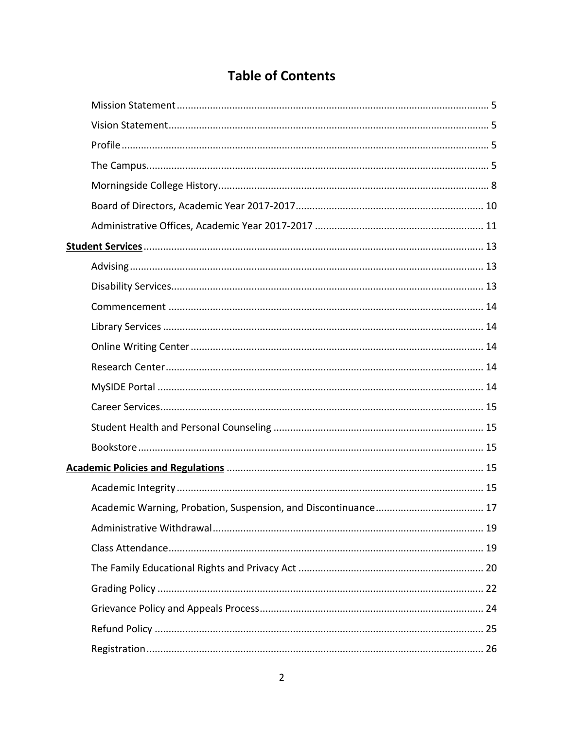# Table of Contents

- Mission Statement ........ 5
- Vision Statement ........ 5
- Profile ........ 5
- The Campus ........ 5
- Morningside College History ........ 8
- Board of Directors, Academic Year 2017-2017 ........ 10
- Administrative Offices, Academic Year 2017-2017 ........ 11

**Student Services** ........ 13

- Advising ........ 13
- Disability Services ........ 13
- Commencement ........ 14
- Library Services ........ 14
- Online Writing Center ........ 14
- Research Center ........ 14
- MySIDE Portal ........ 14
- Career Services ........ 15
- Student Health and Personal Counseling ........ 15
- Bookstore ........ 15

**Academic Policies and Regulations** ........ 15

- Academic Integrity ........ 15
- Academic Warning, Probation, Suspension, and Discontinuance ........ 17
- Administrative Withdrawal ........ 19
- Class Attendance ........ 19
- The Family Educational Rights and Privacy Act ........ 20
- Grading Policy ........ 22
- Grievance Policy and Appeals Process ........ 24
- Refund Policy ........ 25
- Registration ........ 26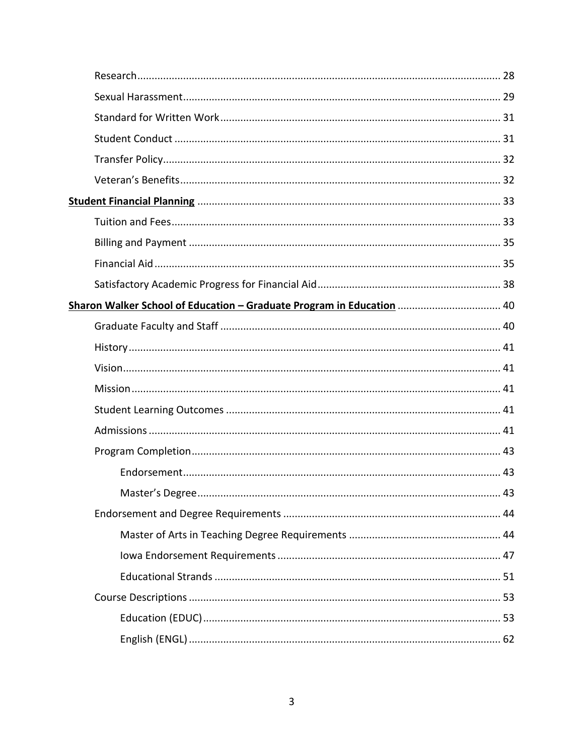- Research ... 28
- Sexual Harassment ... 29
- Standard for Written Work ... 31
- Student Conduct ... 31
- Transfer Policy ... 32
- Veteran's Benefits ... 32

**Student Financial Planning** ... 33

- Tuition and Fees ... 33
- Billing and Payment ... 35
- Financial Aid ... 35
- Satisfactory Academic Progress for Financial Aid ... 38

**Sharon Walker School of Education – Graduate Program in Education** ... 40

- Graduate Faculty and Staff ... 40
- History ... 41
- Vision ... 41
- Mission ... 41
- Student Learning Outcomes ... 41
- Admissions ... 41
- Program Completion ... 43
  - Endorsement ... 43
  - Master's Degree ... 43
- Endorsement and Degree Requirements ... 44
  - Master of Arts in Teaching Degree Requirements ... 44
  - Iowa Endorsement Requirements ... 47
  - Educational Strands ... 51
- Course Descriptions ... 53
  - Education (EDUC) ... 53
  - English (ENGL) ... 62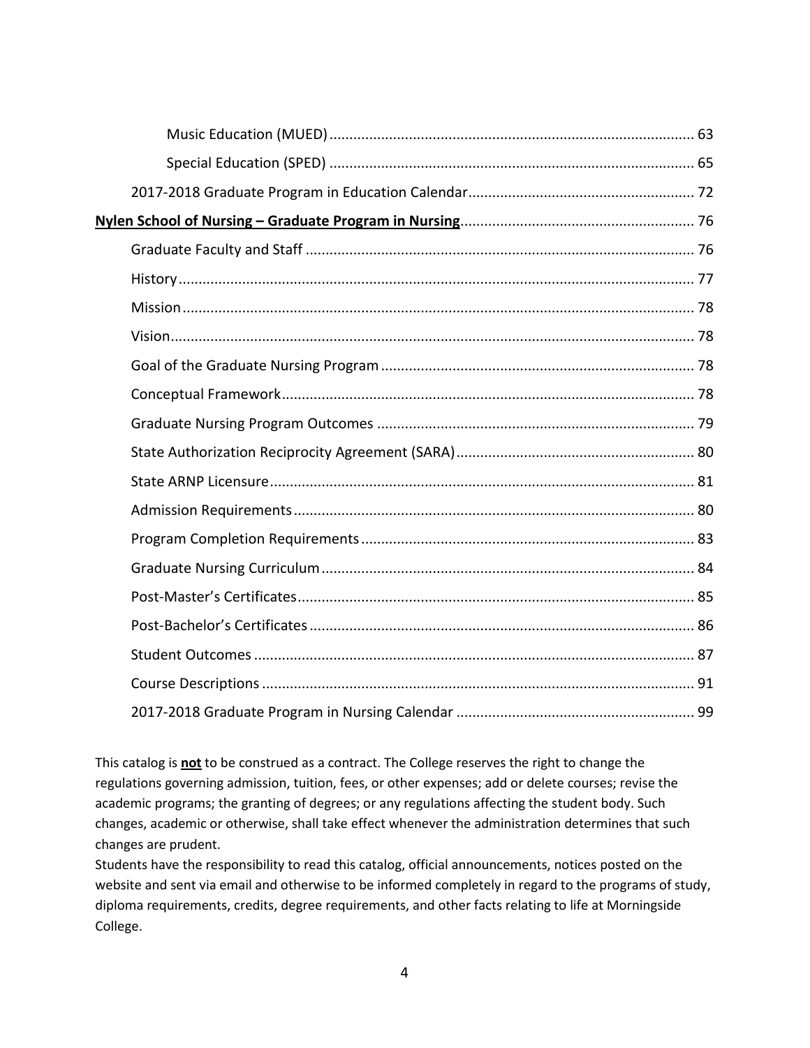- Music Education (MUED) ........................................................................................ 63
- Special Education (SPED) ........................................................................................ 65

2017-2018 Graduate Program in Education Calendar ........................................................ 72

**<u>Nylen School of Nursing – Graduate Program in Nursing</u>** ........................................................ 76

- Graduate Faculty and Staff ........................................................................................ 76
- History ........................................................................................ 77
- Mission ........................................................................................ 78
- Vision ........................................................................................ 78
- Goal of the Graduate Nursing Program ........................................................................................ 78
- Conceptual Framework ........................................................................................ 78
- Graduate Nursing Program Outcomes ........................................................................................ 79
- State Authorization Reciprocity Agreement (SARA) ........................................................................................ 80
- State ARNP Licensure ........................................................................................ 81
- Admission Requirements ........................................................................................ 80
- Program Completion Requirements ........................................................................................ 83
- Graduate Nursing Curriculum ........................................................................................ 84
- Post-Master's Certificates ........................................................................................ 85
- Post-Bachelor's Certificates ........................................................................................ 86
- Student Outcomes ........................................................................................ 87
- Course Descriptions ........................................................................................ 91
- 2017-2018 Graduate Program in Nursing Calendar ........................................................................................ 99

This catalog is **<u>not</u>** to be construed as a contract. The College reserves the right to change the regulations governing admission, tuition, fees, or other expenses; add or delete courses; revise the academic programs; the granting of degrees; or any regulations affecting the student body. Such changes, academic or otherwise, shall take effect whenever the administration determines that such changes are prudent.

Students have the responsibility to read this catalog, official announcements, notices posted on the website and sent via email and otherwise to be informed completely in regard to the programs of study, diploma requirements, credits, degree requirements, and other facts relating to life at Morningside College.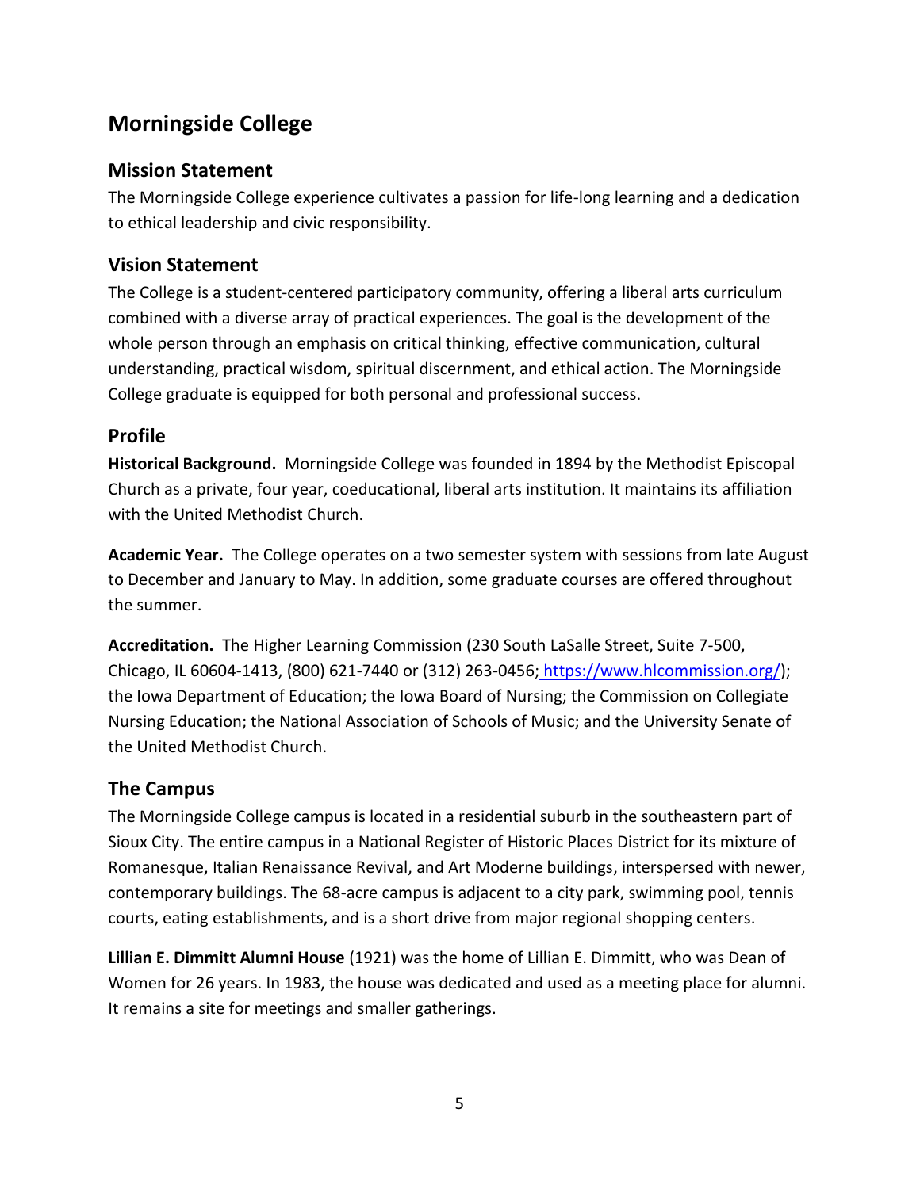# Morningside College

## Mission Statement

The Morningside College experience cultivates a passion for life-long learning and a dedication to ethical leadership and civic responsibility.

## Vision Statement

The College is a student-centered participatory community, offering a liberal arts curriculum combined with a diverse array of practical experiences. The goal is the development of the whole person through an emphasis on critical thinking, effective communication, cultural understanding, practical wisdom, spiritual discernment, and ethical action. The Morningside College graduate is equipped for both personal and professional success.

## Profile

**Historical Background.** Morningside College was founded in 1894 by the Methodist Episcopal Church as a private, four year, coeducational, liberal arts institution. It maintains its affiliation with the United Methodist Church.

**Academic Year.** The College operates on a two semester system with sessions from late August to December and January to May. In addition, some graduate courses are offered throughout the summer.

**Accreditation.** The Higher Learning Commission (230 South LaSalle Street, Suite 7-500, Chicago, IL 60604-1413, (800) 621-7440 or (312) 263-0456; https://www.hlcommission.org/); the Iowa Department of Education; the Iowa Board of Nursing; the Commission on Collegiate Nursing Education; the National Association of Schools of Music; and the University Senate of the United Methodist Church.

## The Campus

The Morningside College campus is located in a residential suburb in the southeastern part of Sioux City. The entire campus in a National Register of Historic Places District for its mixture of Romanesque, Italian Renaissance Revival, and Art Moderne buildings, interspersed with newer, contemporary buildings. The 68-acre campus is adjacent to a city park, swimming pool, tennis courts, eating establishments, and is a short drive from major regional shopping centers.

**Lillian E. Dimmitt Alumni House** (1921) was the home of Lillian E. Dimmitt, who was Dean of Women for 26 years. In 1983, the house was dedicated and used as a meeting place for alumni. It remains a site for meetings and smaller gatherings.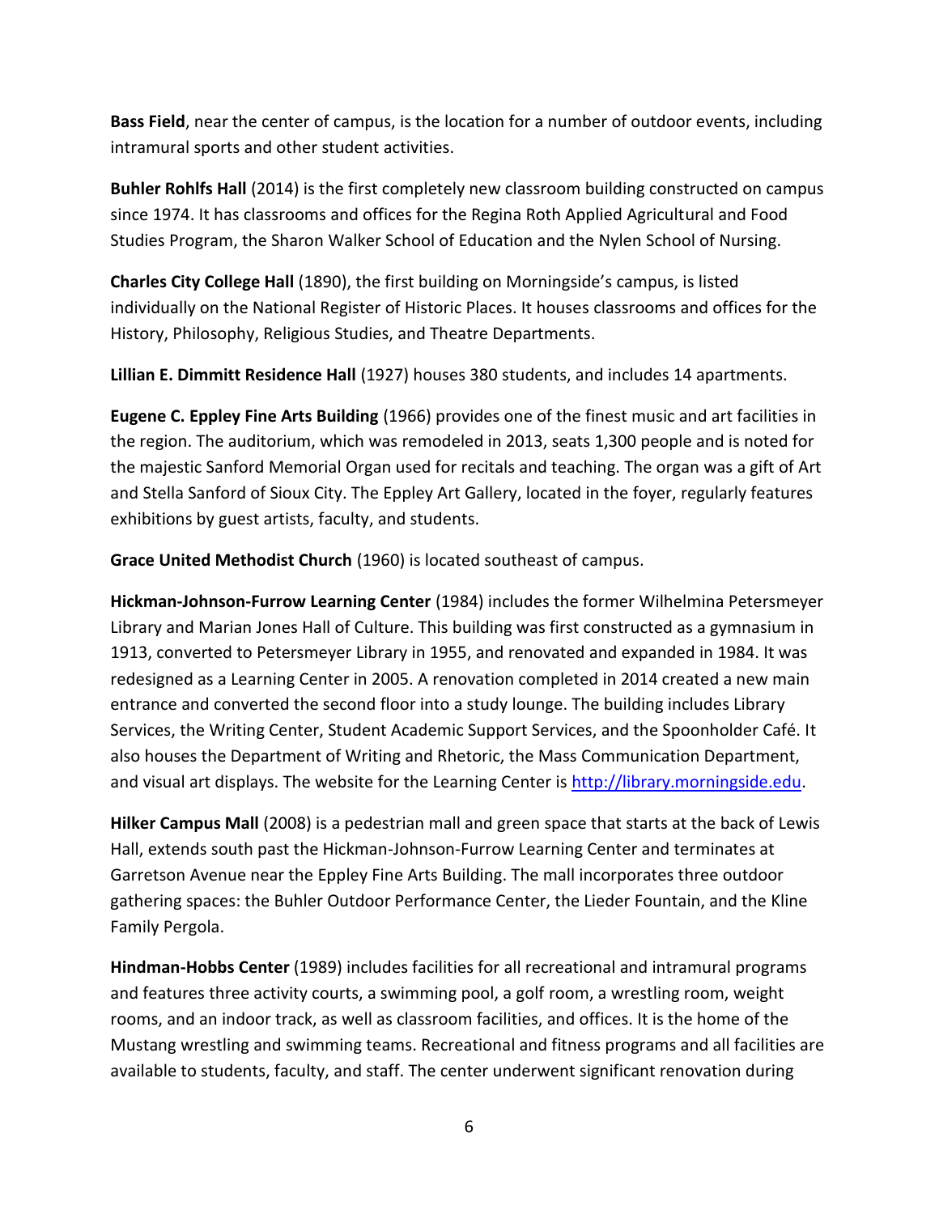**Bass Field**, near the center of campus, is the location for a number of outdoor events, including intramural sports and other student activities.

**Buhler Rohlfs Hall** (2014) is the first completely new classroom building constructed on campus since 1974. It has classrooms and offices for the Regina Roth Applied Agricultural and Food Studies Program, the Sharon Walker School of Education and the Nylen School of Nursing.

**Charles City College Hall** (1890), the first building on Morningside's campus, is listed individually on the National Register of Historic Places. It houses classrooms and offices for the History, Philosophy, Religious Studies, and Theatre Departments.

**Lillian E. Dimmitt Residence Hall** (1927) houses 380 students, and includes 14 apartments.

**Eugene C. Eppley Fine Arts Building** (1966) provides one of the finest music and art facilities in the region. The auditorium, which was remodeled in 2013, seats 1,300 people and is noted for the majestic Sanford Memorial Organ used for recitals and teaching. The organ was a gift of Art and Stella Sanford of Sioux City. The Eppley Art Gallery, located in the foyer, regularly features exhibitions by guest artists, faculty, and students.

**Grace United Methodist Church** (1960) is located southeast of campus.

**Hickman-Johnson-Furrow Learning Center** (1984) includes the former Wilhelmina Petersmeyer Library and Marian Jones Hall of Culture. This building was first constructed as a gymnasium in 1913, converted to Petersmeyer Library in 1955, and renovated and expanded in 1984. It was redesigned as a Learning Center in 2005. A renovation completed in 2014 created a new main entrance and converted the second floor into a study lounge. The building includes Library Services, the Writing Center, Student Academic Support Services, and the Spoonholder Café. It also houses the Department of Writing and Rhetoric, the Mass Communication Department, and visual art displays. The website for the Learning Center is [http://library.morningside.edu](http://library.morningside.edu).

**Hilker Campus Mall** (2008) is a pedestrian mall and green space that starts at the back of Lewis Hall, extends south past the Hickman-Johnson-Furrow Learning Center and terminates at Garretson Avenue near the Eppley Fine Arts Building. The mall incorporates three outdoor gathering spaces: the Buhler Outdoor Performance Center, the Lieder Fountain, and the Kline Family Pergola.

**Hindman-Hobbs Center** (1989) includes facilities for all recreational and intramural programs and features three activity courts, a swimming pool, a golf room, a wrestling room, weight rooms, and an indoor track, as well as classroom facilities, and offices. It is the home of the Mustang wrestling and swimming teams. Recreational and fitness programs and all facilities are available to students, faculty, and staff. The center underwent significant renovation during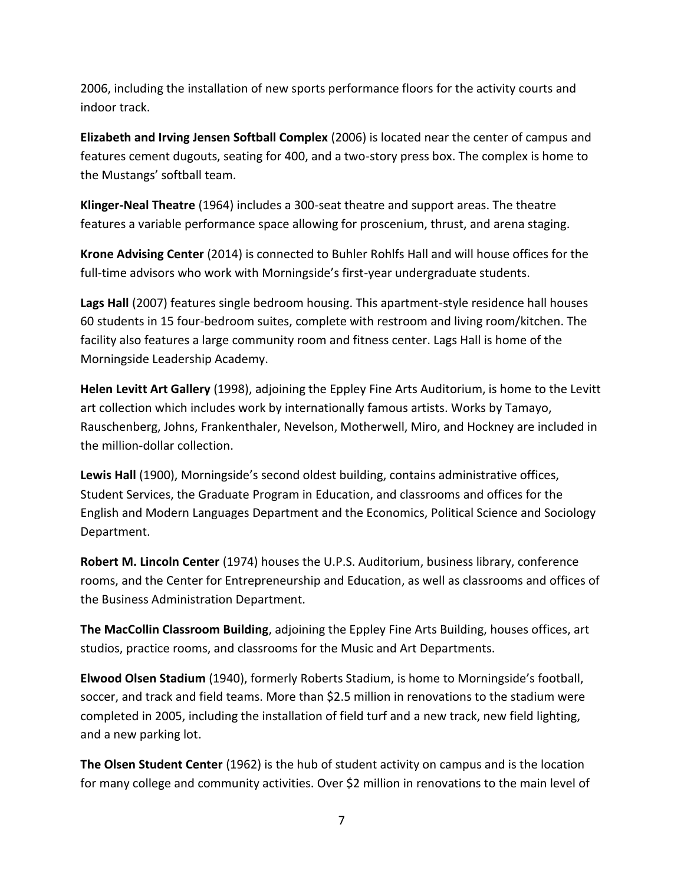2006, including the installation of new sports performance floors for the activity courts and indoor track.

**Elizabeth and Irving Jensen Softball Complex** (2006) is located near the center of campus and features cement dugouts, seating for 400, and a two-story press box. The complex is home to the Mustangs' softball team.

**Klinger-Neal Theatre** (1964) includes a 300-seat theatre and support areas. The theatre features a variable performance space allowing for proscenium, thrust, and arena staging.

**Krone Advising Center** (2014) is connected to Buhler Rohlfs Hall and will house offices for the full-time advisors who work with Morningside's first-year undergraduate students.

**Lags Hall** (2007) features single bedroom housing. This apartment-style residence hall houses 60 students in 15 four-bedroom suites, complete with restroom and living room/kitchen. The facility also features a large community room and fitness center. Lags Hall is home of the Morningside Leadership Academy.

**Helen Levitt Art Gallery** (1998), adjoining the Eppley Fine Arts Auditorium, is home to the Levitt art collection which includes work by internationally famous artists. Works by Tamayo, Rauschenberg, Johns, Frankenthaler, Nevelson, Motherwell, Miro, and Hockney are included in the million-dollar collection.

**Lewis Hall** (1900), Morningside's second oldest building, contains administrative offices, Student Services, the Graduate Program in Education, and classrooms and offices for the English and Modern Languages Department and the Economics, Political Science and Sociology Department.

**Robert M. Lincoln Center** (1974) houses the U.P.S. Auditorium, business library, conference rooms, and the Center for Entrepreneurship and Education, as well as classrooms and offices of the Business Administration Department.

**The MacCollin Classroom Building**, adjoining the Eppley Fine Arts Building, houses offices, art studios, practice rooms, and classrooms for the Music and Art Departments.

**Elwood Olsen Stadium** (1940), formerly Roberts Stadium, is home to Morningside's football, soccer, and track and field teams. More than $2.5 million in renovations to the stadium were completed in 2005, including the installation of field turf and a new track, new field lighting, and a new parking lot.

**The Olsen Student Center** (1962) is the hub of student activity on campus and is the location for many college and community activities. Over $2 million in renovations to the main level of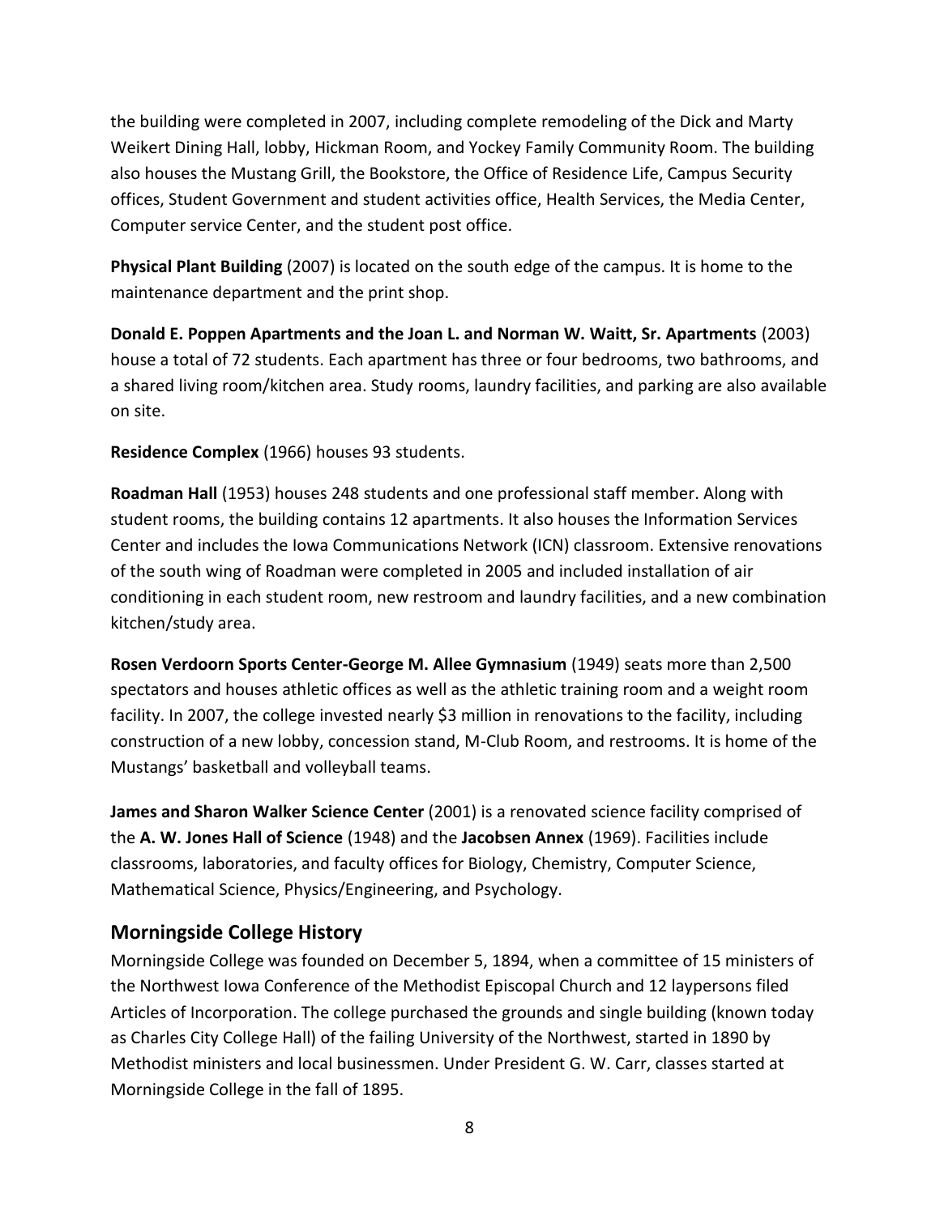the building were completed in 2007, including complete remodeling of the Dick and Marty Weikert Dining Hall, lobby, Hickman Room, and Yockey Family Community Room. The building also houses the Mustang Grill, the Bookstore, the Office of Residence Life, Campus Security offices, Student Government and student activities office, Health Services, the Media Center, Computer service Center, and the student post office.

**Physical Plant Building** (2007) is located on the south edge of the campus. It is home to the maintenance department and the print shop.

**Donald E. Poppen Apartments and the Joan L. and Norman W. Waitt, Sr. Apartments** (2003) house a total of 72 students. Each apartment has three or four bedrooms, two bathrooms, and a shared living room/kitchen area. Study rooms, laundry facilities, and parking are also available on site.

**Residence Complex** (1966) houses 93 students.

**Roadman Hall** (1953) houses 248 students and one professional staff member. Along with student rooms, the building contains 12 apartments. It also houses the Information Services Center and includes the Iowa Communications Network (ICN) classroom. Extensive renovations of the south wing of Roadman were completed in 2005 and included installation of air conditioning in each student room, new restroom and laundry facilities, and a new combination kitchen/study area.

**Rosen Verdoorn Sports Center-George M. Allee Gymnasium** (1949) seats more than 2,500 spectators and houses athletic offices as well as the athletic training room and a weight room facility. In 2007, the college invested nearly $3 million in renovations to the facility, including construction of a new lobby, concession stand, M-Club Room, and restrooms. It is home of the Mustangs' basketball and volleyball teams.

**James and Sharon Walker Science Center** (2001) is a renovated science facility comprised of the **A. W. Jones Hall of Science** (1948) and the **Jacobsen Annex** (1969). Facilities include classrooms, laboratories, and faculty offices for Biology, Chemistry, Computer Science, Mathematical Science, Physics/Engineering, and Psychology.

## Morningside College History

Morningside College was founded on December 5, 1894, when a committee of 15 ministers of the Northwest Iowa Conference of the Methodist Episcopal Church and 12 laypersons filed Articles of Incorporation. The college purchased the grounds and single building (known today as Charles City College Hall) of the failing University of the Northwest, started in 1890 by Methodist ministers and local businessmen. Under President G. W. Carr, classes started at Morningside College in the fall of 1895.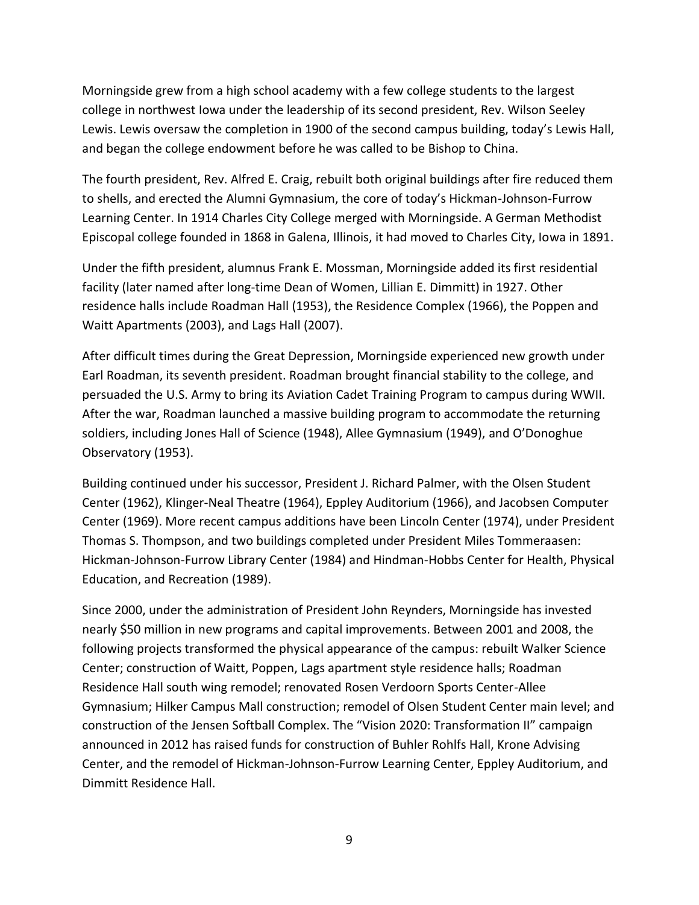Morningside grew from a high school academy with a few college students to the largest college in northwest Iowa under the leadership of its second president, Rev. Wilson Seeley Lewis. Lewis oversaw the completion in 1900 of the second campus building, today's Lewis Hall, and began the college endowment before he was called to be Bishop to China.

The fourth president, Rev. Alfred E. Craig, rebuilt both original buildings after fire reduced them to shells, and erected the Alumni Gymnasium, the core of today's Hickman-Johnson-Furrow Learning Center. In 1914 Charles City College merged with Morningside. A German Methodist Episcopal college founded in 1868 in Galena, Illinois, it had moved to Charles City, Iowa in 1891.

Under the fifth president, alumnus Frank E. Mossman, Morningside added its first residential facility (later named after long-time Dean of Women, Lillian E. Dimmitt) in 1927. Other residence halls include Roadman Hall (1953), the Residence Complex (1966), the Poppen and Waitt Apartments (2003), and Lags Hall (2007).

After difficult times during the Great Depression, Morningside experienced new growth under Earl Roadman, its seventh president. Roadman brought financial stability to the college, and persuaded the U.S. Army to bring its Aviation Cadet Training Program to campus during WWII. After the war, Roadman launched a massive building program to accommodate the returning soldiers, including Jones Hall of Science (1948), Allee Gymnasium (1949), and O'Donoghue Observatory (1953).

Building continued under his successor, President J. Richard Palmer, with the Olsen Student Center (1962), Klinger-Neal Theatre (1964), Eppley Auditorium (1966), and Jacobsen Computer Center (1969). More recent campus additions have been Lincoln Center (1974), under President Thomas S. Thompson, and two buildings completed under President Miles Tommeraasen: Hickman-Johnson-Furrow Library Center (1984) and Hindman-Hobbs Center for Health, Physical Education, and Recreation (1989).

Since 2000, under the administration of President John Reynders, Morningside has invested nearly $50 million in new programs and capital improvements. Between 2001 and 2008, the following projects transformed the physical appearance of the campus: rebuilt Walker Science Center; construction of Waitt, Poppen, Lags apartment style residence halls; Roadman Residence Hall south wing remodel; renovated Rosen Verdoorn Sports Center-Allee Gymnasium; Hilker Campus Mall construction; remodel of Olsen Student Center main level; and construction of the Jensen Softball Complex. The "Vision 2020: Transformation II" campaign announced in 2012 has raised funds for construction of Buhler Rohlfs Hall, Krone Advising Center, and the remodel of Hickman-Johnson-Furrow Learning Center, Eppley Auditorium, and Dimmitt Residence Hall.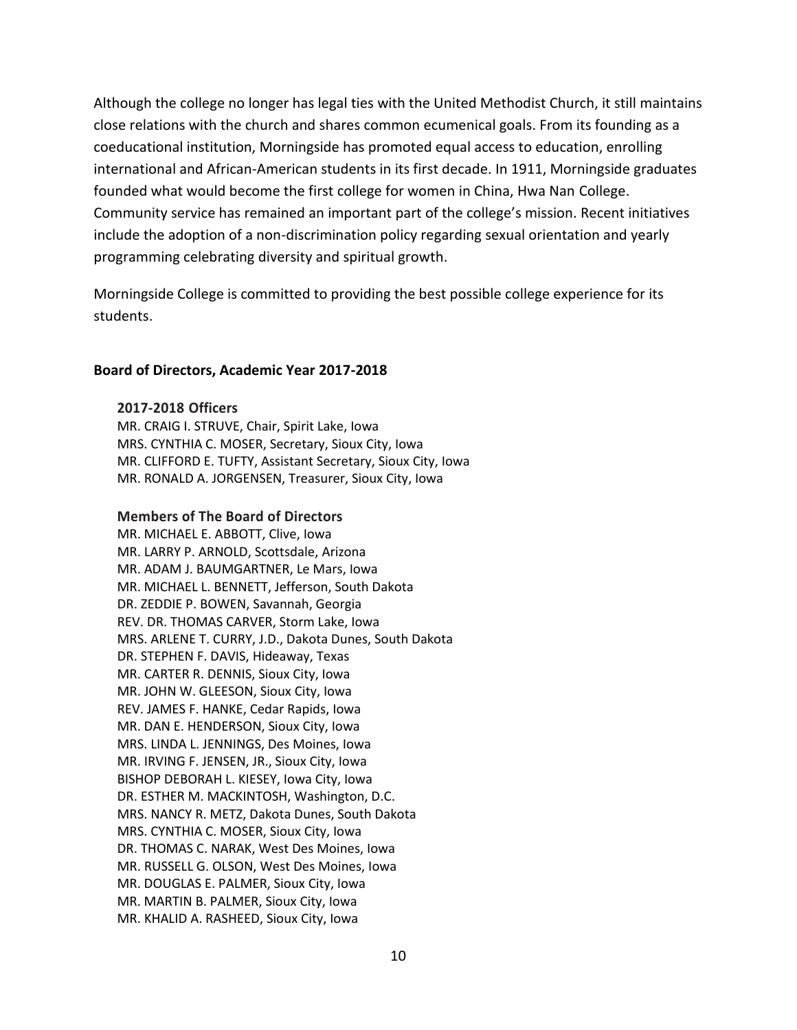Although the college no longer has legal ties with the United Methodist Church, it still maintains close relations with the church and shares common ecumenical goals. From its founding as a coeducational institution, Morningside has promoted equal access to education, enrolling international and African-American students in its first decade. In 1911, Morningside graduates founded what would become the first college for women in China, Hwa Nan College. Community service has remained an important part of the college's mission. Recent initiatives include the adoption of a non-discrimination policy regarding sexual orientation and yearly programming celebrating diversity and spiritual growth.

Morningside College is committed to providing the best possible college experience for its students.

## Board of Directors, Academic Year 2017-2018

### 2017-2018 Officers

MR. CRAIG I. STRUVE, Chair, Spirit Lake, Iowa
MRS. CYNTHIA C. MOSER, Secretary, Sioux City, Iowa
MR. CLIFFORD E. TUFTY, Assistant Secretary, Sioux City, Iowa
MR. RONALD A. JORGENSEN, Treasurer, Sioux City, Iowa

### Members of The Board of Directors

MR. MICHAEL E. ABBOTT, Clive, Iowa
MR. LARRY P. ARNOLD, Scottsdale, Arizona
MR. ADAM J. BAUMGARTNER, Le Mars, Iowa
MR. MICHAEL L. BENNETT, Jefferson, South Dakota
DR. ZEDDIE P. BOWEN, Savannah, Georgia
REV. DR. THOMAS CARVER, Storm Lake, Iowa
MRS. ARLENE T. CURRY, J.D., Dakota Dunes, South Dakota
DR. STEPHEN F. DAVIS, Hideaway, Texas
MR. CARTER R. DENNIS, Sioux City, Iowa
MR. JOHN W. GLEESON, Sioux City, Iowa
REV. JAMES F. HANKE, Cedar Rapids, Iowa
MR. DAN E. HENDERSON, Sioux City, Iowa
MRS. LINDA L. JENNINGS, Des Moines, Iowa
MR. IRVING F. JENSEN, JR., Sioux City, Iowa
BISHOP DEBORAH L. KIESEY, Iowa City, Iowa
DR. ESTHER M. MACKINTOSH, Washington, D.C.
MRS. NANCY R. METZ, Dakota Dunes, South Dakota
MRS. CYNTHIA C. MOSER, Sioux City, Iowa
DR. THOMAS C. NARAK, West Des Moines, Iowa
MR. RUSSELL G. OLSON, West Des Moines, Iowa
MR. DOUGLAS E. PALMER, Sioux City, Iowa
MR. MARTIN B. PALMER, Sioux City, Iowa
MR. KHALID A. RASHEED, Sioux City, Iowa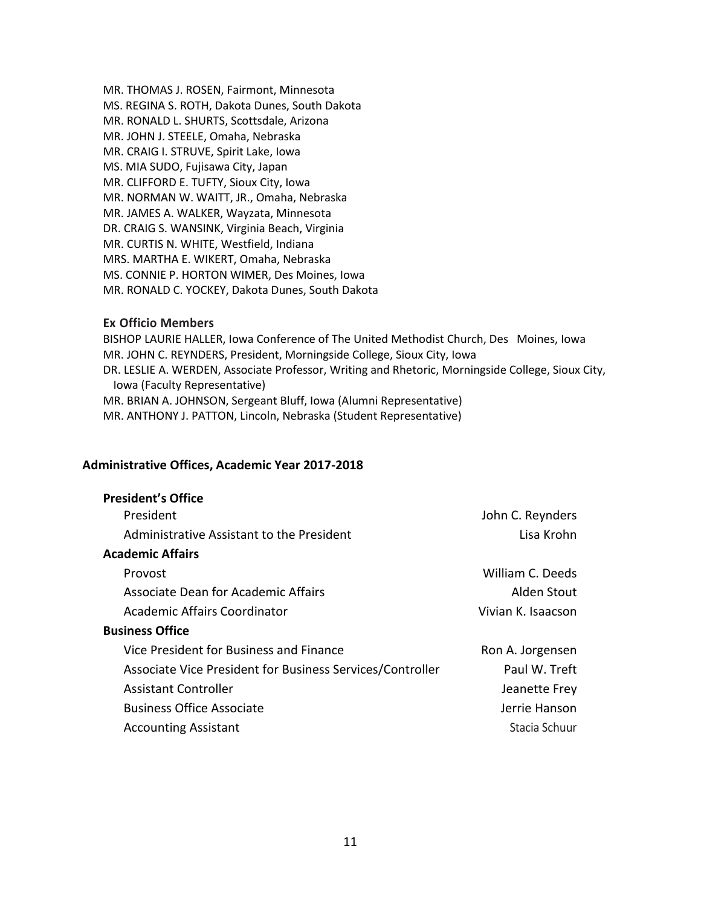MR. THOMAS J. ROSEN, Fairmont, Minnesota
MS. REGINA S. ROTH, Dakota Dunes, South Dakota
MR. RONALD L. SHURTS, Scottsdale, Arizona
MR. JOHN J. STEELE, Omaha, Nebraska
MR. CRAIG I. STRUVE, Spirit Lake, Iowa
MS. MIA SUDO, Fujisawa City, Japan
MR. CLIFFORD E. TUFTY, Sioux City, Iowa
MR. NORMAN W. WAITT, JR., Omaha, Nebraska
MR. JAMES A. WALKER, Wayzata, Minnesota
DR. CRAIG S. WANSINK, Virginia Beach, Virginia
MR. CURTIS N. WHITE, Westfield, Indiana
MRS. MARTHA E. WIKERT, Omaha, Nebraska
MS. CONNIE P. HORTON WIMER, Des Moines, Iowa
MR. RONALD C. YOCKEY, Dakota Dunes, South Dakota

### Ex Officio Members

BISHOP LAURIE HALLER, Iowa Conference of The United Methodist Church, Des Moines, Iowa
MR. JOHN C. REYNDERS, President, Morningside College, Sioux City, Iowa
DR. LESLIE A. WERDEN, Associate Professor, Writing and Rhetoric, Morningside College, Sioux City, Iowa (Faculty Representative)
MR. BRIAN A. JOHNSON, Sergeant Bluff, Iowa (Alumni Representative)
MR. ANTHONY J. PATTON, Lincoln, Nebraska (Student Representative)

## Administrative Offices, Academic Year 2017-2018

### President's Office

| | |
|---|---|
| President | John C. Reynders |
| Administrative Assistant to the President | Lisa Krohn |

### Academic Affairs

| | |
|---|---|
| Provost | William C. Deeds |
| Associate Dean for Academic Affairs | Alden Stout |
| Academic Affairs Coordinator | Vivian K. Isaacson |

### Business Office

| | |
|---|---|
| Vice President for Business and Finance | Ron A. Jorgensen |
| Associate Vice President for Business Services/Controller | Paul W. Treft |
| Assistant Controller | Jeanette Frey |
| Business Office Associate | Jerrie Hanson |
| Accounting Assistant | Stacia Schuur |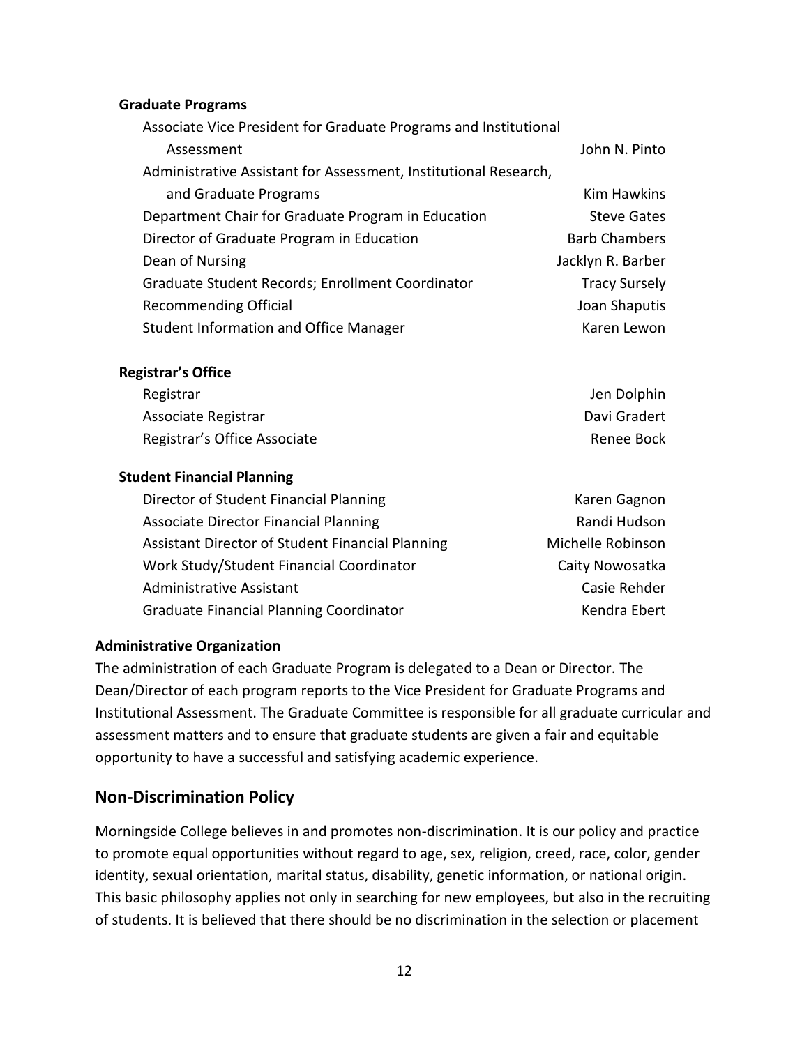**Graduate Programs**

| | |
|---|---|
| Associate Vice President for Graduate Programs and Institutional Assessment | John N. Pinto |
| Administrative Assistant for Assessment, Institutional Research, and Graduate Programs | Kim Hawkins |
| Department Chair for Graduate Program in Education | Steve Gates |
| Director of Graduate Program in Education | Barb Chambers |
| Dean of Nursing | Jacklyn R. Barber |
| Graduate Student Records; Enrollment Coordinator | Tracy Sursely |
| Recommending Official | Joan Shaputis |
| Student Information and Office Manager | Karen Lewon |

**Registrar's Office**

| | |
|---|---|
| Registrar | Jen Dolphin |
| Associate Registrar | Davi Gradert |
| Registrar's Office Associate | Renee Bock |

**Student Financial Planning**

| | |
|---|---|
| Director of Student Financial Planning | Karen Gagnon |
| Associate Director Financial Planning | Randi Hudson |
| Assistant Director of Student Financial Planning | Michelle Robinson |
| Work Study/Student Financial Coordinator | Caity Nowosatka |
| Administrative Assistant | Casie Rehder |
| Graduate Financial Planning Coordinator | Kendra Ebert |

**Administrative Organization**

The administration of each Graduate Program is delegated to a Dean or Director. The Dean/Director of each program reports to the Vice President for Graduate Programs and Institutional Assessment. The Graduate Committee is responsible for all graduate curricular and assessment matters and to ensure that graduate students are given a fair and equitable opportunity to have a successful and satisfying academic experience.

## Non-Discrimination Policy

Morningside College believes in and promotes non-discrimination. It is our policy and practice to promote equal opportunities without regard to age, sex, religion, creed, race, color, gender identity, sexual orientation, marital status, disability, genetic information, or national origin. This basic philosophy applies not only in searching for new employees, but also in the recruiting of students. It is believed that there should be no discrimination in the selection or placement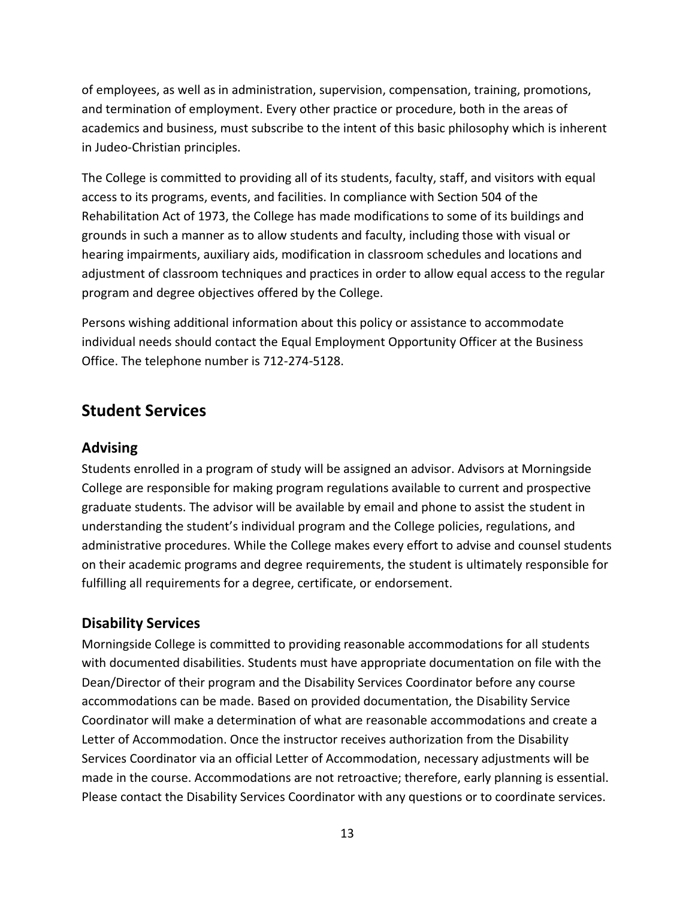of employees, as well as in administration, supervision, compensation, training, promotions, and termination of employment. Every other practice or procedure, both in the areas of academics and business, must subscribe to the intent of this basic philosophy which is inherent in Judeo-Christian principles.

The College is committed to providing all of its students, faculty, staff, and visitors with equal access to its programs, events, and facilities. In compliance with Section 504 of the Rehabilitation Act of 1973, the College has made modifications to some of its buildings and grounds in such a manner as to allow students and faculty, including those with visual or hearing impairments, auxiliary aids, modification in classroom schedules and locations and adjustment of classroom techniques and practices in order to allow equal access to the regular program and degree objectives offered by the College.

Persons wishing additional information about this policy or assistance to accommodate individual needs should contact the Equal Employment Opportunity Officer at the Business Office. The telephone number is 712-274-5128.

## Student Services

### Advising

Students enrolled in a program of study will be assigned an advisor. Advisors at Morningside College are responsible for making program regulations available to current and prospective graduate students. The advisor will be available by email and phone to assist the student in understanding the student's individual program and the College policies, regulations, and administrative procedures. While the College makes every effort to advise and counsel students on their academic programs and degree requirements, the student is ultimately responsible for fulfilling all requirements for a degree, certificate, or endorsement.

### Disability Services

Morningside College is committed to providing reasonable accommodations for all students with documented disabilities. Students must have appropriate documentation on file with the Dean/Director of their program and the Disability Services Coordinator before any course accommodations can be made. Based on provided documentation, the Disability Service Coordinator will make a determination of what are reasonable accommodations and create a Letter of Accommodation. Once the instructor receives authorization from the Disability Services Coordinator via an official Letter of Accommodation, necessary adjustments will be made in the course. Accommodations are not retroactive; therefore, early planning is essential. Please contact the Disability Services Coordinator with any questions or to coordinate services.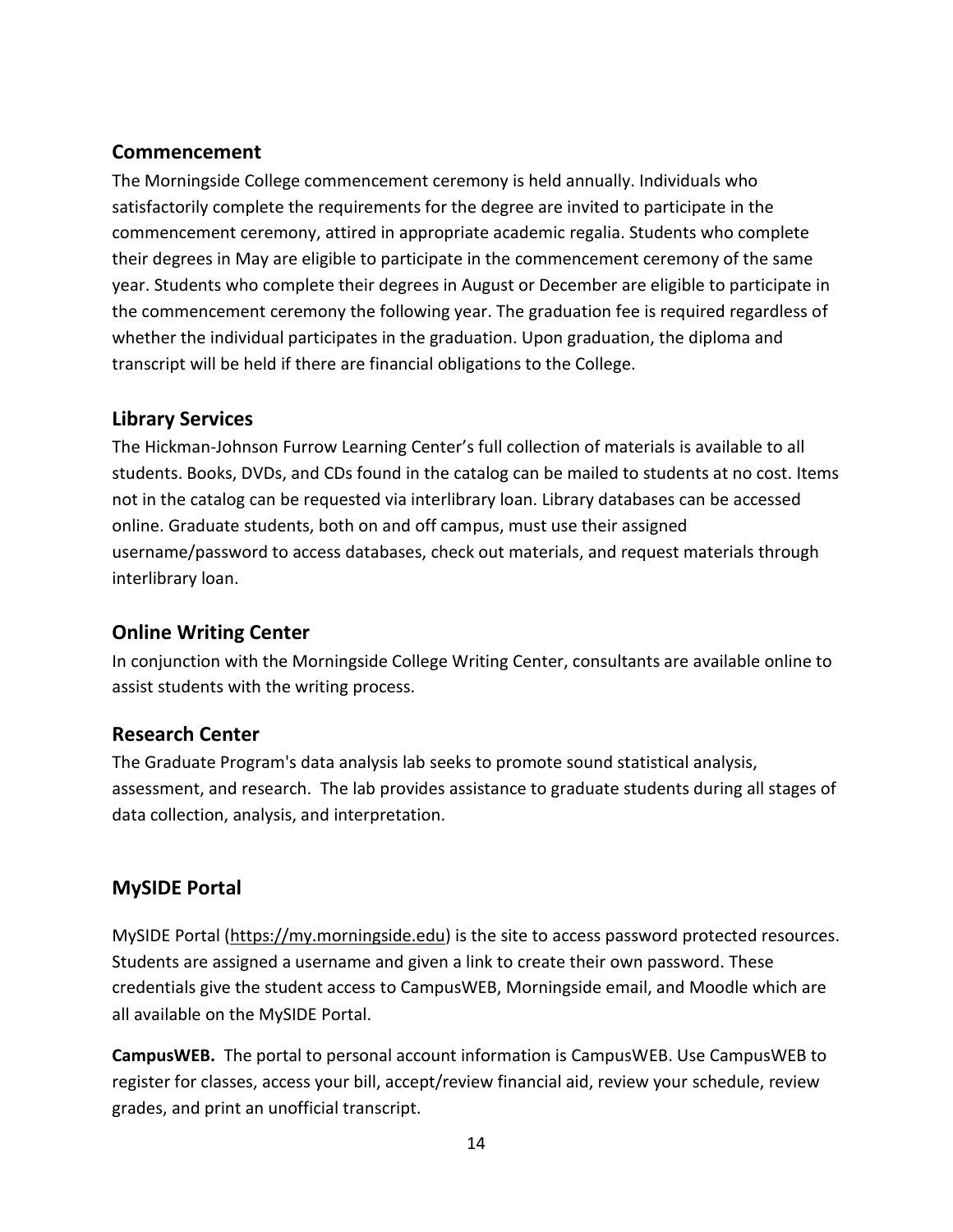## Commencement

The Morningside College commencement ceremony is held annually. Individuals who satisfactorily complete the requirements for the degree are invited to participate in the commencement ceremony, attired in appropriate academic regalia. Students who complete their degrees in May are eligible to participate in the commencement ceremony of the same year. Students who complete their degrees in August or December are eligible to participate in the commencement ceremony the following year. The graduation fee is required regardless of whether the individual participates in the graduation. Upon graduation, the diploma and transcript will be held if there are financial obligations to the College.

## Library Services

The Hickman-Johnson Furrow Learning Center's full collection of materials is available to all students. Books, DVDs, and CDs found in the catalog can be mailed to students at no cost. Items not in the catalog can be requested via interlibrary loan. Library databases can be accessed online. Graduate students, both on and off campus, must use their assigned username/password to access databases, check out materials, and request materials through interlibrary loan.

## Online Writing Center

In conjunction with the Morningside College Writing Center, consultants are available online to assist students with the writing process.

## Research Center

The Graduate Program's data analysis lab seeks to promote sound statistical analysis, assessment, and research. The lab provides assistance to graduate students during all stages of data collection, analysis, and interpretation.

## MySIDE Portal

MySIDE Portal (https://my.morningside.edu) is the site to access password protected resources. Students are assigned a username and given a link to create their own password. These credentials give the student access to CampusWEB, Morningside email, and Moodle which are all available on the MySIDE Portal.

**CampusWEB.** The portal to personal account information is CampusWEB. Use CampusWEB to register for classes, access your bill, accept/review financial aid, review your schedule, review grades, and print an unofficial transcript.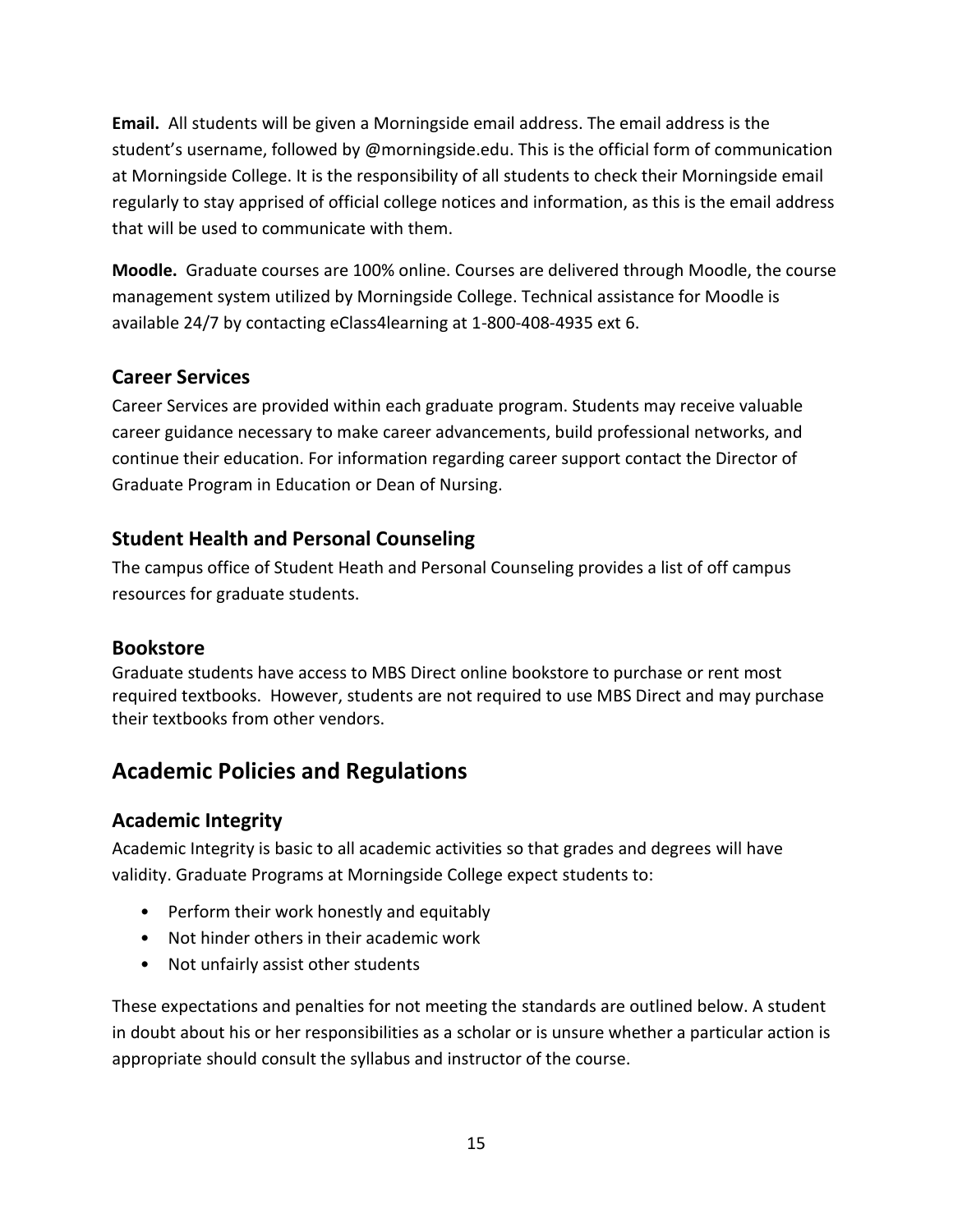**Email.** All students will be given a Morningside email address. The email address is the student's username, followed by @morningside.edu. This is the official form of communication at Morningside College. It is the responsibility of all students to check their Morningside email regularly to stay apprised of official college notices and information, as this is the email address that will be used to communicate with them.

**Moodle.** Graduate courses are 100% online. Courses are delivered through Moodle, the course management system utilized by Morningside College. Technical assistance for Moodle is available 24/7 by contacting eClass4learning at 1-800-408-4935 ext 6.

### Career Services

Career Services are provided within each graduate program. Students may receive valuable career guidance necessary to make career advancements, build professional networks, and continue their education. For information regarding career support contact the Director of Graduate Program in Education or Dean of Nursing.

### Student Health and Personal Counseling

The campus office of Student Heath and Personal Counseling provides a list of off campus resources for graduate students.

### Bookstore

Graduate students have access to MBS Direct online bookstore to purchase or rent most required textbooks. However, students are not required to use MBS Direct and may purchase their textbooks from other vendors.

## Academic Policies and Regulations

### Academic Integrity

Academic Integrity is basic to all academic activities so that grades and degrees will have validity. Graduate Programs at Morningside College expect students to:

- Perform their work honestly and equitably
- Not hinder others in their academic work
- Not unfairly assist other students

These expectations and penalties for not meeting the standards are outlined below. A student in doubt about his or her responsibilities as a scholar or is unsure whether a particular action is appropriate should consult the syllabus and instructor of the course.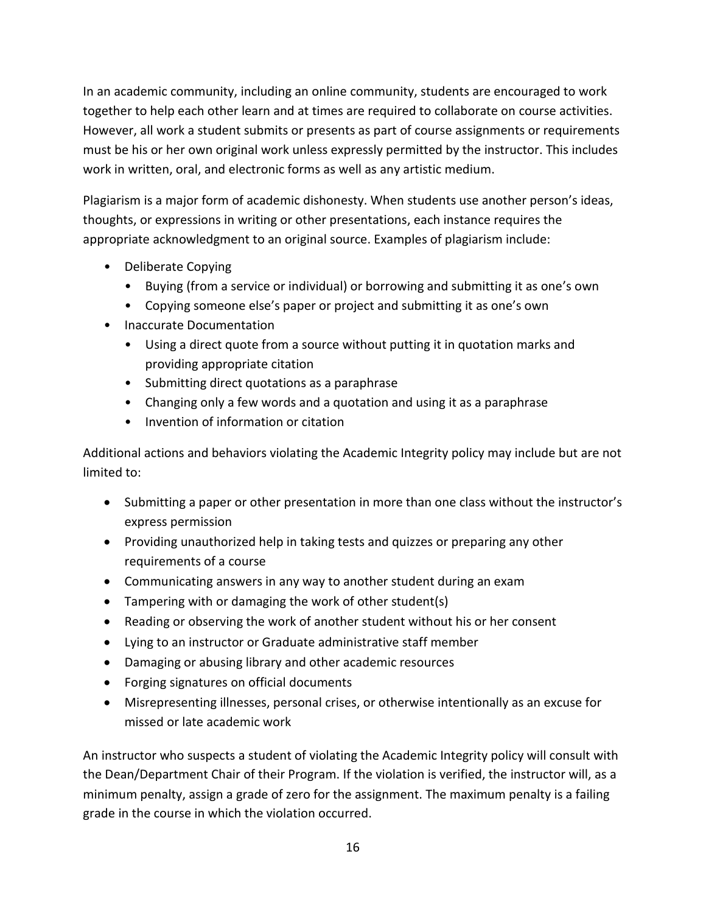In an academic community, including an online community, students are encouraged to work together to help each other learn and at times are required to collaborate on course activities. However, all work a student submits or presents as part of course assignments or requirements must be his or her own original work unless expressly permitted by the instructor. This includes work in written, oral, and electronic forms as well as any artistic medium.

Plagiarism is a major form of academic dishonesty. When students use another person's ideas, thoughts, or expressions in writing or other presentations, each instance requires the appropriate acknowledgment to an original source. Examples of plagiarism include:

- Deliberate Copying
  - Buying (from a service or individual) or borrowing and submitting it as one's own
  - Copying someone else's paper or project and submitting it as one's own
- Inaccurate Documentation
  - Using a direct quote from a source without putting it in quotation marks and providing appropriate citation
  - Submitting direct quotations as a paraphrase
  - Changing only a few words and a quotation and using it as a paraphrase
  - Invention of information or citation

Additional actions and behaviors violating the Academic Integrity policy may include but are not limited to:

- Submitting a paper or other presentation in more than one class without the instructor's express permission
- Providing unauthorized help in taking tests and quizzes or preparing any other requirements of a course
- Communicating answers in any way to another student during an exam
- Tampering with or damaging the work of other student(s)
- Reading or observing the work of another student without his or her consent
- Lying to an instructor or Graduate administrative staff member
- Damaging or abusing library and other academic resources
- Forging signatures on official documents
- Misrepresenting illnesses, personal crises, or otherwise intentionally as an excuse for missed or late academic work

An instructor who suspects a student of violating the Academic Integrity policy will consult with the Dean/Department Chair of their Program. If the violation is verified, the instructor will, as a minimum penalty, assign a grade of zero for the assignment. The maximum penalty is a failing grade in the course in which the violation occurred.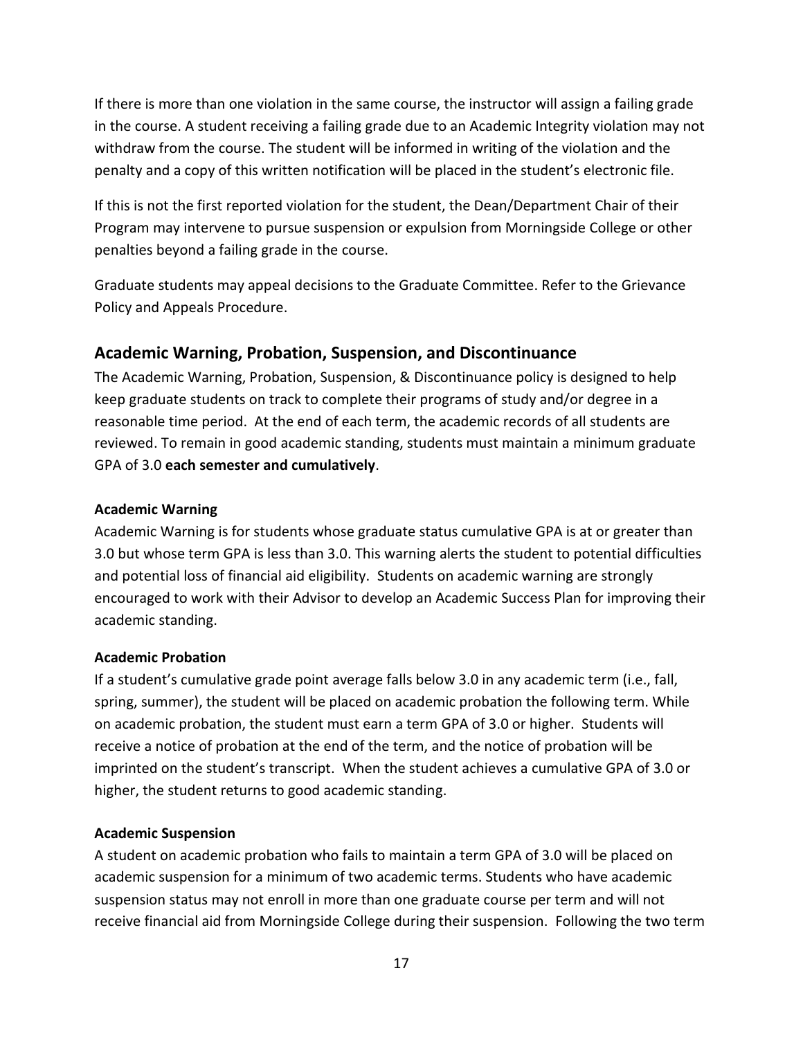If there is more than one violation in the same course, the instructor will assign a failing grade in the course. A student receiving a failing grade due to an Academic Integrity violation may not withdraw from the course. The student will be informed in writing of the violation and the penalty and a copy of this written notification will be placed in the student's electronic file.

If this is not the first reported violation for the student, the Dean/Department Chair of their Program may intervene to pursue suspension or expulsion from Morningside College or other penalties beyond a failing grade in the course.

Graduate students may appeal decisions to the Graduate Committee. Refer to the Grievance Policy and Appeals Procedure.

## Academic Warning, Probation, Suspension, and Discontinuance

The Academic Warning, Probation, Suspension, & Discontinuance policy is designed to help keep graduate students on track to complete their programs of study and/or degree in a reasonable time period. At the end of each term, the academic records of all students are reviewed. To remain in good academic standing, students must maintain a minimum graduate GPA of 3.0 **each semester and cumulatively**.

### Academic Warning

Academic Warning is for students whose graduate status cumulative GPA is at or greater than 3.0 but whose term GPA is less than 3.0. This warning alerts the student to potential difficulties and potential loss of financial aid eligibility. Students on academic warning are strongly encouraged to work with their Advisor to develop an Academic Success Plan for improving their academic standing.

### Academic Probation

If a student's cumulative grade point average falls below 3.0 in any academic term (i.e., fall, spring, summer), the student will be placed on academic probation the following term. While on academic probation, the student must earn a term GPA of 3.0 or higher. Students will receive a notice of probation at the end of the term, and the notice of probation will be imprinted on the student's transcript. When the student achieves a cumulative GPA of 3.0 or higher, the student returns to good academic standing.

### Academic Suspension

A student on academic probation who fails to maintain a term GPA of 3.0 will be placed on academic suspension for a minimum of two academic terms. Students who have academic suspension status may not enroll in more than one graduate course per term and will not receive financial aid from Morningside College during their suspension. Following the two term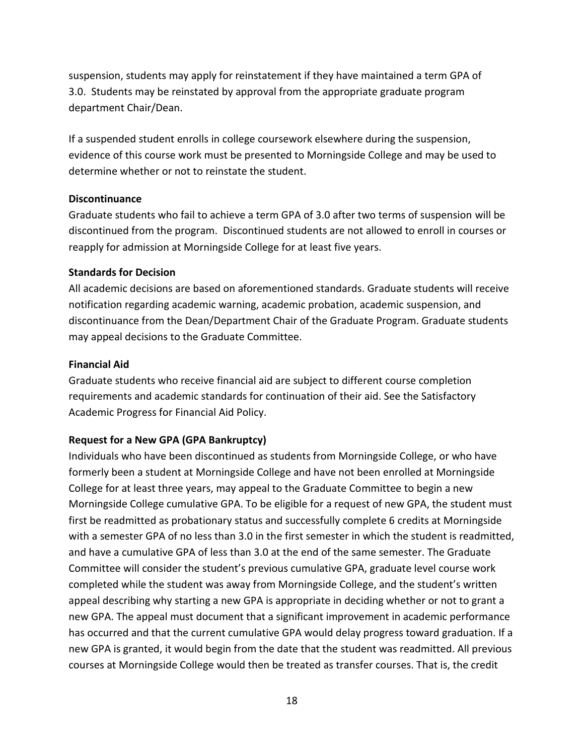suspension, students may apply for reinstatement if they have maintained a term GPA of 3.0. Students may be reinstated by approval from the appropriate graduate program department Chair/Dean.

If a suspended student enrolls in college coursework elsewhere during the suspension, evidence of this course work must be presented to Morningside College and may be used to determine whether or not to reinstate the student.

**Discontinuance**

Graduate students who fail to achieve a term GPA of 3.0 after two terms of suspension will be discontinued from the program. Discontinued students are not allowed to enroll in courses or reapply for admission at Morningside College for at least five years.

**Standards for Decision**

All academic decisions are based on aforementioned standards. Graduate students will receive notification regarding academic warning, academic probation, academic suspension, and discontinuance from the Dean/Department Chair of the Graduate Program. Graduate students may appeal decisions to the Graduate Committee.

**Financial Aid**

Graduate students who receive financial aid are subject to different course completion requirements and academic standards for continuation of their aid. See the Satisfactory Academic Progress for Financial Aid Policy.

**Request for a New GPA (GPA Bankruptcy)**

Individuals who have been discontinued as students from Morningside College, or who have formerly been a student at Morningside College and have not been enrolled at Morningside College for at least three years, may appeal to the Graduate Committee to begin a new Morningside College cumulative GPA. To be eligible for a request of new GPA, the student must first be readmitted as probationary status and successfully complete 6 credits at Morningside with a semester GPA of no less than 3.0 in the first semester in which the student is readmitted, and have a cumulative GPA of less than 3.0 at the end of the same semester. The Graduate Committee will consider the student's previous cumulative GPA, graduate level course work completed while the student was away from Morningside College, and the student's written appeal describing why starting a new GPA is appropriate in deciding whether or not to grant a new GPA. The appeal must document that a significant improvement in academic performance has occurred and that the current cumulative GPA would delay progress toward graduation. If a new GPA is granted, it would begin from the date that the student was readmitted. All previous courses at Morningside College would then be treated as transfer courses. That is, the credit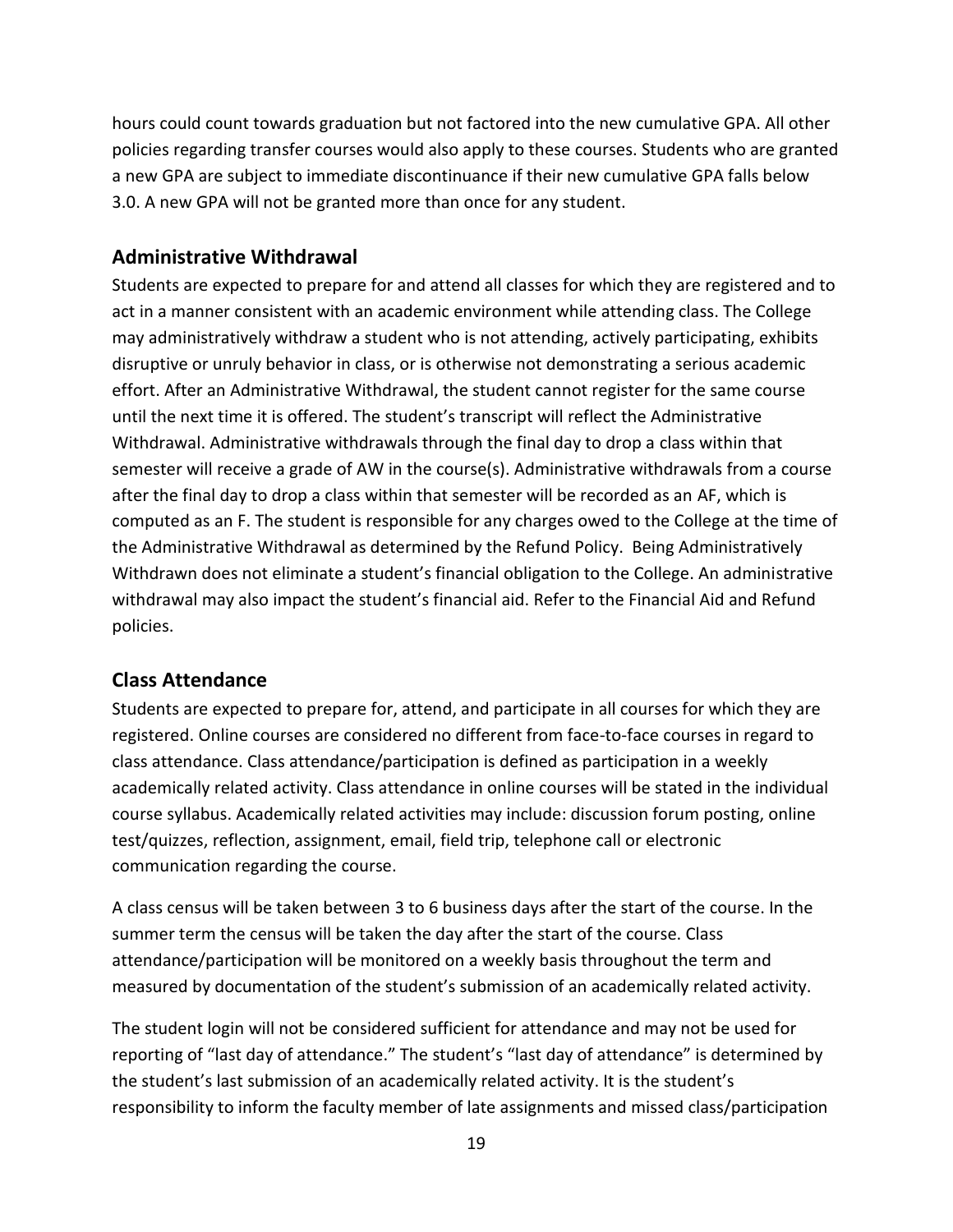hours could count towards graduation but not factored into the new cumulative GPA. All other policies regarding transfer courses would also apply to these courses. Students who are granted a new GPA are subject to immediate discontinuance if their new cumulative GPA falls below 3.0. A new GPA will not be granted more than once for any student.

## Administrative Withdrawal

Students are expected to prepare for and attend all classes for which they are registered and to act in a manner consistent with an academic environment while attending class. The College may administratively withdraw a student who is not attending, actively participating, exhibits disruptive or unruly behavior in class, or is otherwise not demonstrating a serious academic effort. After an Administrative Withdrawal, the student cannot register for the same course until the next time it is offered. The student's transcript will reflect the Administrative Withdrawal. Administrative withdrawals through the final day to drop a class within that semester will receive a grade of AW in the course(s). Administrative withdrawals from a course after the final day to drop a class within that semester will be recorded as an AF, which is computed as an F. The student is responsible for any charges owed to the College at the time of the Administrative Withdrawal as determined by the Refund Policy. Being Administratively Withdrawn does not eliminate a student's financial obligation to the College. An administrative withdrawal may also impact the student's financial aid. Refer to the Financial Aid and Refund policies.

## Class Attendance

Students are expected to prepare for, attend, and participate in all courses for which they are registered. Online courses are considered no different from face-to-face courses in regard to class attendance. Class attendance/participation is defined as participation in a weekly academically related activity. Class attendance in online courses will be stated in the individual course syllabus. Academically related activities may include: discussion forum posting, online test/quizzes, reflection, assignment, email, field trip, telephone call or electronic communication regarding the course.

A class census will be taken between 3 to 6 business days after the start of the course. In the summer term the census will be taken the day after the start of the course. Class attendance/participation will be monitored on a weekly basis throughout the term and measured by documentation of the student's submission of an academically related activity.

The student login will not be considered sufficient for attendance and may not be used for reporting of "last day of attendance." The student's "last day of attendance" is determined by the student's last submission of an academically related activity. It is the student's responsibility to inform the faculty member of late assignments and missed class/participation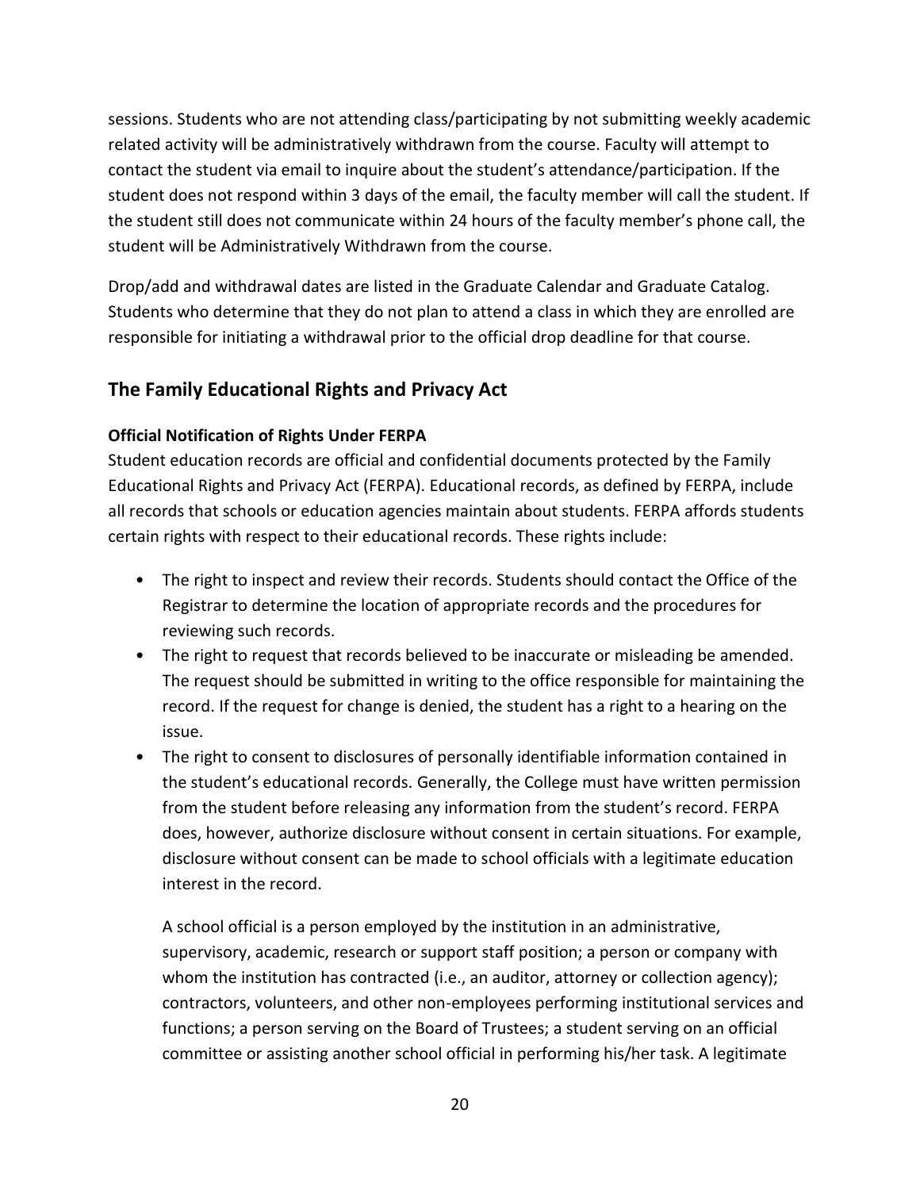sessions. Students who are not attending class/participating by not submitting weekly academic related activity will be administratively withdrawn from the course. Faculty will attempt to contact the student via email to inquire about the student's attendance/participation. If the student does not respond within 3 days of the email, the faculty member will call the student. If the student still does not communicate within 24 hours of the faculty member's phone call, the student will be Administratively Withdrawn from the course.

Drop/add and withdrawal dates are listed in the Graduate Calendar and Graduate Catalog. Students who determine that they do not plan to attend a class in which they are enrolled are responsible for initiating a withdrawal prior to the official drop deadline for that course.

## The Family Educational Rights and Privacy Act

### Official Notification of Rights Under FERPA

Student education records are official and confidential documents protected by the Family Educational Rights and Privacy Act (FERPA). Educational records, as defined by FERPA, include all records that schools or education agencies maintain about students. FERPA affords students certain rights with respect to their educational records. These rights include:

- The right to inspect and review their records. Students should contact the Office of the Registrar to determine the location of appropriate records and the procedures for reviewing such records.
- The right to request that records believed to be inaccurate or misleading be amended. The request should be submitted in writing to the office responsible for maintaining the record. If the request for change is denied, the student has a right to a hearing on the issue.
- The right to consent to disclosures of personally identifiable information contained in the student's educational records. Generally, the College must have written permission from the student before releasing any information from the student's record. FERPA does, however, authorize disclosure without consent in certain situations. For example, disclosure without consent can be made to school officials with a legitimate education interest in the record.

  A school official is a person employed by the institution in an administrative, supervisory, academic, research or support staff position; a person or company with whom the institution has contracted (i.e., an auditor, attorney or collection agency); contractors, volunteers, and other non-employees performing institutional services and functions; a person serving on the Board of Trustees; a student serving on an official committee or assisting another school official in performing his/her task. A legitimate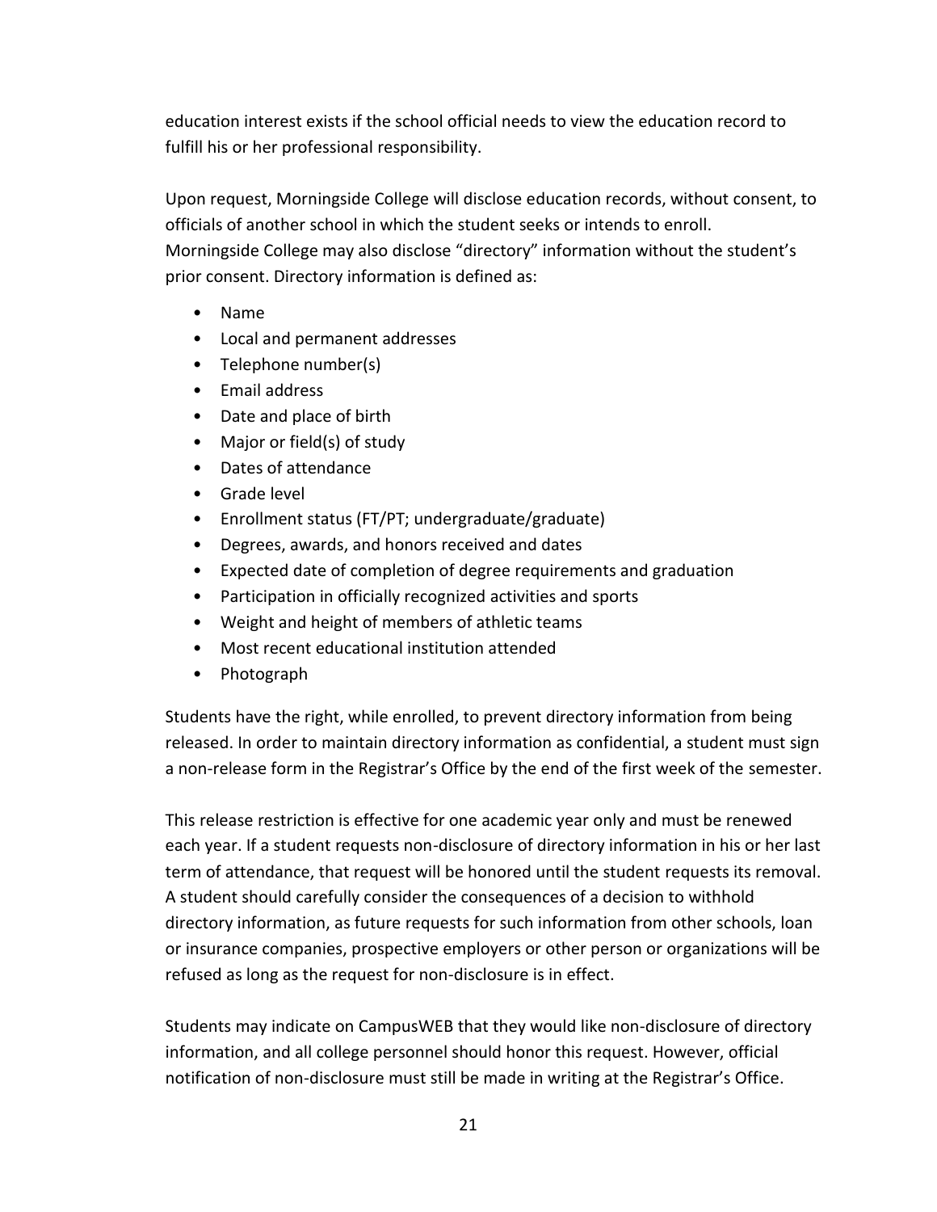education interest exists if the school official needs to view the education record to fulfill his or her professional responsibility.

Upon request, Morningside College will disclose education records, without consent, to officials of another school in which the student seeks or intends to enroll. Morningside College may also disclose "directory" information without the student's prior consent. Directory information is defined as:

- Name
- Local and permanent addresses
- Telephone number(s)
- Email address
- Date and place of birth
- Major or field(s) of study
- Dates of attendance
- Grade level
- Enrollment status (FT/PT; undergraduate/graduate)
- Degrees, awards, and honors received and dates
- Expected date of completion of degree requirements and graduation
- Participation in officially recognized activities and sports
- Weight and height of members of athletic teams
- Most recent educational institution attended
- Photograph

Students have the right, while enrolled, to prevent directory information from being released. In order to maintain directory information as confidential, a student must sign a non-release form in the Registrar's Office by the end of the first week of the semester.

This release restriction is effective for one academic year only and must be renewed each year. If a student requests non-disclosure of directory information in his or her last term of attendance, that request will be honored until the student requests its removal. A student should carefully consider the consequences of a decision to withhold directory information, as future requests for such information from other schools, loan or insurance companies, prospective employers or other person or organizations will be refused as long as the request for non-disclosure is in effect.

Students may indicate on CampusWEB that they would like non-disclosure of directory information, and all college personnel should honor this request. However, official notification of non-disclosure must still be made in writing at the Registrar's Office.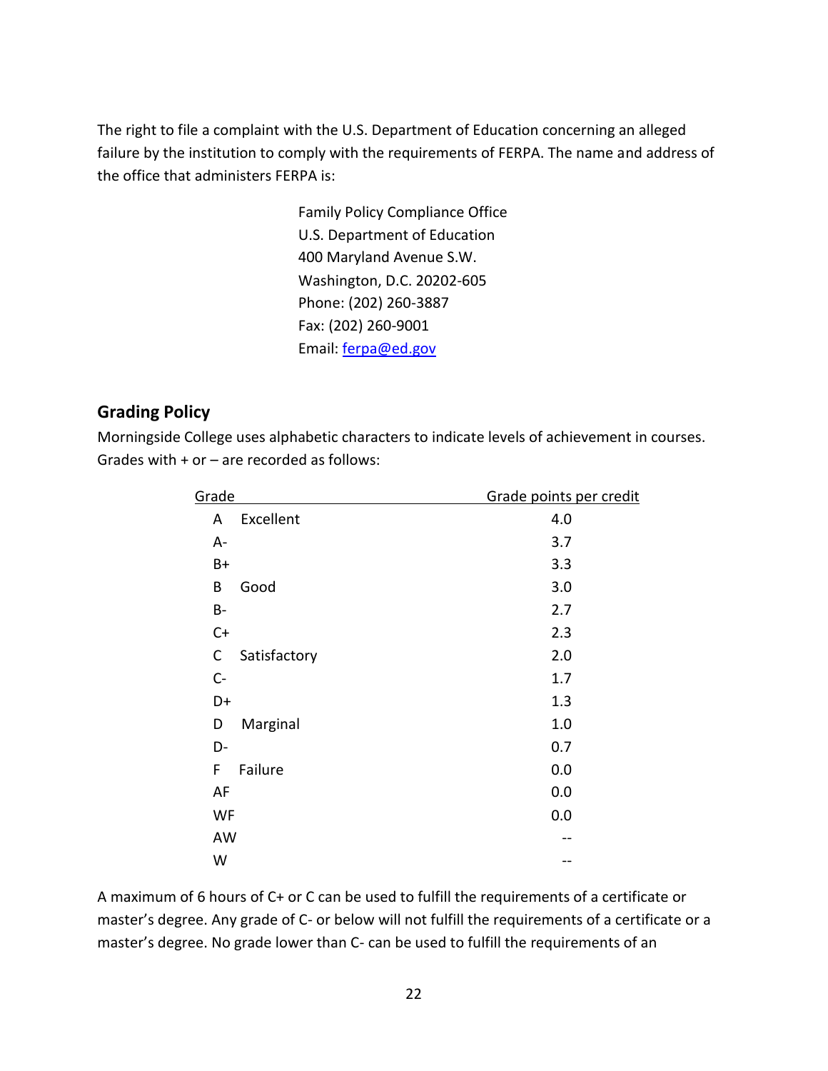The right to file a complaint with the U.S. Department of Education concerning an alleged failure by the institution to comply with the requirements of FERPA. The name and address of the office that administers FERPA is:

Family Policy Compliance Office
U.S. Department of Education
400 Maryland Avenue S.W.
Washington, D.C. 20202-605
Phone: (202) 260-3887
Fax: (202) 260-9001
Email: ferpa@ed.gov

## Grading Policy

Morningside College uses alphabetic characters to indicate levels of achievement in courses. Grades with + or – are recorded as follows:

| Grade | Grade points per credit |
| --- | --- |
| A Excellent | 4.0 |
| A- | 3.7 |
| B+ | 3.3 |
| B Good | 3.0 |
| B- | 2.7 |
| C+ | 2.3 |
| C Satisfactory | 2.0 |
| C- | 1.7 |
| D+ | 1.3 |
| D Marginal | 1.0 |
| D- | 0.7 |
| F Failure | 0.0 |
| AF | 0.0 |
| WF | 0.0 |
| AW | -- |
| W | -- |

A maximum of 6 hours of C+ or C can be used to fulfill the requirements of a certificate or master's degree. Any grade of C- or below will not fulfill the requirements of a certificate or a master's degree. No grade lower than C- can be used to fulfill the requirements of an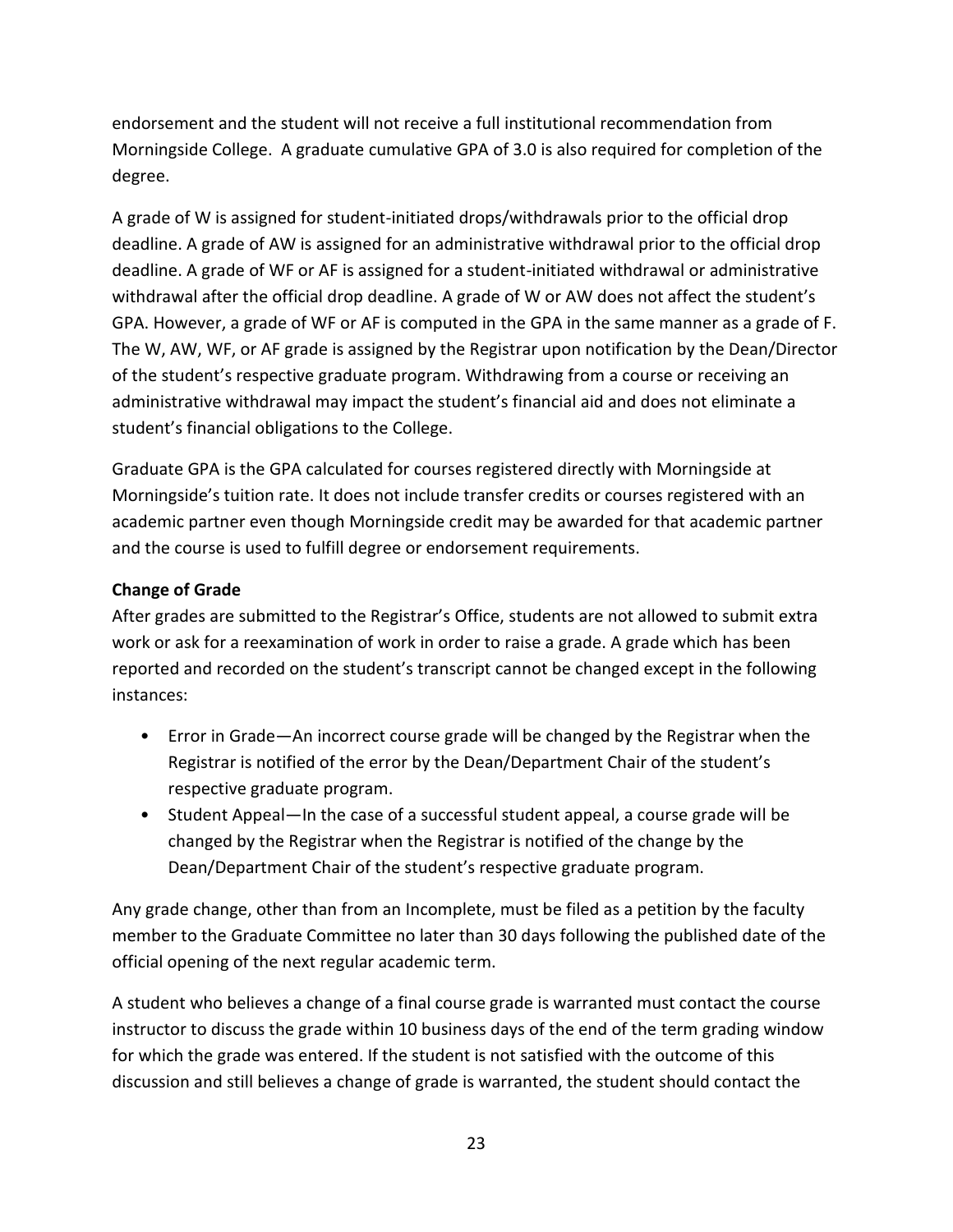endorsement and the student will not receive a full institutional recommendation from Morningside College. A graduate cumulative GPA of 3.0 is also required for completion of the degree.

A grade of W is assigned for student-initiated drops/withdrawals prior to the official drop deadline. A grade of AW is assigned for an administrative withdrawal prior to the official drop deadline. A grade of WF or AF is assigned for a student-initiated withdrawal or administrative withdrawal after the official drop deadline. A grade of W or AW does not affect the student's GPA. However, a grade of WF or AF is computed in the GPA in the same manner as a grade of F. The W, AW, WF, or AF grade is assigned by the Registrar upon notification by the Dean/Director of the student's respective graduate program. Withdrawing from a course or receiving an administrative withdrawal may impact the student's financial aid and does not eliminate a student's financial obligations to the College.

Graduate GPA is the GPA calculated for courses registered directly with Morningside at Morningside's tuition rate. It does not include transfer credits or courses registered with an academic partner even though Morningside credit may be awarded for that academic partner and the course is used to fulfill degree or endorsement requirements.

**Change of Grade**

After grades are submitted to the Registrar's Office, students are not allowed to submit extra work or ask for a reexamination of work in order to raise a grade. A grade which has been reported and recorded on the student's transcript cannot be changed except in the following instances:

- Error in Grade—An incorrect course grade will be changed by the Registrar when the Registrar is notified of the error by the Dean/Department Chair of the student's respective graduate program.
- Student Appeal—In the case of a successful student appeal, a course grade will be changed by the Registrar when the Registrar is notified of the change by the Dean/Department Chair of the student's respective graduate program.

Any grade change, other than from an Incomplete, must be filed as a petition by the faculty member to the Graduate Committee no later than 30 days following the published date of the official opening of the next regular academic term.

A student who believes a change of a final course grade is warranted must contact the course instructor to discuss the grade within 10 business days of the end of the term grading window for which the grade was entered. If the student is not satisfied with the outcome of this discussion and still believes a change of grade is warranted, the student should contact the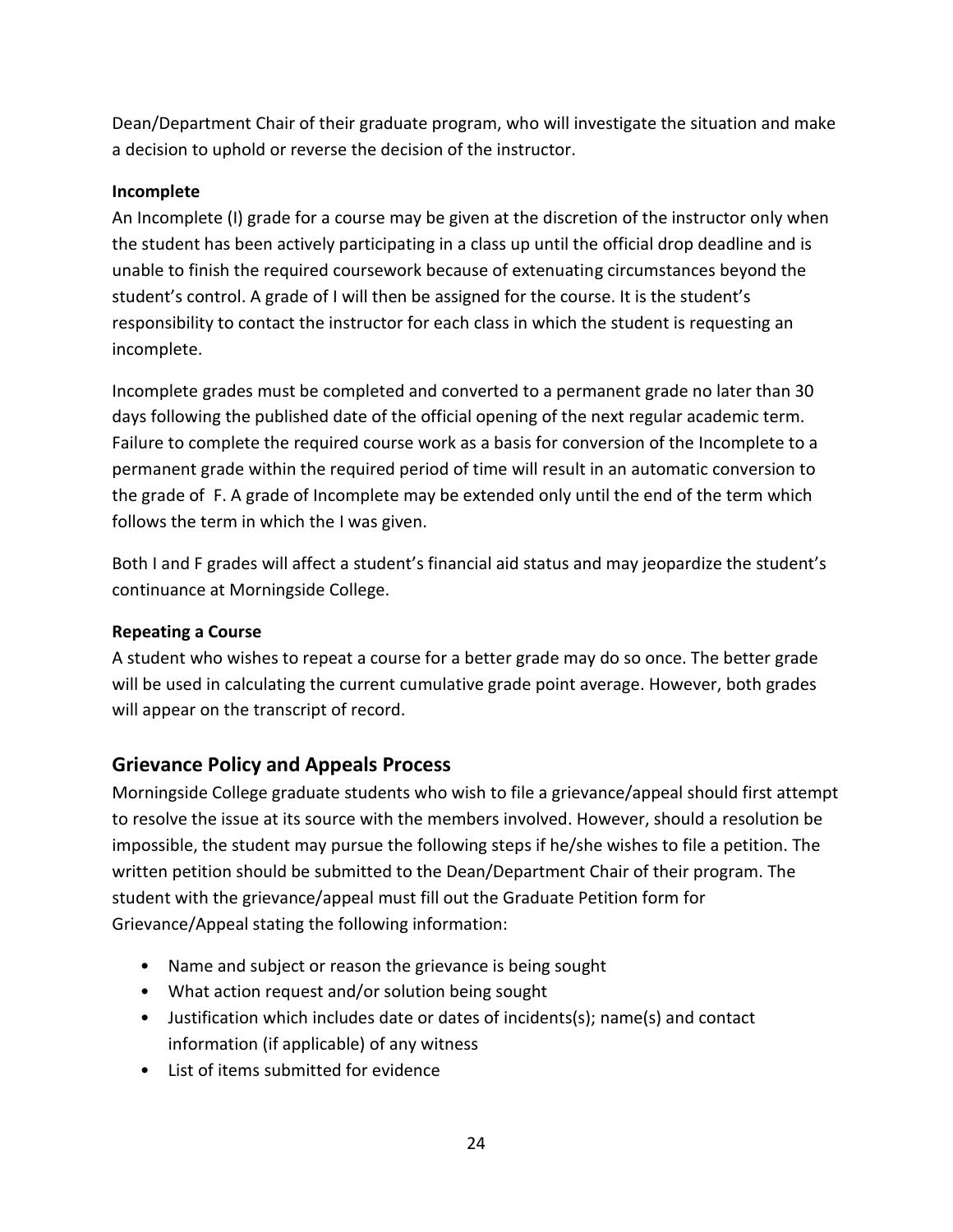Dean/Department Chair of their graduate program, who will investigate the situation and make a decision to uphold or reverse the decision of the instructor.

**Incomplete**

An Incomplete (I) grade for a course may be given at the discretion of the instructor only when the student has been actively participating in a class up until the official drop deadline and is unable to finish the required coursework because of extenuating circumstances beyond the student's control. A grade of I will then be assigned for the course. It is the student's responsibility to contact the instructor for each class in which the student is requesting an incomplete.

Incomplete grades must be completed and converted to a permanent grade no later than 30 days following the published date of the official opening of the next regular academic term. Failure to complete the required course work as a basis for conversion of the Incomplete to a permanent grade within the required period of time will result in an automatic conversion to the grade of F. A grade of Incomplete may be extended only until the end of the term which follows the term in which the I was given.

Both I and F grades will affect a student's financial aid status and may jeopardize the student's continuance at Morningside College.

**Repeating a Course**

A student who wishes to repeat a course for a better grade may do so once. The better grade will be used in calculating the current cumulative grade point average. However, both grades will appear on the transcript of record.

## Grievance Policy and Appeals Process

Morningside College graduate students who wish to file a grievance/appeal should first attempt to resolve the issue at its source with the members involved. However, should a resolution be impossible, the student may pursue the following steps if he/she wishes to file a petition. The written petition should be submitted to the Dean/Department Chair of their program. The student with the grievance/appeal must fill out the Graduate Petition form for Grievance/Appeal stating the following information:

- Name and subject or reason the grievance is being sought
- What action request and/or solution being sought
- Justification which includes date or dates of incidents(s); name(s) and contact information (if applicable) of any witness
- List of items submitted for evidence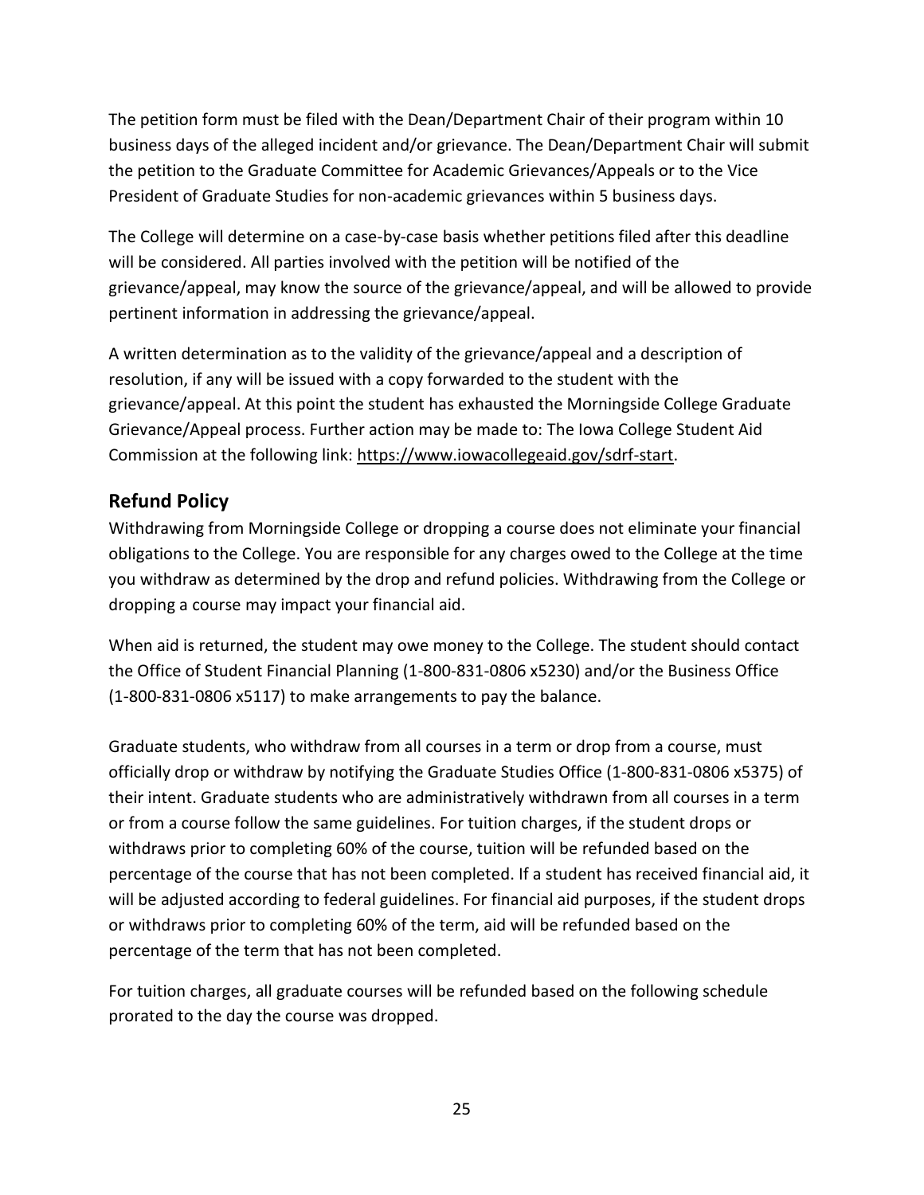The petition form must be filed with the Dean/Department Chair of their program within 10 business days of the alleged incident and/or grievance. The Dean/Department Chair will submit the petition to the Graduate Committee for Academic Grievances/Appeals or to the Vice President of Graduate Studies for non-academic grievances within 5 business days.

The College will determine on a case-by-case basis whether petitions filed after this deadline will be considered. All parties involved with the petition will be notified of the grievance/appeal, may know the source of the grievance/appeal, and will be allowed to provide pertinent information in addressing the grievance/appeal.

A written determination as to the validity of the grievance/appeal and a description of resolution, if any will be issued with a copy forwarded to the student with the grievance/appeal. At this point the student has exhausted the Morningside College Graduate Grievance/Appeal process. Further action may be made to: The Iowa College Student Aid Commission at the following link: https://www.iowacollegeaid.gov/sdrf-start.

## Refund Policy

Withdrawing from Morningside College or dropping a course does not eliminate your financial obligations to the College. You are responsible for any charges owed to the College at the time you withdraw as determined by the drop and refund policies. Withdrawing from the College or dropping a course may impact your financial aid.

When aid is returned, the student may owe money to the College. The student should contact the Office of Student Financial Planning (1-800-831-0806 x5230) and/or the Business Office (1-800-831-0806 x5117) to make arrangements to pay the balance.

Graduate students, who withdraw from all courses in a term or drop from a course, must officially drop or withdraw by notifying the Graduate Studies Office (1-800-831-0806 x5375) of their intent. Graduate students who are administratively withdrawn from all courses in a term or from a course follow the same guidelines. For tuition charges, if the student drops or withdraws prior to completing 60% of the course, tuition will be refunded based on the percentage of the course that has not been completed. If a student has received financial aid, it will be adjusted according to federal guidelines. For financial aid purposes, if the student drops or withdraws prior to completing 60% of the term, aid will be refunded based on the percentage of the term that has not been completed.

For tuition charges, all graduate courses will be refunded based on the following schedule prorated to the day the course was dropped.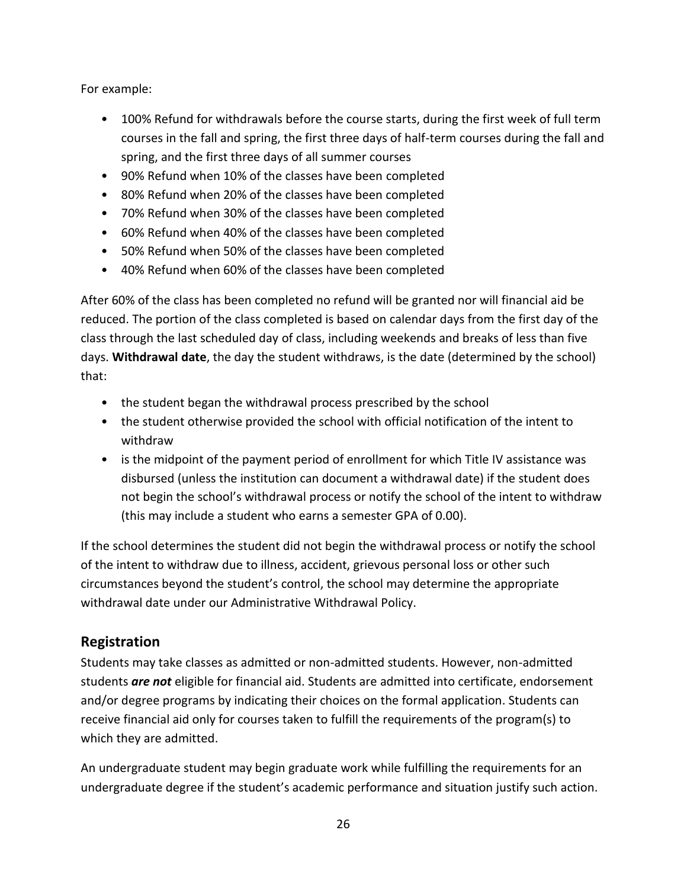For example:

- 100% Refund for withdrawals before the course starts, during the first week of full term courses in the fall and spring, the first three days of half-term courses during the fall and spring, and the first three days of all summer courses
- 90% Refund when 10% of the classes have been completed
- 80% Refund when 20% of the classes have been completed
- 70% Refund when 30% of the classes have been completed
- 60% Refund when 40% of the classes have been completed
- 50% Refund when 50% of the classes have been completed
- 40% Refund when 60% of the classes have been completed

After 60% of the class has been completed no refund will be granted nor will financial aid be reduced. The portion of the class completed is based on calendar days from the first day of the class through the last scheduled day of class, including weekends and breaks of less than five days. **Withdrawal date**, the day the student withdraws, is the date (determined by the school) that:

- the student began the withdrawal process prescribed by the school
- the student otherwise provided the school with official notification of the intent to withdraw
- is the midpoint of the payment period of enrollment for which Title IV assistance was disbursed (unless the institution can document a withdrawal date) if the student does not begin the school's withdrawal process or notify the school of the intent to withdraw (this may include a student who earns a semester GPA of 0.00).

If the school determines the student did not begin the withdrawal process or notify the school of the intent to withdraw due to illness, accident, grievous personal loss or other such circumstances beyond the student's control, the school may determine the appropriate withdrawal date under our Administrative Withdrawal Policy.

## Registration

Students may take classes as admitted or non-admitted students. However, non-admitted students ***are not*** eligible for financial aid. Students are admitted into certificate, endorsement and/or degree programs by indicating their choices on the formal application. Students can receive financial aid only for courses taken to fulfill the requirements of the program(s) to which they are admitted.

An undergraduate student may begin graduate work while fulfilling the requirements for an undergraduate degree if the student's academic performance and situation justify such action.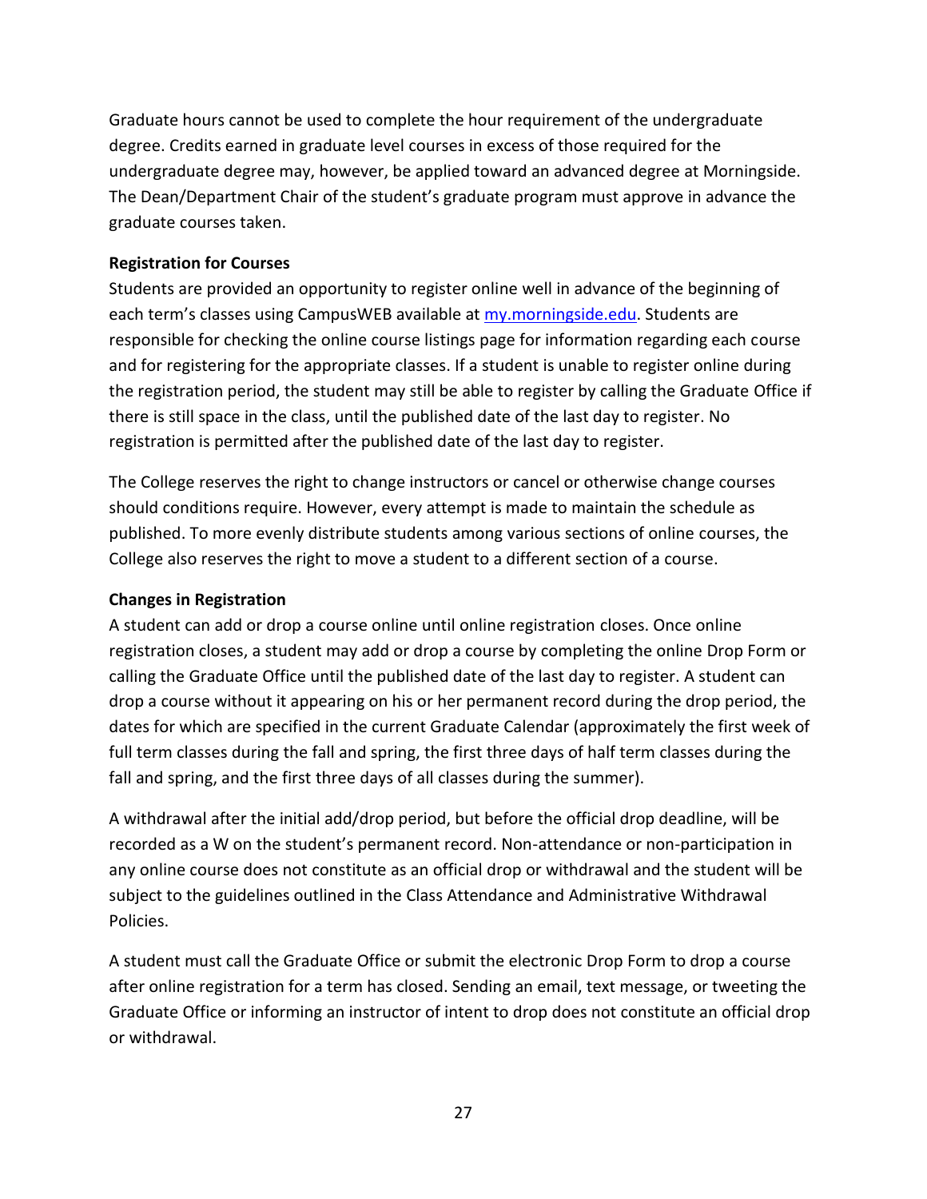Graduate hours cannot be used to complete the hour requirement of the undergraduate degree. Credits earned in graduate level courses in excess of those required for the undergraduate degree may, however, be applied toward an advanced degree at Morningside. The Dean/Department Chair of the student's graduate program must approve in advance the graduate courses taken.

**Registration for Courses**

Students are provided an opportunity to register online well in advance of the beginning of each term's classes using CampusWEB available at [my.morningside.edu](my.morningside.edu). Students are responsible for checking the online course listings page for information regarding each course and for registering for the appropriate classes. If a student is unable to register online during the registration period, the student may still be able to register by calling the Graduate Office if there is still space in the class, until the published date of the last day to register. No registration is permitted after the published date of the last day to register.

The College reserves the right to change instructors or cancel or otherwise change courses should conditions require. However, every attempt is made to maintain the schedule as published. To more evenly distribute students among various sections of online courses, the College also reserves the right to move a student to a different section of a course.

**Changes in Registration**

A student can add or drop a course online until online registration closes. Once online registration closes, a student may add or drop a course by completing the online Drop Form or calling the Graduate Office until the published date of the last day to register. A student can drop a course without it appearing on his or her permanent record during the drop period, the dates for which are specified in the current Graduate Calendar (approximately the first week of full term classes during the fall and spring, the first three days of half term classes during the fall and spring, and the first three days of all classes during the summer).

A withdrawal after the initial add/drop period, but before the official drop deadline, will be recorded as a W on the student's permanent record. Non-attendance or non-participation in any online course does not constitute as an official drop or withdrawal and the student will be subject to the guidelines outlined in the Class Attendance and Administrative Withdrawal Policies.

A student must call the Graduate Office or submit the electronic Drop Form to drop a course after online registration for a term has closed. Sending an email, text message, or tweeting the Graduate Office or informing an instructor of intent to drop does not constitute an official drop or withdrawal.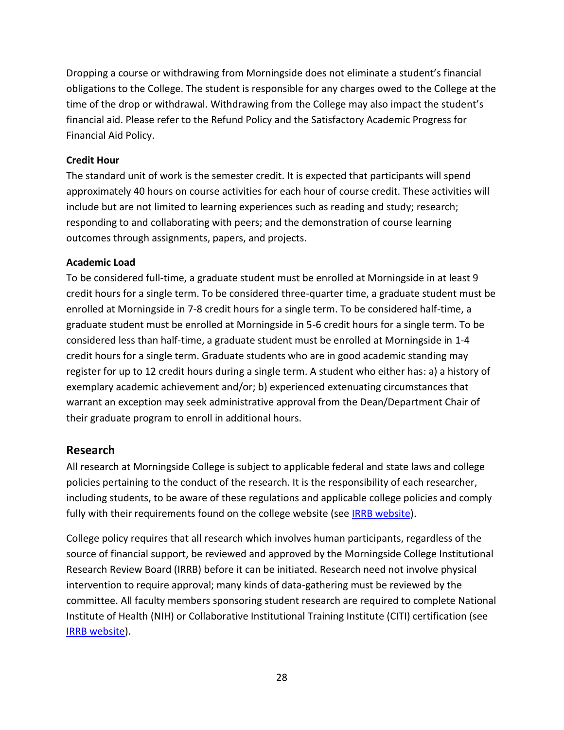Dropping a course or withdrawing from Morningside does not eliminate a student's financial obligations to the College. The student is responsible for any charges owed to the College at the time of the drop or withdrawal. Withdrawing from the College may also impact the student's financial aid. Please refer to the Refund Policy and the Satisfactory Academic Progress for Financial Aid Policy.

**Credit Hour**

The standard unit of work is the semester credit. It is expected that participants will spend approximately 40 hours on course activities for each hour of course credit. These activities will include but are not limited to learning experiences such as reading and study; research; responding to and collaborating with peers; and the demonstration of course learning outcomes through assignments, papers, and projects.

**Academic Load**

To be considered full-time, a graduate student must be enrolled at Morningside in at least 9 credit hours for a single term. To be considered three-quarter time, a graduate student must be enrolled at Morningside in 7-8 credit hours for a single term. To be considered half-time, a graduate student must be enrolled at Morningside in 5-6 credit hours for a single term. To be considered less than half-time, a graduate student must be enrolled at Morningside in 1-4 credit hours for a single term. Graduate students who are in good academic standing may register for up to 12 credit hours during a single term. A student who either has: a) a history of exemplary academic achievement and/or; b) experienced extenuating circumstances that warrant an exception may seek administrative approval from the Dean/Department Chair of their graduate program to enroll in additional hours.

## Research

All research at Morningside College is subject to applicable federal and state laws and college policies pertaining to the conduct of the research. It is the responsibility of each researcher, including students, to be aware of these regulations and applicable college policies and comply fully with their requirements found on the college website (see IRRB website).

College policy requires that all research which involves human participants, regardless of the source of financial support, be reviewed and approved by the Morningside College Institutional Research Review Board (IRRB) before it can be initiated. Research need not involve physical intervention to require approval; many kinds of data-gathering must be reviewed by the committee. All faculty members sponsoring student research are required to complete National Institute of Health (NIH) or Collaborative Institutional Training Institute (CITI) certification (see IRRB website).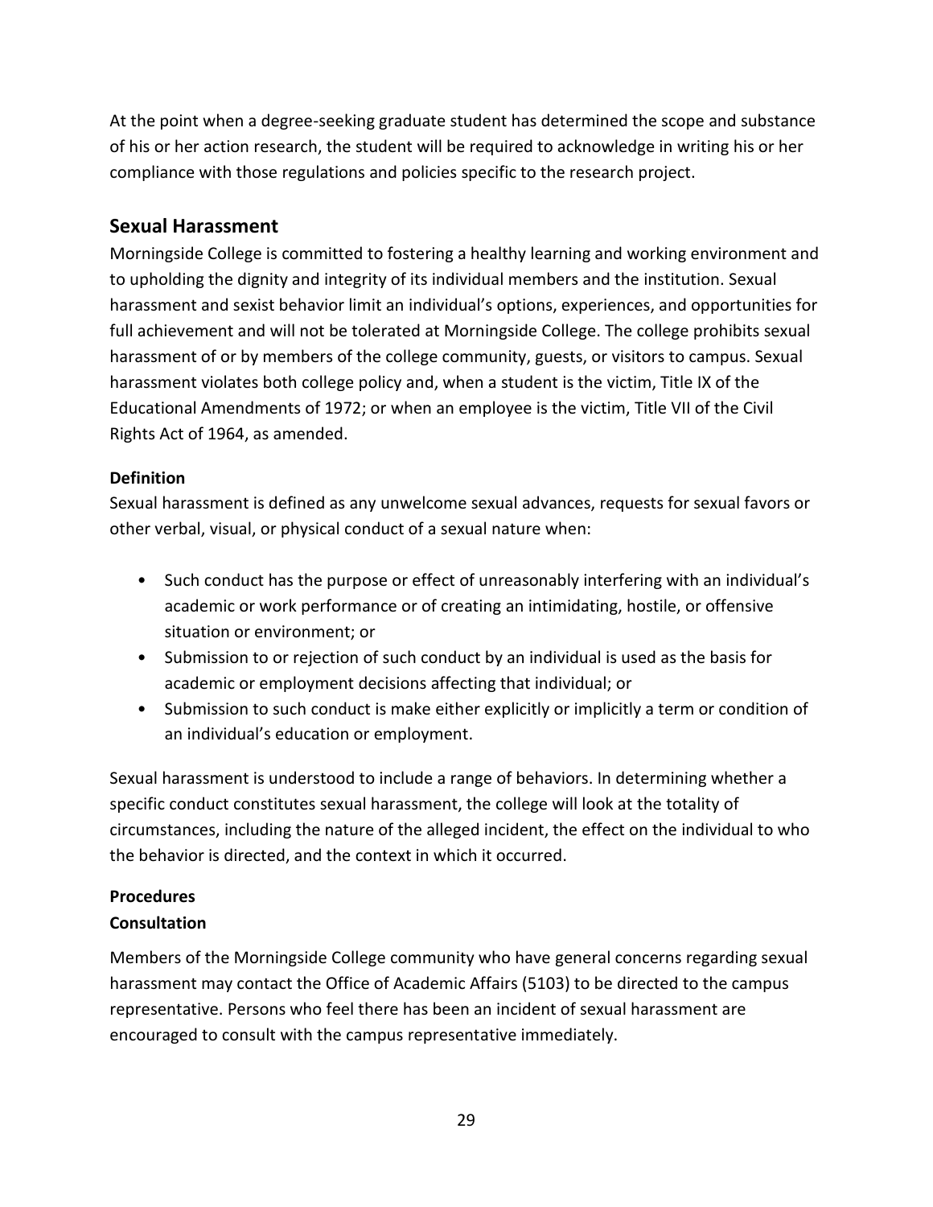At the point when a degree-seeking graduate student has determined the scope and substance of his or her action research, the student will be required to acknowledge in writing his or her compliance with those regulations and policies specific to the research project.

## Sexual Harassment

Morningside College is committed to fostering a healthy learning and working environment and to upholding the dignity and integrity of its individual members and the institution. Sexual harassment and sexist behavior limit an individual's options, experiences, and opportunities for full achievement and will not be tolerated at Morningside College. The college prohibits sexual harassment of or by members of the college community, guests, or visitors to campus. Sexual harassment violates both college policy and, when a student is the victim, Title IX of the Educational Amendments of 1972; or when an employee is the victim, Title VII of the Civil Rights Act of 1964, as amended.

### Definition

Sexual harassment is defined as any unwelcome sexual advances, requests for sexual favors or other verbal, visual, or physical conduct of a sexual nature when:

- Such conduct has the purpose or effect of unreasonably interfering with an individual's academic or work performance or of creating an intimidating, hostile, or offensive situation or environment; or
- Submission to or rejection of such conduct by an individual is used as the basis for academic or employment decisions affecting that individual; or
- Submission to such conduct is make either explicitly or implicitly a term or condition of an individual's education or employment.

Sexual harassment is understood to include a range of behaviors. In determining whether a specific conduct constitutes sexual harassment, the college will look at the totality of circumstances, including the nature of the alleged incident, the effect on the individual to who the behavior is directed, and the context in which it occurred.

### Procedures

#### Consultation

Members of the Morningside College community who have general concerns regarding sexual harassment may contact the Office of Academic Affairs (5103) to be directed to the campus representative. Persons who feel there has been an incident of sexual harassment are encouraged to consult with the campus representative immediately.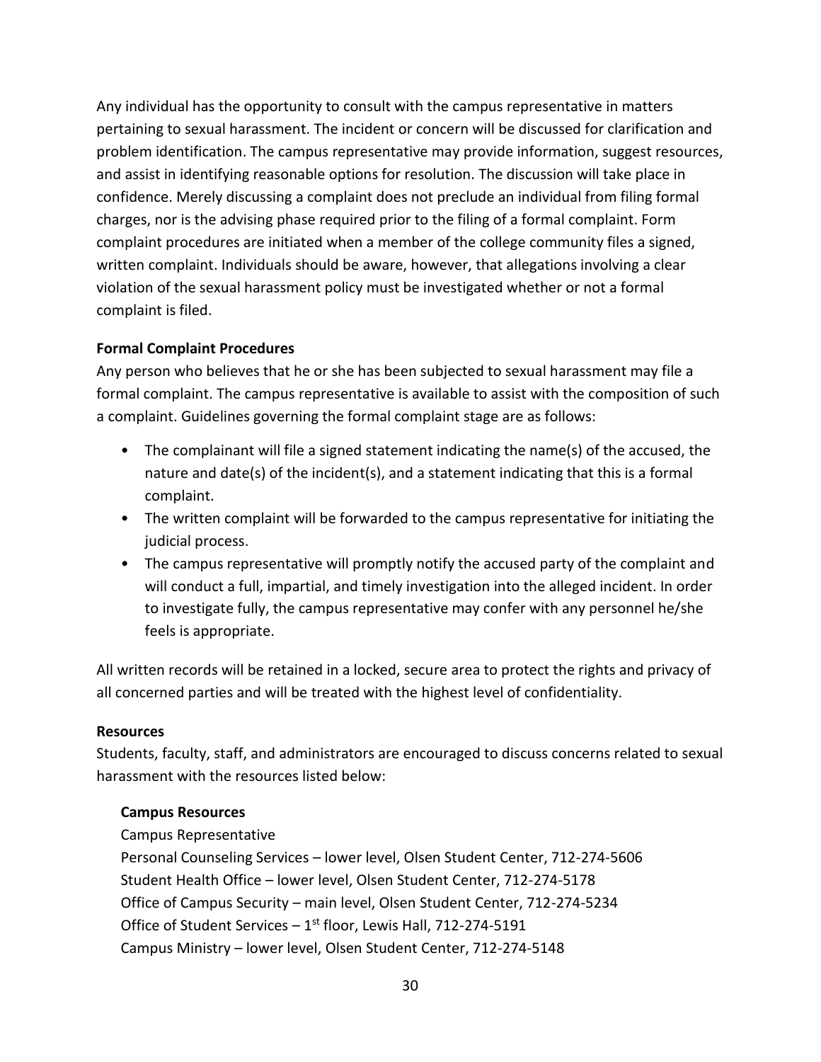Any individual has the opportunity to consult with the campus representative in matters pertaining to sexual harassment. The incident or concern will be discussed for clarification and problem identification. The campus representative may provide information, suggest resources, and assist in identifying reasonable options for resolution. The discussion will take place in confidence. Merely discussing a complaint does not preclude an individual from filing formal charges, nor is the advising phase required prior to the filing of a formal complaint. Form complaint procedures are initiated when a member of the college community files a signed, written complaint. Individuals should be aware, however, that allegations involving a clear violation of the sexual harassment policy must be investigated whether or not a formal complaint is filed.

**Formal Complaint Procedures**

Any person who believes that he or she has been subjected to sexual harassment may file a formal complaint. The campus representative is available to assist with the composition of such a complaint. Guidelines governing the formal complaint stage are as follows:

- The complainant will file a signed statement indicating the name(s) of the accused, the nature and date(s) of the incident(s), and a statement indicating that this is a formal complaint.
- The written complaint will be forwarded to the campus representative for initiating the judicial process.
- The campus representative will promptly notify the accused party of the complaint and will conduct a full, impartial, and timely investigation into the alleged incident. In order to investigate fully, the campus representative may confer with any personnel he/she feels is appropriate.

All written records will be retained in a locked, secure area to protect the rights and privacy of all concerned parties and will be treated with the highest level of confidentiality.

**Resources**

Students, faculty, staff, and administrators are encouraged to discuss concerns related to sexual harassment with the resources listed below:

**Campus Resources**

Campus Representative
Personal Counseling Services – lower level, Olsen Student Center, 712-274-5606
Student Health Office – lower level, Olsen Student Center, 712-274-5178
Office of Campus Security – main level, Olsen Student Center, 712-274-5234
Office of Student Services – 1st floor, Lewis Hall, 712-274-5191
Campus Ministry – lower level, Olsen Student Center, 712-274-5148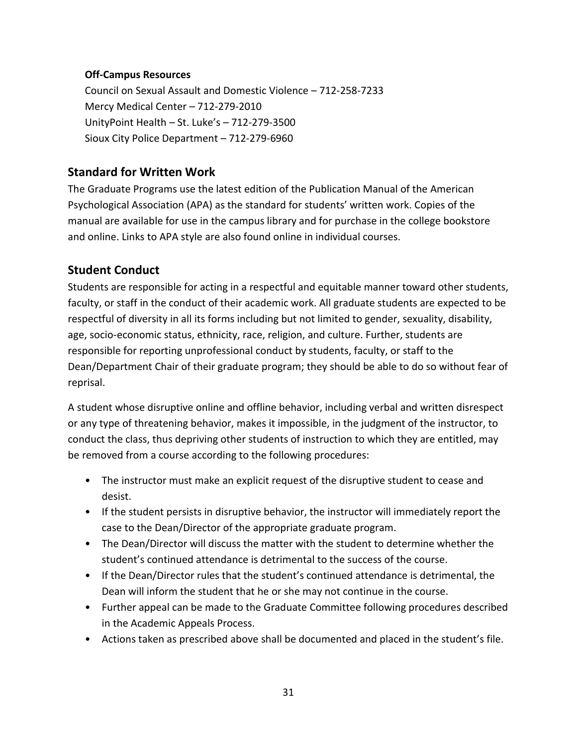**Off-Campus Resources**

Council on Sexual Assault and Domestic Violence – 712-258-7233
Mercy Medical Center – 712-279-2010
UnityPoint Health – St. Luke's – 712-279-3500
Sioux City Police Department – 712-279-6960

## Standard for Written Work

The Graduate Programs use the latest edition of the Publication Manual of the American Psychological Association (APA) as the standard for students' written work. Copies of the manual are available for use in the campus library and for purchase in the college bookstore and online. Links to APA style are also found online in individual courses.

## Student Conduct

Students are responsible for acting in a respectful and equitable manner toward other students, faculty, or staff in the conduct of their academic work. All graduate students are expected to be respectful of diversity in all its forms including but not limited to gender, sexuality, disability, age, socio-economic status, ethnicity, race, religion, and culture. Further, students are responsible for reporting unprofessional conduct by students, faculty, or staff to the Dean/Department Chair of their graduate program; they should be able to do so without fear of reprisal.

A student whose disruptive online and offline behavior, including verbal and written disrespect or any type of threatening behavior, makes it impossible, in the judgment of the instructor, to conduct the class, thus depriving other students of instruction to which they are entitled, may be removed from a course according to the following procedures:

- The instructor must make an explicit request of the disruptive student to cease and desist.
- If the student persists in disruptive behavior, the instructor will immediately report the case to the Dean/Director of the appropriate graduate program.
- The Dean/Director will discuss the matter with the student to determine whether the student's continued attendance is detrimental to the success of the course.
- If the Dean/Director rules that the student's continued attendance is detrimental, the Dean will inform the student that he or she may not continue in the course.
- Further appeal can be made to the Graduate Committee following procedures described in the Academic Appeals Process.
- Actions taken as prescribed above shall be documented and placed in the student's file.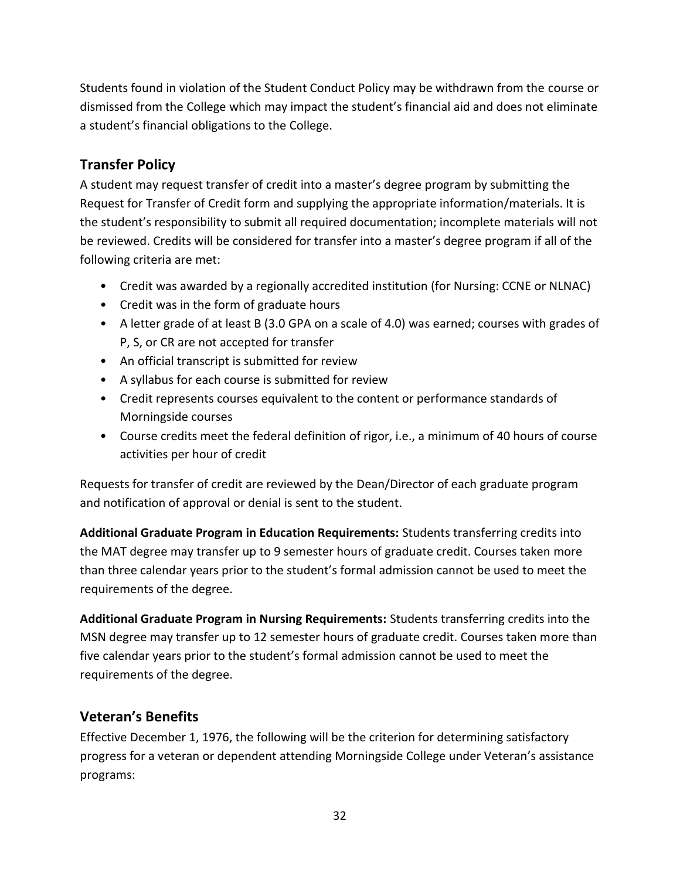Students found in violation of the Student Conduct Policy may be withdrawn from the course or dismissed from the College which may impact the student's financial aid and does not eliminate a student's financial obligations to the College.

## Transfer Policy

A student may request transfer of credit into a master's degree program by submitting the Request for Transfer of Credit form and supplying the appropriate information/materials. It is the student's responsibility to submit all required documentation; incomplete materials will not be reviewed. Credits will be considered for transfer into a master's degree program if all of the following criteria are met:

- Credit was awarded by a regionally accredited institution (for Nursing: CCNE or NLNAC)
- Credit was in the form of graduate hours
- A letter grade of at least B (3.0 GPA on a scale of 4.0) was earned; courses with grades of P, S, or CR are not accepted for transfer
- An official transcript is submitted for review
- A syllabus for each course is submitted for review
- Credit represents courses equivalent to the content or performance standards of Morningside courses
- Course credits meet the federal definition of rigor, i.e., a minimum of 40 hours of course activities per hour of credit

Requests for transfer of credit are reviewed by the Dean/Director of each graduate program and notification of approval or denial is sent to the student.

**Additional Graduate Program in Education Requirements:** Students transferring credits into the MAT degree may transfer up to 9 semester hours of graduate credit. Courses taken more than three calendar years prior to the student's formal admission cannot be used to meet the requirements of the degree.

**Additional Graduate Program in Nursing Requirements:** Students transferring credits into the MSN degree may transfer up to 12 semester hours of graduate credit. Courses taken more than five calendar years prior to the student's formal admission cannot be used to meet the requirements of the degree.

## Veteran's Benefits

Effective December 1, 1976, the following will be the criterion for determining satisfactory progress for a veteran or dependent attending Morningside College under Veteran's assistance programs: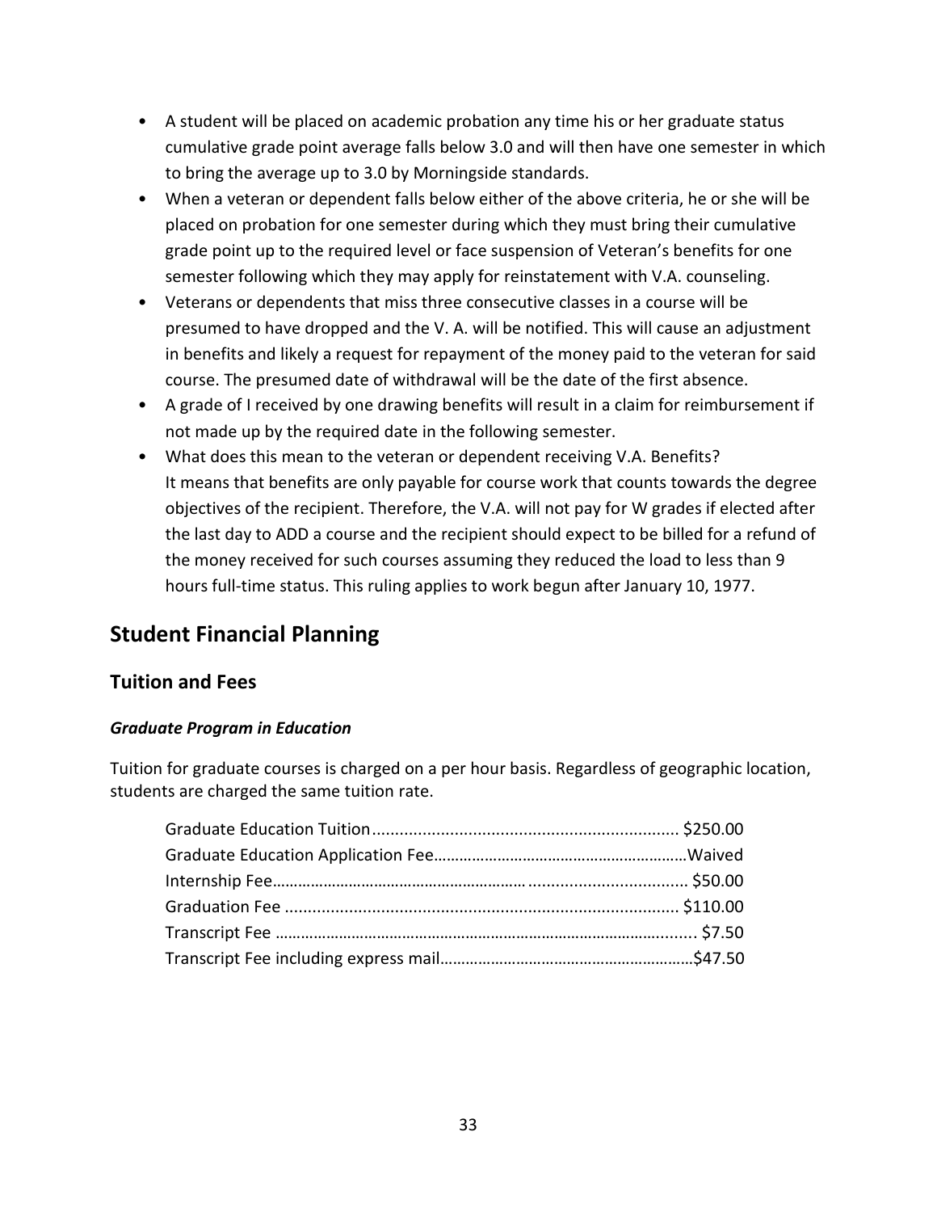- A student will be placed on academic probation any time his or her graduate status cumulative grade point average falls below 3.0 and will then have one semester in which to bring the average up to 3.0 by Morningside standards.
- When a veteran or dependent falls below either of the above criteria, he or she will be placed on probation for one semester during which they must bring their cumulative grade point up to the required level or face suspension of Veteran's benefits for one semester following which they may apply for reinstatement with V.A. counseling.
- Veterans or dependents that miss three consecutive classes in a course will be presumed to have dropped and the V. A. will be notified. This will cause an adjustment in benefits and likely a request for repayment of the money paid to the veteran for said course. The presumed date of withdrawal will be the date of the first absence.
- A grade of I received by one drawing benefits will result in a claim for reimbursement if not made up by the required date in the following semester.
- What does this mean to the veteran or dependent receiving V.A. Benefits?
  It means that benefits are only payable for course work that counts towards the degree objectives of the recipient. Therefore, the V.A. will not pay for W grades if elected after the last day to ADD a course and the recipient should expect to be billed for a refund of the money received for such courses assuming they reduced the load to less than 9 hours full-time status. This ruling applies to work begun after January 10, 1977.

# Student Financial Planning

## Tuition and Fees

### *Graduate Program in Education*

Tuition for graduate courses is charged on a per hour basis. Regardless of geographic location, students are charged the same tuition rate.

| Item | Amount |
|---|---|
| Graduate Education Tuition | $250.00 |
| Graduate Education Application Fee | Waived |
| Internship Fee | $50.00 |
| Graduation Fee | $110.00 |
| Transcript Fee | $7.50 |
| Transcript Fee including express mail | $47.50 |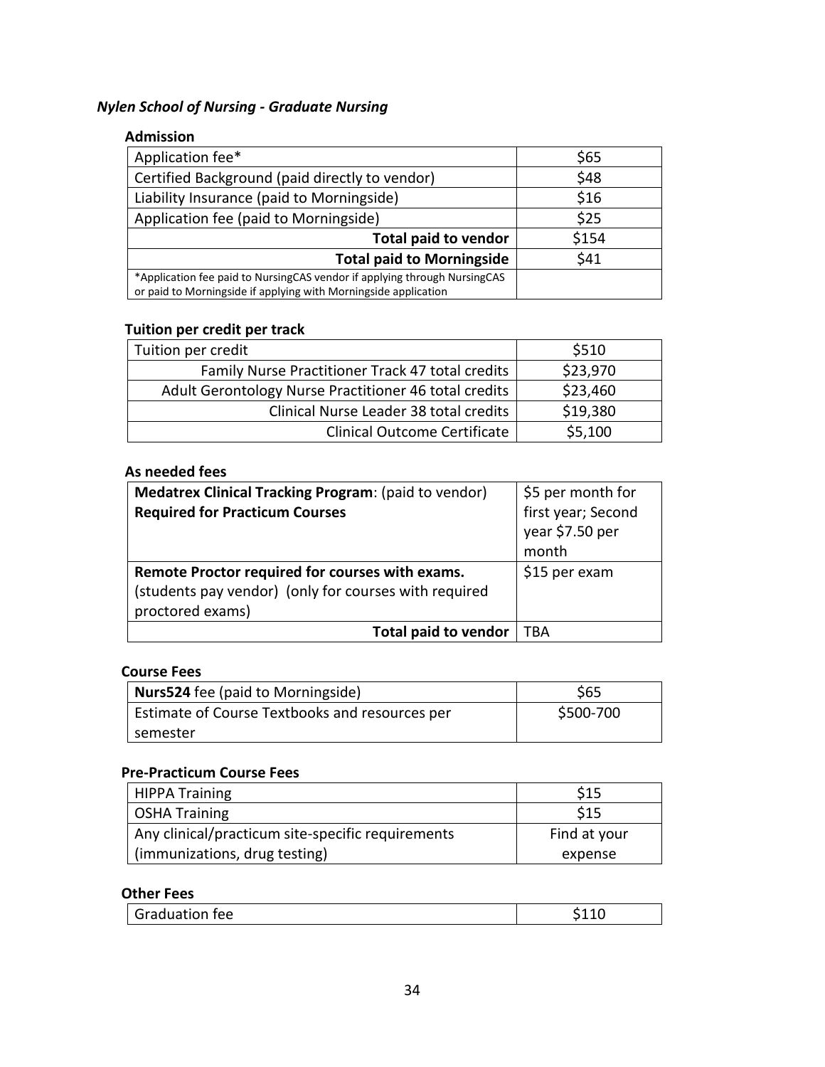### *Nylen School of Nursing - Graduate Nursing*

**Admission**

| | |
|---|---|
| Application fee* | $65 |
| Certified Background (paid directly to vendor) | $48 |
| Liability Insurance (paid to Morningside) | $16 |
| Application fee (paid to Morningside) | $25 |
| **Total paid to vendor** | $154 |
| **Total paid to Morningside** | $41 |
| *Application fee paid to NursingCAS vendor if applying through NursingCAS or paid to Morningside if applying with Morningside application | |

**Tuition per credit per track**

| | |
|---|---|
| Tuition per credit | $510 |
| Family Nurse Practitioner Track 47 total credits | $23,970 |
| Adult Gerontology Nurse Practitioner 46 total credits | $23,460 |
| Clinical Nurse Leader 38 total credits | $19,380 |
| Clinical Outcome Certificate | $5,100 |

**As needed fees**

| | |
|---|---|
| **Medatrex Clinical Tracking Program**: (paid to vendor) **Required for Practicum Courses** | $5 per month for first year; Second year $7.50 per month |
| **Remote Proctor required for courses with exams.** (students pay vendor) (only for courses with required proctored exams) | $15 per exam |
| **Total paid to vendor** | TBA |

**Course Fees**

| | |
|---|---|
| **Nurs524** fee (paid to Morningside) | $65 |
| Estimate of Course Textbooks and resources per semester | $500-700 |

**Pre-Practicum Course Fees**

| | |
|---|---|
| HIPPA Training | $15 |
| OSHA Training | $15 |
| Any clinical/practicum site-specific requirements (immunizations, drug testing) | Find at your expense |

**Other Fees**

| | |
|---|---|
| Graduation fee | $110 |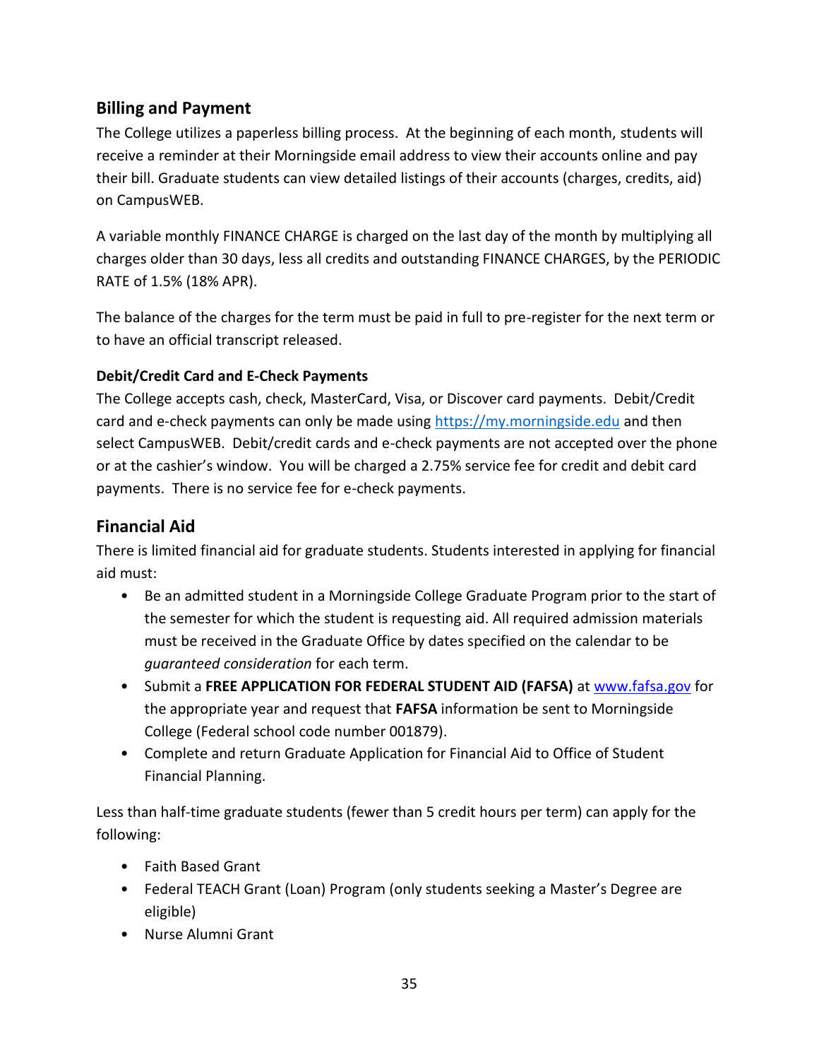## Billing and Payment

The College utilizes a paperless billing process. At the beginning of each month, students will receive a reminder at their Morningside email address to view their accounts online and pay their bill. Graduate students can view detailed listings of their accounts (charges, credits, aid) on CampusWEB.

A variable monthly FINANCE CHARGE is charged on the last day of the month by multiplying all charges older than 30 days, less all credits and outstanding FINANCE CHARGES, by the PERIODIC RATE of 1.5% (18% APR).

The balance of the charges for the term must be paid in full to pre-register for the next term or to have an official transcript released.

### Debit/Credit Card and E-Check Payments

The College accepts cash, check, MasterCard, Visa, or Discover card payments. Debit/Credit card and e-check payments can only be made using https://my.morningside.edu and then select CampusWEB. Debit/credit cards and e-check payments are not accepted over the phone or at the cashier's window. You will be charged a 2.75% service fee for credit and debit card payments. There is no service fee for e-check payments.

## Financial Aid

There is limited financial aid for graduate students. Students interested in applying for financial aid must:

- Be an admitted student in a Morningside College Graduate Program prior to the start of the semester for which the student is requesting aid. All required admission materials must be received in the Graduate Office by dates specified on the calendar to be *guaranteed consideration* for each term.
- Submit a **FREE APPLICATION FOR FEDERAL STUDENT AID (FAFSA)** at www.fafsa.gov for the appropriate year and request that **FAFSA** information be sent to Morningside College (Federal school code number 001879).
- Complete and return Graduate Application for Financial Aid to Office of Student Financial Planning.

Less than half-time graduate students (fewer than 5 credit hours per term) can apply for the following:

- Faith Based Grant
- Federal TEACH Grant (Loan) Program (only students seeking a Master's Degree are eligible)
- Nurse Alumni Grant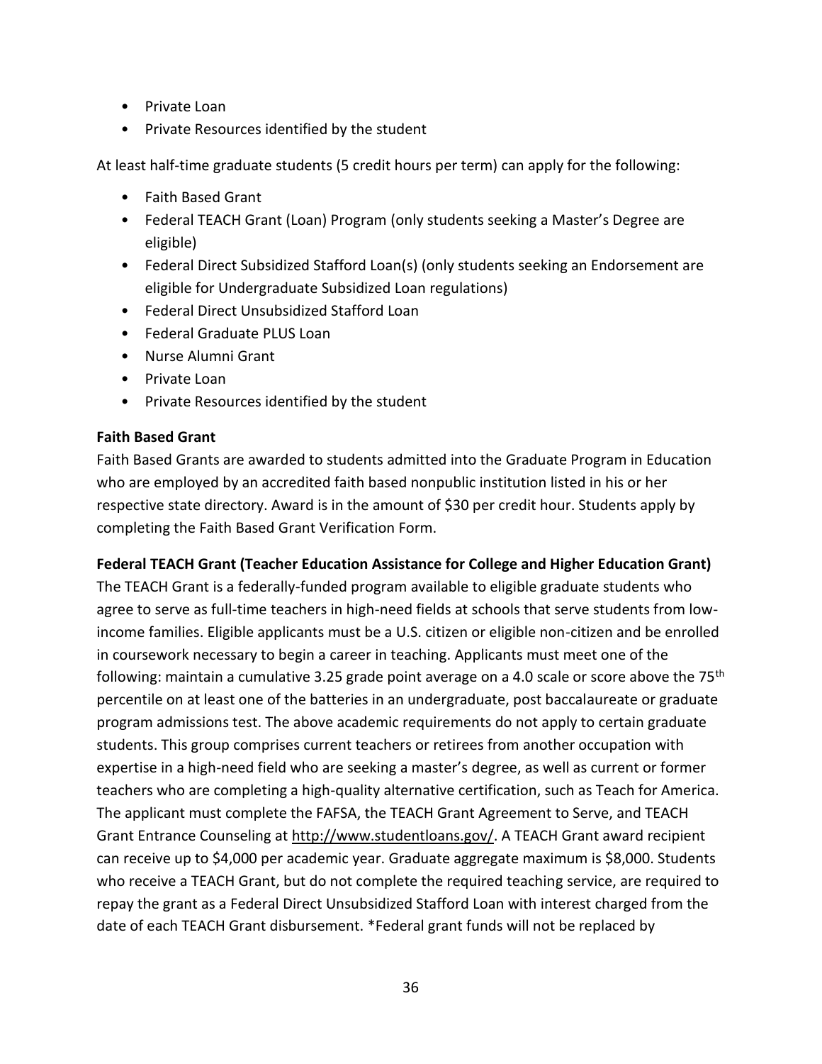- Private Loan
- Private Resources identified by the student

At least half-time graduate students (5 credit hours per term) can apply for the following:

- Faith Based Grant
- Federal TEACH Grant (Loan) Program (only students seeking a Master's Degree are eligible)
- Federal Direct Subsidized Stafford Loan(s) (only students seeking an Endorsement are eligible for Undergraduate Subsidized Loan regulations)
- Federal Direct Unsubsidized Stafford Loan
- Federal Graduate PLUS Loan
- Nurse Alumni Grant
- Private Loan
- Private Resources identified by the student

**Faith Based Grant**

Faith Based Grants are awarded to students admitted into the Graduate Program in Education who are employed by an accredited faith based nonpublic institution listed in his or her respective state directory. Award is in the amount of $30 per credit hour. Students apply by completing the Faith Based Grant Verification Form.

**Federal TEACH Grant (Teacher Education Assistance for College and Higher Education Grant)**

The TEACH Grant is a federally-funded program available to eligible graduate students who agree to serve as full-time teachers in high-need fields at schools that serve students from low-income families. Eligible applicants must be a U.S. citizen or eligible non-citizen and be enrolled in coursework necessary to begin a career in teaching. Applicants must meet one of the following: maintain a cumulative 3.25 grade point average on a 4.0 scale or score above the 75th percentile on at least one of the batteries in an undergraduate, post baccalaureate or graduate program admissions test. The above academic requirements do not apply to certain graduate students. This group comprises current teachers or retirees from another occupation with expertise in a high-need field who are seeking a master's degree, as well as current or former teachers who are completing a high-quality alternative certification, such as Teach for America. The applicant must complete the FAFSA, the TEACH Grant Agreement to Serve, and TEACH Grant Entrance Counseling at http://www.studentloans.gov/. A TEACH Grant award recipient can receive up to $4,000 per academic year. Graduate aggregate maximum is $8,000. Students who receive a TEACH Grant, but do not complete the required teaching service, are required to repay the grant as a Federal Direct Unsubsidized Stafford Loan with interest charged from the date of each TEACH Grant disbursement. *Federal grant funds will not be replaced by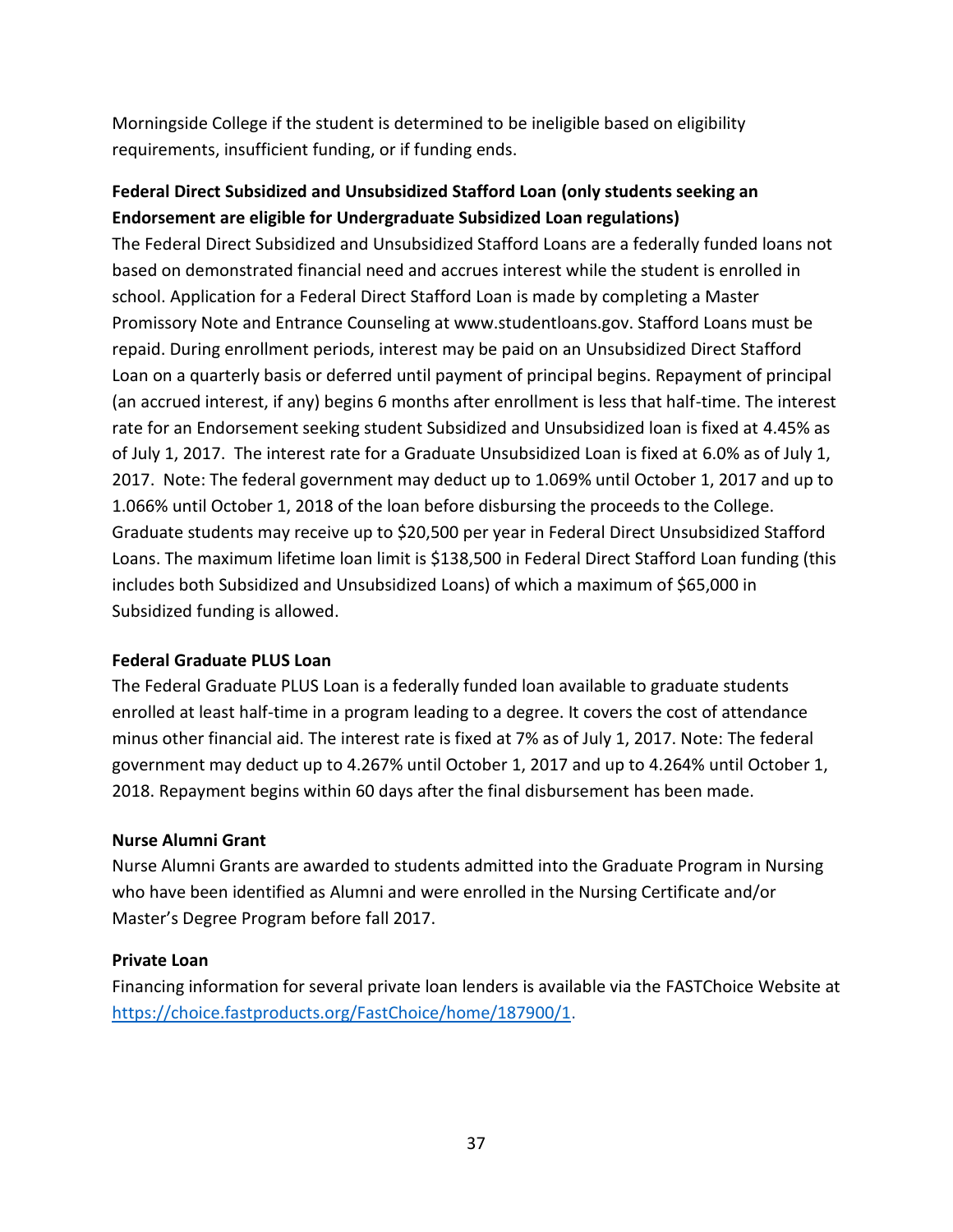Morningside College if the student is determined to be ineligible based on eligibility requirements, insufficient funding, or if funding ends.

**Federal Direct Subsidized and Unsubsidized Stafford Loan (only students seeking an Endorsement are eligible for Undergraduate Subsidized Loan regulations)**

The Federal Direct Subsidized and Unsubsidized Stafford Loans are a federally funded loans not based on demonstrated financial need and accrues interest while the student is enrolled in school. Application for a Federal Direct Stafford Loan is made by completing a Master Promissory Note and Entrance Counseling at www.studentloans.gov. Stafford Loans must be repaid. During enrollment periods, interest may be paid on an Unsubsidized Direct Stafford Loan on a quarterly basis or deferred until payment of principal begins. Repayment of principal (an accrued interest, if any) begins 6 months after enrollment is less that half-time. The interest rate for an Endorsement seeking student Subsidized and Unsubsidized loan is fixed at 4.45% as of July 1, 2017. The interest rate for a Graduate Unsubsidized Loan is fixed at 6.0% as of July 1, 2017. Note: The federal government may deduct up to 1.069% until October 1, 2017 and up to 1.066% until October 1, 2018 of the loan before disbursing the proceeds to the College. Graduate students may receive up to $20,500 per year in Federal Direct Unsubsidized Stafford Loans. The maximum lifetime loan limit is $138,500 in Federal Direct Stafford Loan funding (this includes both Subsidized and Unsubsidized Loans) of which a maximum of $65,000 in Subsidized funding is allowed.

**Federal Graduate PLUS Loan**

The Federal Graduate PLUS Loan is a federally funded loan available to graduate students enrolled at least half-time in a program leading to a degree. It covers the cost of attendance minus other financial aid. The interest rate is fixed at 7% as of July 1, 2017. Note: The federal government may deduct up to 4.267% until October 1, 2017 and up to 4.264% until October 1, 2018. Repayment begins within 60 days after the final disbursement has been made.

**Nurse Alumni Grant**

Nurse Alumni Grants are awarded to students admitted into the Graduate Program in Nursing who have been identified as Alumni and were enrolled in the Nursing Certificate and/or Master's Degree Program before fall 2017.

**Private Loan**

Financing information for several private loan lenders is available via the FASTChoice Website at [https://choice.fastproducts.org/FastChoice/home/187900/1](https://choice.fastproducts.org/FastChoice/home/187900/1).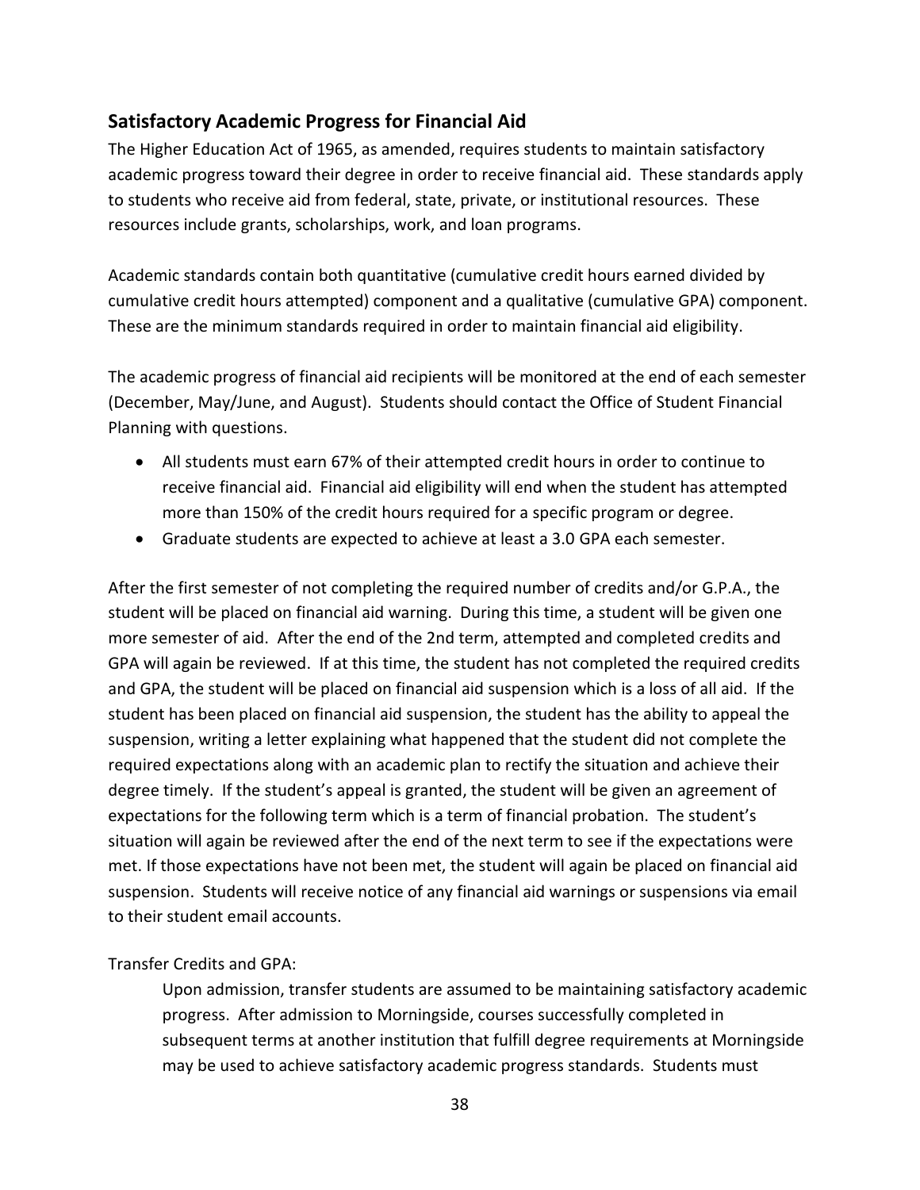## Satisfactory Academic Progress for Financial Aid

The Higher Education Act of 1965, as amended, requires students to maintain satisfactory academic progress toward their degree in order to receive financial aid. These standards apply to students who receive aid from federal, state, private, or institutional resources. These resources include grants, scholarships, work, and loan programs.

Academic standards contain both quantitative (cumulative credit hours earned divided by cumulative credit hours attempted) component and a qualitative (cumulative GPA) component. These are the minimum standards required in order to maintain financial aid eligibility.

The academic progress of financial aid recipients will be monitored at the end of each semester (December, May/June, and August). Students should contact the Office of Student Financial Planning with questions.

- All students must earn 67% of their attempted credit hours in order to continue to receive financial aid. Financial aid eligibility will end when the student has attempted more than 150% of the credit hours required for a specific program or degree.
- Graduate students are expected to achieve at least a 3.0 GPA each semester.

After the first semester of not completing the required number of credits and/or G.P.A., the student will be placed on financial aid warning. During this time, a student will be given one more semester of aid. After the end of the 2nd term, attempted and completed credits and GPA will again be reviewed. If at this time, the student has not completed the required credits and GPA, the student will be placed on financial aid suspension which is a loss of all aid. If the student has been placed on financial aid suspension, the student has the ability to appeal the suspension, writing a letter explaining what happened that the student did not complete the required expectations along with an academic plan to rectify the situation and achieve their degree timely. If the student's appeal is granted, the student will be given an agreement of expectations for the following term which is a term of financial probation. The student's situation will again be reviewed after the end of the next term to see if the expectations were met. If those expectations have not been met, the student will again be placed on financial aid suspension. Students will receive notice of any financial aid warnings or suspensions via email to their student email accounts.

Transfer Credits and GPA:

> Upon admission, transfer students are assumed to be maintaining satisfactory academic progress. After admission to Morningside, courses successfully completed in subsequent terms at another institution that fulfill degree requirements at Morningside may be used to achieve satisfactory academic progress standards. Students must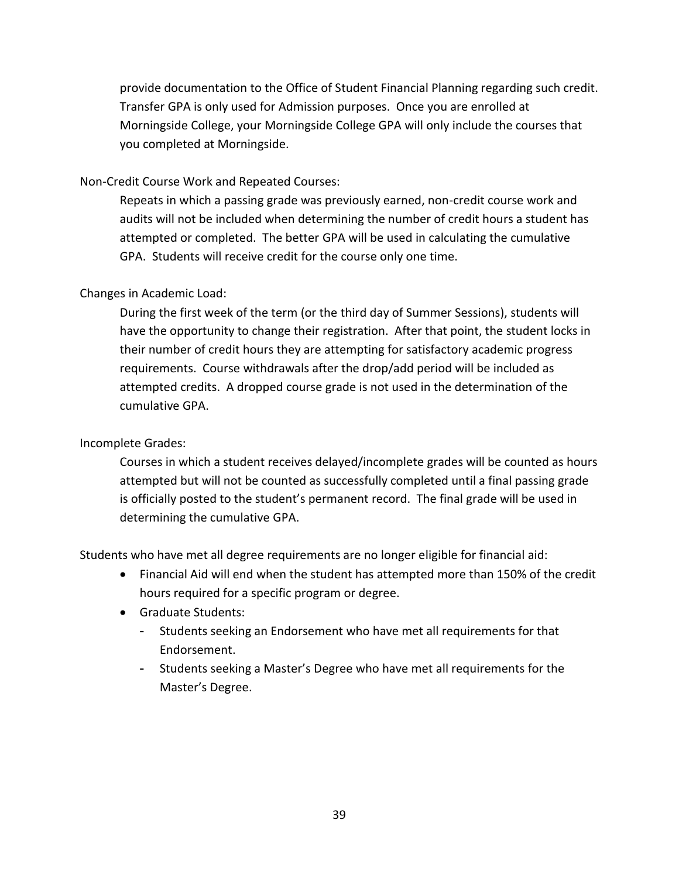provide documentation to the Office of Student Financial Planning regarding such credit. Transfer GPA is only used for Admission purposes. Once you are enrolled at Morningside College, your Morningside College GPA will only include the courses that you completed at Morningside.

Non-Credit Course Work and Repeated Courses:

Repeats in which a passing grade was previously earned, non-credit course work and audits will not be included when determining the number of credit hours a student has attempted or completed. The better GPA will be used in calculating the cumulative GPA. Students will receive credit for the course only one time.

Changes in Academic Load:

During the first week of the term (or the third day of Summer Sessions), students will have the opportunity to change their registration. After that point, the student locks in their number of credit hours they are attempting for satisfactory academic progress requirements. Course withdrawals after the drop/add period will be included as attempted credits. A dropped course grade is not used in the determination of the cumulative GPA.

Incomplete Grades:

Courses in which a student receives delayed/incomplete grades will be counted as hours attempted but will not be counted as successfully completed until a final passing grade is officially posted to the student's permanent record. The final grade will be used in determining the cumulative GPA.

Students who have met all degree requirements are no longer eligible for financial aid:

- Financial Aid will end when the student has attempted more than 150% of the credit hours required for a specific program or degree.
- Graduate Students:
  - Students seeking an Endorsement who have met all requirements for that Endorsement.
  - Students seeking a Master's Degree who have met all requirements for the Master's Degree.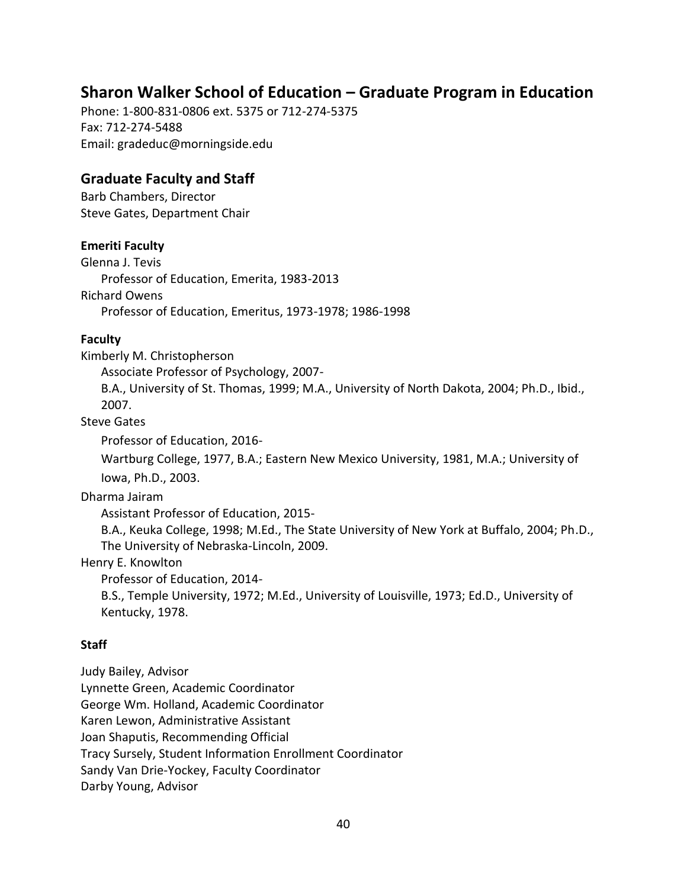## Sharon Walker School of Education – Graduate Program in Education

Phone: 1-800-831-0806 ext. 5375 or 712-274-5375
Fax: 712-274-5488
Email: gradeduc@morningside.edu

### Graduate Faculty and Staff

Barb Chambers, Director
Steve Gates, Department Chair

#### Emeriti Faculty

Glenna J. Tevis
Professor of Education, Emerita, 1983-2013

Richard Owens
Professor of Education, Emeritus, 1973-1978; 1986-1998

#### Faculty

Kimberly M. Christopherson
Associate Professor of Psychology, 2007-
B.A., University of St. Thomas, 1999; M.A., University of North Dakota, 2004; Ph.D., Ibid., 2007.

Steve Gates
Professor of Education, 2016-
Wartburg College, 1977, B.A.; Eastern New Mexico University, 1981, M.A.; University of Iowa, Ph.D., 2003.

Dharma Jairam
Assistant Professor of Education, 2015-
B.A., Keuka College, 1998; M.Ed., The State University of New York at Buffalo, 2004; Ph.D., The University of Nebraska-Lincoln, 2009.

Henry E. Knowlton
Professor of Education, 2014-
B.S., Temple University, 1972; M.Ed., University of Louisville, 1973; Ed.D., University of Kentucky, 1978.

#### Staff

Judy Bailey, Advisor
Lynnette Green, Academic Coordinator
George Wm. Holland, Academic Coordinator
Karen Lewon, Administrative Assistant
Joan Shaputis, Recommending Official
Tracy Sursely, Student Information Enrollment Coordinator
Sandy Van Drie-Yockey, Faculty Coordinator
Darby Young, Advisor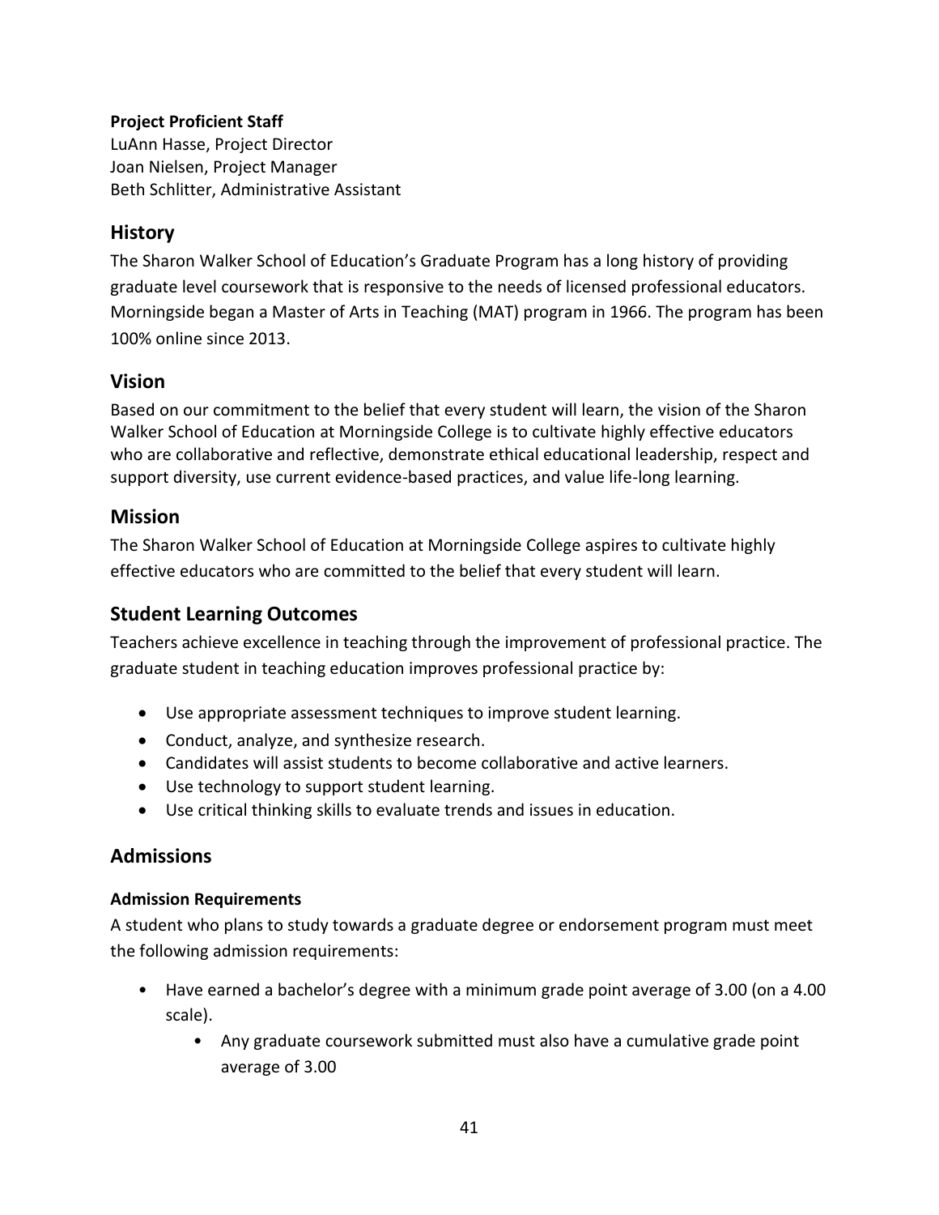**Project Proficient Staff**

LuAnn Hasse, Project Director
Joan Nielsen, Project Manager
Beth Schlitter, Administrative Assistant

## History

The Sharon Walker School of Education's Graduate Program has a long history of providing graduate level coursework that is responsive to the needs of licensed professional educators. Morningside began a Master of Arts in Teaching (MAT) program in 1966. The program has been 100% online since 2013.

## Vision

Based on our commitment to the belief that every student will learn, the vision of the Sharon Walker School of Education at Morningside College is to cultivate highly effective educators who are collaborative and reflective, demonstrate ethical educational leadership, respect and support diversity, use current evidence-based practices, and value life-long learning.

## Mission

The Sharon Walker School of Education at Morningside College aspires to cultivate highly effective educators who are committed to the belief that every student will learn.

## Student Learning Outcomes

Teachers achieve excellence in teaching through the improvement of professional practice. The graduate student in teaching education improves professional practice by:

- Use appropriate assessment techniques to improve student learning.
- Conduct, analyze, and synthesize research.
- Candidates will assist students to become collaborative and active learners.
- Use technology to support student learning.
- Use critical thinking skills to evaluate trends and issues in education.

## Admissions

### Admission Requirements

A student who plans to study towards a graduate degree or endorsement program must meet the following admission requirements:

- Have earned a bachelor's degree with a minimum grade point average of 3.00 (on a 4.00 scale).
    - Any graduate coursework submitted must also have a cumulative grade point average of 3.00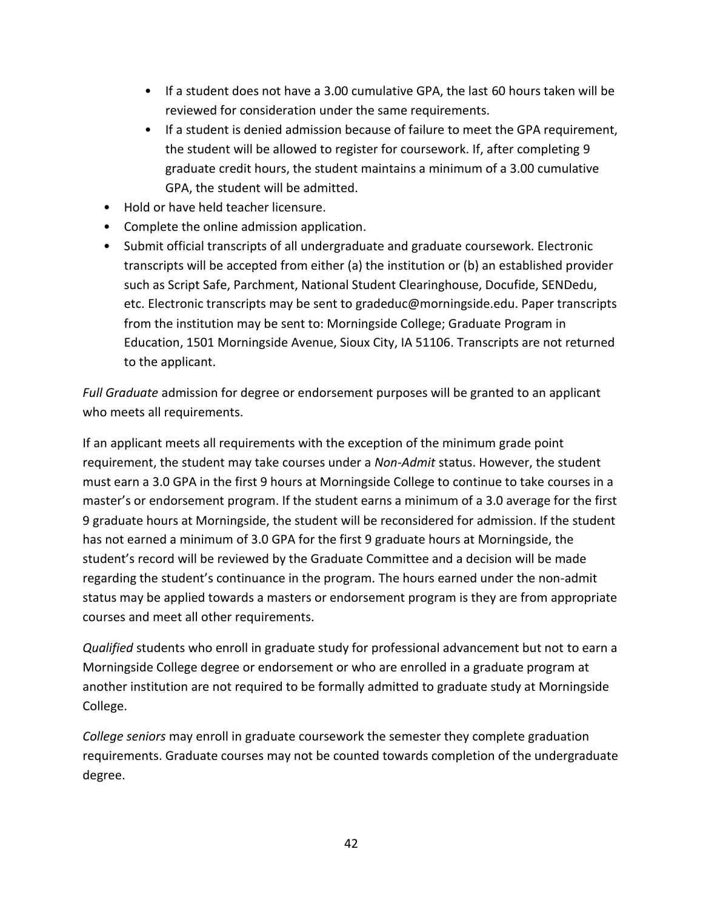- If a student does not have a 3.00 cumulative GPA, the last 60 hours taken will be reviewed for consideration under the same requirements.
    - If a student is denied admission because of failure to meet the GPA requirement, the student will be allowed to register for coursework. If, after completing 9 graduate credit hours, the student maintains a minimum of a 3.00 cumulative GPA, the student will be admitted.
- Hold or have held teacher licensure.
- Complete the online admission application.
- Submit official transcripts of all undergraduate and graduate coursework. Electronic transcripts will be accepted from either (a) the institution or (b) an established provider such as Script Safe, Parchment, National Student Clearinghouse, Docufide, SENDedu, etc. Electronic transcripts may be sent to gradeduc@morningside.edu. Paper transcripts from the institution may be sent to: Morningside College; Graduate Program in Education, 1501 Morningside Avenue, Sioux City, IA 51106. Transcripts are not returned to the applicant.

*Full Graduate* admission for degree or endorsement purposes will be granted to an applicant who meets all requirements.

If an applicant meets all requirements with the exception of the minimum grade point requirement, the student may take courses under a *Non-Admit* status. However, the student must earn a 3.0 GPA in the first 9 hours at Morningside College to continue to take courses in a master's or endorsement program. If the student earns a minimum of a 3.0 average for the first 9 graduate hours at Morningside, the student will be reconsidered for admission. If the student has not earned a minimum of 3.0 GPA for the first 9 graduate hours at Morningside, the student's record will be reviewed by the Graduate Committee and a decision will be made regarding the student's continuance in the program. The hours earned under the non-admit status may be applied towards a masters or endorsement program is they are from appropriate courses and meet all other requirements.

*Qualified* students who enroll in graduate study for professional advancement but not to earn a Morningside College degree or endorsement or who are enrolled in a graduate program at another institution are not required to be formally admitted to graduate study at Morningside College.

*College seniors* may enroll in graduate coursework the semester they complete graduation requirements. Graduate courses may not be counted towards completion of the undergraduate degree.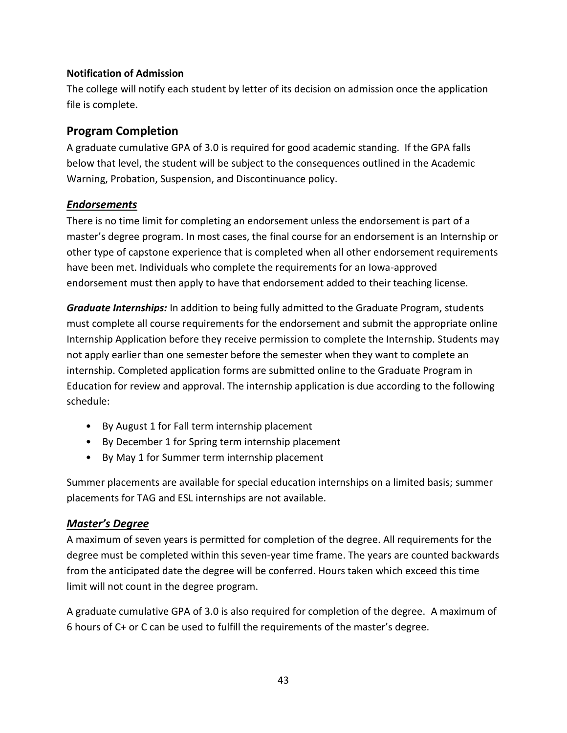**Notification of Admission**

The college will notify each student by letter of its decision on admission once the application file is complete.

## Program Completion

A graduate cumulative GPA of 3.0 is required for good academic standing. If the GPA falls below that level, the student will be subject to the consequences outlined in the Academic Warning, Probation, Suspension, and Discontinuance policy.

### ***Endorsements***

There is no time limit for completing an endorsement unless the endorsement is part of a master's degree program. In most cases, the final course for an endorsement is an Internship or other type of capstone experience that is completed when all other endorsement requirements have been met. Individuals who complete the requirements for an Iowa-approved endorsement must then apply to have that endorsement added to their teaching license.

***Graduate Internships:*** In addition to being fully admitted to the Graduate Program, students must complete all course requirements for the endorsement and submit the appropriate online Internship Application before they receive permission to complete the Internship. Students may not apply earlier than one semester before the semester when they want to complete an internship. Completed application forms are submitted online to the Graduate Program in Education for review and approval. The internship application is due according to the following schedule:

- By August 1 for Fall term internship placement
- By December 1 for Spring term internship placement
- By May 1 for Summer term internship placement

Summer placements are available for special education internships on a limited basis; summer placements for TAG and ESL internships are not available.

### ***Master's Degree***

A maximum of seven years is permitted for completion of the degree. All requirements for the degree must be completed within this seven-year time frame. The years are counted backwards from the anticipated date the degree will be conferred. Hours taken which exceed this time limit will not count in the degree program.

A graduate cumulative GPA of 3.0 is also required for completion of the degree. A maximum of 6 hours of C+ or C can be used to fulfill the requirements of the master's degree.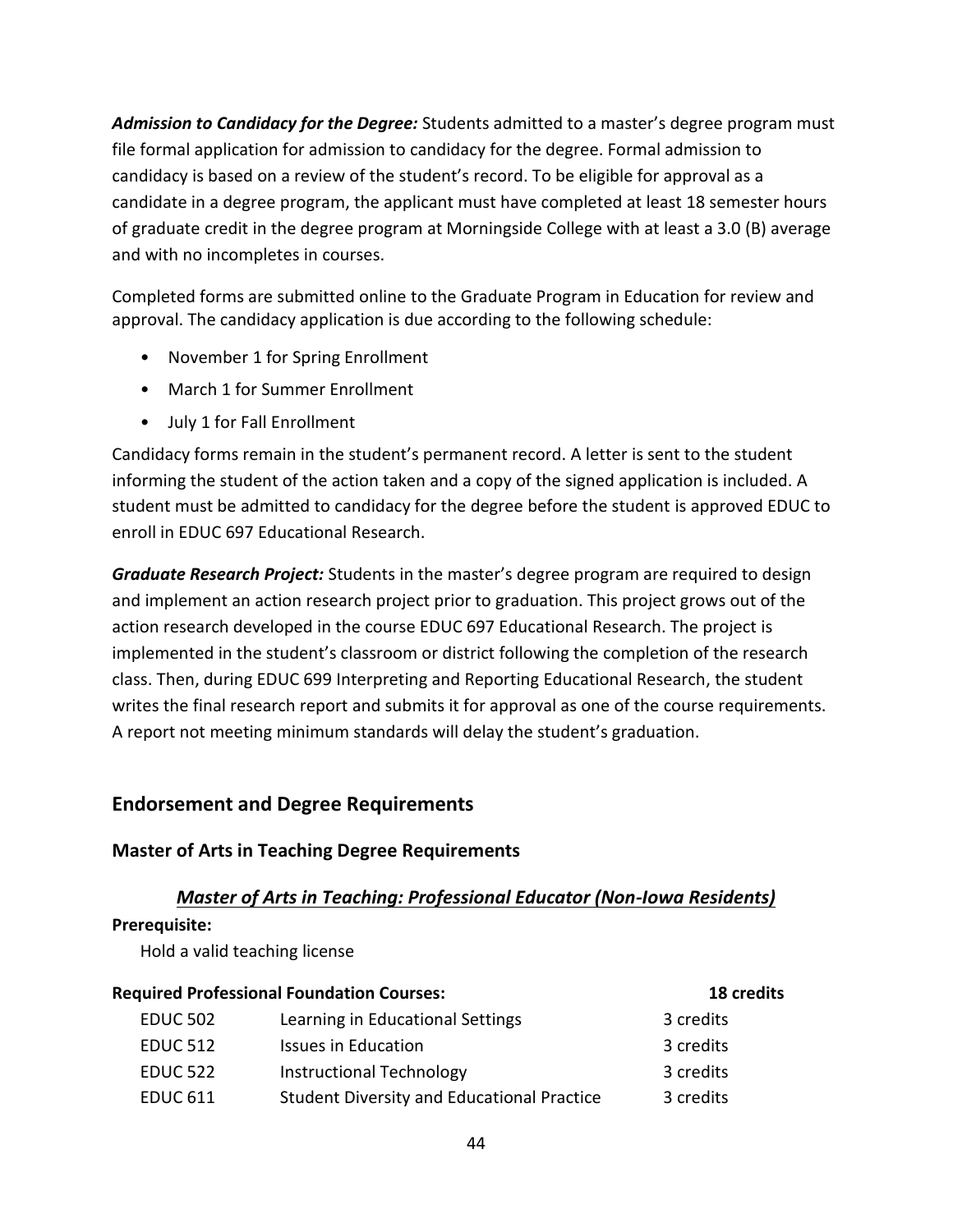***Admission to Candidacy for the Degree:*** Students admitted to a master's degree program must file formal application for admission to candidacy for the degree. Formal admission to candidacy is based on a review of the student's record. To be eligible for approval as a candidate in a degree program, the applicant must have completed at least 18 semester hours of graduate credit in the degree program at Morningside College with at least a 3.0 (B) average and with no incompletes in courses.

Completed forms are submitted online to the Graduate Program in Education for review and approval. The candidacy application is due according to the following schedule:

- November 1 for Spring Enrollment
- March 1 for Summer Enrollment
- July 1 for Fall Enrollment

Candidacy forms remain in the student's permanent record. A letter is sent to the student informing the student of the action taken and a copy of the signed application is included. A student must be admitted to candidacy for the degree before the student is approved EDUC to enroll in EDUC 697 Educational Research.

***Graduate Research Project:*** Students in the master's degree program are required to design and implement an action research project prior to graduation. This project grows out of the action research developed in the course EDUC 697 Educational Research. The project is implemented in the student's classroom or district following the completion of the research class. Then, during EDUC 699 Interpreting and Reporting Educational Research, the student writes the final research report and submits it for approval as one of the course requirements. A report not meeting minimum standards will delay the student's graduation.

## Endorsement and Degree Requirements

### Master of Arts in Teaching Degree Requirements

#### ***<u>Master of Arts in Teaching: Professional Educator (Non-Iowa Residents)</u>***

**Prerequisite:**

Hold a valid teaching license

| **Required Professional Foundation Courses:** | | **18 credits** |
|---|---|---|
| EDUC 502 | Learning in Educational Settings | 3 credits |
| EDUC 512 | Issues in Education | 3 credits |
| EDUC 522 | Instructional Technology | 3 credits |
| EDUC 611 | Student Diversity and Educational Practice | 3 credits |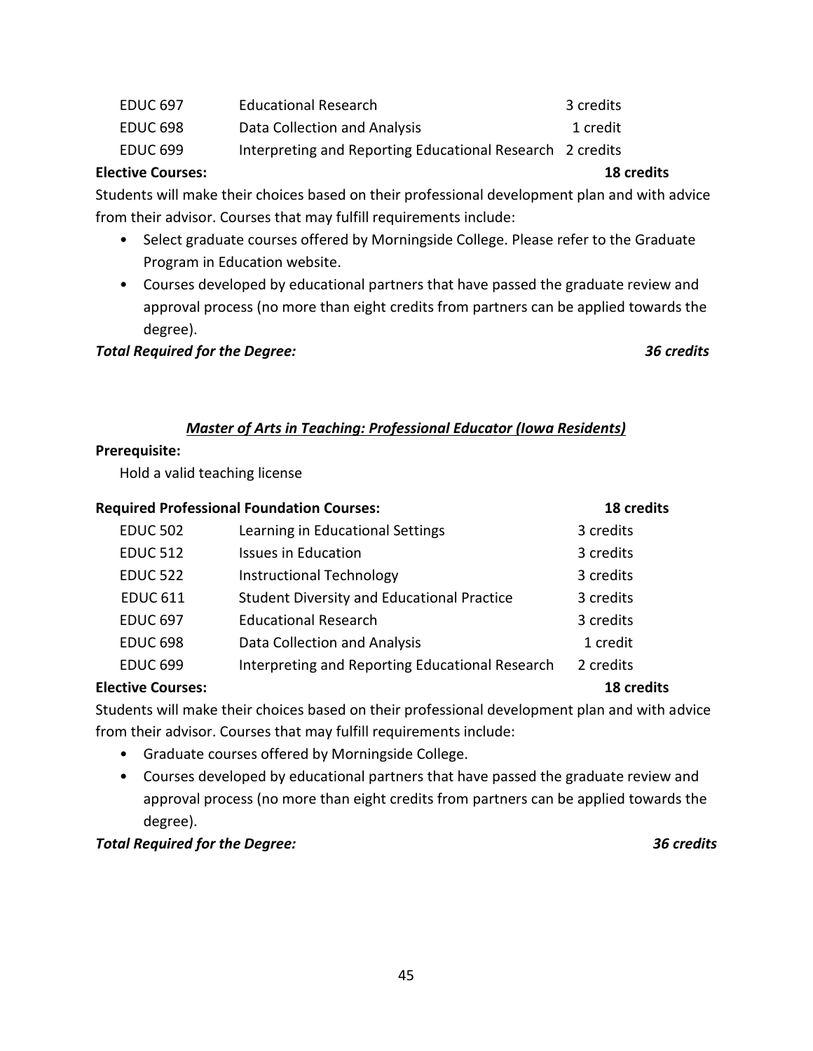| | | |
|---|---|---|
| EDUC 697 | Educational Research | 3 credits |
| EDUC 698 | Data Collection and Analysis | 1 credit |
| EDUC 699 | Interpreting and Reporting Educational Research | 2 credits |

**Elective Courses:** **18 credits**

Students will make their choices based on their professional development plan and with advice from their advisor. Courses that may fulfill requirements include:

- Select graduate courses offered by Morningside College. Please refer to the Graduate Program in Education website.
- Courses developed by educational partners that have passed the graduate review and approval process (no more than eight credits from partners can be applied towards the degree).

***Total Required for the Degree:*** ***36 credits***

### ***Master of Arts in Teaching: Professional Educator (Iowa Residents)***

**Prerequisite:**

Hold a valid teaching license

**Required Professional Foundation Courses:** **18 credits**

| | | |
|---|---|---|
| EDUC 502 | Learning in Educational Settings | 3 credits |
| EDUC 512 | Issues in Education | 3 credits |
| EDUC 522 | Instructional Technology | 3 credits |
| EDUC 611 | Student Diversity and Educational Practice | 3 credits |
| EDUC 697 | Educational Research | 3 credits |
| EDUC 698 | Data Collection and Analysis | 1 credit |
| EDUC 699 | Interpreting and Reporting Educational Research | 2 credits |

**Elective Courses:** **18 credits**

Students will make their choices based on their professional development plan and with advice from their advisor. Courses that may fulfill requirements include:

- Graduate courses offered by Morningside College.
- Courses developed by educational partners that have passed the graduate review and approval process (no more than eight credits from partners can be applied towards the degree).

***Total Required for the Degree:*** ***36 credits***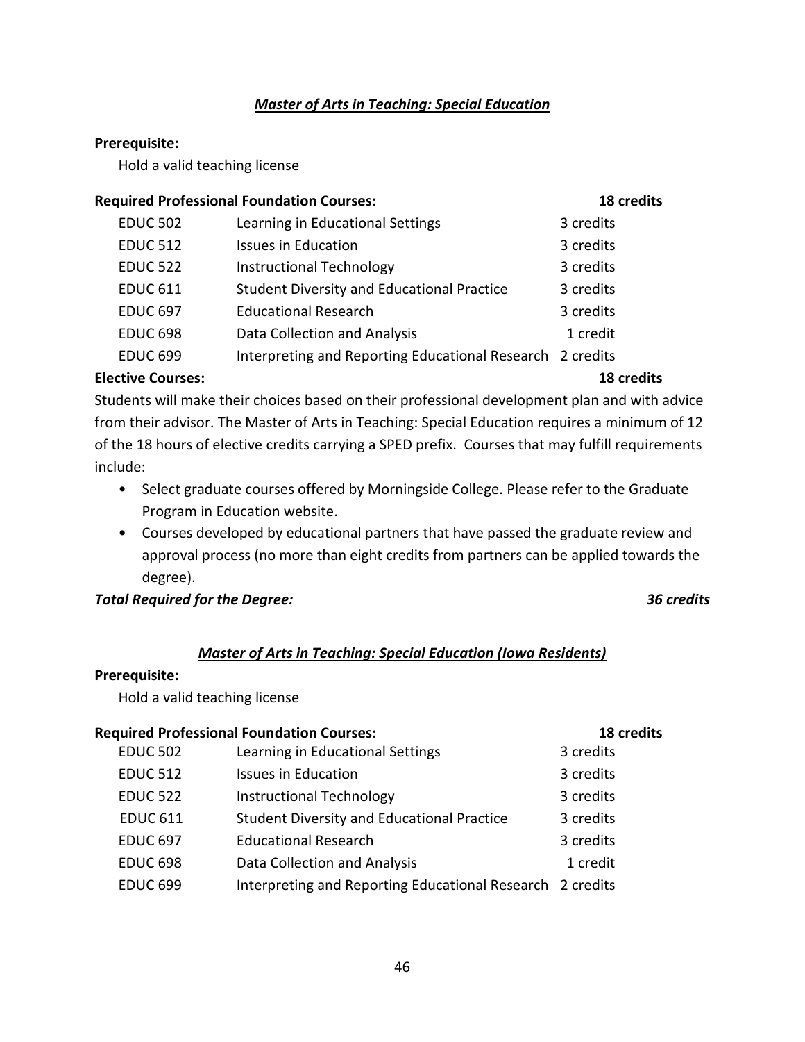## ***Master of Arts in Teaching: Special Education***

**Prerequisite:**

Hold a valid teaching license

**Required Professional Foundation Courses:** **18 credits**

| | | |
|---|---|---|
| EDUC 502 | Learning in Educational Settings | 3 credits |
| EDUC 512 | Issues in Education | 3 credits |
| EDUC 522 | Instructional Technology | 3 credits |
| EDUC 611 | Student Diversity and Educational Practice | 3 credits |
| EDUC 697 | Educational Research | 3 credits |
| EDUC 698 | Data Collection and Analysis | 1 credit |
| EDUC 699 | Interpreting and Reporting Educational Research | 2 credits |

**Elective Courses:** **18 credits**

Students will make their choices based on their professional development plan and with advice from their advisor. The Master of Arts in Teaching: Special Education requires a minimum of 12 of the 18 hours of elective credits carrying a SPED prefix. Courses that may fulfill requirements include:

- Select graduate courses offered by Morningside College. Please refer to the Graduate Program in Education website.
- Courses developed by educational partners that have passed the graduate review and approval process (no more than eight credits from partners can be applied towards the degree).

***Total Required for the Degree:*** ***36 credits***

## ***Master of Arts in Teaching: Special Education (Iowa Residents)***

**Prerequisite:**

Hold a valid teaching license

**Required Professional Foundation Courses:** **18 credits**

| | | |
|---|---|---|
| EDUC 502 | Learning in Educational Settings | 3 credits |
| EDUC 512 | Issues in Education | 3 credits |
| EDUC 522 | Instructional Technology | 3 credits |
| EDUC 611 | Student Diversity and Educational Practice | 3 credits |
| EDUC 697 | Educational Research | 3 credits |
| EDUC 698 | Data Collection and Analysis | 1 credit |
| EDUC 699 | Interpreting and Reporting Educational Research | 2 credits |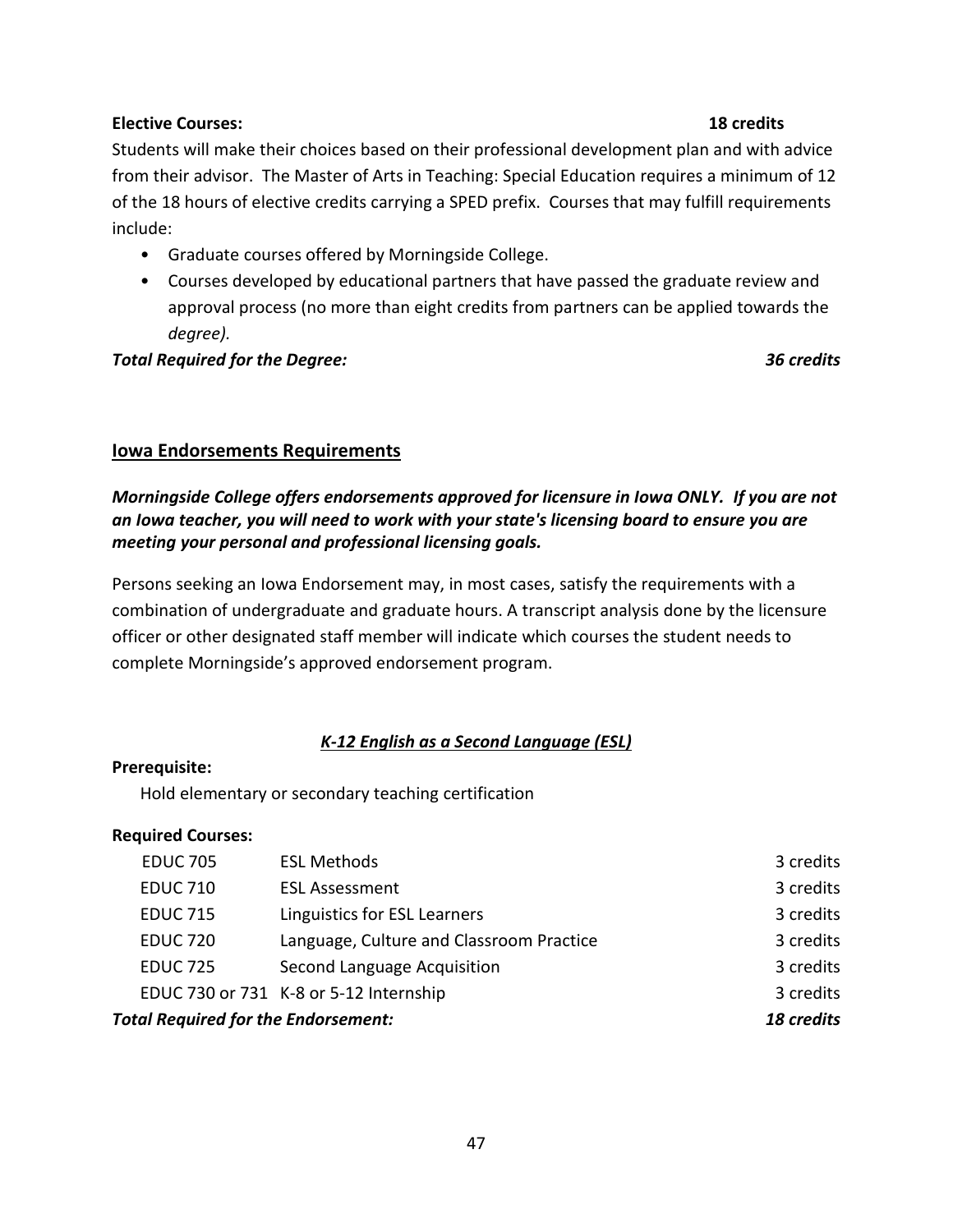**Elective Courses:** **18 credits**

Students will make their choices based on their professional development plan and with advice from their advisor. The Master of Arts in Teaching: Special Education requires a minimum of 12 of the 18 hours of elective credits carrying a SPED prefix. Courses that may fulfill requirements include:

- Graduate courses offered by Morningside College.
- Courses developed by educational partners that have passed the graduate review and approval process (no more than eight credits from partners can be applied towards the *degree).*

***Total Required for the Degree:*** ***36 credits***

## Iowa Endorsements Requirements

***Morningside College offers endorsements approved for licensure in Iowa ONLY. If you are not an Iowa teacher, you will need to work with your state's licensing board to ensure you are meeting your personal and professional licensing goals.***

Persons seeking an Iowa Endorsement may, in most cases, satisfy the requirements with a combination of undergraduate and graduate hours. A transcript analysis done by the licensure officer or other designated staff member will indicate which courses the student needs to complete Morningside's approved endorsement program.

### *K-12 English as a Second Language (ESL)*

**Prerequisite:**

Hold elementary or secondary teaching certification

**Required Courses:**

| Course | Title | Credits |
|---|---|---|
| EDUC 705 | ESL Methods | 3 credits |
| EDUC 710 | ESL Assessment | 3 credits |
| EDUC 715 | Linguistics for ESL Learners | 3 credits |
| EDUC 720 | Language, Culture and Classroom Practice | 3 credits |
| EDUC 725 | Second Language Acquisition | 3 credits |
| EDUC 730 or 731 | K-8 or 5-12 Internship | 3 credits |
| ***Total Required for the Endorsement:*** | | ***18 credits*** |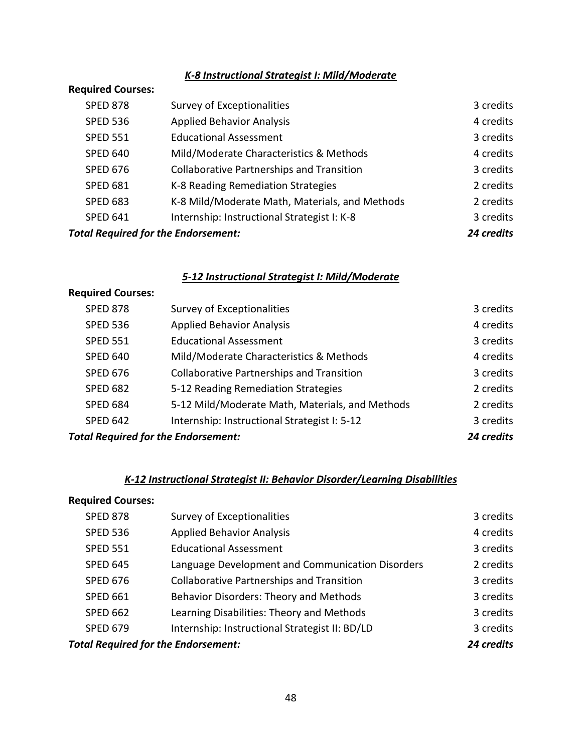### ***K-8 Instructional Strategist I: Mild/Moderate***

**Required Courses:**

| | | |
|---|---|---|
| SPED 878 | Survey of Exceptionalities | 3 credits |
| SPED 536 | Applied Behavior Analysis | 4 credits |
| SPED 551 | Educational Assessment | 3 credits |
| SPED 640 | Mild/Moderate Characteristics & Methods | 4 credits |
| SPED 676 | Collaborative Partnerships and Transition | 3 credits |
| SPED 681 | K-8 Reading Remediation Strategies | 2 credits |
| SPED 683 | K-8 Mild/Moderate Math, Materials, and Methods | 2 credits |
| SPED 641 | Internship: Instructional Strategist I: K-8 | 3 credits |
| ***Total Required for the Endorsement:*** | | ***24 credits*** |

### ***5-12 Instructional Strategist I: Mild/Moderate***

**Required Courses:**

| | | |
|---|---|---|
| SPED 878 | Survey of Exceptionalities | 3 credits |
| SPED 536 | Applied Behavior Analysis | 4 credits |
| SPED 551 | Educational Assessment | 3 credits |
| SPED 640 | Mild/Moderate Characteristics & Methods | 4 credits |
| SPED 676 | Collaborative Partnerships and Transition | 3 credits |
| SPED 682 | 5-12 Reading Remediation Strategies | 2 credits |
| SPED 684 | 5-12 Mild/Moderate Math, Materials, and Methods | 2 credits |
| SPED 642 | Internship: Instructional Strategist I: 5-12 | 3 credits |
| ***Total Required for the Endorsement:*** | | ***24 credits*** |

### ***K-12 Instructional Strategist II: Behavior Disorder/Learning Disabilities***

**Required Courses:**

| | | |
|---|---|---|
| SPED 878 | Survey of Exceptionalities | 3 credits |
| SPED 536 | Applied Behavior Analysis | 4 credits |
| SPED 551 | Educational Assessment | 3 credits |
| SPED 645 | Language Development and Communication Disorders | 2 credits |
| SPED 676 | Collaborative Partnerships and Transition | 3 credits |
| SPED 661 | Behavior Disorders: Theory and Methods | 3 credits |
| SPED 662 | Learning Disabilities: Theory and Methods | 3 credits |
| SPED 679 | Internship: Instructional Strategist II: BD/LD | 3 credits |
| ***Total Required for the Endorsement:*** | | ***24 credits*** |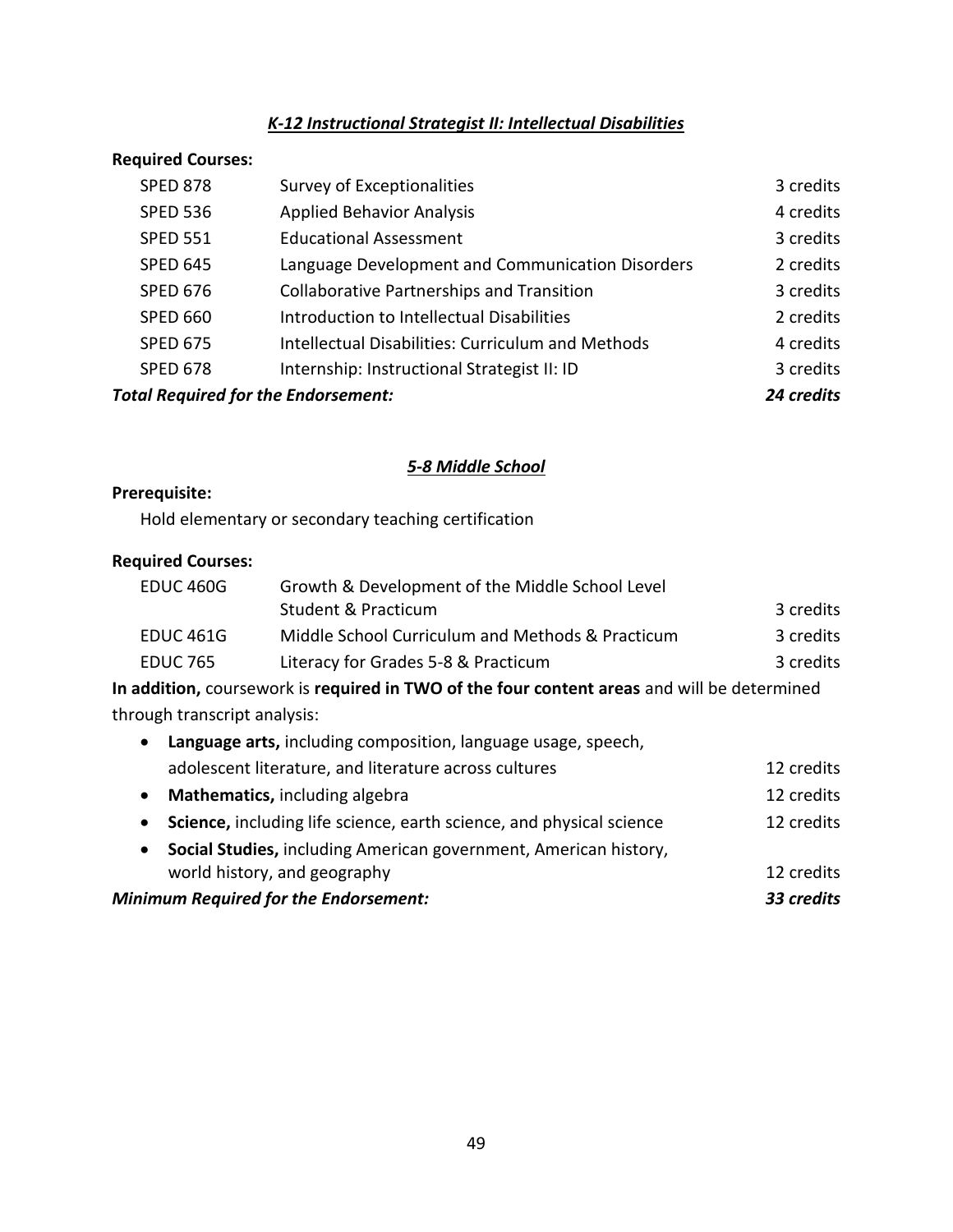### *K-12 Instructional Strategist II: Intellectual Disabilities*

**Required Courses:**

| | | |
|---|---|---|
| SPED 878 | Survey of Exceptionalities | 3 credits |
| SPED 536 | Applied Behavior Analysis | 4 credits |
| SPED 551 | Educational Assessment | 3 credits |
| SPED 645 | Language Development and Communication Disorders | 2 credits |
| SPED 676 | Collaborative Partnerships and Transition | 3 credits |
| SPED 660 | Introduction to Intellectual Disabilities | 2 credits |
| SPED 675 | Intellectual Disabilities: Curriculum and Methods | 4 credits |
| SPED 678 | Internship: Instructional Strategist II: ID | 3 credits |
| ***Total Required for the Endorsement:*** | | ***24 credits*** |

### *5-8 Middle School*

**Prerequisite:**

Hold elementary or secondary teaching certification

**Required Courses:**

| | | |
|---|---|---|
| EDUC 460G | Growth & Development of the Middle School Level Student & Practicum | 3 credits |
| EDUC 461G | Middle School Curriculum and Methods & Practicum | 3 credits |
| EDUC 765 | Literacy for Grades 5-8 & Practicum | 3 credits |

**In addition,** coursework is **required in TWO of the four content areas** and will be determined through transcript analysis:

- **Language arts,** including composition, language usage, speech, adolescent literature, and literature across cultures — 12 credits
- **Mathematics,** including algebra — 12 credits
- **Science,** including life science, earth science, and physical science — 12 credits
- **Social Studies,** including American government, American history, world history, and geography — 12 credits

***Minimum Required for the Endorsement:*** ***33 credits***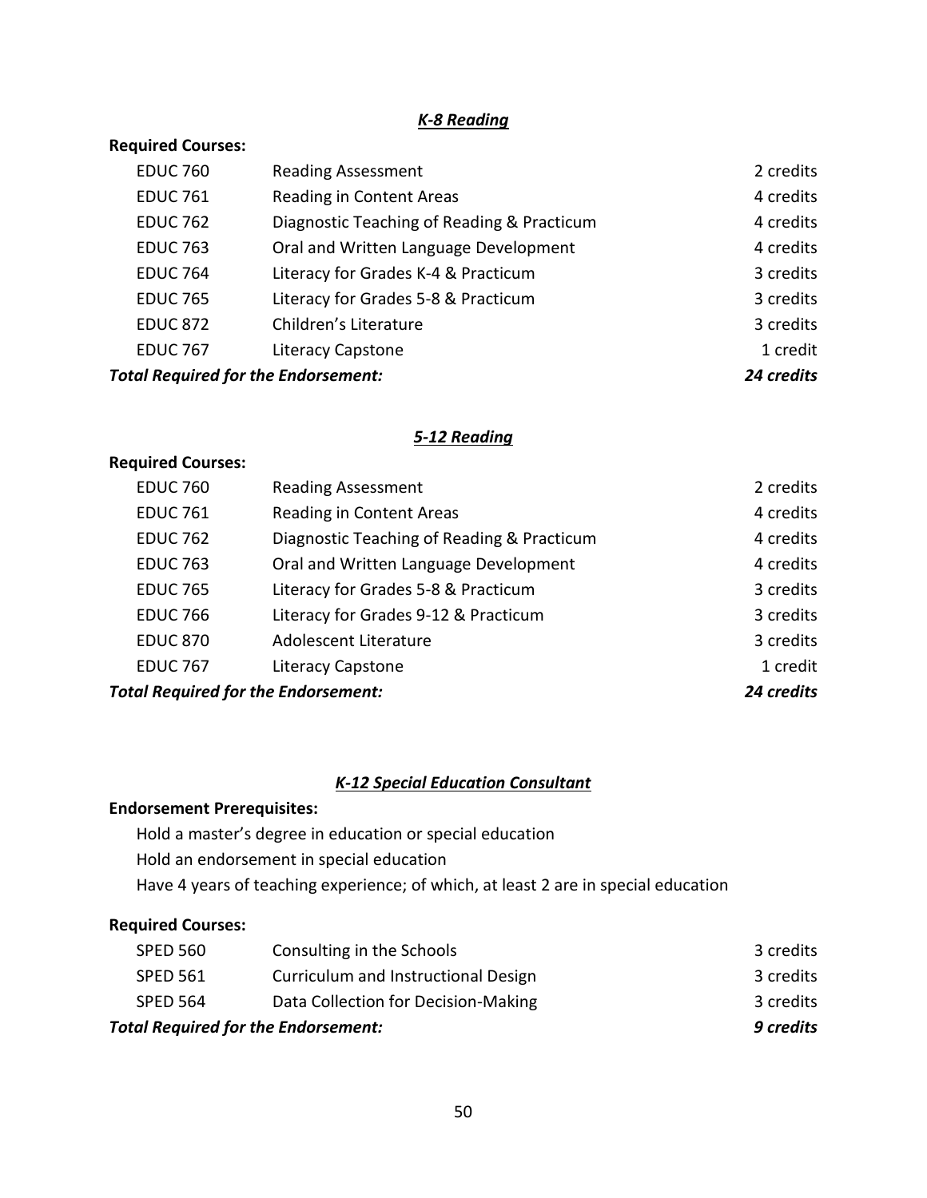### *K-8 Reading*

**Required Courses:**

| | | |
|---|---|---|
| EDUC 760 | Reading Assessment | 2 credits |
| EDUC 761 | Reading in Content Areas | 4 credits |
| EDUC 762 | Diagnostic Teaching of Reading & Practicum | 4 credits |
| EDUC 763 | Oral and Written Language Development | 4 credits |
| EDUC 764 | Literacy for Grades K-4 & Practicum | 3 credits |
| EDUC 765 | Literacy for Grades 5-8 & Practicum | 3 credits |
| EDUC 872 | Children's Literature | 3 credits |
| EDUC 767 | Literacy Capstone | 1 credit |
| ***Total Required for the Endorsement:*** | | ***24 credits*** |

### *5-12 Reading*

**Required Courses:**

| | | |
|---|---|---|
| EDUC 760 | Reading Assessment | 2 credits |
| EDUC 761 | Reading in Content Areas | 4 credits |
| EDUC 762 | Diagnostic Teaching of Reading & Practicum | 4 credits |
| EDUC 763 | Oral and Written Language Development | 4 credits |
| EDUC 765 | Literacy for Grades 5-8 & Practicum | 3 credits |
| EDUC 766 | Literacy for Grades 9-12 & Practicum | 3 credits |
| EDUC 870 | Adolescent Literature | 3 credits |
| EDUC 767 | Literacy Capstone | 1 credit |
| ***Total Required for the Endorsement:*** | | ***24 credits*** |

### *K-12 Special Education Consultant*

**Endorsement Prerequisites:**

Hold a master's degree in education or special education

Hold an endorsement in special education

Have 4 years of teaching experience; of which, at least 2 are in special education

**Required Courses:**

| | | |
|---|---|---|
| SPED 560 | Consulting in the Schools | 3 credits |
| SPED 561 | Curriculum and Instructional Design | 3 credits |
| SPED 564 | Data Collection for Decision-Making | 3 credits |
| ***Total Required for the Endorsement:*** | | ***9 credits*** |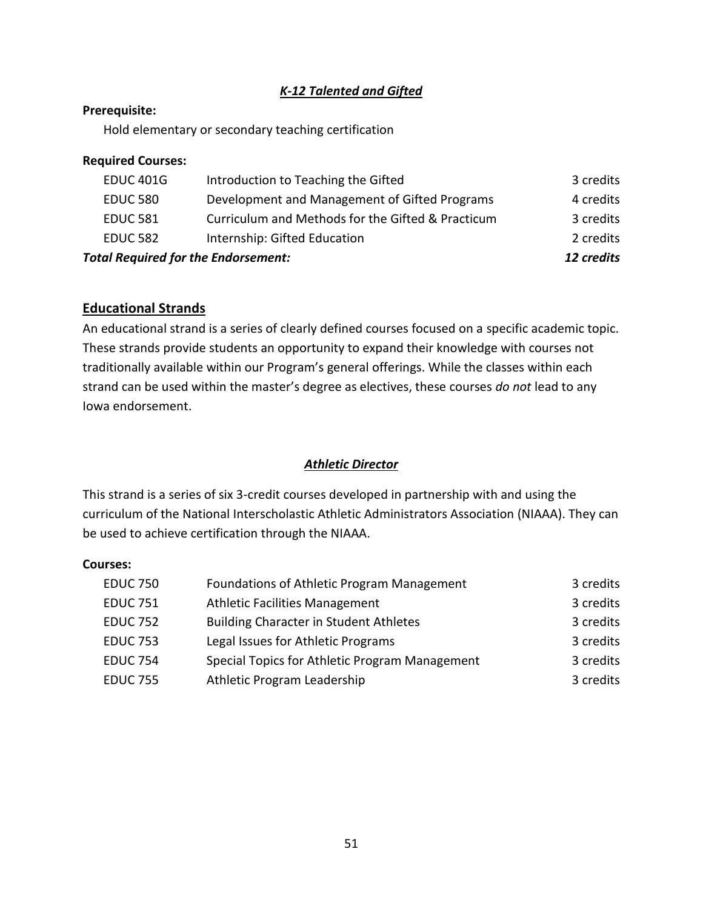### *K-12 Talented and Gifted*

**Prerequisite:**

Hold elementary or secondary teaching certification

**Required Courses:**

| | | |
|---|---|---|
| EDUC 401G | Introduction to Teaching the Gifted | 3 credits |
| EDUC 580 | Development and Management of Gifted Programs | 4 credits |
| EDUC 581 | Curriculum and Methods for the Gifted & Practicum | 3 credits |
| EDUC 582 | Internship: Gifted Education | 2 credits |
| ***Total Required for the Endorsement:*** | | ***12 credits*** |

## Educational Strands

An educational strand is a series of clearly defined courses focused on a specific academic topic. These strands provide students an opportunity to expand their knowledge with courses not traditionally available within our Program's general offerings. While the classes within each strand can be used within the master's degree as electives, these courses *do not* lead to any Iowa endorsement.

### *Athletic Director*

This strand is a series of six 3-credit courses developed in partnership with and using the curriculum of the National Interscholastic Athletic Administrators Association (NIAAA). They can be used to achieve certification through the NIAAA.

**Courses:**

| | | |
|---|---|---|
| EDUC 750 | Foundations of Athletic Program Management | 3 credits |
| EDUC 751 | Athletic Facilities Management | 3 credits |
| EDUC 752 | Building Character in Student Athletes | 3 credits |
| EDUC 753 | Legal Issues for Athletic Programs | 3 credits |
| EDUC 754 | Special Topics for Athletic Program Management | 3 credits |
| EDUC 755 | Athletic Program Leadership | 3 credits |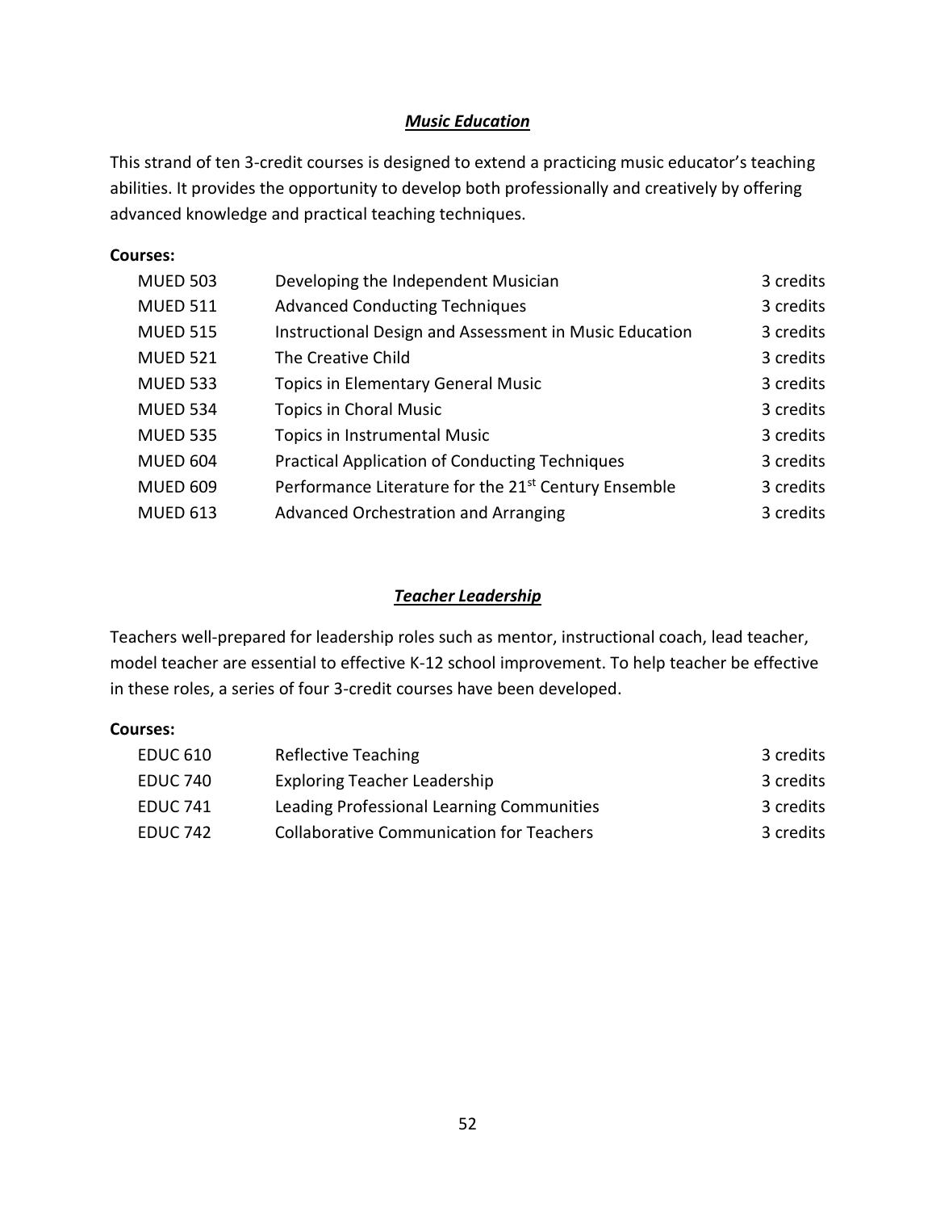## ***Music Education***

This strand of ten 3-credit courses is designed to extend a practicing music educator's teaching abilities. It provides the opportunity to develop both professionally and creatively by offering advanced knowledge and practical teaching techniques.

**Courses:**

| | | |
|---|---|---|
| MUED 503 | Developing the Independent Musician | 3 credits |
| MUED 511 | Advanced Conducting Techniques | 3 credits |
| MUED 515 | Instructional Design and Assessment in Music Education | 3 credits |
| MUED 521 | The Creative Child | 3 credits |
| MUED 533 | Topics in Elementary General Music | 3 credits |
| MUED 534 | Topics in Choral Music | 3 credits |
| MUED 535 | Topics in Instrumental Music | 3 credits |
| MUED 604 | Practical Application of Conducting Techniques | 3 credits |
| MUED 609 | Performance Literature for the 21st Century Ensemble | 3 credits |
| MUED 613 | Advanced Orchestration and Arranging | 3 credits |

## ***Teacher Leadership***

Teachers well-prepared for leadership roles such as mentor, instructional coach, lead teacher, model teacher are essential to effective K-12 school improvement. To help teacher be effective in these roles, a series of four 3-credit courses have been developed.

**Courses:**

| | | |
|---|---|---|
| EDUC 610 | Reflective Teaching | 3 credits |
| EDUC 740 | Exploring Teacher Leadership | 3 credits |
| EDUC 741 | Leading Professional Learning Communities | 3 credits |
| EDUC 742 | Collaborative Communication for Teachers | 3 credits |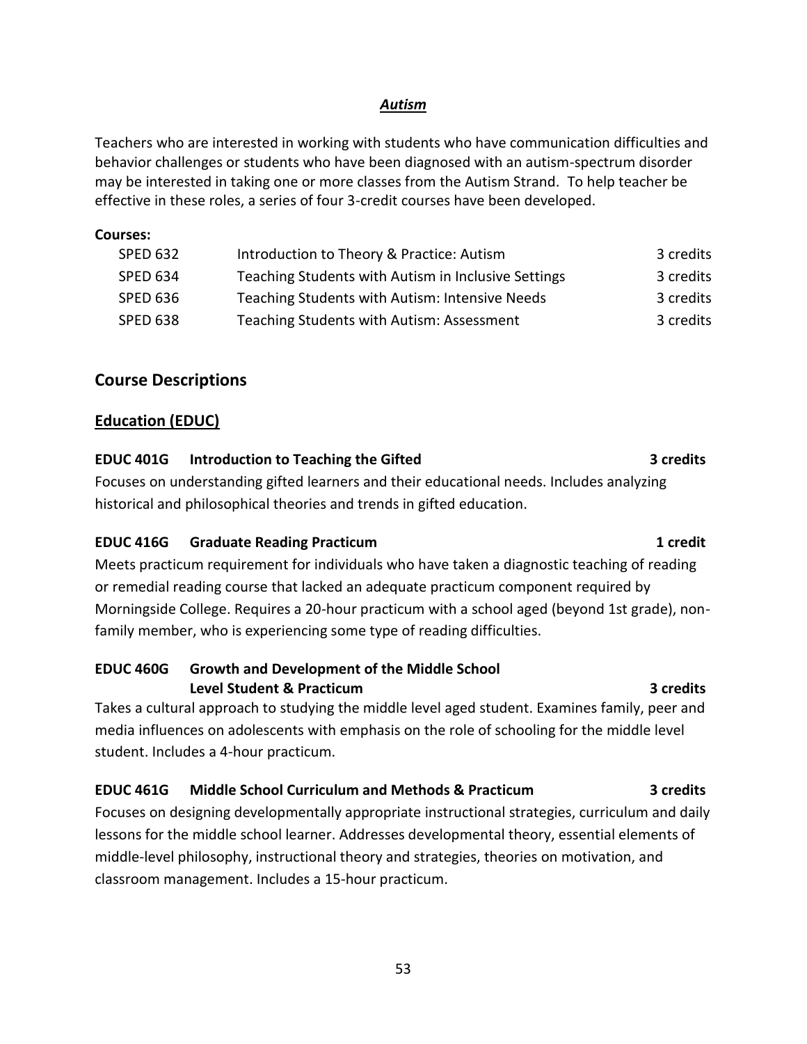***Autism***

Teachers who are interested in working with students who have communication difficulties and behavior challenges or students who have been diagnosed with an autism-spectrum disorder may be interested in taking one or more classes from the Autism Strand. To help teacher be effective in these roles, a series of four 3-credit courses have been developed.

**Courses:**

| | | |
|---|---|---|
| SPED 632 | Introduction to Theory & Practice: Autism | 3 credits |
| SPED 634 | Teaching Students with Autism in Inclusive Settings | 3 credits |
| SPED 636 | Teaching Students with Autism: Intensive Needs | 3 credits |
| SPED 638 | Teaching Students with Autism: Assessment | 3 credits |

## Course Descriptions

### Education (EDUC)

**EDUC 401G Introduction to Teaching the Gifted 3 credits**

Focuses on understanding gifted learners and their educational needs. Includes analyzing historical and philosophical theories and trends in gifted education.

**EDUC 416G Graduate Reading Practicum 1 credit**

Meets practicum requirement for individuals who have taken a diagnostic teaching of reading or remedial reading course that lacked an adequate practicum component required by Morningside College. Requires a 20-hour practicum with a school aged (beyond 1st grade), non-family member, who is experiencing some type of reading difficulties.

**EDUC 460G Growth and Development of the Middle School Level Student & Practicum 3 credits**

Takes a cultural approach to studying the middle level aged student. Examines family, peer and media influences on adolescents with emphasis on the role of schooling for the middle level student. Includes a 4-hour practicum.

**EDUC 461G Middle School Curriculum and Methods & Practicum 3 credits**

Focuses on designing developmentally appropriate instructional strategies, curriculum and daily lessons for the middle school learner. Addresses developmental theory, essential elements of middle-level philosophy, instructional theory and strategies, theories on motivation, and classroom management. Includes a 15-hour practicum.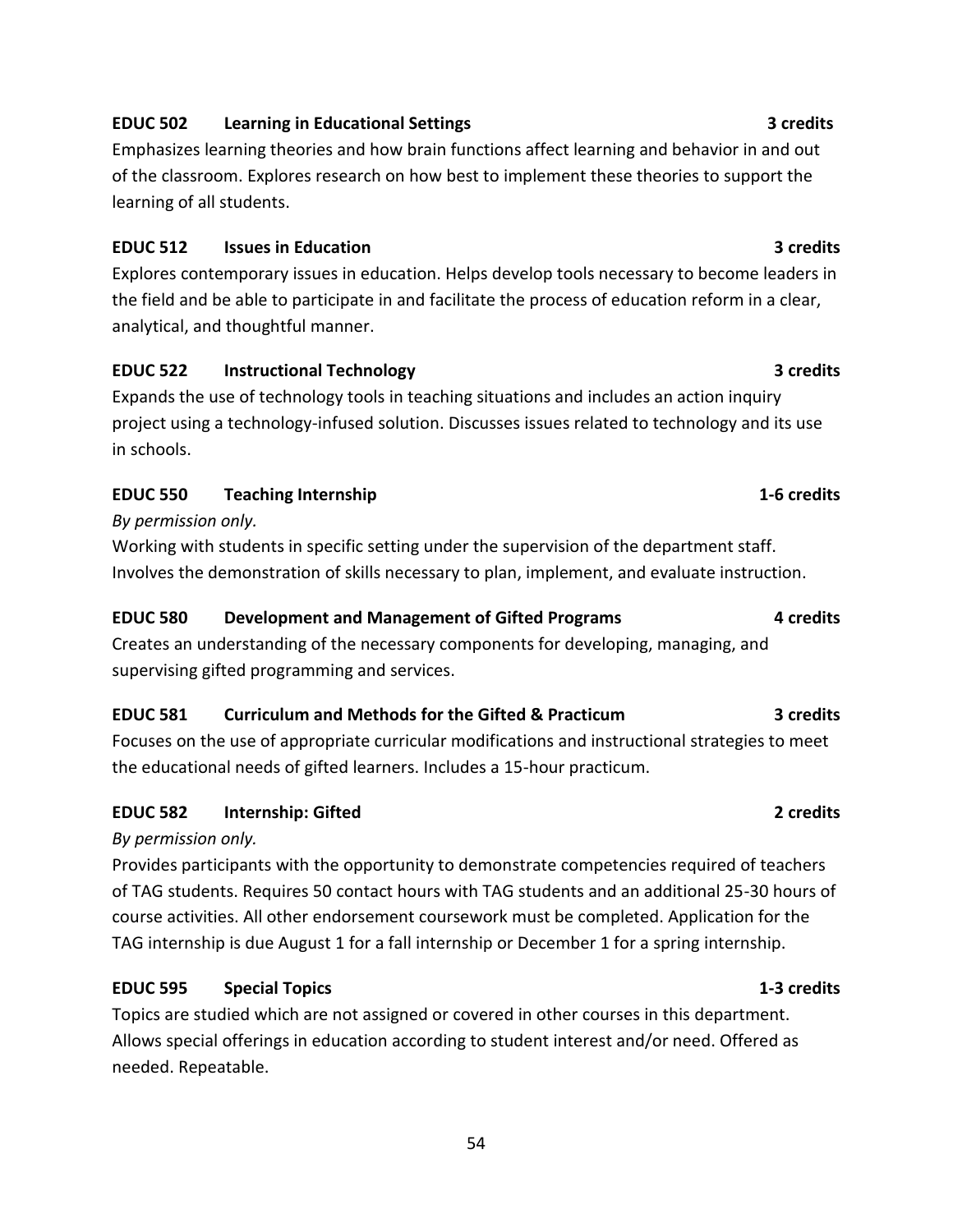**EDUC 502 Learning in Educational Settings 3 credits**

Emphasizes learning theories and how brain functions affect learning and behavior in and out of the classroom. Explores research on how best to implement these theories to support the learning of all students.

**EDUC 512 Issues in Education 3 credits**

Explores contemporary issues in education. Helps develop tools necessary to become leaders in the field and be able to participate in and facilitate the process of education reform in a clear, analytical, and thoughtful manner.

**EDUC 522 Instructional Technology 3 credits**

Expands the use of technology tools in teaching situations and includes an action inquiry project using a technology-infused solution. Discusses issues related to technology and its use in schools.

**EDUC 550 Teaching Internship 1-6 credits**

*By permission only.*

Working with students in specific setting under the supervision of the department staff. Involves the demonstration of skills necessary to plan, implement, and evaluate instruction.

**EDUC 580 Development and Management of Gifted Programs 4 credits**

Creates an understanding of the necessary components for developing, managing, and supervising gifted programming and services.

**EDUC 581 Curriculum and Methods for the Gifted & Practicum 3 credits**

Focuses on the use of appropriate curricular modifications and instructional strategies to meet the educational needs of gifted learners. Includes a 15-hour practicum.

**EDUC 582 Internship: Gifted 2 credits**

*By permission only.*

Provides participants with the opportunity to demonstrate competencies required of teachers of TAG students. Requires 50 contact hours with TAG students and an additional 25-30 hours of course activities. All other endorsement coursework must be completed. Application for the TAG internship is due August 1 for a fall internship or December 1 for a spring internship.

**EDUC 595 Special Topics 1-3 credits**

Topics are studied which are not assigned or covered in other courses in this department. Allows special offerings in education according to student interest and/or need. Offered as needed. Repeatable.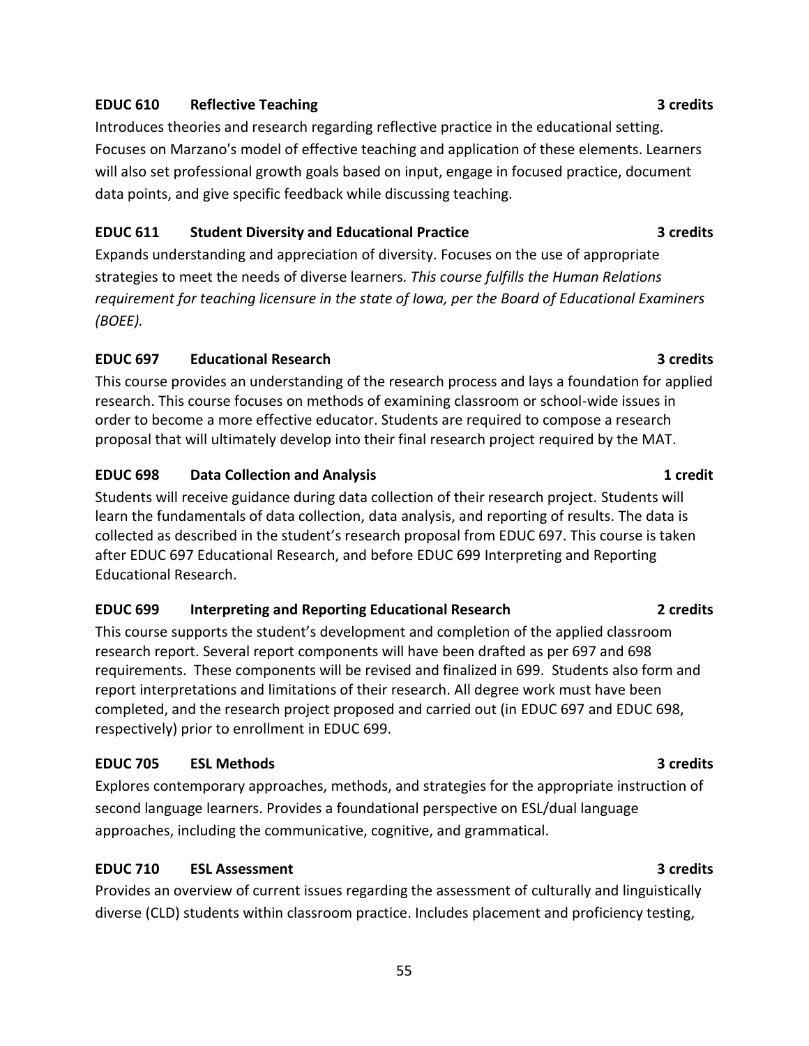### EDUC 610 Reflective Teaching — 3 credits

Introduces theories and research regarding reflective practice in the educational setting. Focuses on Marzano's model of effective teaching and application of these elements. Learners will also set professional growth goals based on input, engage in focused practice, document data points, and give specific feedback while discussing teaching.

### EDUC 611 Student Diversity and Educational Practice — 3 credits

Expands understanding and appreciation of diversity. Focuses on the use of appropriate strategies to meet the needs of diverse learners. *This course fulfills the Human Relations requirement for teaching licensure in the state of Iowa, per the Board of Educational Examiners (BOEE).*

### EDUC 697 Educational Research — 3 credits

This course provides an understanding of the research process and lays a foundation for applied research. This course focuses on methods of examining classroom or school-wide issues in order to become a more effective educator. Students are required to compose a research proposal that will ultimately develop into their final research project required by the MAT.

### EDUC 698 Data Collection and Analysis — 1 credit

Students will receive guidance during data collection of their research project. Students will learn the fundamentals of data collection, data analysis, and reporting of results. The data is collected as described in the student's research proposal from EDUC 697. This course is taken after EDUC 697 Educational Research, and before EDUC 699 Interpreting and Reporting Educational Research.

### EDUC 699 Interpreting and Reporting Educational Research — 2 credits

This course supports the student's development and completion of the applied classroom research report. Several report components will have been drafted as per 697 and 698 requirements. These components will be revised and finalized in 699. Students also form and report interpretations and limitations of their research. All degree work must have been completed, and the research project proposed and carried out (in EDUC 697 and EDUC 698, respectively) prior to enrollment in EDUC 699.

### EDUC 705 ESL Methods — 3 credits

Explores contemporary approaches, methods, and strategies for the appropriate instruction of second language learners. Provides a foundational perspective on ESL/dual language approaches, including the communicative, cognitive, and grammatical.

### EDUC 710 ESL Assessment — 3 credits

Provides an overview of current issues regarding the assessment of culturally and linguistically diverse (CLD) students within classroom practice. Includes placement and proficiency testing,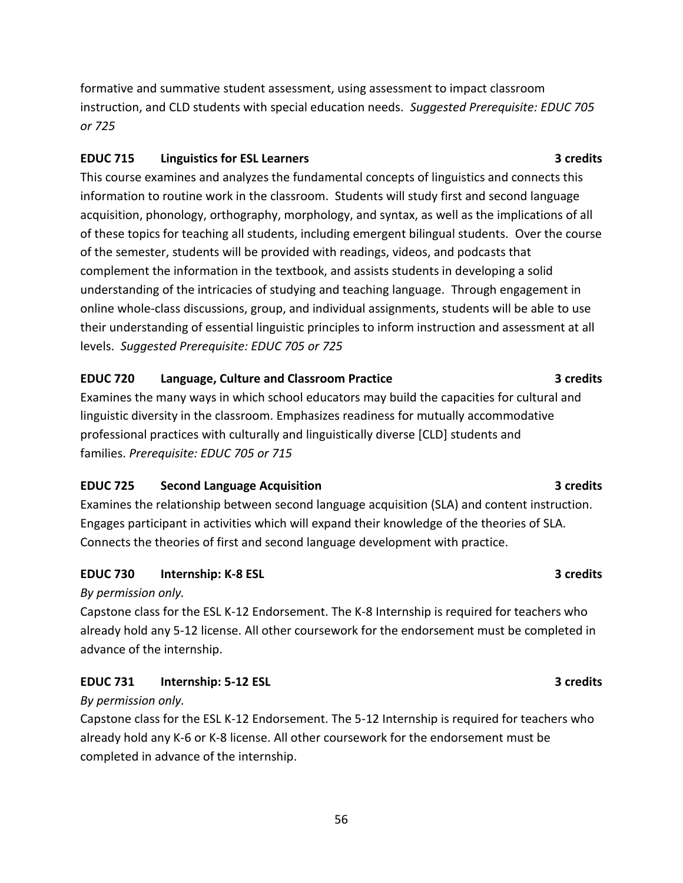formative and summative student assessment, using assessment to impact classroom instruction, and CLD students with special education needs. *Suggested Prerequisite: EDUC 705 or 725*

### EDUC 715 Linguistics for ESL Learners — 3 credits

This course examines and analyzes the fundamental concepts of linguistics and connects this information to routine work in the classroom. Students will study first and second language acquisition, phonology, orthography, morphology, and syntax, as well as the implications of all of these topics for teaching all students, including emergent bilingual students. Over the course of the semester, students will be provided with readings, videos, and podcasts that complement the information in the textbook, and assists students in developing a solid understanding of the intricacies of studying and teaching language. Through engagement in online whole-class discussions, group, and individual assignments, students will be able to use their understanding of essential linguistic principles to inform instruction and assessment at all levels. *Suggested Prerequisite: EDUC 705 or 725*

### EDUC 720 Language, Culture and Classroom Practice — 3 credits

Examines the many ways in which school educators may build the capacities for cultural and linguistic diversity in the classroom. Emphasizes readiness for mutually accommodative professional practices with culturally and linguistically diverse [CLD] students and families. *Prerequisite: EDUC 705 or 715*

### EDUC 725 Second Language Acquisition — 3 credits

Examines the relationship between second language acquisition (SLA) and content instruction. Engages participant in activities which will expand their knowledge of the theories of SLA. Connects the theories of first and second language development with practice.

### EDUC 730 Internship: K-8 ESL — 3 credits

*By permission only.*

Capstone class for the ESL K-12 Endorsement. The K-8 Internship is required for teachers who already hold any 5-12 license. All other coursework for the endorsement must be completed in advance of the internship.

### EDUC 731 Internship: 5-12 ESL — 3 credits

*By permission only.*

Capstone class for the ESL K-12 Endorsement. The 5-12 Internship is required for teachers who already hold any K-6 or K-8 license. All other coursework for the endorsement must be completed in advance of the internship.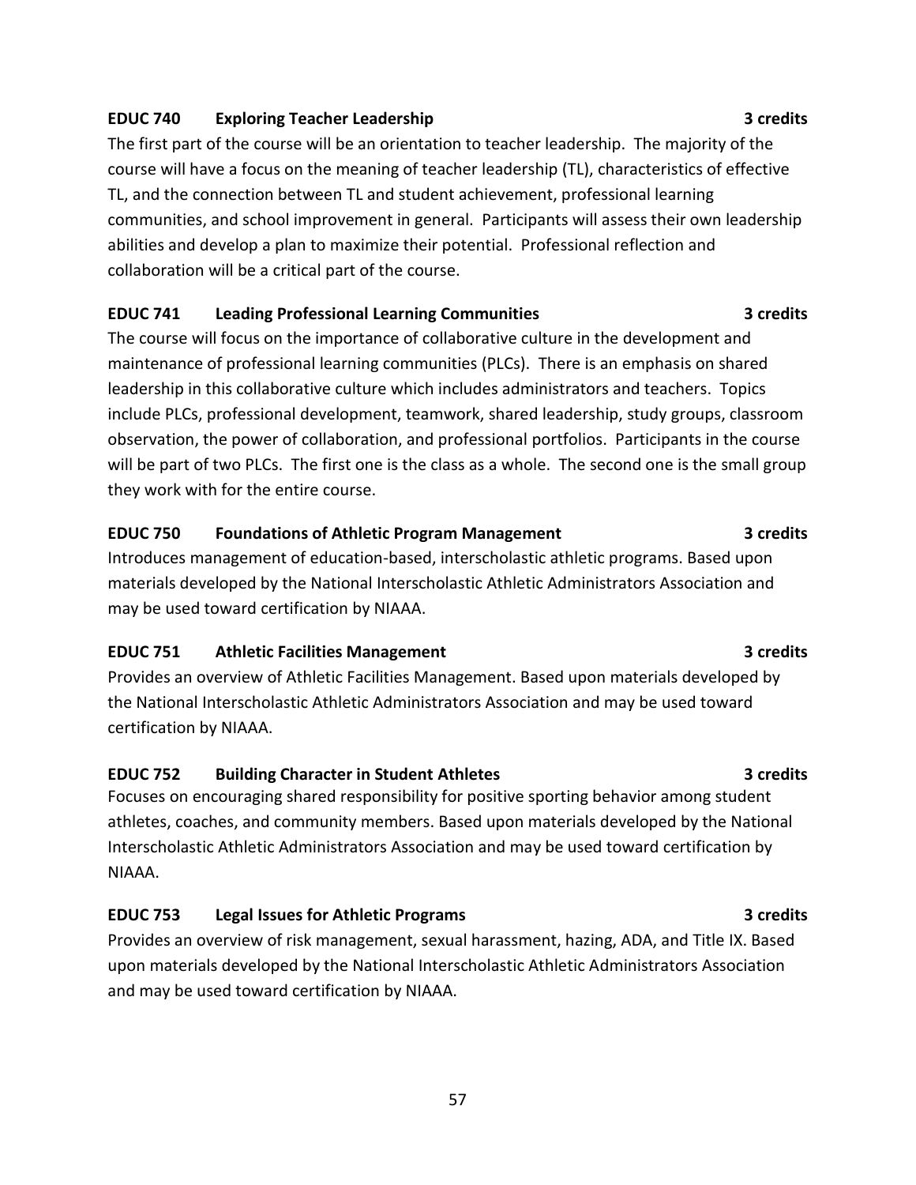**EDUC 740 Exploring Teacher Leadership 3 credits**

The first part of the course will be an orientation to teacher leadership. The majority of the course will have a focus on the meaning of teacher leadership (TL), characteristics of effective TL, and the connection between TL and student achievement, professional learning communities, and school improvement in general. Participants will assess their own leadership abilities and develop a plan to maximize their potential. Professional reflection and collaboration will be a critical part of the course.

**EDUC 741 Leading Professional Learning Communities 3 credits**

The course will focus on the importance of collaborative culture in the development and maintenance of professional learning communities (PLCs). There is an emphasis on shared leadership in this collaborative culture which includes administrators and teachers. Topics include PLCs, professional development, teamwork, shared leadership, study groups, classroom observation, the power of collaboration, and professional portfolios. Participants in the course will be part of two PLCs. The first one is the class as a whole. The second one is the small group they work with for the entire course.

**EDUC 750 Foundations of Athletic Program Management 3 credits**

Introduces management of education-based, interscholastic athletic programs. Based upon materials developed by the National Interscholastic Athletic Administrators Association and may be used toward certification by NIAAA.

**EDUC 751 Athletic Facilities Management 3 credits**

Provides an overview of Athletic Facilities Management. Based upon materials developed by the National Interscholastic Athletic Administrators Association and may be used toward certification by NIAAA.

**EDUC 752 Building Character in Student Athletes 3 credits**

Focuses on encouraging shared responsibility for positive sporting behavior among student athletes, coaches, and community members. Based upon materials developed by the National Interscholastic Athletic Administrators Association and may be used toward certification by NIAAA.

**EDUC 753 Legal Issues for Athletic Programs 3 credits**

Provides an overview of risk management, sexual harassment, hazing, ADA, and Title IX. Based upon materials developed by the National Interscholastic Athletic Administrators Association and may be used toward certification by NIAAA.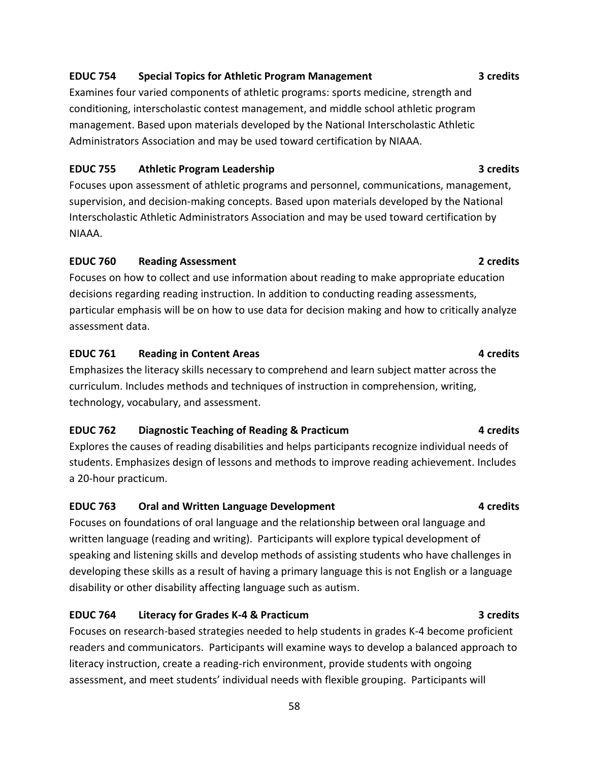**EDUC 754 Special Topics for Athletic Program Management 3 credits**

Examines four varied components of athletic programs: sports medicine, strength and conditioning, interscholastic contest management, and middle school athletic program management. Based upon materials developed by the National Interscholastic Athletic Administrators Association and may be used toward certification by NIAAA.

**EDUC 755 Athletic Program Leadership 3 credits**

Focuses upon assessment of athletic programs and personnel, communications, management, supervision, and decision-making concepts. Based upon materials developed by the National Interscholastic Athletic Administrators Association and may be used toward certification by NIAAA.

**EDUC 760 Reading Assessment 2 credits**

Focuses on how to collect and use information about reading to make appropriate education decisions regarding reading instruction. In addition to conducting reading assessments, particular emphasis will be on how to use data for decision making and how to critically analyze assessment data.

**EDUC 761 Reading in Content Areas 4 credits**

Emphasizes the literacy skills necessary to comprehend and learn subject matter across the curriculum. Includes methods and techniques of instruction in comprehension, writing, technology, vocabulary, and assessment.

**EDUC 762 Diagnostic Teaching of Reading & Practicum 4 credits**

Explores the causes of reading disabilities and helps participants recognize individual needs of students. Emphasizes design of lessons and methods to improve reading achievement. Includes a 20-hour practicum.

**EDUC 763 Oral and Written Language Development 4 credits**

Focuses on foundations of oral language and the relationship between oral language and written language (reading and writing). Participants will explore typical development of speaking and listening skills and develop methods of assisting students who have challenges in developing these skills as a result of having a primary language this is not English or a language disability or other disability affecting language such as autism.

**EDUC 764 Literacy for Grades K-4 & Practicum 3 credits**

Focuses on research-based strategies needed to help students in grades K-4 become proficient readers and communicators. Participants will examine ways to develop a balanced approach to literacy instruction, create a reading-rich environment, provide students with ongoing assessment, and meet students' individual needs with flexible grouping. Participants will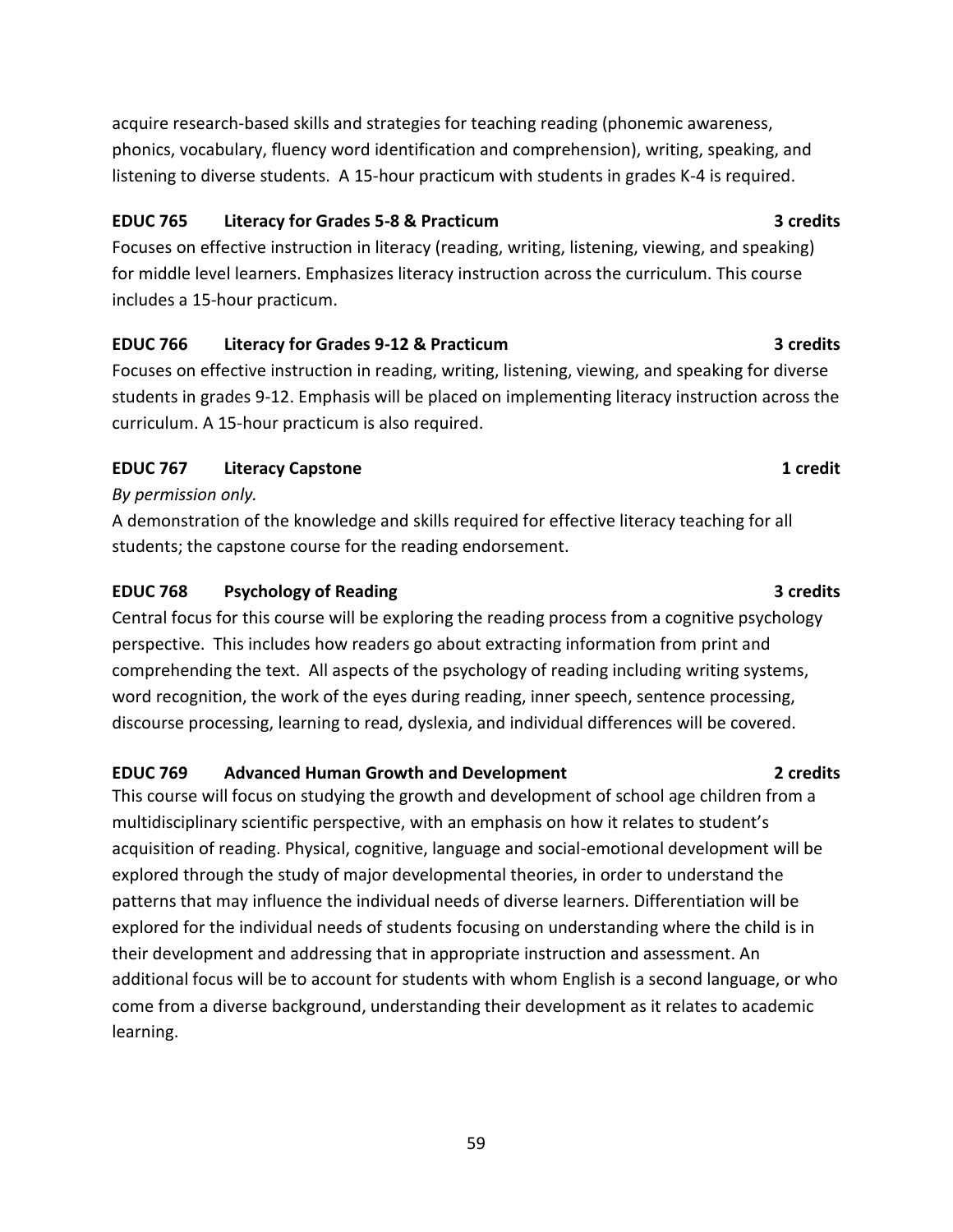acquire research-based skills and strategies for teaching reading (phonemic awareness, phonics, vocabulary, fluency word identification and comprehension), writing, speaking, and listening to diverse students. A 15-hour practicum with students in grades K-4 is required.

### EDUC 765 Literacy for Grades 5-8 & Practicum 3 credits

Focuses on effective instruction in literacy (reading, writing, listening, viewing, and speaking) for middle level learners. Emphasizes literacy instruction across the curriculum. This course includes a 15-hour practicum.

### EDUC 766 Literacy for Grades 9-12 & Practicum 3 credits

Focuses on effective instruction in reading, writing, listening, viewing, and speaking for diverse students in grades 9-12. Emphasis will be placed on implementing literacy instruction across the curriculum. A 15-hour practicum is also required.

### EDUC 767 Literacy Capstone 1 credit

*By permission only.*

A demonstration of the knowledge and skills required for effective literacy teaching for all students; the capstone course for the reading endorsement.

### EDUC 768 Psychology of Reading 3 credits

Central focus for this course will be exploring the reading process from a cognitive psychology perspective. This includes how readers go about extracting information from print and comprehending the text. All aspects of the psychology of reading including writing systems, word recognition, the work of the eyes during reading, inner speech, sentence processing, discourse processing, learning to read, dyslexia, and individual differences will be covered.

### EDUC 769 Advanced Human Growth and Development 2 credits

This course will focus on studying the growth and development of school age children from a multidisciplinary scientific perspective, with an emphasis on how it relates to student's acquisition of reading. Physical, cognitive, language and social-emotional development will be explored through the study of major developmental theories, in order to understand the patterns that may influence the individual needs of diverse learners. Differentiation will be explored for the individual needs of students focusing on understanding where the child is in their development and addressing that in appropriate instruction and assessment. An additional focus will be to account for students with whom English is a second language, or who come from a diverse background, understanding their development as it relates to academic learning.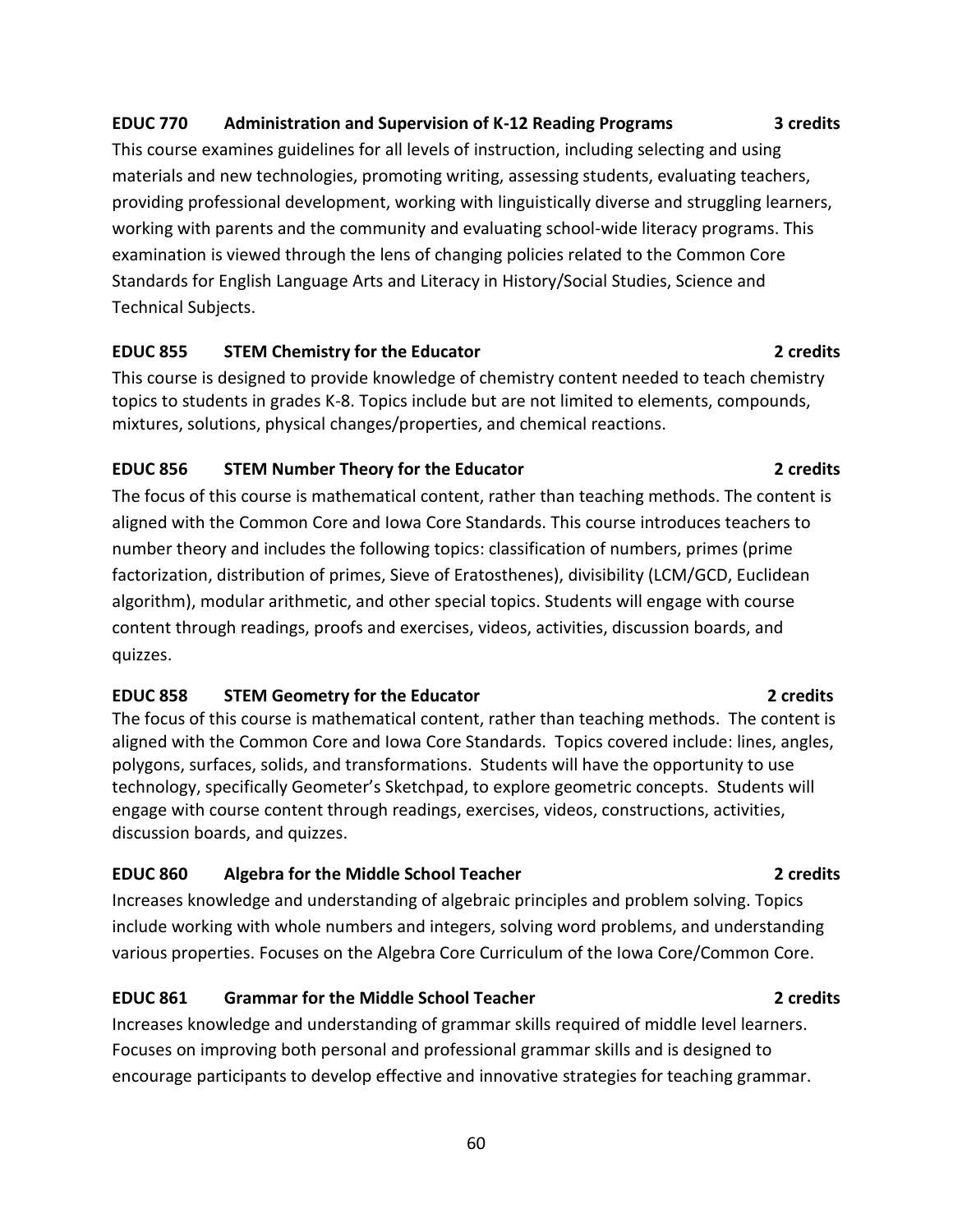**EDUC 770 Administration and Supervision of K-12 Reading Programs 3 credits**

This course examines guidelines for all levels of instruction, including selecting and using materials and new technologies, promoting writing, assessing students, evaluating teachers, providing professional development, working with linguistically diverse and struggling learners, working with parents and the community and evaluating school-wide literacy programs. This examination is viewed through the lens of changing policies related to the Common Core Standards for English Language Arts and Literacy in History/Social Studies, Science and Technical Subjects.

**EDUC 855 STEM Chemistry for the Educator 2 credits**

This course is designed to provide knowledge of chemistry content needed to teach chemistry topics to students in grades K-8. Topics include but are not limited to elements, compounds, mixtures, solutions, physical changes/properties, and chemical reactions.

**EDUC 856 STEM Number Theory for the Educator 2 credits**

The focus of this course is mathematical content, rather than teaching methods. The content is aligned with the Common Core and Iowa Core Standards. This course introduces teachers to number theory and includes the following topics: classification of numbers, primes (prime factorization, distribution of primes, Sieve of Eratosthenes), divisibility (LCM/GCD, Euclidean algorithm), modular arithmetic, and other special topics. Students will engage with course content through readings, proofs and exercises, videos, activities, discussion boards, and quizzes.

**EDUC 858 STEM Geometry for the Educator 2 credits**

The focus of this course is mathematical content, rather than teaching methods. The content is aligned with the Common Core and Iowa Core Standards. Topics covered include: lines, angles, polygons, surfaces, solids, and transformations. Students will have the opportunity to use technology, specifically Geometer's Sketchpad, to explore geometric concepts. Students will engage with course content through readings, exercises, videos, constructions, activities, discussion boards, and quizzes.

**EDUC 860 Algebra for the Middle School Teacher 2 credits**

Increases knowledge and understanding of algebraic principles and problem solving. Topics include working with whole numbers and integers, solving word problems, and understanding various properties. Focuses on the Algebra Core Curriculum of the Iowa Core/Common Core.

**EDUC 861 Grammar for the Middle School Teacher 2 credits**

Increases knowledge and understanding of grammar skills required of middle level learners. Focuses on improving both personal and professional grammar skills and is designed to encourage participants to develop effective and innovative strategies for teaching grammar.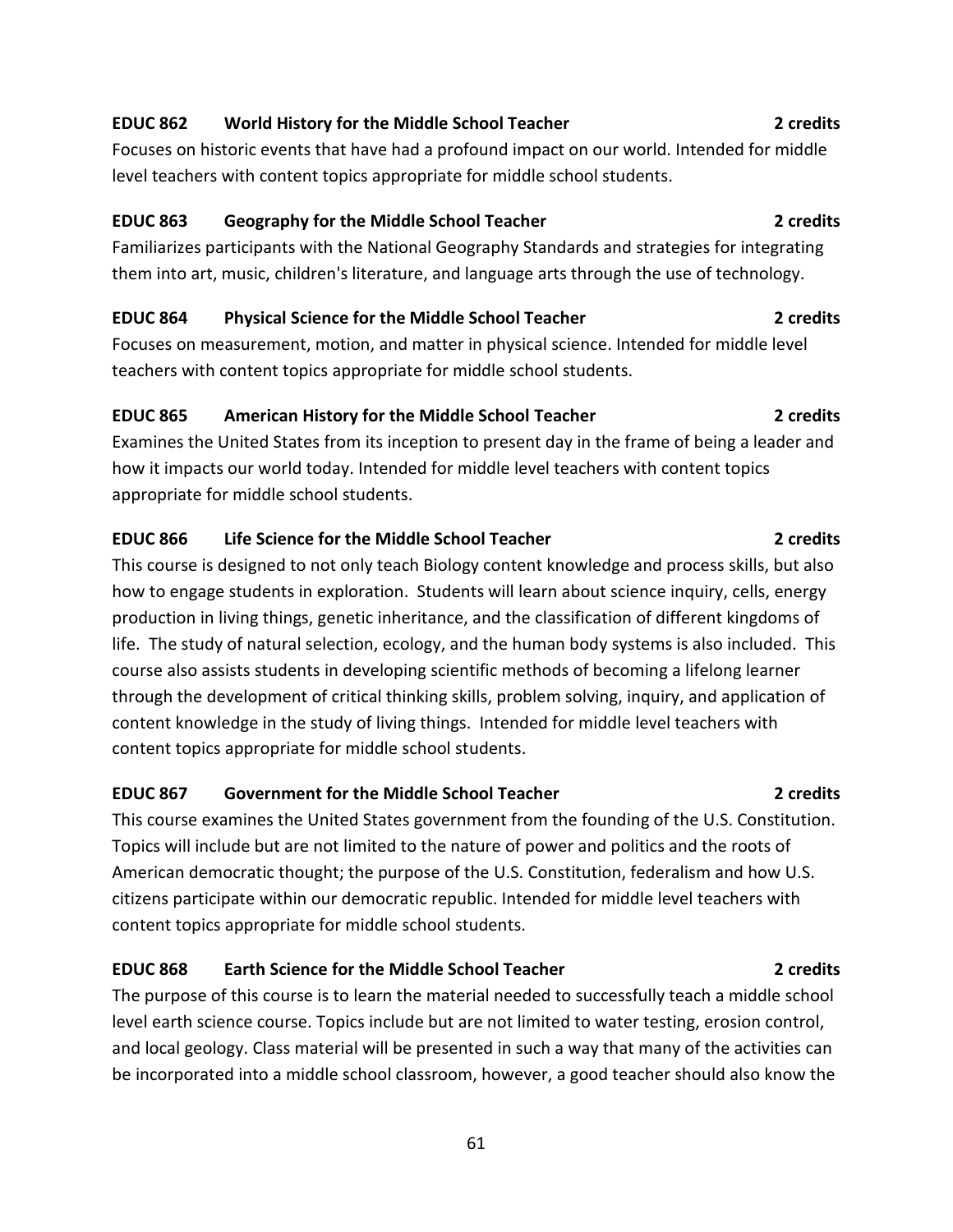**EDUC 862 World History for the Middle School Teacher 2 credits**

Focuses on historic events that have had a profound impact on our world. Intended for middle level teachers with content topics appropriate for middle school students.

**EDUC 863 Geography for the Middle School Teacher 2 credits**

Familiarizes participants with the National Geography Standards and strategies for integrating them into art, music, children's literature, and language arts through the use of technology.

**EDUC 864 Physical Science for the Middle School Teacher 2 credits**

Focuses on measurement, motion, and matter in physical science. Intended for middle level teachers with content topics appropriate for middle school students.

**EDUC 865 American History for the Middle School Teacher 2 credits**

Examines the United States from its inception to present day in the frame of being a leader and how it impacts our world today. Intended for middle level teachers with content topics appropriate for middle school students.

**EDUC 866 Life Science for the Middle School Teacher 2 credits**

This course is designed to not only teach Biology content knowledge and process skills, but also how to engage students in exploration. Students will learn about science inquiry, cells, energy production in living things, genetic inheritance, and the classification of different kingdoms of life. The study of natural selection, ecology, and the human body systems is also included. This course also assists students in developing scientific methods of becoming a lifelong learner through the development of critical thinking skills, problem solving, inquiry, and application of content knowledge in the study of living things. Intended for middle level teachers with content topics appropriate for middle school students.

**EDUC 867 Government for the Middle School Teacher 2 credits**

This course examines the United States government from the founding of the U.S. Constitution. Topics will include but are not limited to the nature of power and politics and the roots of American democratic thought; the purpose of the U.S. Constitution, federalism and how U.S. citizens participate within our democratic republic. Intended for middle level teachers with content topics appropriate for middle school students.

**EDUC 868 Earth Science for the Middle School Teacher 2 credits**

The purpose of this course is to learn the material needed to successfully teach a middle school level earth science course. Topics include but are not limited to water testing, erosion control, and local geology. Class material will be presented in such a way that many of the activities can be incorporated into a middle school classroom, however, a good teacher should also know the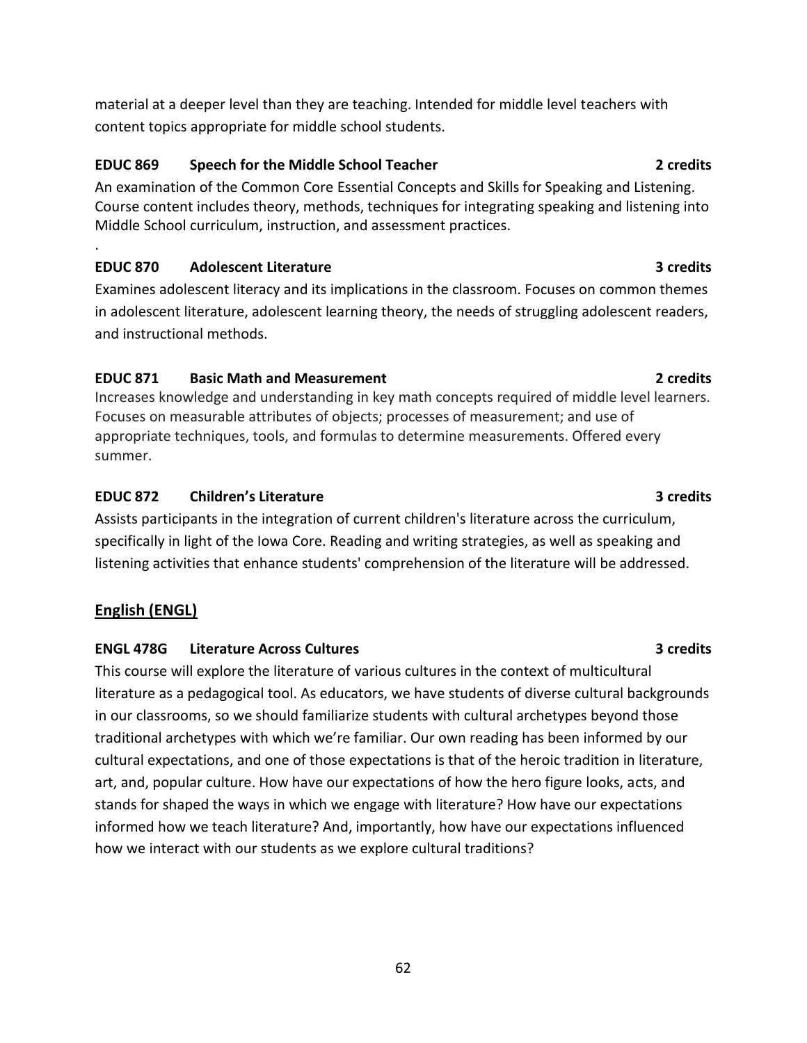material at a deeper level than they are teaching. Intended for middle level teachers with content topics appropriate for middle school students.

**EDUC 869 Speech for the Middle School Teacher 2 credits**

An examination of the Common Core Essential Concepts and Skills for Speaking and Listening. Course content includes theory, methods, techniques for integrating speaking and listening into Middle School curriculum, instruction, and assessment practices.

.

**EDUC 870 Adolescent Literature 3 credits**

Examines adolescent literacy and its implications in the classroom. Focuses on common themes in adolescent literature, adolescent learning theory, the needs of struggling adolescent readers, and instructional methods.

**EDUC 871 Basic Math and Measurement 2 credits**

Increases knowledge and understanding in key math concepts required of middle level learners. Focuses on measurable attributes of objects; processes of measurement; and use of appropriate techniques, tools, and formulas to determine measurements. Offered every summer.

**EDUC 872 Children's Literature 3 credits**

Assists participants in the integration of current children's literature across the curriculum, specifically in light of the Iowa Core. Reading and writing strategies, as well as speaking and listening activities that enhance students' comprehension of the literature will be addressed.

## English (ENGL)

**ENGL 478G Literature Across Cultures 3 credits**

This course will explore the literature of various cultures in the context of multicultural literature as a pedagogical tool. As educators, we have students of diverse cultural backgrounds in our classrooms, so we should familiarize students with cultural archetypes beyond those traditional archetypes with which we're familiar. Our own reading has been informed by our cultural expectations, and one of those expectations is that of the heroic tradition in literature, art, and, popular culture. How have our expectations of how the hero figure looks, acts, and stands for shaped the ways in which we engage with literature? How have our expectations informed how we teach literature? And, importantly, how have our expectations influenced how we interact with our students as we explore cultural traditions?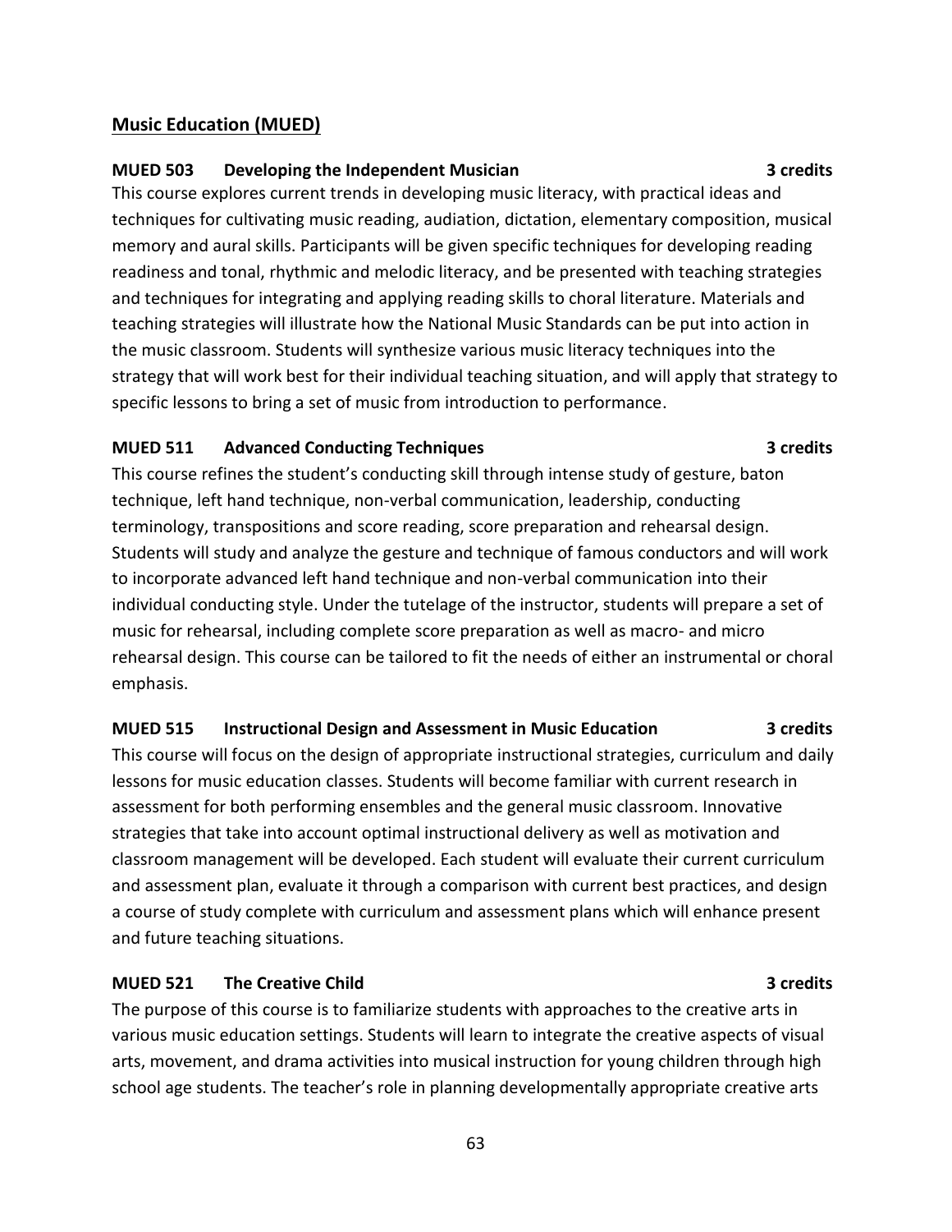## Music Education (MUED)

### MUED 503 Developing the Independent Musician 3 credits

This course explores current trends in developing music literacy, with practical ideas and techniques for cultivating music reading, audiation, dictation, elementary composition, musical memory and aural skills. Participants will be given specific techniques for developing reading readiness and tonal, rhythmic and melodic literacy, and be presented with teaching strategies and techniques for integrating and applying reading skills to choral literature. Materials and teaching strategies will illustrate how the National Music Standards can be put into action in the music classroom. Students will synthesize various music literacy techniques into the strategy that will work best for their individual teaching situation, and will apply that strategy to specific lessons to bring a set of music from introduction to performance.

### MUED 511 Advanced Conducting Techniques 3 credits

This course refines the student's conducting skill through intense study of gesture, baton technique, left hand technique, non-verbal communication, leadership, conducting terminology, transpositions and score reading, score preparation and rehearsal design. Students will study and analyze the gesture and technique of famous conductors and will work to incorporate advanced left hand technique and non-verbal communication into their individual conducting style. Under the tutelage of the instructor, students will prepare a set of music for rehearsal, including complete score preparation as well as macro- and micro rehearsal design. This course can be tailored to fit the needs of either an instrumental or choral emphasis.

### MUED 515 Instructional Design and Assessment in Music Education 3 credits

This course will focus on the design of appropriate instructional strategies, curriculum and daily lessons for music education classes. Students will become familiar with current research in assessment for both performing ensembles and the general music classroom. Innovative strategies that take into account optimal instructional delivery as well as motivation and classroom management will be developed. Each student will evaluate their current curriculum and assessment plan, evaluate it through a comparison with current best practices, and design a course of study complete with curriculum and assessment plans which will enhance present and future teaching situations.

### MUED 521 The Creative Child 3 credits

The purpose of this course is to familiarize students with approaches to the creative arts in various music education settings. Students will learn to integrate the creative aspects of visual arts, movement, and drama activities into musical instruction for young children through high school age students. The teacher's role in planning developmentally appropriate creative arts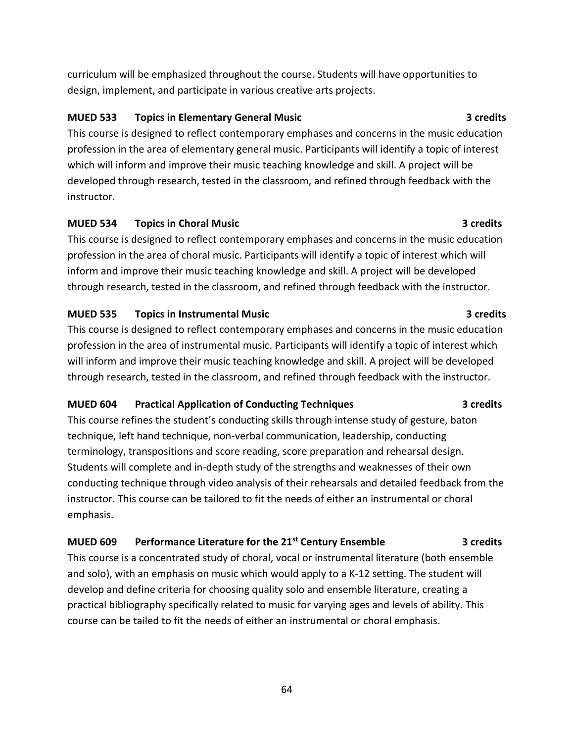curriculum will be emphasized throughout the course. Students will have opportunities to design, implement, and participate in various creative arts projects.

**MUED 533 Topics in Elementary General Music 3 credits**

This course is designed to reflect contemporary emphases and concerns in the music education profession in the area of elementary general music. Participants will identify a topic of interest which will inform and improve their music teaching knowledge and skill. A project will be developed through research, tested in the classroom, and refined through feedback with the instructor.

**MUED 534 Topics in Choral Music 3 credits**

This course is designed to reflect contemporary emphases and concerns in the music education profession in the area of choral music. Participants will identify a topic of interest which will inform and improve their music teaching knowledge and skill. A project will be developed through research, tested in the classroom, and refined through feedback with the instructor.

**MUED 535 Topics in Instrumental Music 3 credits**

This course is designed to reflect contemporary emphases and concerns in the music education profession in the area of instrumental music. Participants will identify a topic of interest which will inform and improve their music teaching knowledge and skill. A project will be developed through research, tested in the classroom, and refined through feedback with the instructor.

**MUED 604 Practical Application of Conducting Techniques 3 credits**

This course refines the student's conducting skills through intense study of gesture, baton technique, left hand technique, non-verbal communication, leadership, conducting terminology, transpositions and score reading, score preparation and rehearsal design. Students will complete and in-depth study of the strengths and weaknesses of their own conducting technique through video analysis of their rehearsals and detailed feedback from the instructor. This course can be tailored to fit the needs of either an instrumental or choral emphasis.

**MUED 609 Performance Literature for the 21st Century Ensemble 3 credits**

This course is a concentrated study of choral, vocal or instrumental literature (both ensemble and solo), with an emphasis on music which would apply to a K-12 setting. The student will develop and define criteria for choosing quality solo and ensemble literature, creating a practical bibliography specifically related to music for varying ages and levels of ability. This course can be tailed to fit the needs of either an instrumental or choral emphasis.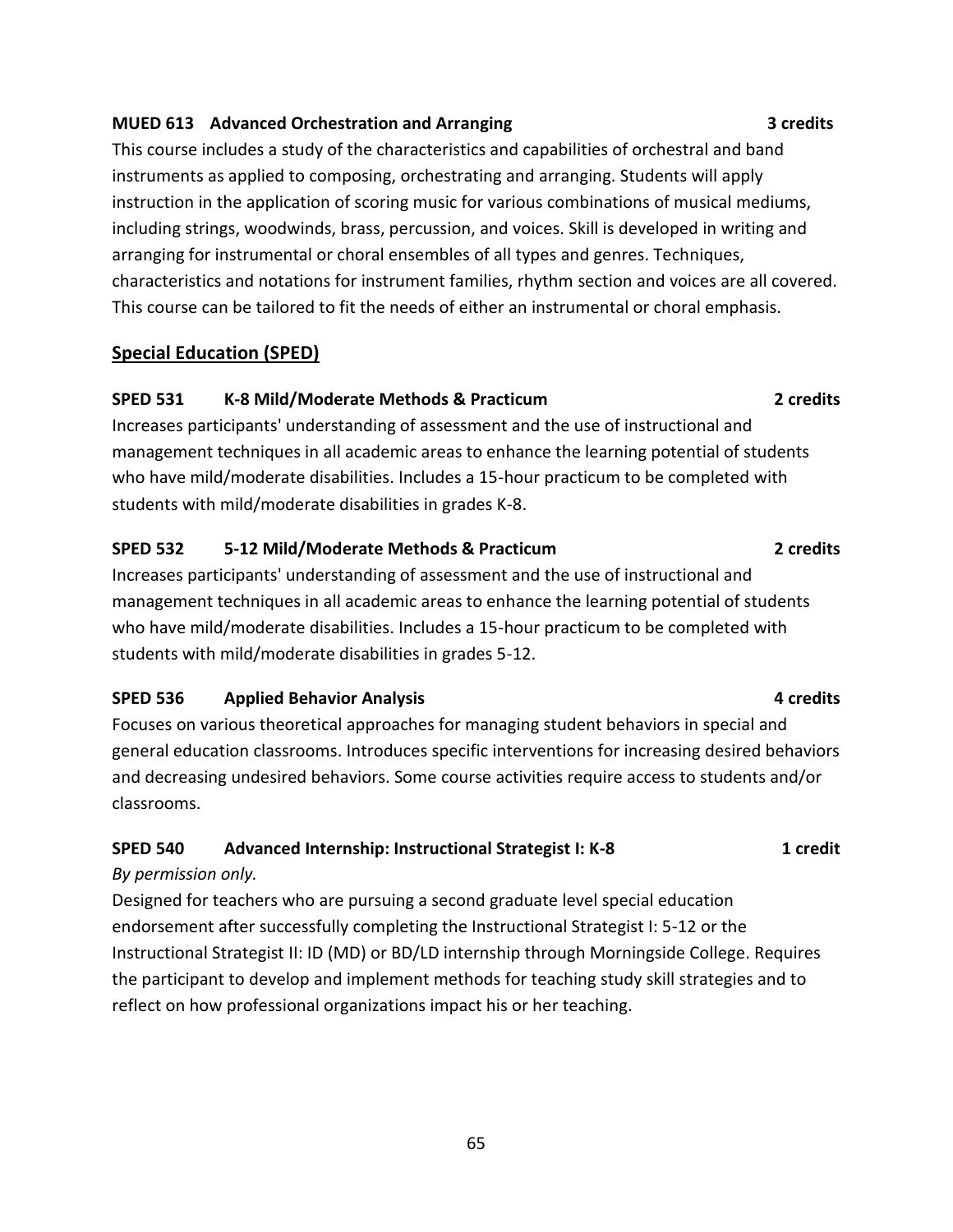**MUED 613 Advanced Orchestration and Arranging 3 credits**

This course includes a study of the characteristics and capabilities of orchestral and band instruments as applied to composing, orchestrating and arranging. Students will apply instruction in the application of scoring music for various combinations of musical mediums, including strings, woodwinds, brass, percussion, and voices. Skill is developed in writing and arranging for instrumental or choral ensembles of all types and genres. Techniques, characteristics and notations for instrument families, rhythm section and voices are all covered. This course can be tailored to fit the needs of either an instrumental or choral emphasis.

## Special Education (SPED)

**SPED 531 K-8 Mild/Moderate Methods & Practicum 2 credits**

Increases participants' understanding of assessment and the use of instructional and management techniques in all academic areas to enhance the learning potential of students who have mild/moderate disabilities. Includes a 15-hour practicum to be completed with students with mild/moderate disabilities in grades K-8.

**SPED 532 5-12 Mild/Moderate Methods & Practicum 2 credits**

Increases participants' understanding of assessment and the use of instructional and management techniques in all academic areas to enhance the learning potential of students who have mild/moderate disabilities. Includes a 15-hour practicum to be completed with students with mild/moderate disabilities in grades 5-12.

**SPED 536 Applied Behavior Analysis 4 credits**

Focuses on various theoretical approaches for managing student behaviors in special and general education classrooms. Introduces specific interventions for increasing desired behaviors and decreasing undesired behaviors. Some course activities require access to students and/or classrooms.

**SPED 540 Advanced Internship: Instructional Strategist I: K-8 1 credit**

*By permission only.*

Designed for teachers who are pursuing a second graduate level special education endorsement after successfully completing the Instructional Strategist I: 5-12 or the Instructional Strategist II: ID (MD) or BD/LD internship through Morningside College. Requires the participant to develop and implement methods for teaching study skill strategies and to reflect on how professional organizations impact his or her teaching.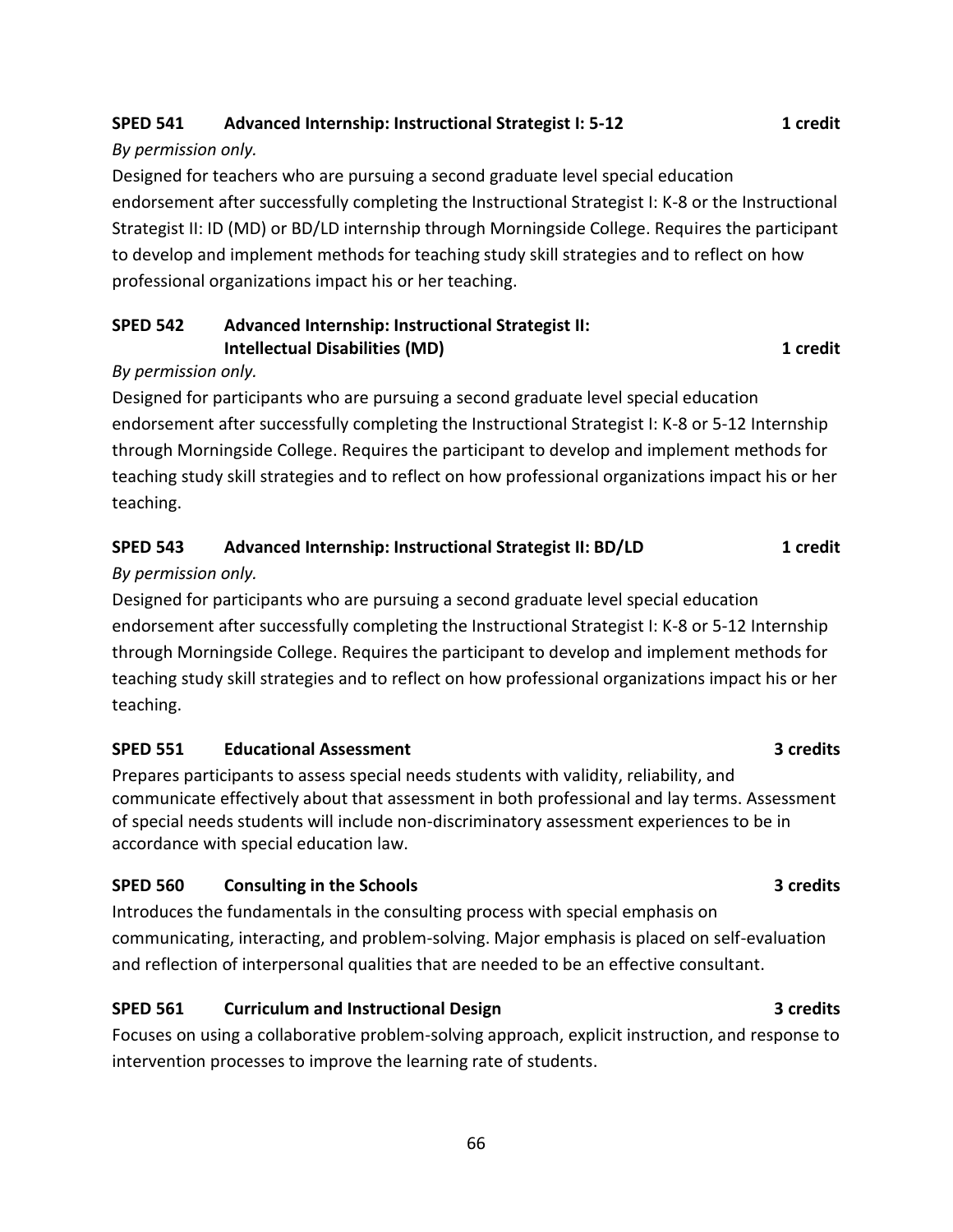**SPED 541 Advanced Internship: Instructional Strategist I: 5-12 1 credit**

*By permission only.*

Designed for teachers who are pursuing a second graduate level special education endorsement after successfully completing the Instructional Strategist I: K-8 or the Instructional Strategist II: ID (MD) or BD/LD internship through Morningside College. Requires the participant to develop and implement methods for teaching study skill strategies and to reflect on how professional organizations impact his or her teaching.

**SPED 542 Advanced Internship: Instructional Strategist II: Intellectual Disabilities (MD) 1 credit**

*By permission only.*

Designed for participants who are pursuing a second graduate level special education endorsement after successfully completing the Instructional Strategist I: K-8 or 5-12 Internship through Morningside College. Requires the participant to develop and implement methods for teaching study skill strategies and to reflect on how professional organizations impact his or her teaching.

**SPED 543 Advanced Internship: Instructional Strategist II: BD/LD 1 credit**

*By permission only.*

Designed for participants who are pursuing a second graduate level special education endorsement after successfully completing the Instructional Strategist I: K-8 or 5-12 Internship through Morningside College. Requires the participant to develop and implement methods for teaching study skill strategies and to reflect on how professional organizations impact his or her teaching.

**SPED 551 Educational Assessment 3 credits**

Prepares participants to assess special needs students with validity, reliability, and communicate effectively about that assessment in both professional and lay terms. Assessment of special needs students will include non-discriminatory assessment experiences to be in accordance with special education law.

**SPED 560 Consulting in the Schools 3 credits**

Introduces the fundamentals in the consulting process with special emphasis on communicating, interacting, and problem-solving. Major emphasis is placed on self-evaluation and reflection of interpersonal qualities that are needed to be an effective consultant.

**SPED 561 Curriculum and Instructional Design 3 credits**

Focuses on using a collaborative problem-solving approach, explicit instruction, and response to intervention processes to improve the learning rate of students.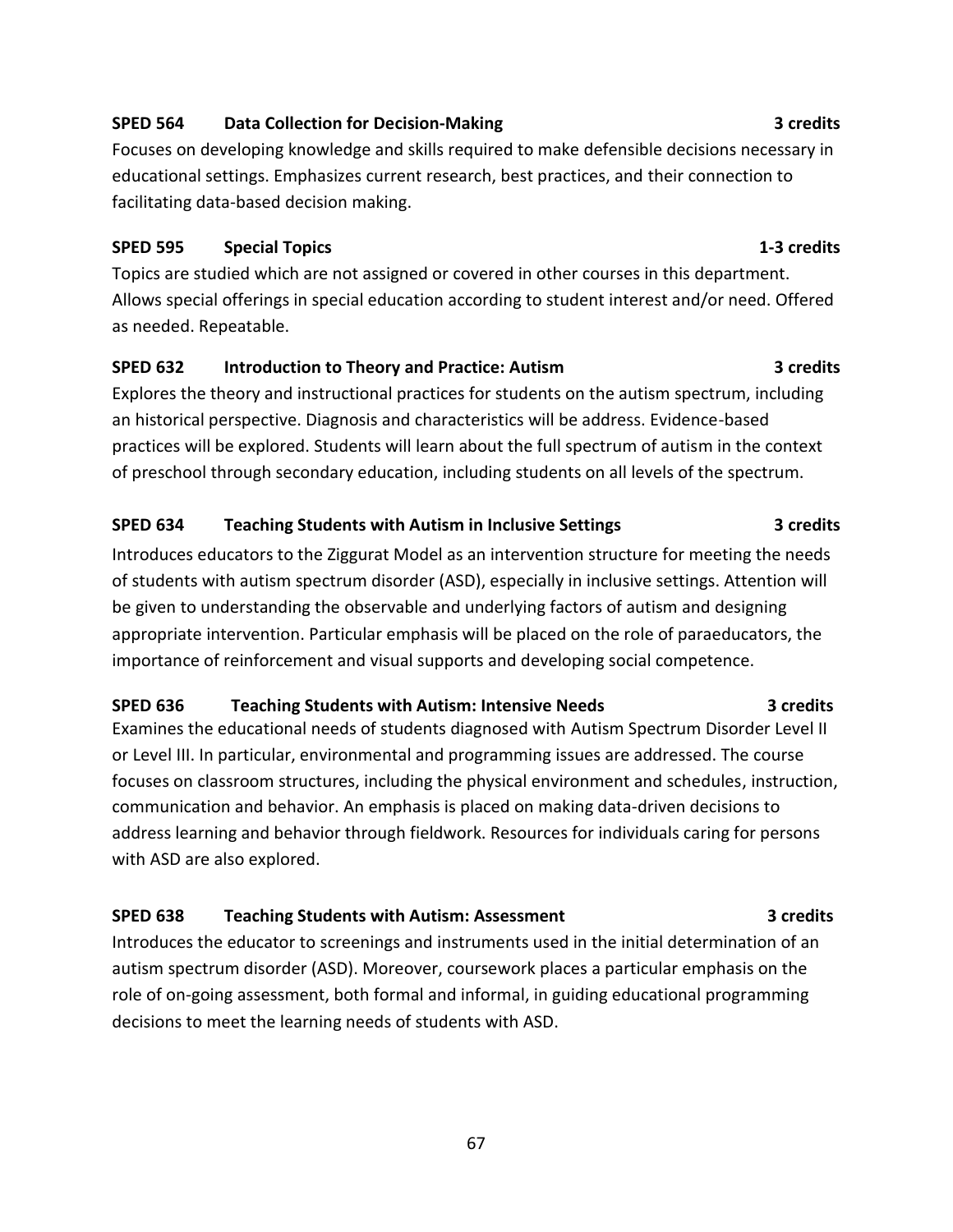**SPED 564 Data Collection for Decision-Making 3 credits**

Focuses on developing knowledge and skills required to make defensible decisions necessary in educational settings. Emphasizes current research, best practices, and their connection to facilitating data-based decision making.

**SPED 595 Special Topics 1-3 credits**

Topics are studied which are not assigned or covered in other courses in this department. Allows special offerings in special education according to student interest and/or need. Offered as needed. Repeatable.

**SPED 632 Introduction to Theory and Practice: Autism 3 credits**

Explores the theory and instructional practices for students on the autism spectrum, including an historical perspective. Diagnosis and characteristics will be address. Evidence-based practices will be explored. Students will learn about the full spectrum of autism in the context of preschool through secondary education, including students on all levels of the spectrum.

**SPED 634 Teaching Students with Autism in Inclusive Settings 3 credits**

Introduces educators to the Ziggurat Model as an intervention structure for meeting the needs of students with autism spectrum disorder (ASD), especially in inclusive settings. Attention will be given to understanding the observable and underlying factors of autism and designing appropriate intervention. Particular emphasis will be placed on the role of paraeducators, the importance of reinforcement and visual supports and developing social competence.

**SPED 636 Teaching Students with Autism: Intensive Needs 3 credits**

Examines the educational needs of students diagnosed with Autism Spectrum Disorder Level II or Level III. In particular, environmental and programming issues are addressed. The course focuses on classroom structures, including the physical environment and schedules, instruction, communication and behavior. An emphasis is placed on making data-driven decisions to address learning and behavior through fieldwork. Resources for individuals caring for persons with ASD are also explored.

**SPED 638 Teaching Students with Autism: Assessment 3 credits**

Introduces the educator to screenings and instruments used in the initial determination of an autism spectrum disorder (ASD). Moreover, coursework places a particular emphasis on the role of on-going assessment, both formal and informal, in guiding educational programming decisions to meet the learning needs of students with ASD.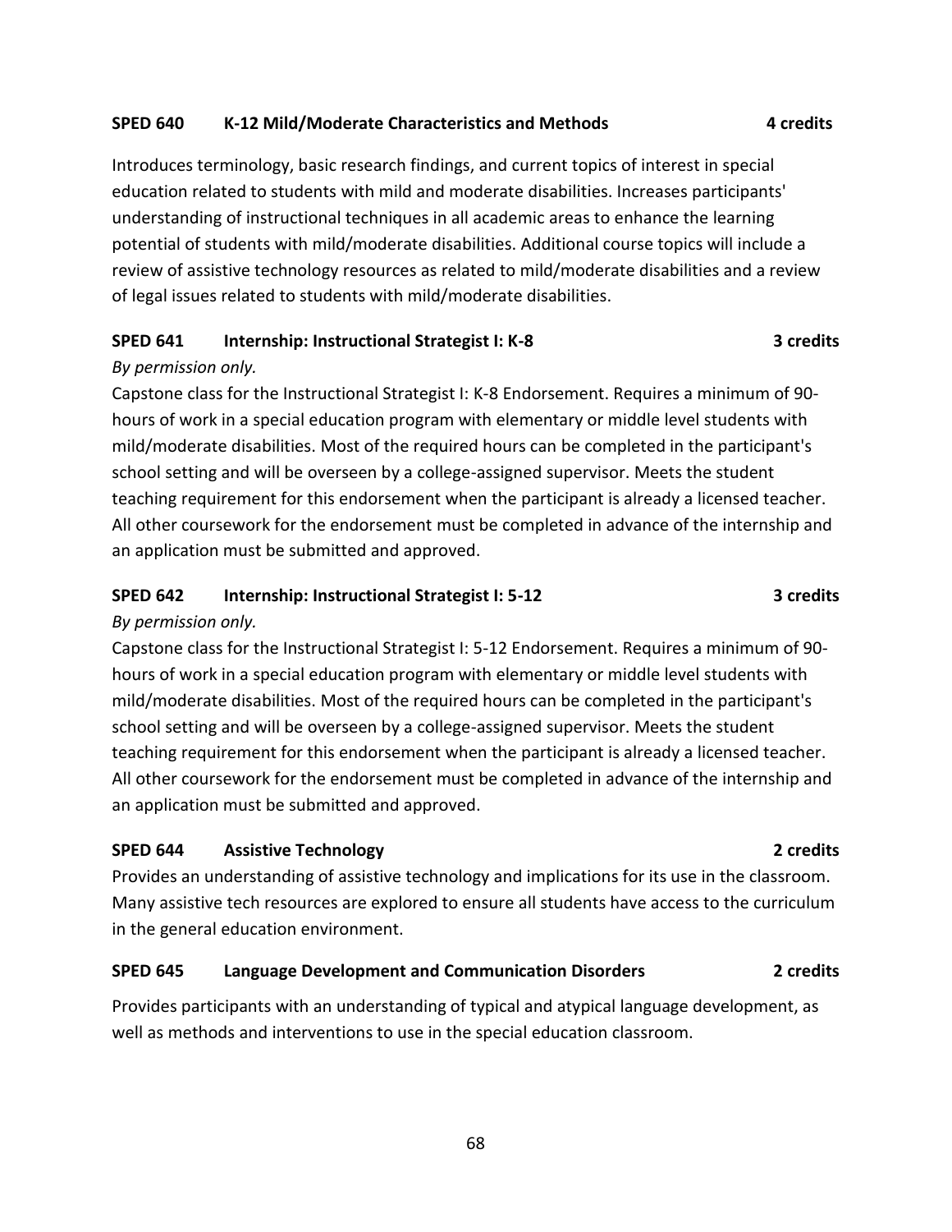**SPED 640 K-12 Mild/Moderate Characteristics and Methods 4 credits**

Introduces terminology, basic research findings, and current topics of interest in special education related to students with mild and moderate disabilities. Increases participants' understanding of instructional techniques in all academic areas to enhance the learning potential of students with mild/moderate disabilities. Additional course topics will include a review of assistive technology resources as related to mild/moderate disabilities and a review of legal issues related to students with mild/moderate disabilities.

**SPED 641 Internship: Instructional Strategist I: K-8 3 credits**

*By permission only.*

Capstone class for the Instructional Strategist I: K-8 Endorsement. Requires a minimum of 90-hours of work in a special education program with elementary or middle level students with mild/moderate disabilities. Most of the required hours can be completed in the participant's school setting and will be overseen by a college-assigned supervisor. Meets the student teaching requirement for this endorsement when the participant is already a licensed teacher. All other coursework for the endorsement must be completed in advance of the internship and an application must be submitted and approved.

**SPED 642 Internship: Instructional Strategist I: 5-12 3 credits**

*By permission only.*

Capstone class for the Instructional Strategist I: 5-12 Endorsement. Requires a minimum of 90-hours of work in a special education program with elementary or middle level students with mild/moderate disabilities. Most of the required hours can be completed in the participant's school setting and will be overseen by a college-assigned supervisor. Meets the student teaching requirement for this endorsement when the participant is already a licensed teacher. All other coursework for the endorsement must be completed in advance of the internship and an application must be submitted and approved.

**SPED 644 Assistive Technology 2 credits**

Provides an understanding of assistive technology and implications for its use in the classroom. Many assistive tech resources are explored to ensure all students have access to the curriculum in the general education environment.

**SPED 645 Language Development and Communication Disorders 2 credits**

Provides participants with an understanding of typical and atypical language development, as well as methods and interventions to use in the special education classroom.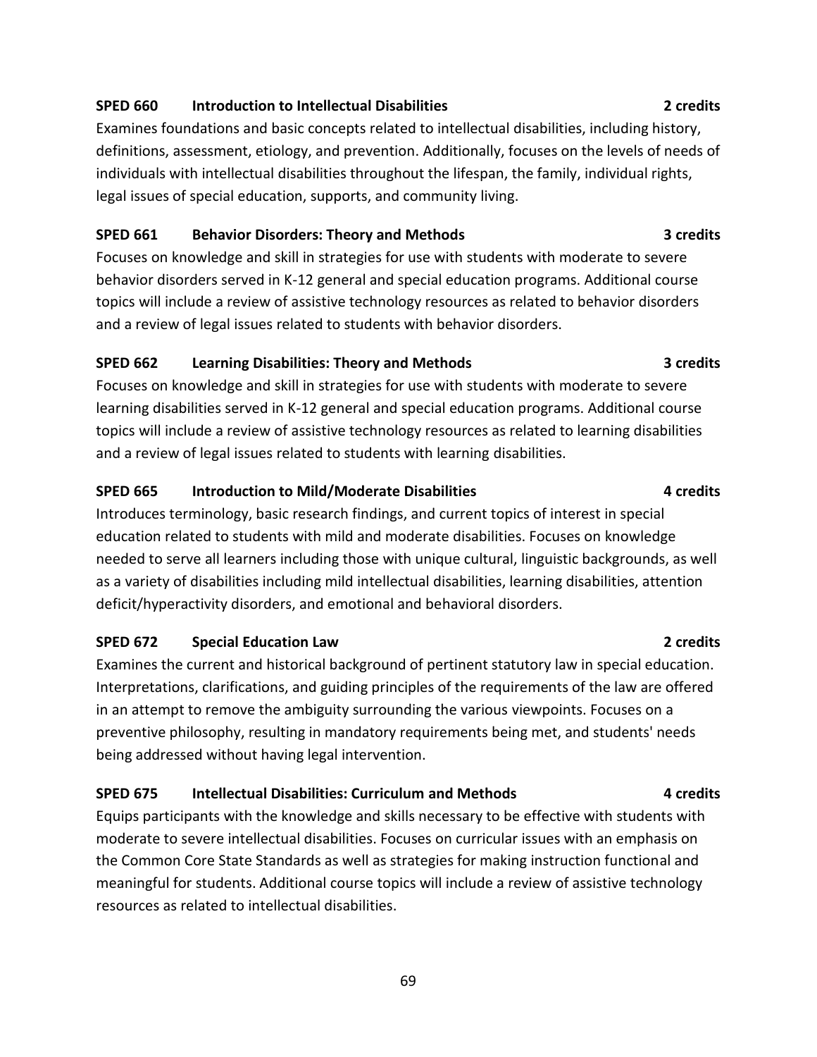**SPED 660 Introduction to Intellectual Disabilities 2 credits**

Examines foundations and basic concepts related to intellectual disabilities, including history, definitions, assessment, etiology, and prevention. Additionally, focuses on the levels of needs of individuals with intellectual disabilities throughout the lifespan, the family, individual rights, legal issues of special education, supports, and community living.

**SPED 661 Behavior Disorders: Theory and Methods 3 credits**

Focuses on knowledge and skill in strategies for use with students with moderate to severe behavior disorders served in K-12 general and special education programs. Additional course topics will include a review of assistive technology resources as related to behavior disorders and a review of legal issues related to students with behavior disorders.

**SPED 662 Learning Disabilities: Theory and Methods 3 credits**

Focuses on knowledge and skill in strategies for use with students with moderate to severe learning disabilities served in K-12 general and special education programs. Additional course topics will include a review of assistive technology resources as related to learning disabilities and a review of legal issues related to students with learning disabilities.

**SPED 665 Introduction to Mild/Moderate Disabilities 4 credits**

Introduces terminology, basic research findings, and current topics of interest in special education related to students with mild and moderate disabilities. Focuses on knowledge needed to serve all learners including those with unique cultural, linguistic backgrounds, as well as a variety of disabilities including mild intellectual disabilities, learning disabilities, attention deficit/hyperactivity disorders, and emotional and behavioral disorders.

**SPED 672 Special Education Law 2 credits**

Examines the current and historical background of pertinent statutory law in special education. Interpretations, clarifications, and guiding principles of the requirements of the law are offered in an attempt to remove the ambiguity surrounding the various viewpoints. Focuses on a preventive philosophy, resulting in mandatory requirements being met, and students' needs being addressed without having legal intervention.

**SPED 675 Intellectual Disabilities: Curriculum and Methods 4 credits**

Equips participants with the knowledge and skills necessary to be effective with students with moderate to severe intellectual disabilities. Focuses on curricular issues with an emphasis on the Common Core State Standards as well as strategies for making instruction functional and meaningful for students. Additional course topics will include a review of assistive technology resources as related to intellectual disabilities.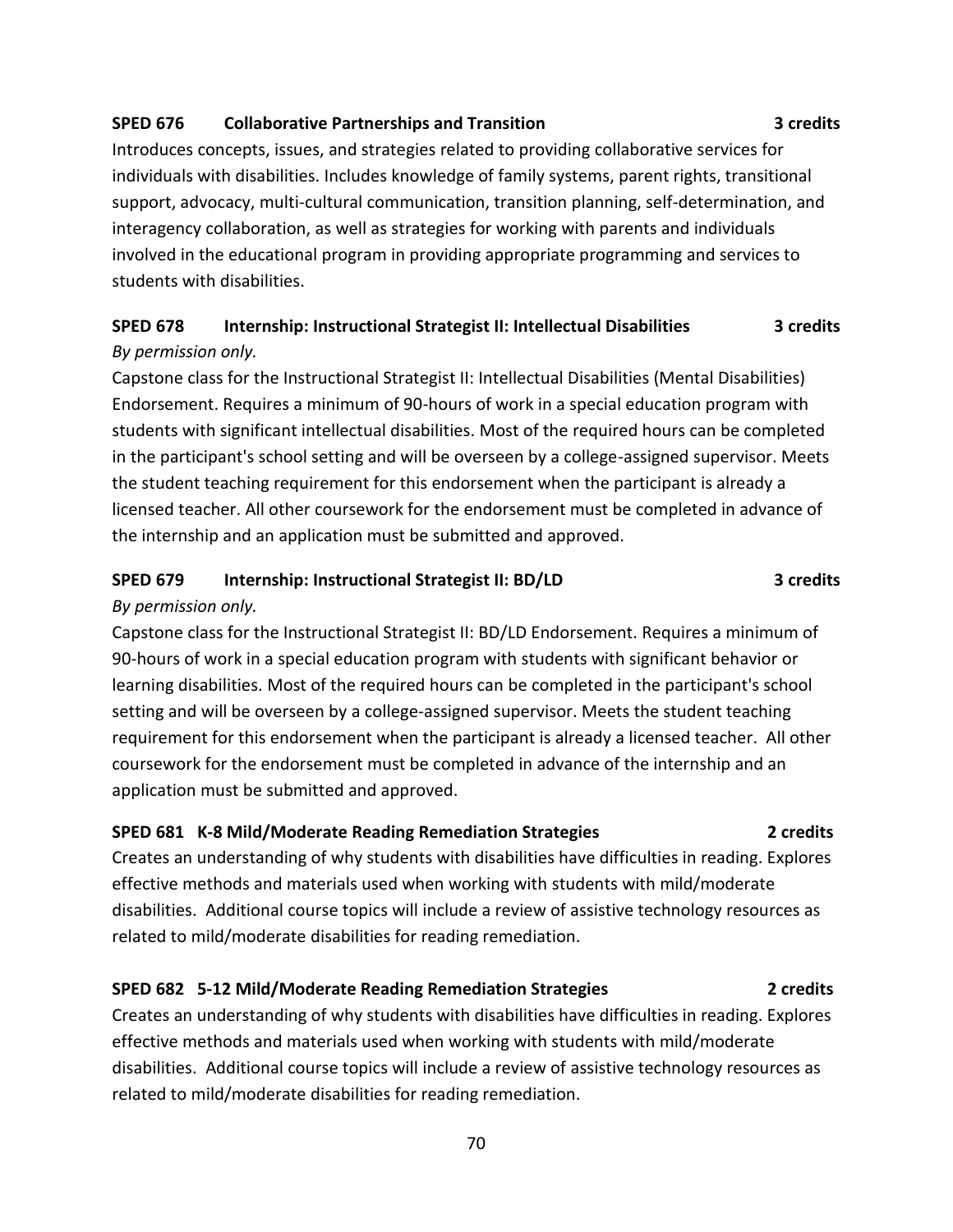**SPED 676 Collaborative Partnerships and Transition 3 credits**

Introduces concepts, issues, and strategies related to providing collaborative services for individuals with disabilities. Includes knowledge of family systems, parent rights, transitional support, advocacy, multi-cultural communication, transition planning, self-determination, and interagency collaboration, as well as strategies for working with parents and individuals involved in the educational program in providing appropriate programming and services to students with disabilities.

**SPED 678 Internship: Instructional Strategist II: Intellectual Disabilities 3 credits**

*By permission only.*

Capstone class for the Instructional Strategist II: Intellectual Disabilities (Mental Disabilities) Endorsement. Requires a minimum of 90-hours of work in a special education program with students with significant intellectual disabilities. Most of the required hours can be completed in the participant's school setting and will be overseen by a college-assigned supervisor. Meets the student teaching requirement for this endorsement when the participant is already a licensed teacher. All other coursework for the endorsement must be completed in advance of the internship and an application must be submitted and approved.

**SPED 679 Internship: Instructional Strategist II: BD/LD 3 credits**

*By permission only.*

Capstone class for the Instructional Strategist II: BD/LD Endorsement. Requires a minimum of 90-hours of work in a special education program with students with significant behavior or learning disabilities. Most of the required hours can be completed in the participant's school setting and will be overseen by a college-assigned supervisor. Meets the student teaching requirement for this endorsement when the participant is already a licensed teacher. All other coursework for the endorsement must be completed in advance of the internship and an application must be submitted and approved.

**SPED 681 K-8 Mild/Moderate Reading Remediation Strategies 2 credits**

Creates an understanding of why students with disabilities have difficulties in reading. Explores effective methods and materials used when working with students with mild/moderate disabilities. Additional course topics will include a review of assistive technology resources as related to mild/moderate disabilities for reading remediation.

**SPED 682 5-12 Mild/Moderate Reading Remediation Strategies 2 credits**

Creates an understanding of why students with disabilities have difficulties in reading. Explores effective methods and materials used when working with students with mild/moderate disabilities. Additional course topics will include a review of assistive technology resources as related to mild/moderate disabilities for reading remediation.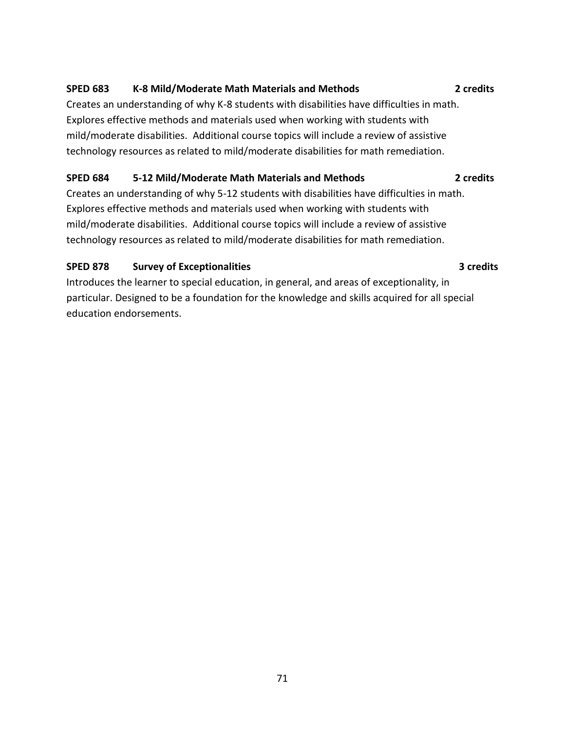**SPED 683 K-8 Mild/Moderate Math Materials and Methods 2 credits**

Creates an understanding of why K-8 students with disabilities have difficulties in math. Explores effective methods and materials used when working with students with mild/moderate disabilities. Additional course topics will include a review of assistive technology resources as related to mild/moderate disabilities for math remediation.

**SPED 684 5-12 Mild/Moderate Math Materials and Methods 2 credits**

Creates an understanding of why 5-12 students with disabilities have difficulties in math. Explores effective methods and materials used when working with students with mild/moderate disabilities. Additional course topics will include a review of assistive technology resources as related to mild/moderate disabilities for math remediation.

**SPED 878 Survey of Exceptionalities 3 credits**

Introduces the learner to special education, in general, and areas of exceptionality, in particular. Designed to be a foundation for the knowledge and skills acquired for all special education endorsements.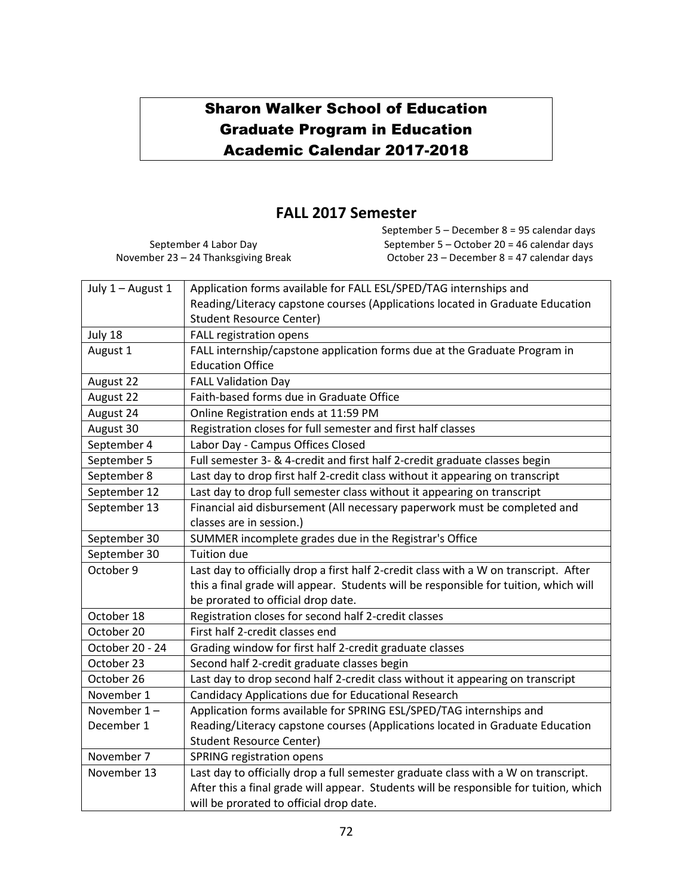# Sharon Walker School of Education
# Graduate Program in Education
# Academic Calendar 2017-2018

## FALL 2017 Semester

September 4 Labor Day
November 23 – 24 Thanksgiving Break

September 5 – December 8 = 95 calendar days
September 5 – October 20 = 46 calendar days
October 23 – December 8 = 47 calendar days

| | |
|---|---|
| July 1 – August 1 | Application forms available for FALL ESL/SPED/TAG internships and Reading/Literacy capstone courses (Applications located in Graduate Education Student Resource Center) |
| July 18 | FALL registration opens |
| August 1 | FALL internship/capstone application forms due at the Graduate Program in Education Office |
| August 22 | FALL Validation Day |
| August 22 | Faith-based forms due in Graduate Office |
| August 24 | Online Registration ends at 11:59 PM |
| August 30 | Registration closes for full semester and first half classes |
| September 4 | Labor Day - Campus Offices Closed |
| September 5 | Full semester 3- & 4-credit and first half 2-credit graduate classes begin |
| September 8 | Last day to drop first half 2-credit class without it appearing on transcript |
| September 12 | Last day to drop full semester class without it appearing on transcript |
| September 13 | Financial aid disbursement (All necessary paperwork must be completed and classes are in session.) |
| September 30 | SUMMER incomplete grades due in the Registrar's Office |
| September 30 | Tuition due |
| October 9 | Last day to officially drop a first half 2-credit class with a W on transcript. After this a final grade will appear. Students will be responsible for tuition, which will be prorated to official drop date. |
| October 18 | Registration closes for second half 2-credit classes |
| October 20 | First half 2-credit classes end |
| October 20 - 24 | Grading window for first half 2-credit graduate classes |
| October 23 | Second half 2-credit graduate classes begin |
| October 26 | Last day to drop second half 2-credit class without it appearing on transcript |
| November 1 | Candidacy Applications due for Educational Research |
| November 1 – December 1 | Application forms available for SPRING ESL/SPED/TAG internships and Reading/Literacy capstone courses (Applications located in Graduate Education Student Resource Center) |
| November 7 | SPRING registration opens |
| November 13 | Last day to officially drop a full semester graduate class with a W on transcript. After this a final grade will appear. Students will be responsible for tuition, which will be prorated to official drop date. |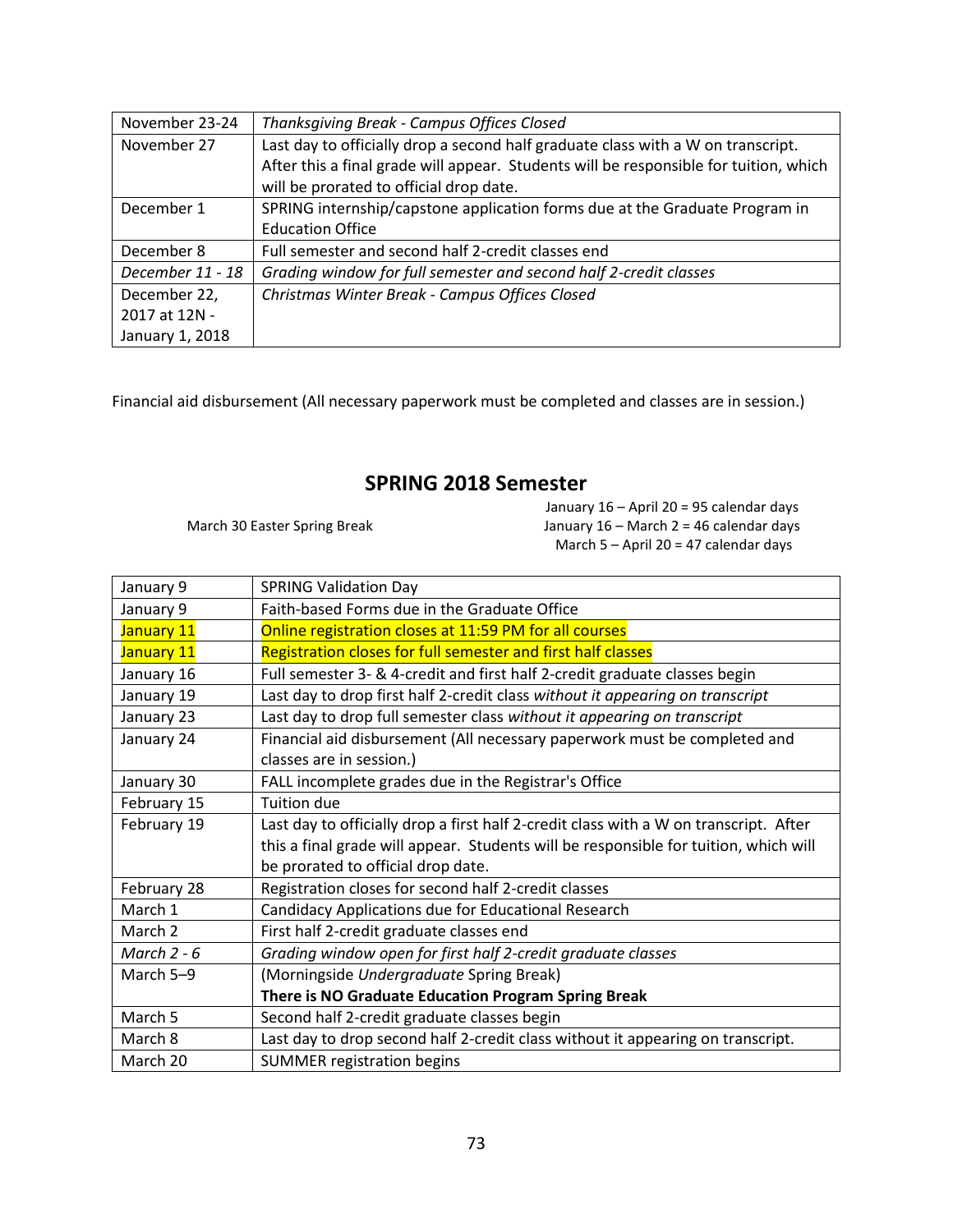| | |
|---|---|
| November 23-24 | *Thanksgiving Break - Campus Offices Closed* |
| November 27 | Last day to officially drop a second half graduate class with a W on transcript. After this a final grade will appear. Students will be responsible for tuition, which will be prorated to official drop date. |
| December 1 | SPRING internship/capstone application forms due at the Graduate Program in Education Office |
| December 8 | Full semester and second half 2-credit classes end |
| *December 11 - 18* | *Grading window for full semester and second half 2-credit classes* |
| December 22, 2017 at 12N - January 1, 2018 | *Christmas Winter Break - Campus Offices Closed* |

Financial aid disbursement (All necessary paperwork must be completed and classes are in session.)

## SPRING 2018 Semester

March 30 Easter Spring Break

January 16 – April 20 = 95 calendar days
January 16 – March 2 = 46 calendar days
March 5 – April 20 = 47 calendar days

| | |
|---|---|
| January 9 | SPRING Validation Day |
| January 9 | Faith-based Forms due in the Graduate Office |
| January 11 | Online registration closes at 11:59 PM for all courses |
| January 11 | Registration closes for full semester and first half classes |
| January 16 | Full semester 3- & 4-credit and first half 2-credit graduate classes begin |
| January 19 | Last day to drop first half 2-credit class *without it appearing on transcript* |
| January 23 | Last day to drop full semester class *without it appearing on transcript* |
| January 24 | Financial aid disbursement (All necessary paperwork must be completed and classes are in session.) |
| January 30 | FALL incomplete grades due in the Registrar's Office |
| February 15 | Tuition due |
| February 19 | Last day to officially drop a first half 2-credit class with a W on transcript. After this a final grade will appear. Students will be responsible for tuition, which will be prorated to official drop date. |
| February 28 | Registration closes for second half 2-credit classes |
| March 1 | Candidacy Applications due for Educational Research |
| March 2 | First half 2-credit graduate classes end |
| *March 2 - 6* | *Grading window open for first half 2-credit graduate classes* |
| March 5–9 | (Morningside *Undergraduate* Spring Break) **There is NO Graduate Education Program Spring Break** |
| March 5 | Second half 2-credit graduate classes begin |
| March 8 | Last day to drop second half 2-credit class without it appearing on transcript. |
| March 20 | SUMMER registration begins |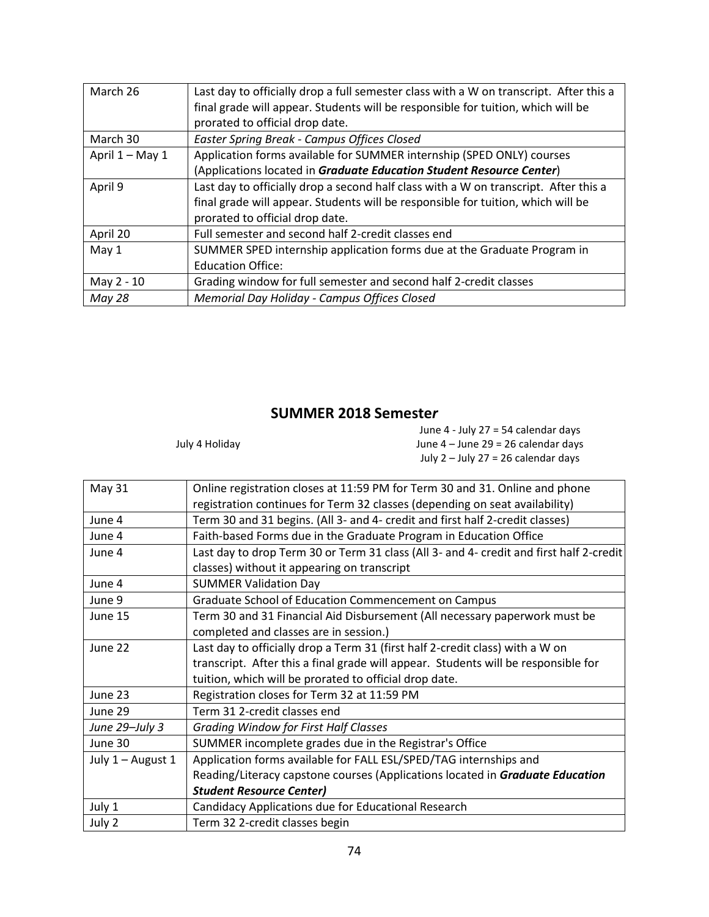| | |
|---|---|
| March 26 | Last day to officially drop a full semester class with a W on transcript. After this a final grade will appear. Students will be responsible for tuition, which will be prorated to official drop date. |
| March 30 | *Easter Spring Break - Campus Offices Closed* |
| April 1 – May 1 | Application forms available for SUMMER internship (SPED ONLY) courses (Applications located in ***Graduate Education Student Resource Center***) |
| April 9 | Last day to officially drop a second half class with a W on transcript. After this a final grade will appear. Students will be responsible for tuition, which will be prorated to official drop date. |
| April 20 | Full semester and second half 2-credit classes end |
| May 1 | SUMMER SPED internship application forms due at the Graduate Program in Education Office: |
| May 2 - 10 | Grading window for full semester and second half 2-credit classes |
| *May 28* | *Memorial Day Holiday - Campus Offices Closed* |

## SUMMER 2018 Semester

July 4 Holiday

June 4 - July 27 = 54 calendar days
June 4 – June 29 = 26 calendar days
July 2 – July 27 = 26 calendar days

| | |
|---|---|
| May 31 | Online registration closes at 11:59 PM for Term 30 and 31. Online and phone registration continues for Term 32 classes (depending on seat availability) |
| June 4 | Term 30 and 31 begins. (All 3- and 4- credit and first half 2-credit classes) |
| June 4 | Faith-based Forms due in the Graduate Program in Education Office |
| June 4 | Last day to drop Term 30 or Term 31 class (All 3- and 4- credit and first half 2-credit classes) without it appearing on transcript |
| June 4 | SUMMER Validation Day |
| June 9 | Graduate School of Education Commencement on Campus |
| June 15 | Term 30 and 31 Financial Aid Disbursement (All necessary paperwork must be completed and classes are in session.) |
| June 22 | Last day to officially drop a Term 31 (first half 2-credit class) with a W on transcript. After this a final grade will appear. Students will be responsible for tuition, which will be prorated to official drop date. |
| June 23 | Registration closes for Term 32 at 11:59 PM |
| June 29 | Term 31 2-credit classes end |
| *June 29–July 3* | *Grading Window for First Half Classes* |
| June 30 | SUMMER incomplete grades due in the Registrar's Office |
| July 1 – August 1 | Application forms available for FALL ESL/SPED/TAG internships and Reading/Literacy capstone courses (Applications located in ***Graduate Education Student Resource Center)*** |
| July 1 | Candidacy Applications due for Educational Research |
| July 2 | Term 32 2-credit classes begin |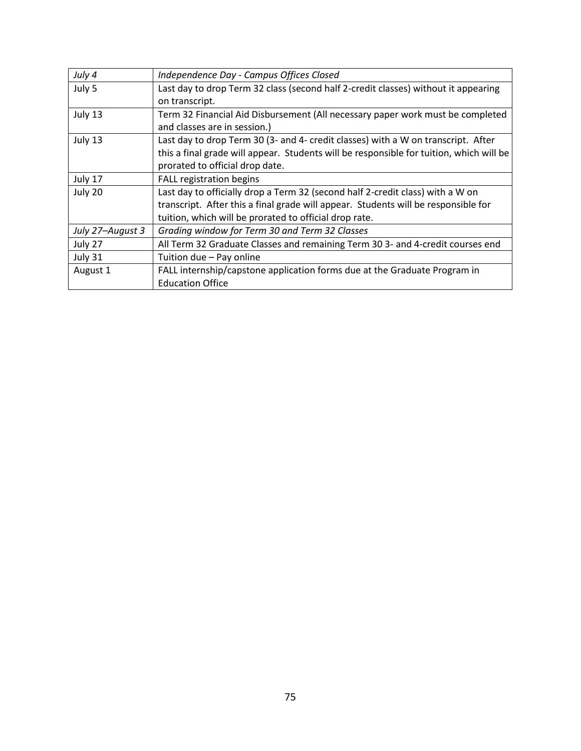| *July 4* | *Independence Day - Campus Offices Closed* |
| --- | --- |
| July 5 | Last day to drop Term 32 class (second half 2-credit classes) without it appearing on transcript. |
| July 13 | Term 32 Financial Aid Disbursement (All necessary paper work must be completed and classes are in session.) |
| July 13 | Last day to drop Term 30 (3- and 4- credit classes) with a W on transcript. After this a final grade will appear. Students will be responsible for tuition, which will be prorated to official drop date. |
| July 17 | FALL registration begins |
| July 20 | Last day to officially drop a Term 32 (second half 2-credit class) with a W on transcript. After this a final grade will appear. Students will be responsible for tuition, which will be prorated to official drop rate. |
| *July 27–August 3* | *Grading window for Term 30 and Term 32 Classes* |
| July 27 | All Term 32 Graduate Classes and remaining Term 30 3- and 4-credit courses end |
| July 31 | Tuition due – Pay online |
| August 1 | FALL internship/capstone application forms due at the Graduate Program in Education Office |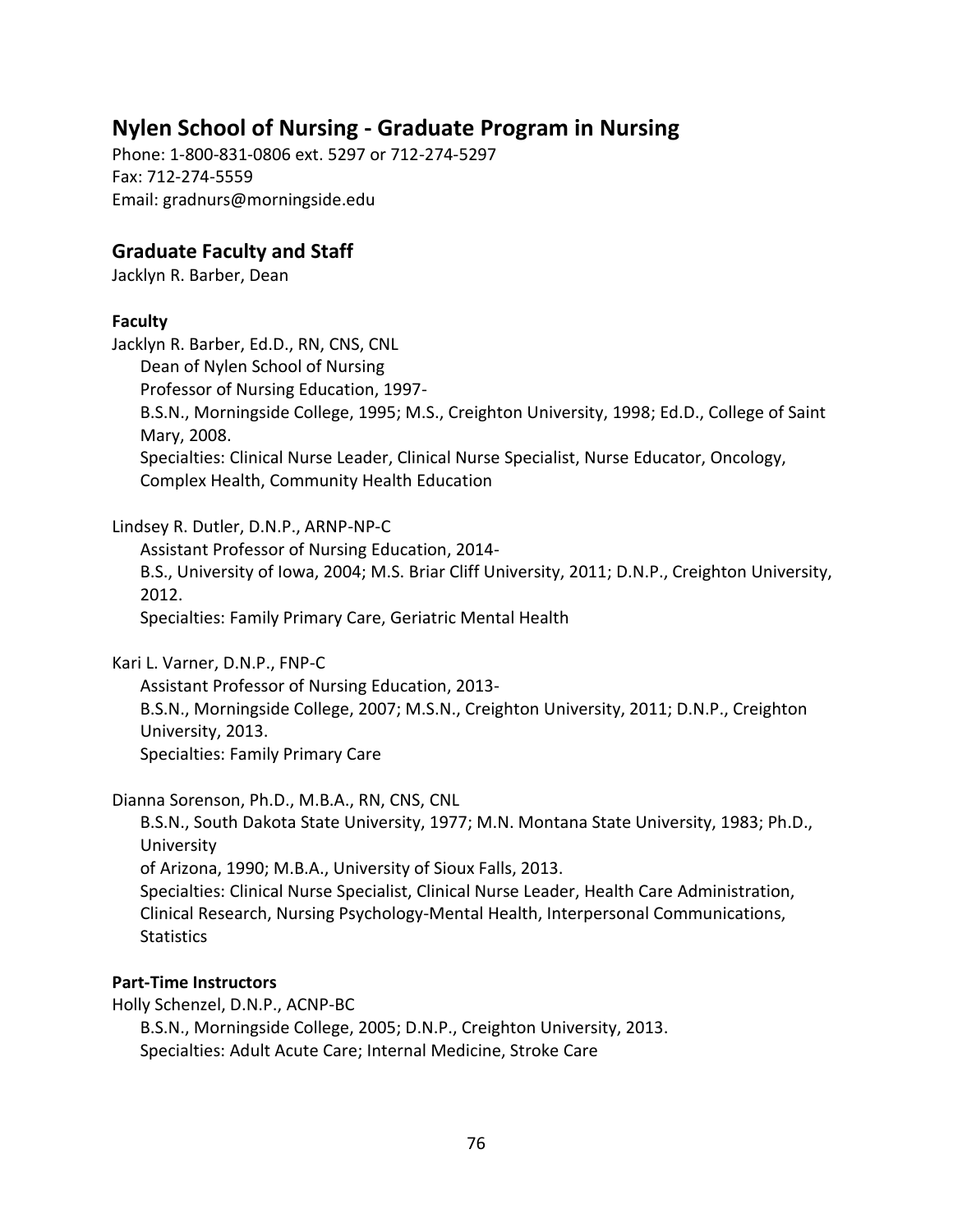## Nylen School of Nursing - Graduate Program in Nursing

Phone: 1-800-831-0806 ext. 5297 or 712-274-5297
Fax: 712-274-5559
Email: gradnurs@morningside.edu

## Graduate Faculty and Staff

Jacklyn R. Barber, Dean

### Faculty

Jacklyn R. Barber, Ed.D., RN, CNS, CNL
Dean of Nylen School of Nursing
Professor of Nursing Education, 1997-
B.S.N., Morningside College, 1995; M.S., Creighton University, 1998; Ed.D., College of Saint Mary, 2008.
Specialties: Clinical Nurse Leader, Clinical Nurse Specialist, Nurse Educator, Oncology, Complex Health, Community Health Education

Lindsey R. Dutler, D.N.P., ARNP-NP-C
Assistant Professor of Nursing Education, 2014-
B.S., University of Iowa, 2004; M.S. Briar Cliff University, 2011; D.N.P., Creighton University, 2012.
Specialties: Family Primary Care, Geriatric Mental Health

Kari L. Varner, D.N.P., FNP-C
Assistant Professor of Nursing Education, 2013-
B.S.N., Morningside College, 2007; M.S.N., Creighton University, 2011; D.N.P., Creighton University, 2013.
Specialties: Family Primary Care

Dianna Sorenson, Ph.D., M.B.A., RN, CNS, CNL
B.S.N., South Dakota State University, 1977; M.N. Montana State University, 1983; Ph.D., University of Arizona, 1990; M.B.A., University of Sioux Falls, 2013.
Specialties: Clinical Nurse Specialist, Clinical Nurse Leader, Health Care Administration, Clinical Research, Nursing Psychology-Mental Health, Interpersonal Communications, Statistics

### Part-Time Instructors

Holly Schenzel, D.N.P., ACNP-BC
B.S.N., Morningside College, 2005; D.N.P., Creighton University, 2013.
Specialties: Adult Acute Care; Internal Medicine, Stroke Care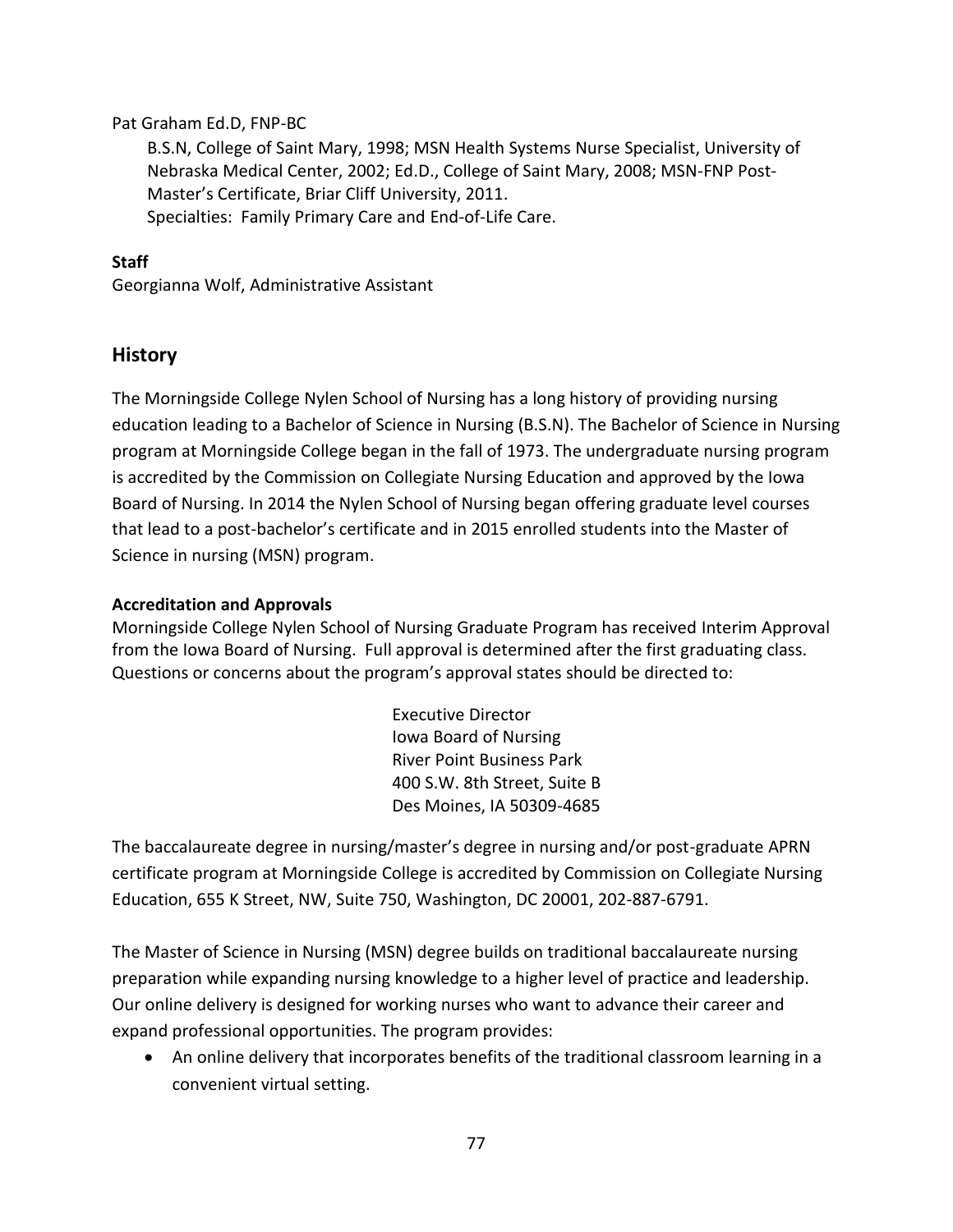Pat Graham Ed.D, FNP-BC

B.S.N, College of Saint Mary, 1998; MSN Health Systems Nurse Specialist, University of Nebraska Medical Center, 2002; Ed.D., College of Saint Mary, 2008; MSN-FNP Post-Master's Certificate, Briar Cliff University, 2011.
Specialties: Family Primary Care and End-of-Life Care.

**Staff**

Georgianna Wolf, Administrative Assistant

## History

The Morningside College Nylen School of Nursing has a long history of providing nursing education leading to a Bachelor of Science in Nursing (B.S.N). The Bachelor of Science in Nursing program at Morningside College began in the fall of 1973. The undergraduate nursing program is accredited by the Commission on Collegiate Nursing Education and approved by the Iowa Board of Nursing. In 2014 the Nylen School of Nursing began offering graduate level courses that lead to a post-bachelor's certificate and in 2015 enrolled students into the Master of Science in nursing (MSN) program.

**Accreditation and Approvals**

Morningside College Nylen School of Nursing Graduate Program has received Interim Approval from the Iowa Board of Nursing. Full approval is determined after the first graduating class. Questions or concerns about the program's approval states should be directed to:

Executive Director
Iowa Board of Nursing
River Point Business Park
400 S.W. 8th Street, Suite B
Des Moines, IA 50309-4685

The baccalaureate degree in nursing/master's degree in nursing and/or post-graduate APRN certificate program at Morningside College is accredited by Commission on Collegiate Nursing Education, 655 K Street, NW, Suite 750, Washington, DC 20001, 202-887-6791.

The Master of Science in Nursing (MSN) degree builds on traditional baccalaureate nursing preparation while expanding nursing knowledge to a higher level of practice and leadership. Our online delivery is designed for working nurses who want to advance their career and expand professional opportunities. The program provides:

- An online delivery that incorporates benefits of the traditional classroom learning in a convenient virtual setting.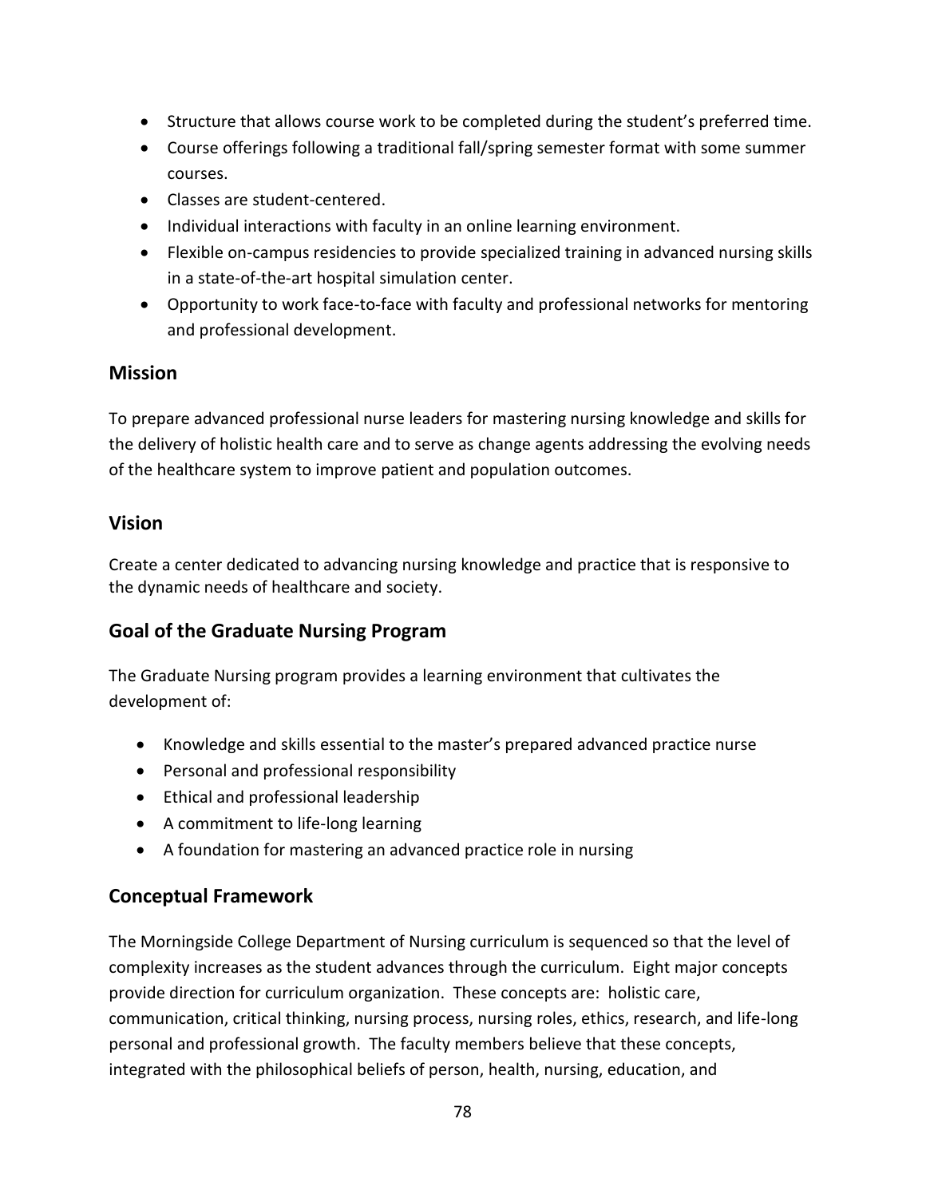- Structure that allows course work to be completed during the student's preferred time.
- Course offerings following a traditional fall/spring semester format with some summer courses.
- Classes are student-centered.
- Individual interactions with faculty in an online learning environment.
- Flexible on-campus residencies to provide specialized training in advanced nursing skills in a state-of-the-art hospital simulation center.
- Opportunity to work face-to-face with faculty and professional networks for mentoring and professional development.

## Mission

To prepare advanced professional nurse leaders for mastering nursing knowledge and skills for the delivery of holistic health care and to serve as change agents addressing the evolving needs of the healthcare system to improve patient and population outcomes.

## Vision

Create a center dedicated to advancing nursing knowledge and practice that is responsive to the dynamic needs of healthcare and society.

## Goal of the Graduate Nursing Program

The Graduate Nursing program provides a learning environment that cultivates the development of:

- Knowledge and skills essential to the master's prepared advanced practice nurse
- Personal and professional responsibility
- Ethical and professional leadership
- A commitment to life-long learning
- A foundation for mastering an advanced practice role in nursing

## Conceptual Framework

The Morningside College Department of Nursing curriculum is sequenced so that the level of complexity increases as the student advances through the curriculum. Eight major concepts provide direction for curriculum organization. These concepts are: holistic care, communication, critical thinking, nursing process, nursing roles, ethics, research, and life-long personal and professional growth. The faculty members believe that these concepts, integrated with the philosophical beliefs of person, health, nursing, education, and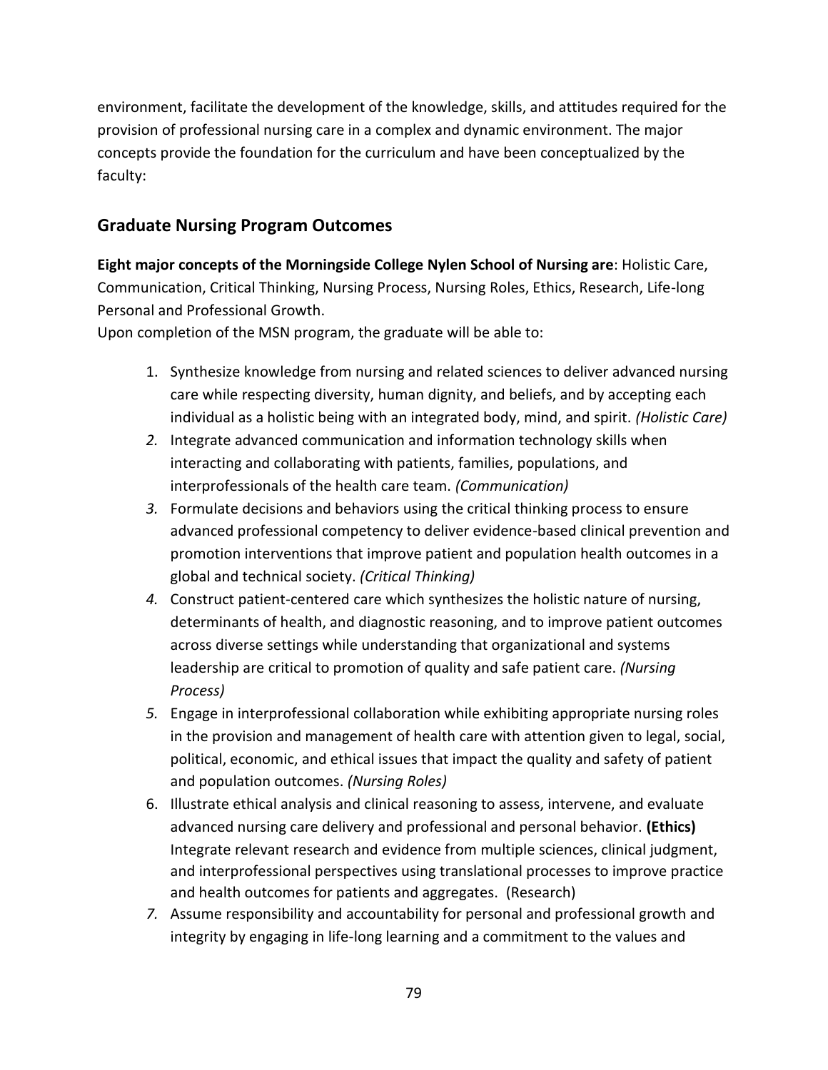environment, facilitate the development of the knowledge, skills, and attitudes required for the provision of professional nursing care in a complex and dynamic environment. The major concepts provide the foundation for the curriculum and have been conceptualized by the faculty:

## Graduate Nursing Program Outcomes

**Eight major concepts of the Morningside College Nylen School of Nursing are**: Holistic Care, Communication, Critical Thinking, Nursing Process, Nursing Roles, Ethics, Research, Life-long Personal and Professional Growth.

Upon completion of the MSN program, the graduate will be able to:

1. Synthesize knowledge from nursing and related sciences to deliver advanced nursing care while respecting diversity, human dignity, and beliefs, and by accepting each individual as a holistic being with an integrated body, mind, and spirit. *(Holistic Care)*
2. Integrate advanced communication and information technology skills when interacting and collaborating with patients, families, populations, and interprofessionals of the health care team. *(Communication)*
3. Formulate decisions and behaviors using the critical thinking process to ensure advanced professional competency to deliver evidence-based clinical prevention and promotion interventions that improve patient and population health outcomes in a global and technical society. *(Critical Thinking)*
4. Construct patient-centered care which synthesizes the holistic nature of nursing, determinants of health, and diagnostic reasoning, and to improve patient outcomes across diverse settings while understanding that organizational and systems leadership are critical to promotion of quality and safe patient care. *(Nursing Process)*
5. Engage in interprofessional collaboration while exhibiting appropriate nursing roles in the provision and management of health care with attention given to legal, social, political, economic, and ethical issues that impact the quality and safety of patient and population outcomes. *(Nursing Roles)*
6. Illustrate ethical analysis and clinical reasoning to assess, intervene, and evaluate advanced nursing care delivery and professional and personal behavior. **(Ethics)** Integrate relevant research and evidence from multiple sciences, clinical judgment, and interprofessional perspectives using translational processes to improve practice and health outcomes for patients and aggregates. (Research)
7. Assume responsibility and accountability for personal and professional growth and integrity by engaging in life-long learning and a commitment to the values and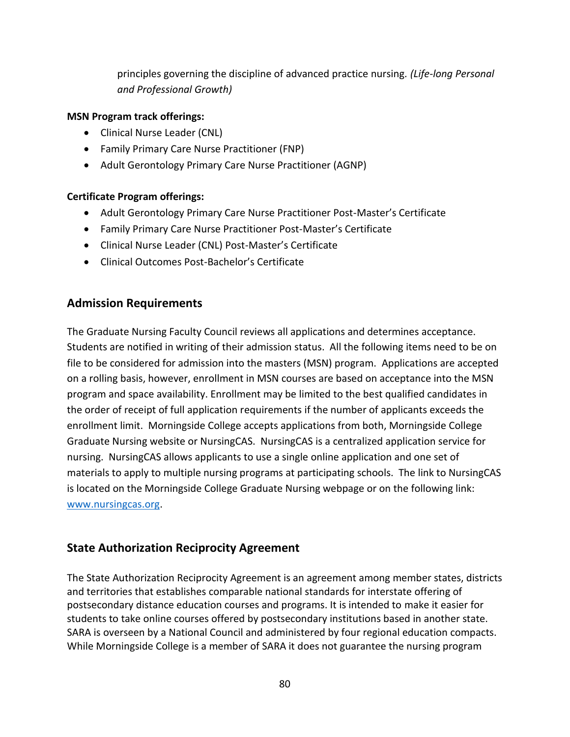principles governing the discipline of advanced practice nursing. *(Life-long Personal and Professional Growth)*

**MSN Program track offerings:**

- Clinical Nurse Leader (CNL)
- Family Primary Care Nurse Practitioner (FNP)
- Adult Gerontology Primary Care Nurse Practitioner (AGNP)

**Certificate Program offerings:**

- Adult Gerontology Primary Care Nurse Practitioner Post-Master's Certificate
- Family Primary Care Nurse Practitioner Post-Master's Certificate
- Clinical Nurse Leader (CNL) Post-Master's Certificate
- Clinical Outcomes Post-Bachelor's Certificate

## Admission Requirements

The Graduate Nursing Faculty Council reviews all applications and determines acceptance. Students are notified in writing of their admission status. All the following items need to be on file to be considered for admission into the masters (MSN) program. Applications are accepted on a rolling basis, however, enrollment in MSN courses are based on acceptance into the MSN program and space availability. Enrollment may be limited to the best qualified candidates in the order of receipt of full application requirements if the number of applicants exceeds the enrollment limit. Morningside College accepts applications from both, Morningside College Graduate Nursing website or NursingCAS. NursingCAS is a centralized application service for nursing. NursingCAS allows applicants to use a single online application and one set of materials to apply to multiple nursing programs at participating schools. The link to NursingCAS is located on the Morningside College Graduate Nursing webpage or on the following link: [www.nursingcas.org](http://www.nursingcas.org).

## State Authorization Reciprocity Agreement

The State Authorization Reciprocity Agreement is an agreement among member states, districts and territories that establishes comparable national standards for interstate offering of postsecondary distance education courses and programs. It is intended to make it easier for students to take online courses offered by postsecondary institutions based in another state. SARA is overseen by a National Council and administered by four regional education compacts. While Morningside College is a member of SARA it does not guarantee the nursing program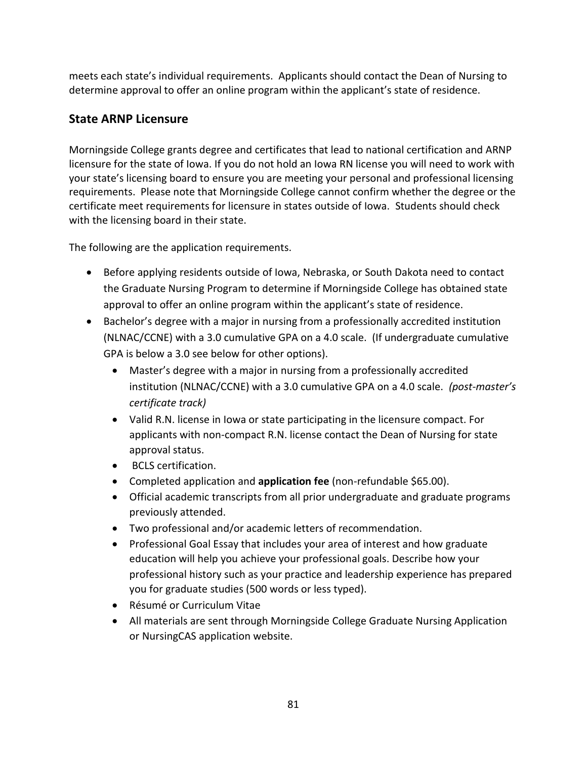meets each state's individual requirements. Applicants should contact the Dean of Nursing to determine approval to offer an online program within the applicant's state of residence.

## State ARNP Licensure

Morningside College grants degree and certificates that lead to national certification and ARNP licensure for the state of Iowa. If you do not hold an Iowa RN license you will need to work with your state's licensing board to ensure you are meeting your personal and professional licensing requirements. Please note that Morningside College cannot confirm whether the degree or the certificate meet requirements for licensure in states outside of Iowa. Students should check with the licensing board in their state.

The following are the application requirements.

- Before applying residents outside of Iowa, Nebraska, or South Dakota need to contact the Graduate Nursing Program to determine if Morningside College has obtained state approval to offer an online program within the applicant's state of residence.
- Bachelor's degree with a major in nursing from a professionally accredited institution (NLNAC/CCNE) with a 3.0 cumulative GPA on a 4.0 scale. (If undergraduate cumulative GPA is below a 3.0 see below for other options).
    - Master's degree with a major in nursing from a professionally accredited institution (NLNAC/CCNE) with a 3.0 cumulative GPA on a 4.0 scale. *(post-master's certificate track)*
    - Valid R.N. license in Iowa or state participating in the licensure compact. For applicants with non-compact R.N. license contact the Dean of Nursing for state approval status.
    - BCLS certification.
    - Completed application and **application fee** (non-refundable $65.00).
    - Official academic transcripts from all prior undergraduate and graduate programs previously attended.
    - Two professional and/or academic letters of recommendation.
    - Professional Goal Essay that includes your area of interest and how graduate education will help you achieve your professional goals. Describe how your professional history such as your practice and leadership experience has prepared you for graduate studies (500 words or less typed).
    - Résumé or Curriculum Vitae
    - All materials are sent through Morningside College Graduate Nursing Application or NursingCAS application website.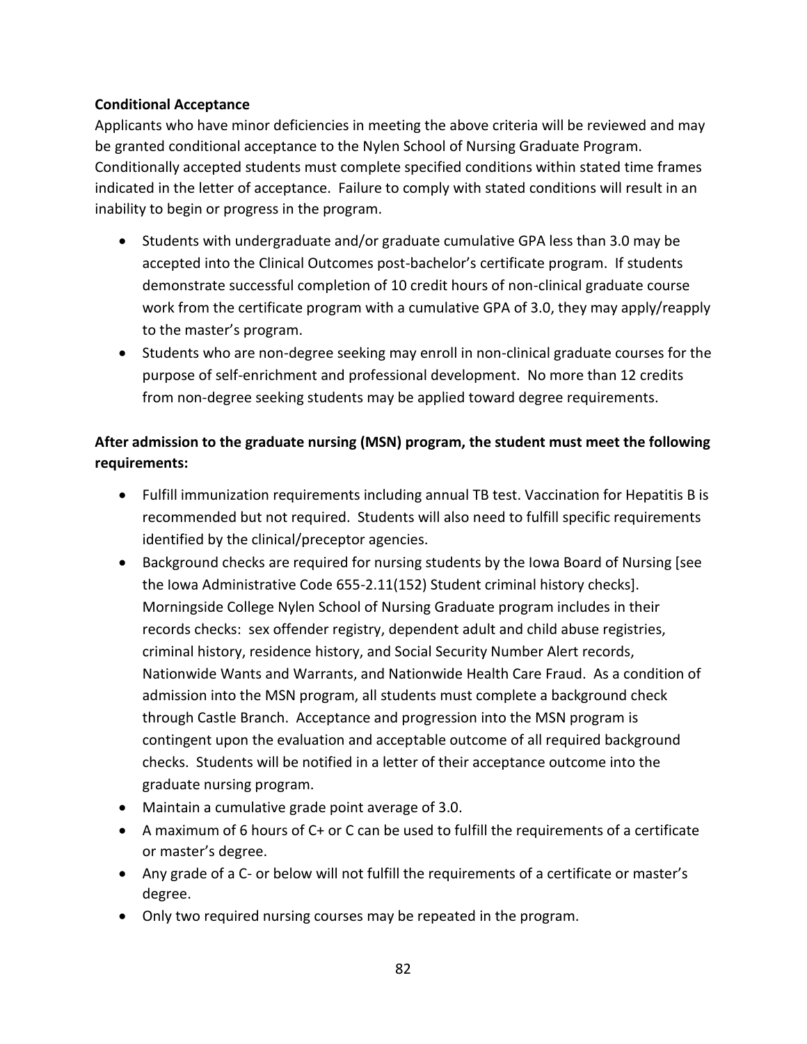**Conditional Acceptance**

Applicants who have minor deficiencies in meeting the above criteria will be reviewed and may be granted conditional acceptance to the Nylen School of Nursing Graduate Program. Conditionally accepted students must complete specified conditions within stated time frames indicated in the letter of acceptance. Failure to comply with stated conditions will result in an inability to begin or progress in the program.

- Students with undergraduate and/or graduate cumulative GPA less than 3.0 may be accepted into the Clinical Outcomes post-bachelor's certificate program. If students demonstrate successful completion of 10 credit hours of non-clinical graduate course work from the certificate program with a cumulative GPA of 3.0, they may apply/reapply to the master's program.
- Students who are non-degree seeking may enroll in non-clinical graduate courses for the purpose of self-enrichment and professional development. No more than 12 credits from non-degree seeking students may be applied toward degree requirements.

**After admission to the graduate nursing (MSN) program, the student must meet the following requirements:**

- Fulfill immunization requirements including annual TB test. Vaccination for Hepatitis B is recommended but not required. Students will also need to fulfill specific requirements identified by the clinical/preceptor agencies.
- Background checks are required for nursing students by the Iowa Board of Nursing [see the Iowa Administrative Code 655-2.11(152) Student criminal history checks]. Morningside College Nylen School of Nursing Graduate program includes in their records checks: sex offender registry, dependent adult and child abuse registries, criminal history, residence history, and Social Security Number Alert records, Nationwide Wants and Warrants, and Nationwide Health Care Fraud. As a condition of admission into the MSN program, all students must complete a background check through Castle Branch. Acceptance and progression into the MSN program is contingent upon the evaluation and acceptable outcome of all required background checks. Students will be notified in a letter of their acceptance outcome into the graduate nursing program.
- Maintain a cumulative grade point average of 3.0.
- A maximum of 6 hours of C+ or C can be used to fulfill the requirements of a certificate or master's degree.
- Any grade of a C- or below will not fulfill the requirements of a certificate or master's degree.
- Only two required nursing courses may be repeated in the program.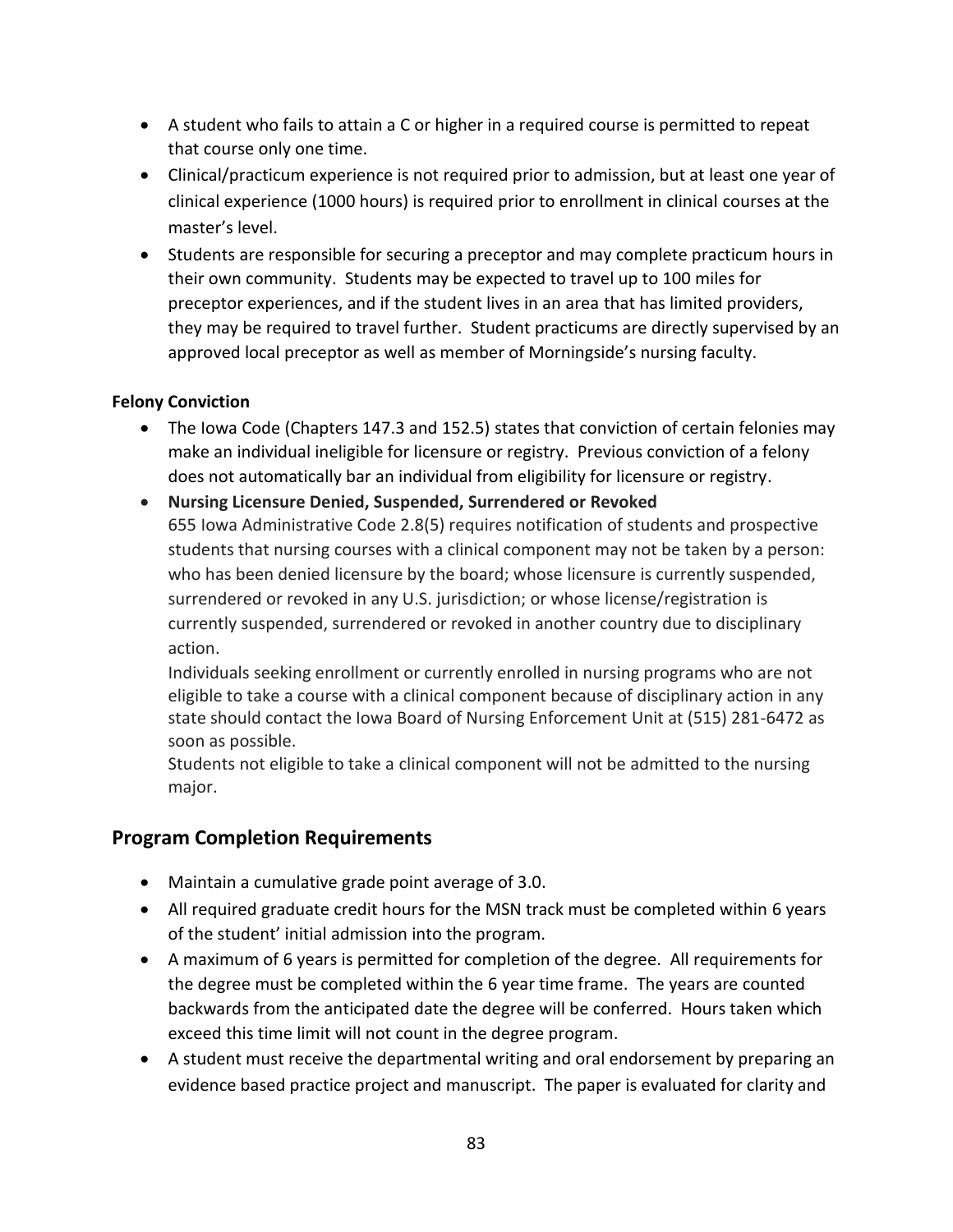- A student who fails to attain a C or higher in a required course is permitted to repeat that course only one time.
- Clinical/practicum experience is not required prior to admission, but at least one year of clinical experience (1000 hours) is required prior to enrollment in clinical courses at the master's level.
- Students are responsible for securing a preceptor and may complete practicum hours in their own community. Students may be expected to travel up to 100 miles for preceptor experiences, and if the student lives in an area that has limited providers, they may be required to travel further. Student practicums are directly supervised by an approved local preceptor as well as member of Morningside's nursing faculty.

**Felony Conviction**

- The Iowa Code (Chapters 147.3 and 152.5) states that conviction of certain felonies may make an individual ineligible for licensure or registry. Previous conviction of a felony does not automatically bar an individual from eligibility for licensure or registry.
- **Nursing Licensure Denied, Suspended, Surrendered or Revoked**
  655 Iowa Administrative Code 2.8(5) requires notification of students and prospective students that nursing courses with a clinical component may not be taken by a person: who has been denied licensure by the board; whose licensure is currently suspended, surrendered or revoked in any U.S. jurisdiction; or whose license/registration is currently suspended, surrendered or revoked in another country due to disciplinary action.
  Individuals seeking enrollment or currently enrolled in nursing programs who are not eligible to take a course with a clinical component because of disciplinary action in any state should contact the Iowa Board of Nursing Enforcement Unit at (515) 281-6472 as soon as possible.
  Students not eligible to take a clinical component will not be admitted to the nursing major.

## Program Completion Requirements

- Maintain a cumulative grade point average of 3.0.
- All required graduate credit hours for the MSN track must be completed within 6 years of the student' initial admission into the program.
- A maximum of 6 years is permitted for completion of the degree. All requirements for the degree must be completed within the 6 year time frame. The years are counted backwards from the anticipated date the degree will be conferred. Hours taken which exceed this time limit will not count in the degree program.
- A student must receive the departmental writing and oral endorsement by preparing an evidence based practice project and manuscript. The paper is evaluated for clarity and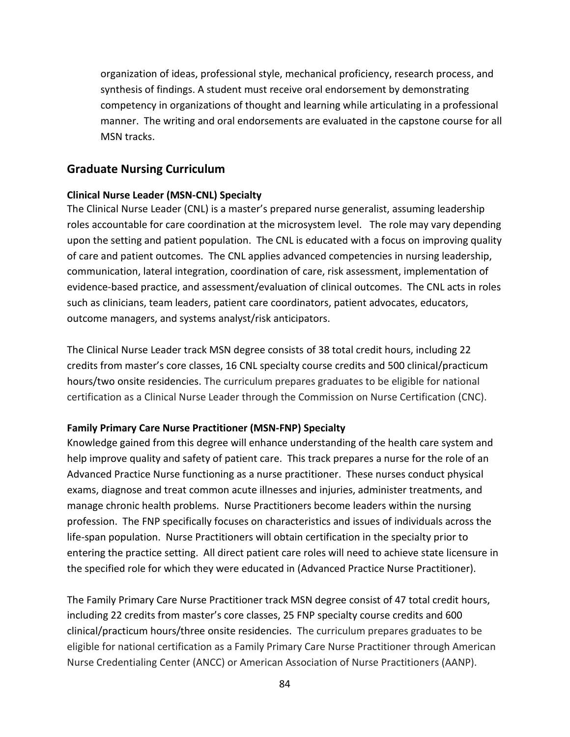organization of ideas, professional style, mechanical proficiency, research process, and synthesis of findings. A student must receive oral endorsement by demonstrating competency in organizations of thought and learning while articulating in a professional manner. The writing and oral endorsements are evaluated in the capstone course for all MSN tracks.

## Graduate Nursing Curriculum

### Clinical Nurse Leader (MSN-CNL) Specialty

The Clinical Nurse Leader (CNL) is a master's prepared nurse generalist, assuming leadership roles accountable for care coordination at the microsystem level. The role may vary depending upon the setting and patient population. The CNL is educated with a focus on improving quality of care and patient outcomes. The CNL applies advanced competencies in nursing leadership, communication, lateral integration, coordination of care, risk assessment, implementation of evidence-based practice, and assessment/evaluation of clinical outcomes. The CNL acts in roles such as clinicians, team leaders, patient care coordinators, patient advocates, educators, outcome managers, and systems analyst/risk anticipators.

The Clinical Nurse Leader track MSN degree consists of 38 total credit hours, including 22 credits from master's core classes, 16 CNL specialty course credits and 500 clinical/practicum hours/two onsite residencies. The curriculum prepares graduates to be eligible for national certification as a Clinical Nurse Leader through the Commission on Nurse Certification (CNC).

### Family Primary Care Nurse Practitioner (MSN-FNP) Specialty

Knowledge gained from this degree will enhance understanding of the health care system and help improve quality and safety of patient care. This track prepares a nurse for the role of an Advanced Practice Nurse functioning as a nurse practitioner. These nurses conduct physical exams, diagnose and treat common acute illnesses and injuries, administer treatments, and manage chronic health problems. Nurse Practitioners become leaders within the nursing profession. The FNP specifically focuses on characteristics and issues of individuals across the life-span population. Nurse Practitioners will obtain certification in the specialty prior to entering the practice setting. All direct patient care roles will need to achieve state licensure in the specified role for which they were educated in (Advanced Practice Nurse Practitioner).

The Family Primary Care Nurse Practitioner track MSN degree consist of 47 total credit hours, including 22 credits from master's core classes, 25 FNP specialty course credits and 600 clinical/practicum hours/three onsite residencies. The curriculum prepares graduates to be eligible for national certification as a Family Primary Care Nurse Practitioner through American Nurse Credentialing Center (ANCC) or American Association of Nurse Practitioners (AANP).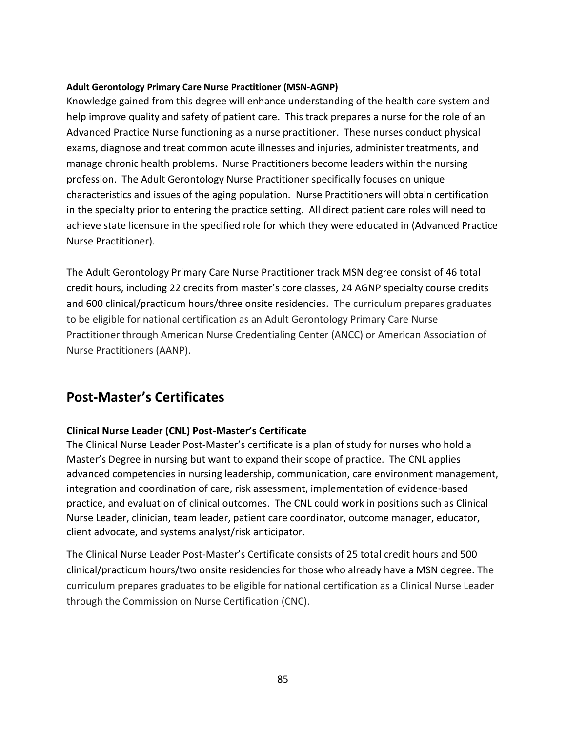**Adult Gerontology Primary Care Nurse Practitioner (MSN-AGNP)**

Knowledge gained from this degree will enhance understanding of the health care system and help improve quality and safety of patient care. This track prepares a nurse for the role of an Advanced Practice Nurse functioning as a nurse practitioner. These nurses conduct physical exams, diagnose and treat common acute illnesses and injuries, administer treatments, and manage chronic health problems. Nurse Practitioners become leaders within the nursing profession. The Adult Gerontology Nurse Practitioner specifically focuses on unique characteristics and issues of the aging population. Nurse Practitioners will obtain certification in the specialty prior to entering the practice setting. All direct patient care roles will need to achieve state licensure in the specified role for which they were educated in (Advanced Practice Nurse Practitioner).

The Adult Gerontology Primary Care Nurse Practitioner track MSN degree consist of 46 total credit hours, including 22 credits from master's core classes, 24 AGNP specialty course credits and 600 clinical/practicum hours/three onsite residencies. The curriculum prepares graduates to be eligible for national certification as an Adult Gerontology Primary Care Nurse Practitioner through American Nurse Credentialing Center (ANCC) or American Association of Nurse Practitioners (AANP).

## Post-Master's Certificates

### Clinical Nurse Leader (CNL) Post-Master's Certificate

The Clinical Nurse Leader Post-Master's certificate is a plan of study for nurses who hold a Master's Degree in nursing but want to expand their scope of practice. The CNL applies advanced competencies in nursing leadership, communication, care environment management, integration and coordination of care, risk assessment, implementation of evidence-based practice, and evaluation of clinical outcomes. The CNL could work in positions such as Clinical Nurse Leader, clinician, team leader, patient care coordinator, outcome manager, educator, client advocate, and systems analyst/risk anticipator.

The Clinical Nurse Leader Post-Master's Certificate consists of 25 total credit hours and 500 clinical/practicum hours/two onsite residencies for those who already have a MSN degree. The curriculum prepares graduates to be eligible for national certification as a Clinical Nurse Leader through the Commission on Nurse Certification (CNC).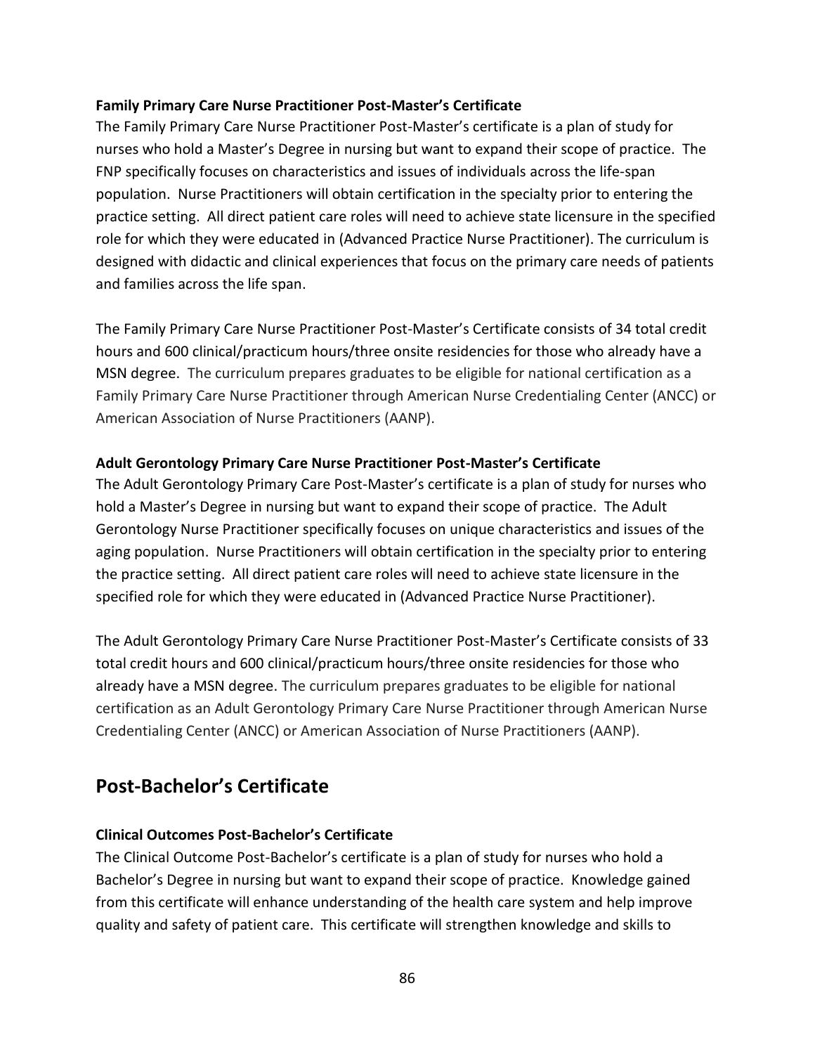**Family Primary Care Nurse Practitioner Post-Master's Certificate**

The Family Primary Care Nurse Practitioner Post-Master's certificate is a plan of study for nurses who hold a Master's Degree in nursing but want to expand their scope of practice. The FNP specifically focuses on characteristics and issues of individuals across the life-span population. Nurse Practitioners will obtain certification in the specialty prior to entering the practice setting. All direct patient care roles will need to achieve state licensure in the specified role for which they were educated in (Advanced Practice Nurse Practitioner). The curriculum is designed with didactic and clinical experiences that focus on the primary care needs of patients and families across the life span.

The Family Primary Care Nurse Practitioner Post-Master's Certificate consists of 34 total credit hours and 600 clinical/practicum hours/three onsite residencies for those who already have a MSN degree. The curriculum prepares graduates to be eligible for national certification as a Family Primary Care Nurse Practitioner through American Nurse Credentialing Center (ANCC) or American Association of Nurse Practitioners (AANP).

**Adult Gerontology Primary Care Nurse Practitioner Post-Master's Certificate**

The Adult Gerontology Primary Care Post-Master's certificate is a plan of study for nurses who hold a Master's Degree in nursing but want to expand their scope of practice. The Adult Gerontology Nurse Practitioner specifically focuses on unique characteristics and issues of the aging population. Nurse Practitioners will obtain certification in the specialty prior to entering the practice setting. All direct patient care roles will need to achieve state licensure in the specified role for which they were educated in (Advanced Practice Nurse Practitioner).

The Adult Gerontology Primary Care Nurse Practitioner Post-Master's Certificate consists of 33 total credit hours and 600 clinical/practicum hours/three onsite residencies for those who already have a MSN degree. The curriculum prepares graduates to be eligible for national certification as an Adult Gerontology Primary Care Nurse Practitioner through American Nurse Credentialing Center (ANCC) or American Association of Nurse Practitioners (AANP).

## Post-Bachelor's Certificate

**Clinical Outcomes Post-Bachelor's Certificate**

The Clinical Outcome Post-Bachelor's certificate is a plan of study for nurses who hold a Bachelor's Degree in nursing but want to expand their scope of practice. Knowledge gained from this certificate will enhance understanding of the health care system and help improve quality and safety of patient care. This certificate will strengthen knowledge and skills to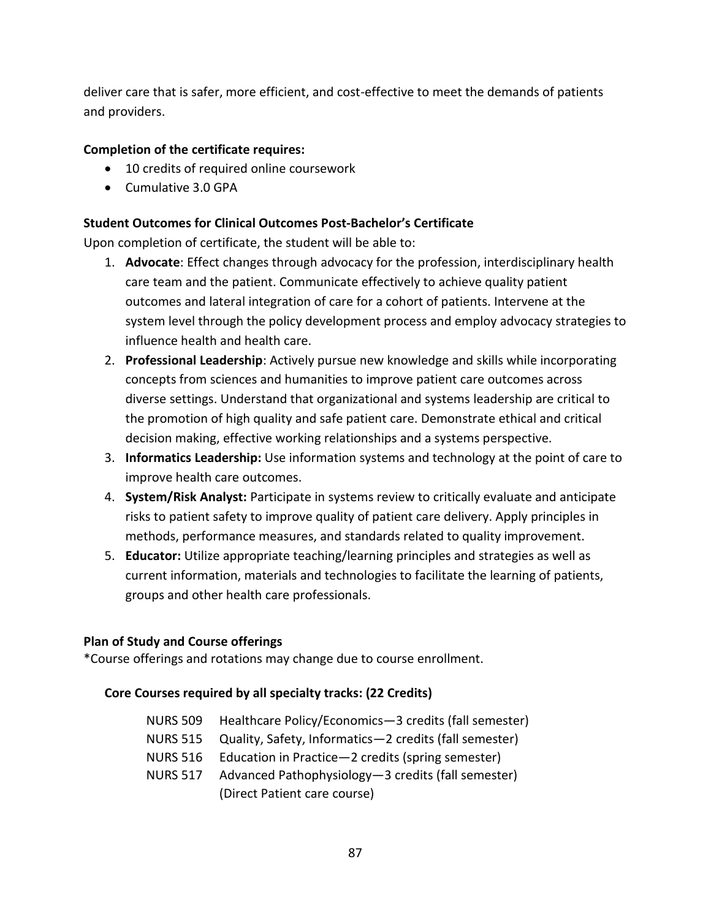deliver care that is safer, more efficient, and cost-effective to meet the demands of patients and providers.

**Completion of the certificate requires:**

- 10 credits of required online coursework
- Cumulative 3.0 GPA

**Student Outcomes for Clinical Outcomes Post-Bachelor's Certificate**

Upon completion of certificate, the student will be able to:

1. **Advocate**: Effect changes through advocacy for the profession, interdisciplinary health care team and the patient. Communicate effectively to achieve quality patient outcomes and lateral integration of care for a cohort of patients. Intervene at the system level through the policy development process and employ advocacy strategies to influence health and health care.
2. **Professional Leadership**: Actively pursue new knowledge and skills while incorporating concepts from sciences and humanities to improve patient care outcomes across diverse settings. Understand that organizational and systems leadership are critical to the promotion of high quality and safe patient care. Demonstrate ethical and critical decision making, effective working relationships and a systems perspective.
3. **Informatics Leadership:** Use information systems and technology at the point of care to improve health care outcomes.
4. **System/Risk Analyst:** Participate in systems review to critically evaluate and anticipate risks to patient safety to improve quality of patient care delivery. Apply principles in methods, performance measures, and standards related to quality improvement.
5. **Educator:** Utilize appropriate teaching/learning principles and strategies as well as current information, materials and technologies to facilitate the learning of patients, groups and other health care professionals.

**Plan of Study and Course offerings**

*Course offerings and rotations may change due to course enrollment.

**Core Courses required by all specialty tracks: (22 Credits)**

NURS 509 Healthcare Policy/Economics—3 credits (fall semester)
NURS 515 Quality, Safety, Informatics—2 credits (fall semester)
NURS 516 Education in Practice—2 credits (spring semester)
NURS 517 Advanced Pathophysiology—3 credits (fall semester) (Direct Patient care course)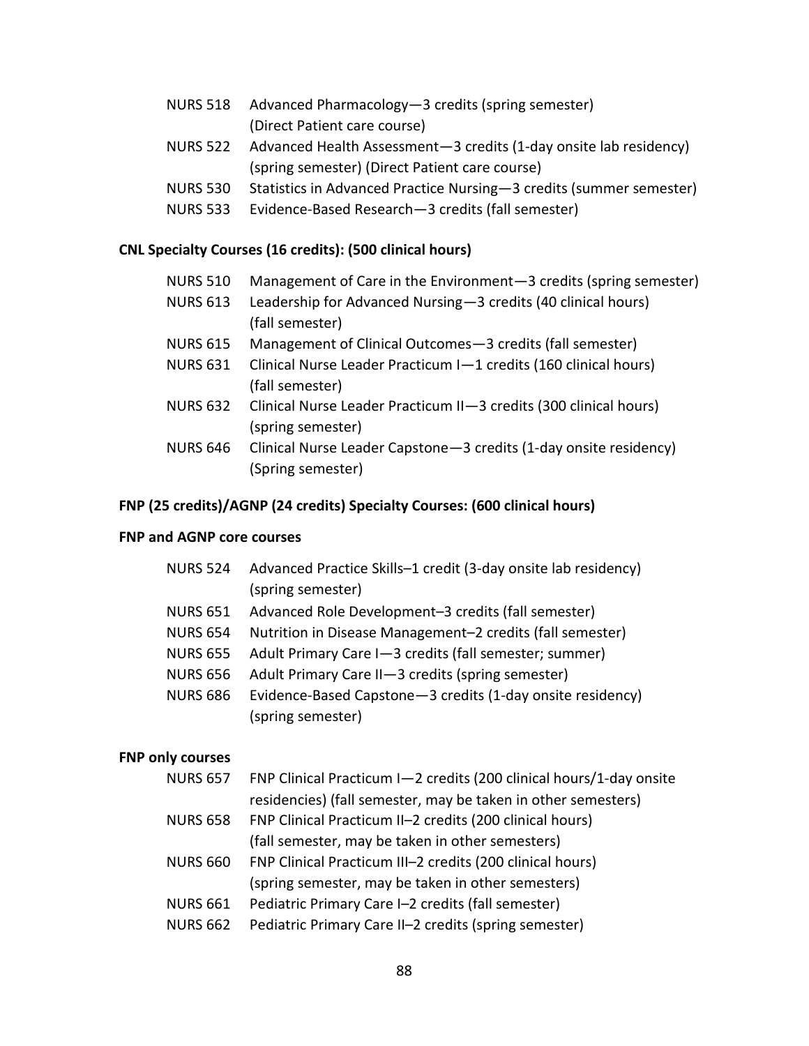NURS 518 Advanced Pharmacology—3 credits (spring semester) (Direct Patient care course)

NURS 522 Advanced Health Assessment—3 credits (1-day onsite lab residency) (spring semester) (Direct Patient care course)

NURS 530 Statistics in Advanced Practice Nursing—3 credits (summer semester)

NURS 533 Evidence-Based Research—3 credits (fall semester)

**CNL Specialty Courses (16 credits): (500 clinical hours)**

NURS 510 Management of Care in the Environment—3 credits (spring semester)

NURS 613 Leadership for Advanced Nursing—3 credits (40 clinical hours) (fall semester)

NURS 615 Management of Clinical Outcomes—3 credits (fall semester)

NURS 631 Clinical Nurse Leader Practicum I—1 credits (160 clinical hours) (fall semester)

NURS 632 Clinical Nurse Leader Practicum II—3 credits (300 clinical hours) (spring semester)

NURS 646 Clinical Nurse Leader Capstone—3 credits (1-day onsite residency) (Spring semester)

**FNP (25 credits)/AGNP (24 credits) Specialty Courses: (600 clinical hours)**

**FNP and AGNP core courses**

NURS 524 Advanced Practice Skills–1 credit (3-day onsite lab residency) (spring semester)

NURS 651 Advanced Role Development–3 credits (fall semester)

NURS 654 Nutrition in Disease Management–2 credits (fall semester)

NURS 655 Adult Primary Care I—3 credits (fall semester; summer)

NURS 656 Adult Primary Care II—3 credits (spring semester)

NURS 686 Evidence-Based Capstone—3 credits (1-day onsite residency) (spring semester)

**FNP only courses**

NURS 657 FNP Clinical Practicum I—2 credits (200 clinical hours/1-day onsite residencies) (fall semester, may be taken in other semesters)

NURS 658 FNP Clinical Practicum II–2 credits (200 clinical hours) (fall semester, may be taken in other semesters)

NURS 660 FNP Clinical Practicum III–2 credits (200 clinical hours) (spring semester, may be taken in other semesters)

NURS 661 Pediatric Primary Care I–2 credits (fall semester)

NURS 662 Pediatric Primary Care II–2 credits (spring semester)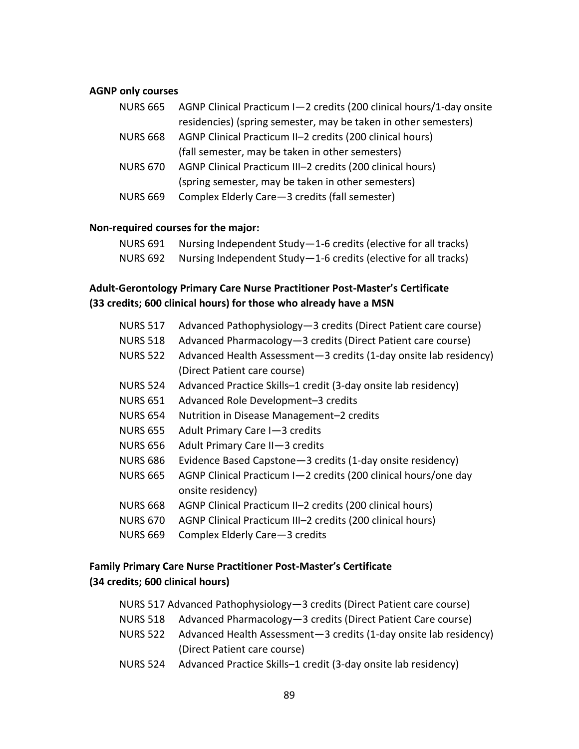**AGNP only courses**

- NURS 665 AGNP Clinical Practicum I—2 credits (200 clinical hours/1-day onsite residencies) (spring semester, may be taken in other semesters)
- NURS 668 AGNP Clinical Practicum II–2 credits (200 clinical hours) (fall semester, may be taken in other semesters)
- NURS 670 AGNP Clinical Practicum III–2 credits (200 clinical hours) (spring semester, may be taken in other semesters)
- NURS 669 Complex Elderly Care—3 credits (fall semester)

**Non-required courses for the major:**

- NURS 691 Nursing Independent Study—1-6 credits (elective for all tracks)
- NURS 692 Nursing Independent Study—1-6 credits (elective for all tracks)

**Adult-Gerontology Primary Care Nurse Practitioner Post-Master's Certificate (33 credits; 600 clinical hours) for those who already have a MSN**

- NURS 517 Advanced Pathophysiology—3 credits (Direct Patient care course)
- NURS 518 Advanced Pharmacology—3 credits (Direct Patient care course)
- NURS 522 Advanced Health Assessment—3 credits (1-day onsite lab residency) (Direct Patient care course)
- NURS 524 Advanced Practice Skills–1 credit (3-day onsite lab residency)
- NURS 651 Advanced Role Development–3 credits
- NURS 654 Nutrition in Disease Management–2 credits
- NURS 655 Adult Primary Care I—3 credits
- NURS 656 Adult Primary Care II—3 credits
- NURS 686 Evidence Based Capstone—3 credits (1-day onsite residency)
- NURS 665 AGNP Clinical Practicum I—2 credits (200 clinical hours/one day onsite residency)
- NURS 668 AGNP Clinical Practicum II–2 credits (200 clinical hours)
- NURS 670 AGNP Clinical Practicum III–2 credits (200 clinical hours)
- NURS 669 Complex Elderly Care—3 credits

**Family Primary Care Nurse Practitioner Post-Master's Certificate (34 credits; 600 clinical hours)**

- NURS 517 Advanced Pathophysiology—3 credits (Direct Patient care course)
- NURS 518 Advanced Pharmacology—3 credits (Direct Patient Care course)
- NURS 522 Advanced Health Assessment—3 credits (1-day onsite lab residency) (Direct Patient care course)
- NURS 524 Advanced Practice Skills–1 credit (3-day onsite lab residency)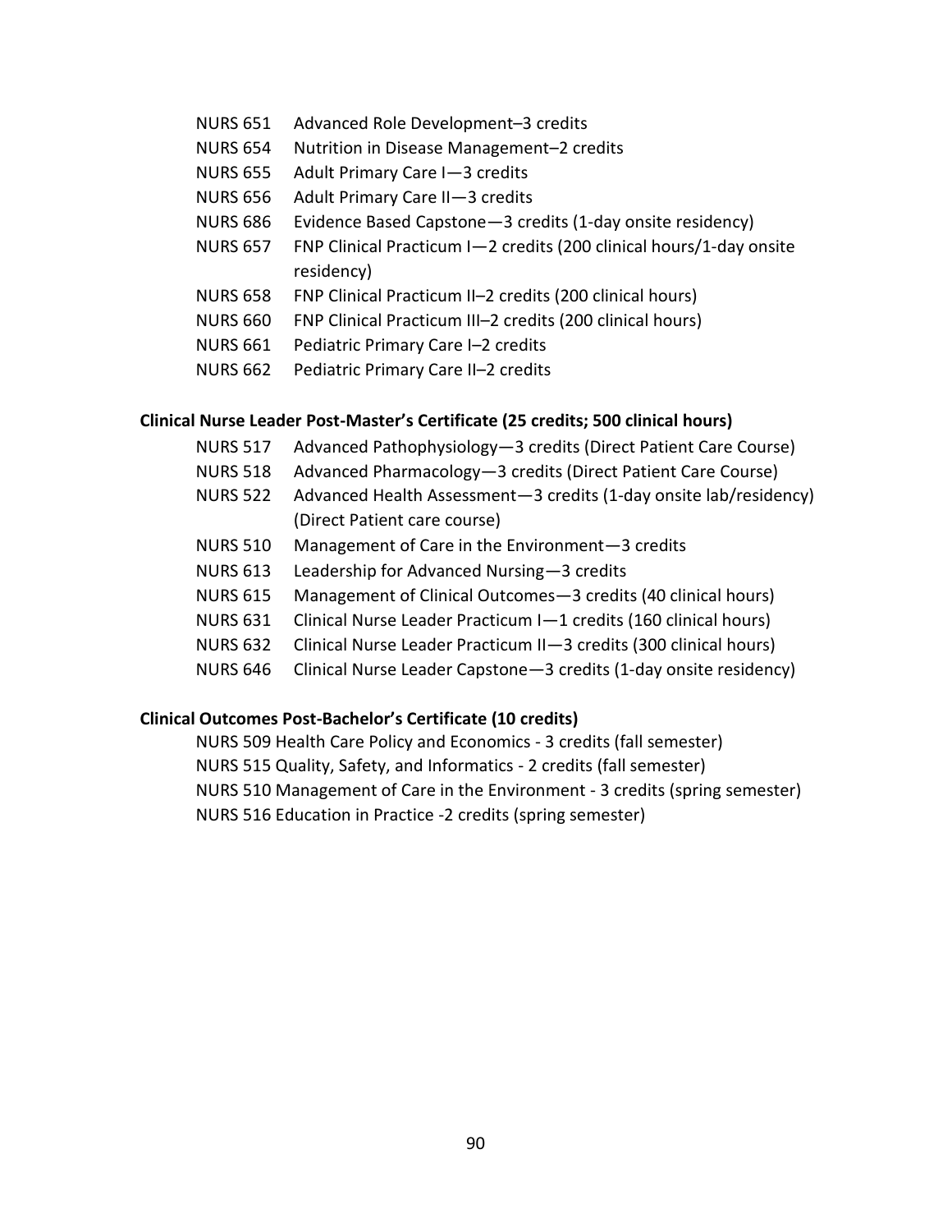NURS 651 Advanced Role Development–3 credits
NURS 654 Nutrition in Disease Management–2 credits
NURS 655 Adult Primary Care I—3 credits
NURS 656 Adult Primary Care II—3 credits
NURS 686 Evidence Based Capstone—3 credits (1-day onsite residency)
NURS 657 FNP Clinical Practicum I—2 credits (200 clinical hours/1-day onsite residency)
NURS 658 FNP Clinical Practicum II–2 credits (200 clinical hours)
NURS 660 FNP Clinical Practicum III–2 credits (200 clinical hours)
NURS 661 Pediatric Primary Care I–2 credits
NURS 662 Pediatric Primary Care II–2 credits

**Clinical Nurse Leader Post-Master's Certificate (25 credits; 500 clinical hours)**

NURS 517 Advanced Pathophysiology—3 credits (Direct Patient Care Course)
NURS 518 Advanced Pharmacology—3 credits (Direct Patient Care Course)
NURS 522 Advanced Health Assessment—3 credits (1-day onsite lab/residency) (Direct Patient care course)
NURS 510 Management of Care in the Environment—3 credits
NURS 613 Leadership for Advanced Nursing—3 credits
NURS 615 Management of Clinical Outcomes—3 credits (40 clinical hours)
NURS 631 Clinical Nurse Leader Practicum I—1 credits (160 clinical hours)
NURS 632 Clinical Nurse Leader Practicum II—3 credits (300 clinical hours)
NURS 646 Clinical Nurse Leader Capstone—3 credits (1-day onsite residency)

**Clinical Outcomes Post-Bachelor's Certificate (10 credits)**

NURS 509 Health Care Policy and Economics - 3 credits (fall semester)
NURS 515 Quality, Safety, and Informatics - 2 credits (fall semester)
NURS 510 Management of Care in the Environment - 3 credits (spring semester)
NURS 516 Education in Practice -2 credits (spring semester)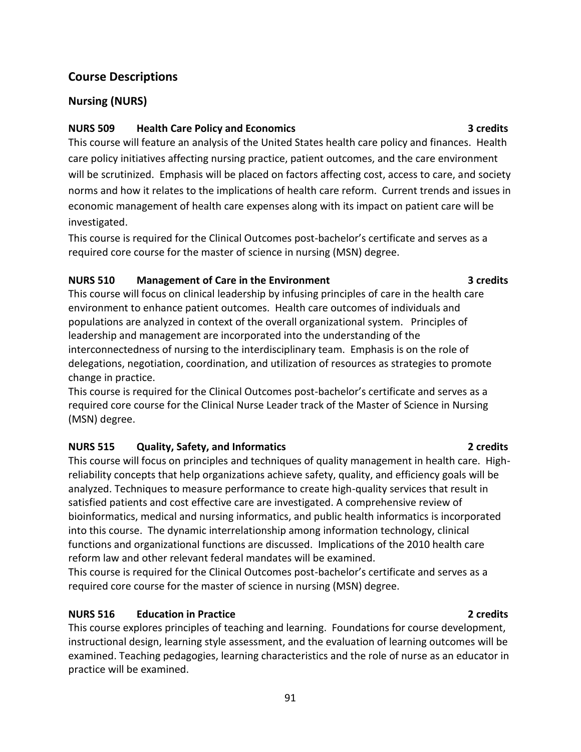## Course Descriptions

### Nursing (NURS)

**NURS 509 Health Care Policy and Economics 3 credits**

This course will feature an analysis of the United States health care policy and finances. Health care policy initiatives affecting nursing practice, patient outcomes, and the care environment will be scrutinized. Emphasis will be placed on factors affecting cost, access to care, and society norms and how it relates to the implications of health care reform. Current trends and issues in economic management of health care expenses along with its impact on patient care will be investigated.

This course is required for the Clinical Outcomes post-bachelor's certificate and serves as a required core course for the master of science in nursing (MSN) degree.

**NURS 510 Management of Care in the Environment 3 credits**

This course will focus on clinical leadership by infusing principles of care in the health care environment to enhance patient outcomes. Health care outcomes of individuals and populations are analyzed in context of the overall organizational system. Principles of leadership and management are incorporated into the understanding of the interconnectedness of nursing to the interdisciplinary team. Emphasis is on the role of delegations, negotiation, coordination, and utilization of resources as strategies to promote change in practice.

This course is required for the Clinical Outcomes post-bachelor's certificate and serves as a required core course for the Clinical Nurse Leader track of the Master of Science in Nursing (MSN) degree.

**NURS 515 Quality, Safety, and Informatics 2 credits**

This course will focus on principles and techniques of quality management in health care. High-reliability concepts that help organizations achieve safety, quality, and efficiency goals will be analyzed. Techniques to measure performance to create high-quality services that result in satisfied patients and cost effective care are investigated. A comprehensive review of bioinformatics, medical and nursing informatics, and public health informatics is incorporated into this course. The dynamic interrelationship among information technology, clinical functions and organizational functions are discussed. Implications of the 2010 health care reform law and other relevant federal mandates will be examined.

This course is required for the Clinical Outcomes post-bachelor's certificate and serves as a required core course for the master of science in nursing (MSN) degree.

**NURS 516 Education in Practice 2 credits**

This course explores principles of teaching and learning. Foundations for course development, instructional design, learning style assessment, and the evaluation of learning outcomes will be examined. Teaching pedagogies, learning characteristics and the role of nurse as an educator in practice will be examined.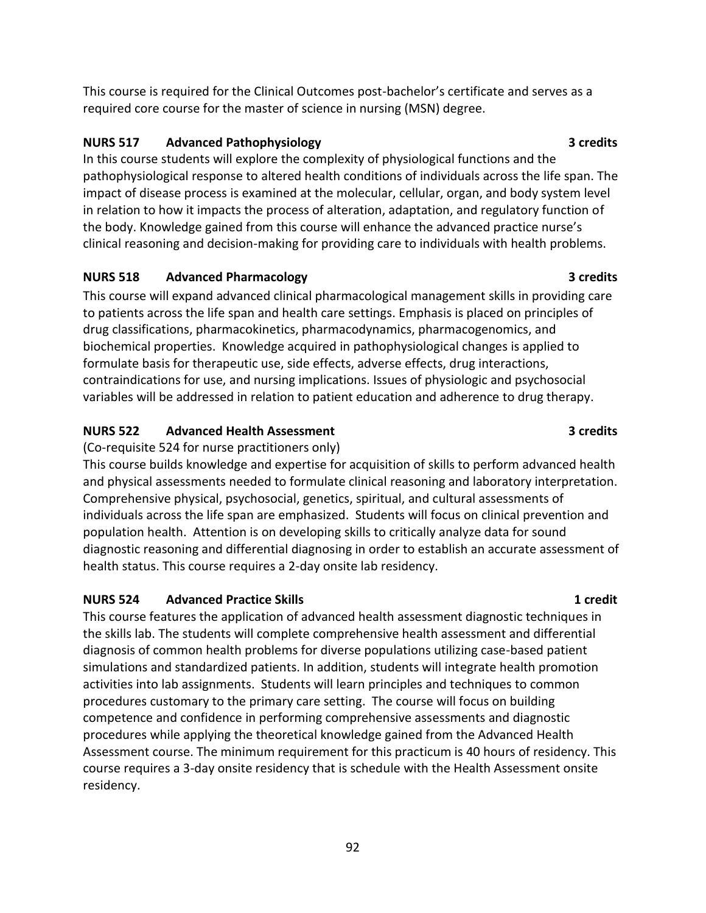This course is required for the Clinical Outcomes post-bachelor's certificate and serves as a required core course for the master of science in nursing (MSN) degree.

### NURS 517 Advanced Pathophysiology — 3 credits

In this course students will explore the complexity of physiological functions and the pathophysiological response to altered health conditions of individuals across the life span. The impact of disease process is examined at the molecular, cellular, organ, and body system level in relation to how it impacts the process of alteration, adaptation, and regulatory function of the body. Knowledge gained from this course will enhance the advanced practice nurse's clinical reasoning and decision-making for providing care to individuals with health problems.

### NURS 518 Advanced Pharmacology — 3 credits

This course will expand advanced clinical pharmacological management skills in providing care to patients across the life span and health care settings. Emphasis is placed on principles of drug classifications, pharmacokinetics, pharmacodynamics, pharmacogenomics, and biochemical properties. Knowledge acquired in pathophysiological changes is applied to formulate basis for therapeutic use, side effects, adverse effects, drug interactions, contraindications for use, and nursing implications. Issues of physiologic and psychosocial variables will be addressed in relation to patient education and adherence to drug therapy.

### NURS 522 Advanced Health Assessment — 3 credits

(Co-requisite 524 for nurse practitioners only)

This course builds knowledge and expertise for acquisition of skills to perform advanced health and physical assessments needed to formulate clinical reasoning and laboratory interpretation. Comprehensive physical, psychosocial, genetics, spiritual, and cultural assessments of individuals across the life span are emphasized. Students will focus on clinical prevention and population health. Attention is on developing skills to critically analyze data for sound diagnostic reasoning and differential diagnosing in order to establish an accurate assessment of health status. This course requires a 2-day onsite lab residency.

### NURS 524 Advanced Practice Skills — 1 credit

This course features the application of advanced health assessment diagnostic techniques in the skills lab. The students will complete comprehensive health assessment and differential diagnosis of common health problems for diverse populations utilizing case-based patient simulations and standardized patients. In addition, students will integrate health promotion activities into lab assignments. Students will learn principles and techniques to common procedures customary to the primary care setting. The course will focus on building competence and confidence in performing comprehensive assessments and diagnostic procedures while applying the theoretical knowledge gained from the Advanced Health Assessment course. The minimum requirement for this practicum is 40 hours of residency. This course requires a 3-day onsite residency that is schedule with the Health Assessment onsite residency.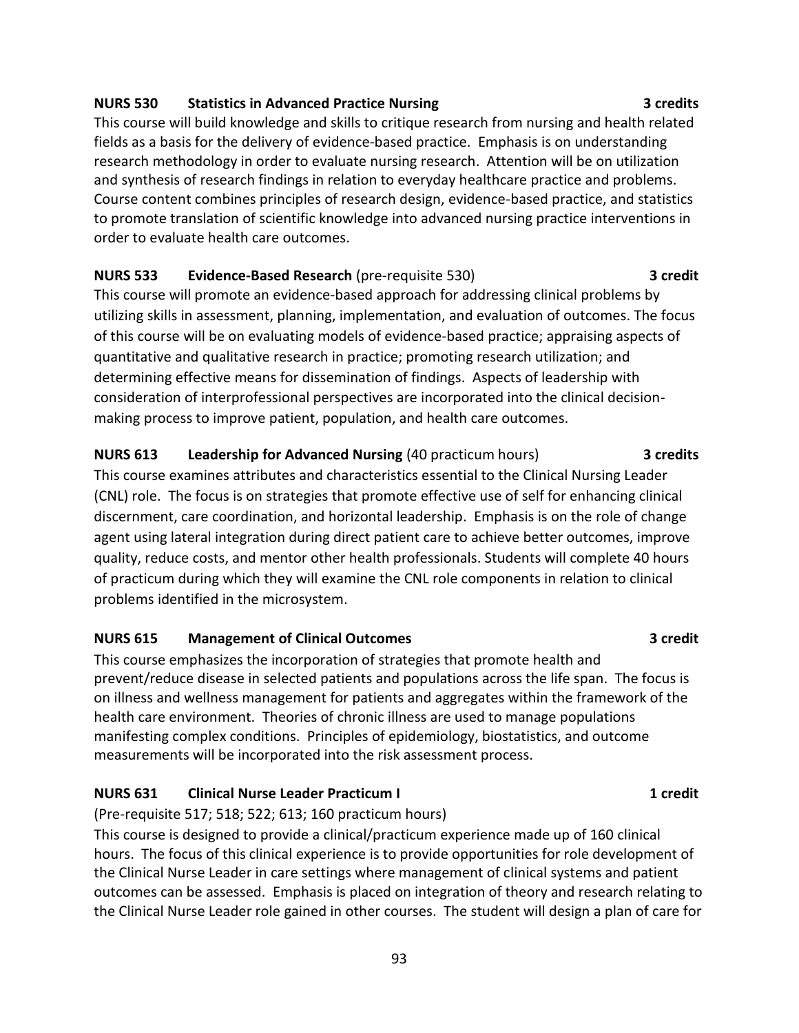**NURS 530 Statistics in Advanced Practice Nursing 3 credits**

This course will build knowledge and skills to critique research from nursing and health related fields as a basis for the delivery of evidence-based practice. Emphasis is on understanding research methodology in order to evaluate nursing research. Attention will be on utilization and synthesis of research findings in relation to everyday healthcare practice and problems. Course content combines principles of research design, evidence-based practice, and statistics to promote translation of scientific knowledge into advanced nursing practice interventions in order to evaluate health care outcomes.

**NURS 533 Evidence-Based Research** (pre-requisite 530) **3 credit**

This course will promote an evidence-based approach for addressing clinical problems by utilizing skills in assessment, planning, implementation, and evaluation of outcomes. The focus of this course will be on evaluating models of evidence-based practice; appraising aspects of quantitative and qualitative research in practice; promoting research utilization; and determining effective means for dissemination of findings. Aspects of leadership with consideration of interprofessional perspectives are incorporated into the clinical decision-making process to improve patient, population, and health care outcomes.

**NURS 613 Leadership for Advanced Nursing** (40 practicum hours) **3 credits**

This course examines attributes and characteristics essential to the Clinical Nursing Leader (CNL) role. The focus is on strategies that promote effective use of self for enhancing clinical discernment, care coordination, and horizontal leadership. Emphasis is on the role of change agent using lateral integration during direct patient care to achieve better outcomes, improve quality, reduce costs, and mentor other health professionals. Students will complete 40 hours of practicum during which they will examine the CNL role components in relation to clinical problems identified in the microsystem.

**NURS 615 Management of Clinical Outcomes 3 credit**

This course emphasizes the incorporation of strategies that promote health and prevent/reduce disease in selected patients and populations across the life span. The focus is on illness and wellness management for patients and aggregates within the framework of the health care environment. Theories of chronic illness are used to manage populations manifesting complex conditions. Principles of epidemiology, biostatistics, and outcome measurements will be incorporated into the risk assessment process.

**NURS 631 Clinical Nurse Leader Practicum I 1 credit**

(Pre-requisite 517; 518; 522; 613; 160 practicum hours)

This course is designed to provide a clinical/practicum experience made up of 160 clinical hours. The focus of this clinical experience is to provide opportunities for role development of the Clinical Nurse Leader in care settings where management of clinical systems and patient outcomes can be assessed. Emphasis is placed on integration of theory and research relating to the Clinical Nurse Leader role gained in other courses. The student will design a plan of care for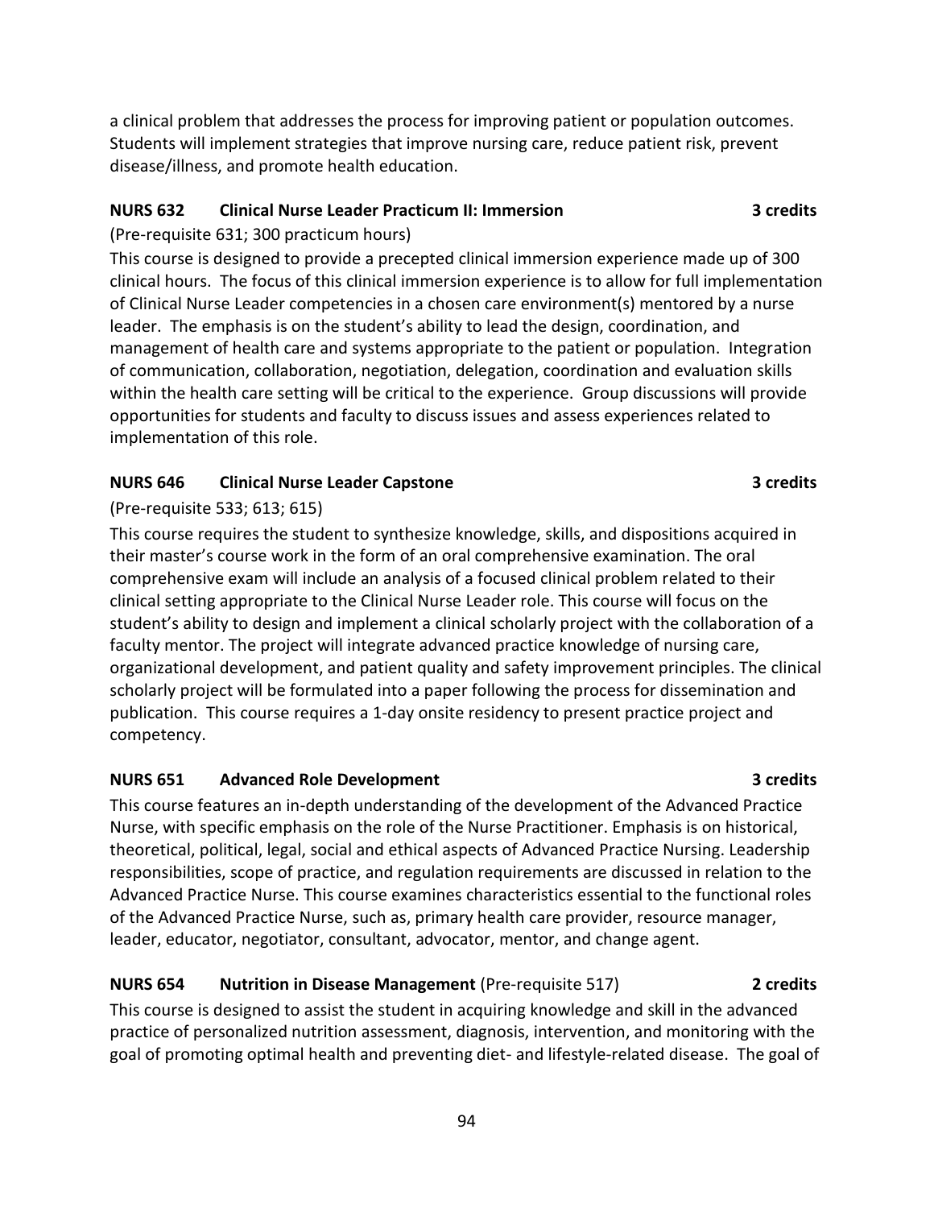a clinical problem that addresses the process for improving patient or population outcomes. Students will implement strategies that improve nursing care, reduce patient risk, prevent disease/illness, and promote health education.

**NURS 632 Clinical Nurse Leader Practicum II: Immersion 3 credits**

(Pre-requisite 631; 300 practicum hours)

This course is designed to provide a precepted clinical immersion experience made up of 300 clinical hours. The focus of this clinical immersion experience is to allow for full implementation of Clinical Nurse Leader competencies in a chosen care environment(s) mentored by a nurse leader. The emphasis is on the student's ability to lead the design, coordination, and management of health care and systems appropriate to the patient or population. Integration of communication, collaboration, negotiation, delegation, coordination and evaluation skills within the health care setting will be critical to the experience. Group discussions will provide opportunities for students and faculty to discuss issues and assess experiences related to implementation of this role.

**NURS 646 Clinical Nurse Leader Capstone 3 credits**

(Pre-requisite 533; 613; 615)

This course requires the student to synthesize knowledge, skills, and dispositions acquired in their master's course work in the form of an oral comprehensive examination. The oral comprehensive exam will include an analysis of a focused clinical problem related to their clinical setting appropriate to the Clinical Nurse Leader role. This course will focus on the student's ability to design and implement a clinical scholarly project with the collaboration of a faculty mentor. The project will integrate advanced practice knowledge of nursing care, organizational development, and patient quality and safety improvement principles. The clinical scholarly project will be formulated into a paper following the process for dissemination and publication. This course requires a 1-day onsite residency to present practice project and competency.

**NURS 651 Advanced Role Development 3 credits**

This course features an in-depth understanding of the development of the Advanced Practice Nurse, with specific emphasis on the role of the Nurse Practitioner. Emphasis is on historical, theoretical, political, legal, social and ethical aspects of Advanced Practice Nursing. Leadership responsibilities, scope of practice, and regulation requirements are discussed in relation to the Advanced Practice Nurse. This course examines characteristics essential to the functional roles of the Advanced Practice Nurse, such as, primary health care provider, resource manager, leader, educator, negotiator, consultant, advocator, mentor, and change agent.

**NURS 654 Nutrition in Disease Management** (Pre-requisite 517) **2 credits**

This course is designed to assist the student in acquiring knowledge and skill in the advanced practice of personalized nutrition assessment, diagnosis, intervention, and monitoring with the goal of promoting optimal health and preventing diet- and lifestyle-related disease. The goal of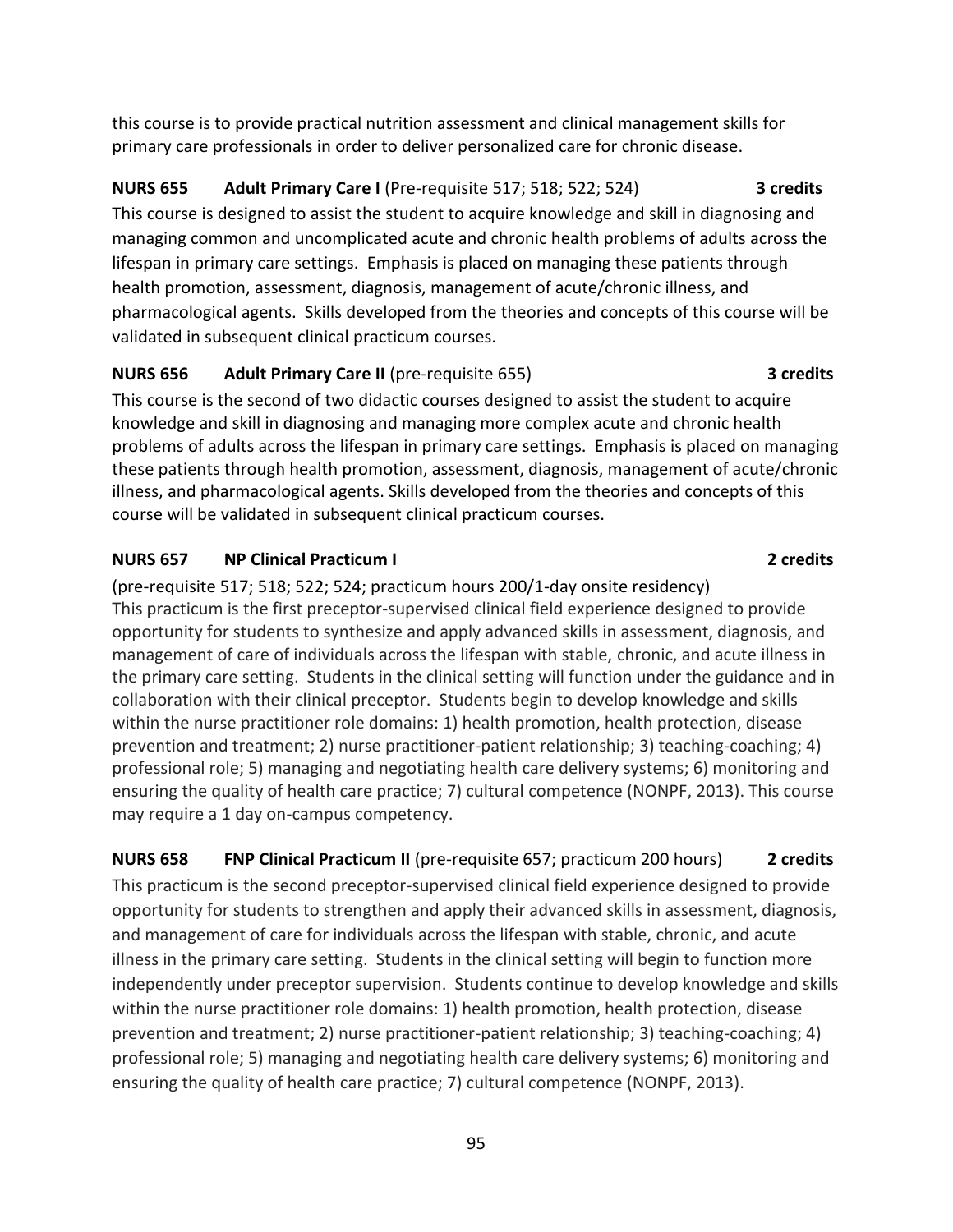this course is to provide practical nutrition assessment and clinical management skills for primary care professionals in order to deliver personalized care for chronic disease.

**NURS 655 Adult Primary Care I** (Pre-requisite 517; 518; 522; 524) **3 credits**

This course is designed to assist the student to acquire knowledge and skill in diagnosing and managing common and uncomplicated acute and chronic health problems of adults across the lifespan in primary care settings. Emphasis is placed on managing these patients through health promotion, assessment, diagnosis, management of acute/chronic illness, and pharmacological agents. Skills developed from the theories and concepts of this course will be validated in subsequent clinical practicum courses.

**NURS 656 Adult Primary Care II** (pre-requisite 655) **3 credits**

This course is the second of two didactic courses designed to assist the student to acquire knowledge and skill in diagnosing and managing more complex acute and chronic health problems of adults across the lifespan in primary care settings. Emphasis is placed on managing these patients through health promotion, assessment, diagnosis, management of acute/chronic illness, and pharmacological agents. Skills developed from the theories and concepts of this course will be validated in subsequent clinical practicum courses.

**NURS 657 NP Clinical Practicum I** **2 credits**

(pre-requisite 517; 518; 522; 524; practicum hours 200/1-day onsite residency)
This practicum is the first preceptor-supervised clinical field experience designed to provide opportunity for students to synthesize and apply advanced skills in assessment, diagnosis, and management of care of individuals across the lifespan with stable, chronic, and acute illness in the primary care setting. Students in the clinical setting will function under the guidance and in collaboration with their clinical preceptor. Students begin to develop knowledge and skills within the nurse practitioner role domains: 1) health promotion, health protection, disease prevention and treatment; 2) nurse practitioner-patient relationship; 3) teaching-coaching; 4) professional role; 5) managing and negotiating health care delivery systems; 6) monitoring and ensuring the quality of health care practice; 7) cultural competence (NONPF, 2013). This course may require a 1 day on-campus competency.

**NURS 658 FNP Clinical Practicum II** (pre-requisite 657; practicum 200 hours) **2 credits**

This practicum is the second preceptor-supervised clinical field experience designed to provide opportunity for students to strengthen and apply their advanced skills in assessment, diagnosis, and management of care for individuals across the lifespan with stable, chronic, and acute illness in the primary care setting. Students in the clinical setting will begin to function more independently under preceptor supervision. Students continue to develop knowledge and skills within the nurse practitioner role domains: 1) health promotion, health protection, disease prevention and treatment; 2) nurse practitioner-patient relationship; 3) teaching-coaching; 4) professional role; 5) managing and negotiating health care delivery systems; 6) monitoring and ensuring the quality of health care practice; 7) cultural competence (NONPF, 2013).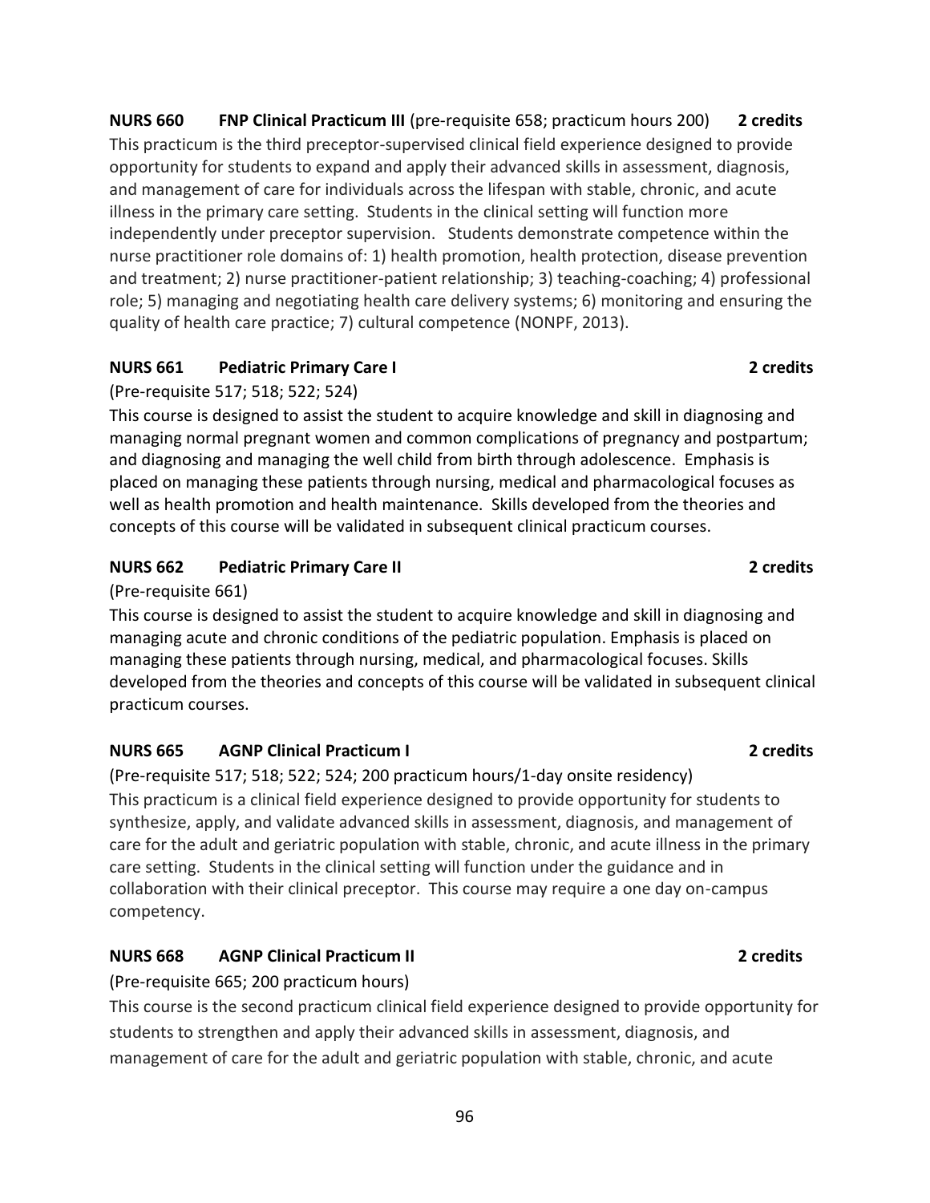**NURS 660 FNP Clinical Practicum III** (pre-requisite 658; practicum hours 200) **2 credits**

This practicum is the third preceptor-supervised clinical field experience designed to provide opportunity for students to expand and apply their advanced skills in assessment, diagnosis, and management of care for individuals across the lifespan with stable, chronic, and acute illness in the primary care setting. Students in the clinical setting will function more independently under preceptor supervision. Students demonstrate competence within the nurse practitioner role domains of: 1) health promotion, health protection, disease prevention and treatment; 2) nurse practitioner-patient relationship; 3) teaching-coaching; 4) professional role; 5) managing and negotiating health care delivery systems; 6) monitoring and ensuring the quality of health care practice; 7) cultural competence (NONPF, 2013).

**NURS 661 Pediatric Primary Care I** **2 credits**

(Pre-requisite 517; 518; 522; 524)

This course is designed to assist the student to acquire knowledge and skill in diagnosing and managing normal pregnant women and common complications of pregnancy and postpartum; and diagnosing and managing the well child from birth through adolescence. Emphasis is placed on managing these patients through nursing, medical and pharmacological focuses as well as health promotion and health maintenance. Skills developed from the theories and concepts of this course will be validated in subsequent clinical practicum courses.

**NURS 662 Pediatric Primary Care II** **2 credits**

(Pre-requisite 661)

This course is designed to assist the student to acquire knowledge and skill in diagnosing and managing acute and chronic conditions of the pediatric population. Emphasis is placed on managing these patients through nursing, medical, and pharmacological focuses. Skills developed from the theories and concepts of this course will be validated in subsequent clinical practicum courses.

**NURS 665 AGNP Clinical Practicum I** **2 credits**

(Pre-requisite 517; 518; 522; 524; 200 practicum hours/1-day onsite residency)

This practicum is a clinical field experience designed to provide opportunity for students to synthesize, apply, and validate advanced skills in assessment, diagnosis, and management of care for the adult and geriatric population with stable, chronic, and acute illness in the primary care setting. Students in the clinical setting will function under the guidance and in collaboration with their clinical preceptor. This course may require a one day on-campus competency.

**NURS 668 AGNP Clinical Practicum II** **2 credits**

(Pre-requisite 665; 200 practicum hours)

This course is the second practicum clinical field experience designed to provide opportunity for students to strengthen and apply their advanced skills in assessment, diagnosis, and management of care for the adult and geriatric population with stable, chronic, and acute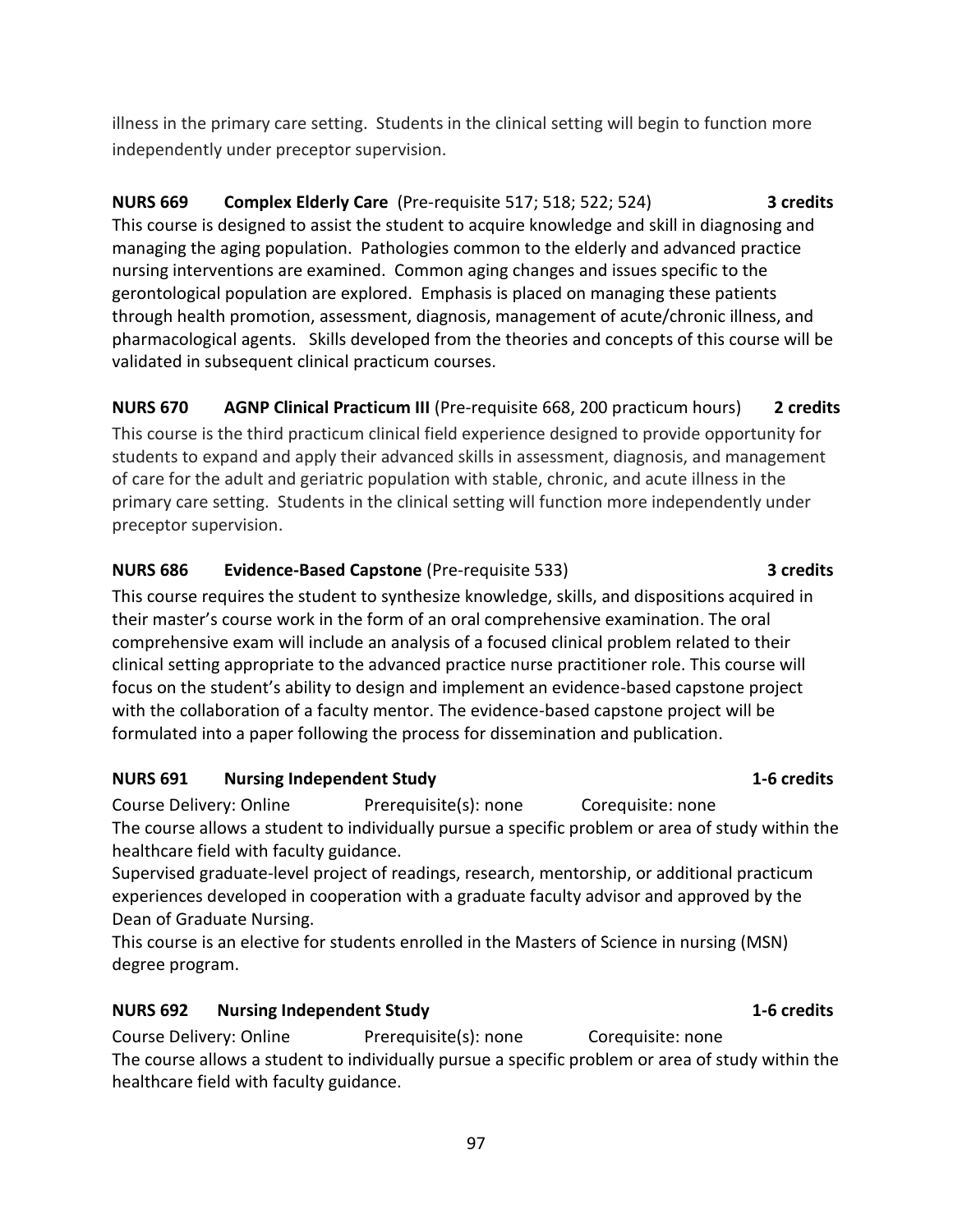illness in the primary care setting. Students in the clinical setting will begin to function more independently under preceptor supervision.

**NURS 669 Complex Elderly Care** (Pre-requisite 517; 518; 522; 524) **3 credits**

This course is designed to assist the student to acquire knowledge and skill in diagnosing and managing the aging population. Pathologies common to the elderly and advanced practice nursing interventions are examined. Common aging changes and issues specific to the gerontological population are explored. Emphasis is placed on managing these patients through health promotion, assessment, diagnosis, management of acute/chronic illness, and pharmacological agents. Skills developed from the theories and concepts of this course will be validated in subsequent clinical practicum courses.

**NURS 670 AGNP Clinical Practicum III** (Pre-requisite 668, 200 practicum hours) **2 credits**

This course is the third practicum clinical field experience designed to provide opportunity for students to expand and apply their advanced skills in assessment, diagnosis, and management of care for the adult and geriatric population with stable, chronic, and acute illness in the primary care setting. Students in the clinical setting will function more independently under preceptor supervision.

**NURS 686 Evidence-Based Capstone** (Pre-requisite 533) **3 credits**

This course requires the student to synthesize knowledge, skills, and dispositions acquired in their master's course work in the form of an oral comprehensive examination. The oral comprehensive exam will include an analysis of a focused clinical problem related to their clinical setting appropriate to the advanced practice nurse practitioner role. This course will focus on the student's ability to design and implement an evidence-based capstone project with the collaboration of a faculty mentor. The evidence-based capstone project will be formulated into a paper following the process for dissemination and publication.

**NURS 691 Nursing Independent Study** **1-6 credits**

Course Delivery: Online Prerequisite(s): none Corequisite: none

The course allows a student to individually pursue a specific problem or area of study within the healthcare field with faculty guidance.

Supervised graduate-level project of readings, research, mentorship, or additional practicum experiences developed in cooperation with a graduate faculty advisor and approved by the Dean of Graduate Nursing.

This course is an elective for students enrolled in the Masters of Science in nursing (MSN) degree program.

**NURS 692 Nursing Independent Study** **1-6 credits**

Course Delivery: Online Prerequisite(s): none Corequisite: none

The course allows a student to individually pursue a specific problem or area of study within the healthcare field with faculty guidance.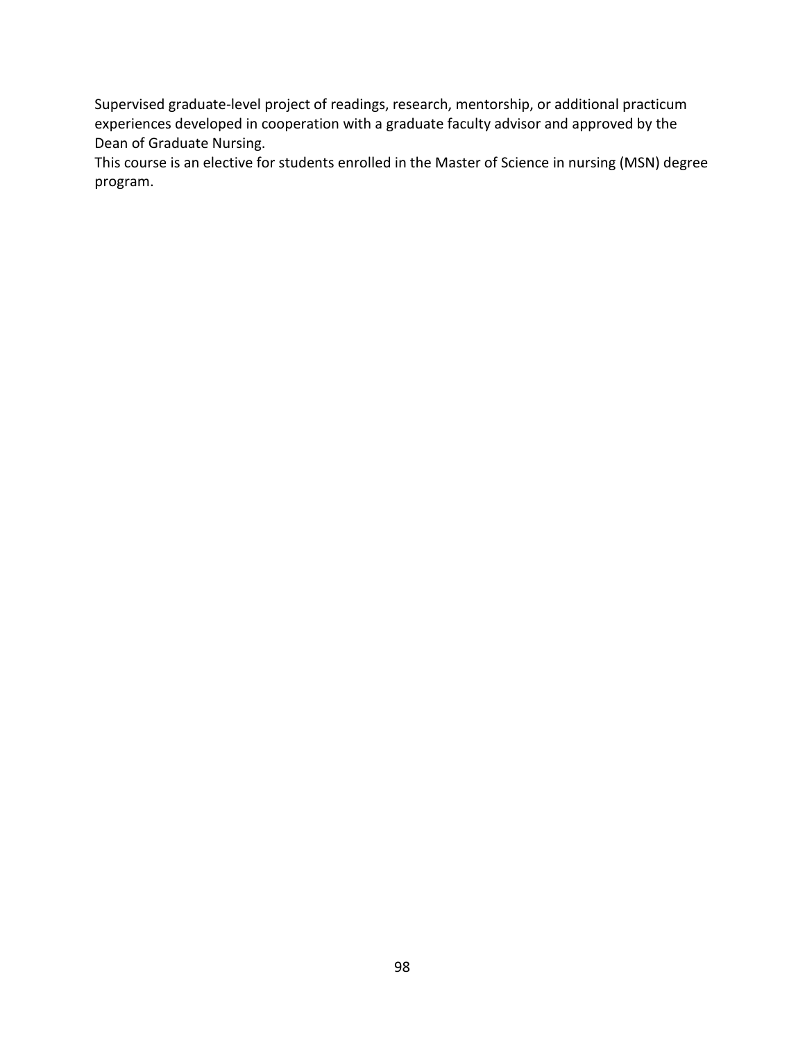Supervised graduate-level project of readings, research, mentorship, or additional practicum experiences developed in cooperation with a graduate faculty advisor and approved by the Dean of Graduate Nursing.

This course is an elective for students enrolled in the Master of Science in nursing (MSN) degree program.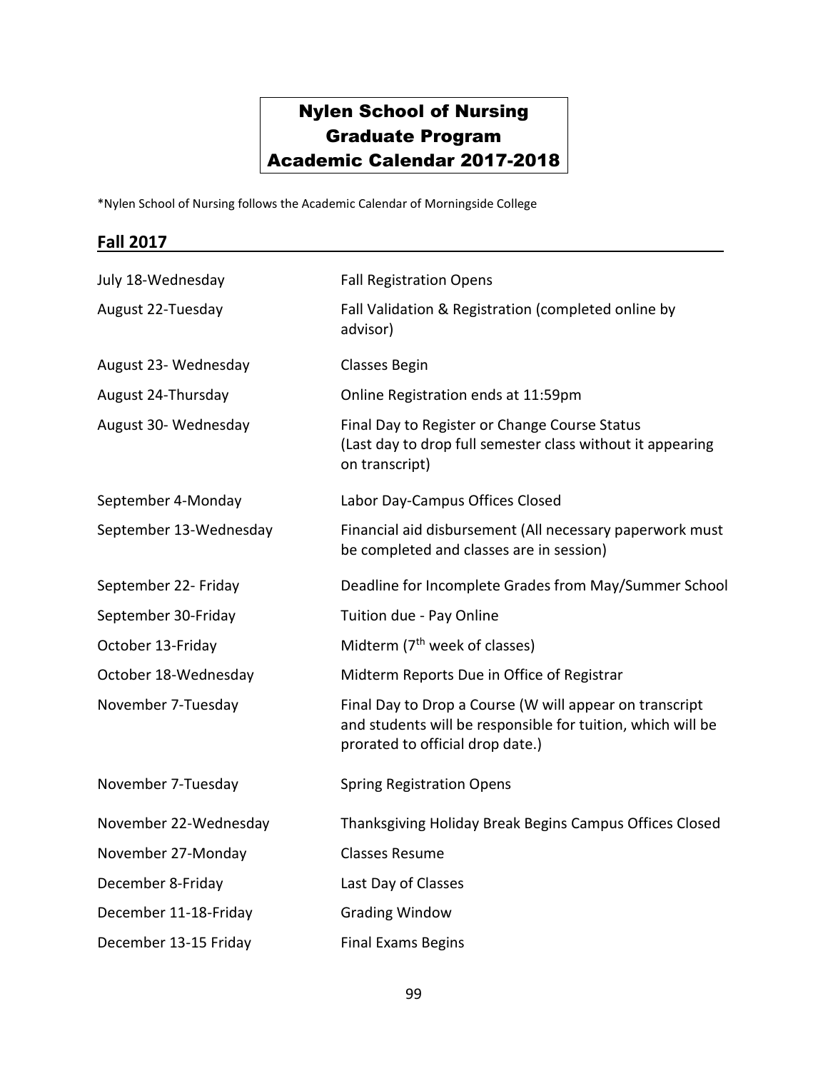# Nylen School of Nursing
# Graduate Program
# Academic Calendar 2017-2018

*Nylen School of Nursing follows the Academic Calendar of Morningside College

## Fall 2017

| | |
|---|---|
| July 18-Wednesday | Fall Registration Opens |
| August 22-Tuesday | Fall Validation & Registration (completed online by advisor) |
| August 23- Wednesday | Classes Begin |
| August 24-Thursday | Online Registration ends at 11:59pm |
| August 30- Wednesday | Final Day to Register or Change Course Status (Last day to drop full semester class without it appearing on transcript) |
| September 4-Monday | Labor Day-Campus Offices Closed |
| September 13-Wednesday | Financial aid disbursement (All necessary paperwork must be completed and classes are in session) |
| September 22- Friday | Deadline for Incomplete Grades from May/Summer School |
| September 30-Friday | Tuition due - Pay Online |
| October 13-Friday | Midterm (7th week of classes) |
| October 18-Wednesday | Midterm Reports Due in Office of Registrar |
| November 7-Tuesday | Final Day to Drop a Course (W will appear on transcript and students will be responsible for tuition, which will be prorated to official drop date.) |
| November 7-Tuesday | Spring Registration Opens |
| November 22-Wednesday | Thanksgiving Holiday Break Begins Campus Offices Closed |
| November 27-Monday | Classes Resume |
| December 8-Friday | Last Day of Classes |
| December 11-18-Friday | Grading Window |
| December 13-15 Friday | Final Exams Begins |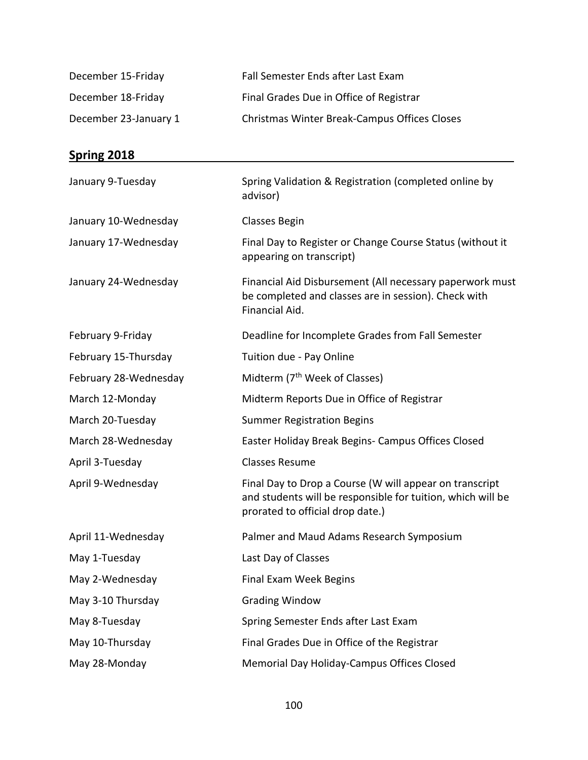| | |
|---|---|
| December 15-Friday | Fall Semester Ends after Last Exam |
| December 18-Friday | Final Grades Due in Office of Registrar |
| December 23-January 1 | Christmas Winter Break-Campus Offices Closes |

## Spring 2018

| | |
|---|---|
| January 9-Tuesday | Spring Validation & Registration (completed online by advisor) |
| January 10-Wednesday | Classes Begin |
| January 17-Wednesday | Final Day to Register or Change Course Status (without it appearing on transcript) |
| January 24-Wednesday | Financial Aid Disbursement (All necessary paperwork must be completed and classes are in session). Check with Financial Aid. |
| February 9-Friday | Deadline for Incomplete Grades from Fall Semester |
| February 15-Thursday | Tuition due - Pay Online |
| February 28-Wednesday | Midterm (7th Week of Classes) |
| March 12-Monday | Midterm Reports Due in Office of Registrar |
| March 20-Tuesday | Summer Registration Begins |
| March 28-Wednesday | Easter Holiday Break Begins- Campus Offices Closed |
| April 3-Tuesday | Classes Resume |
| April 9-Wednesday | Final Day to Drop a Course (W will appear on transcript and students will be responsible for tuition, which will be prorated to official drop date.) |
| April 11-Wednesday | Palmer and Maud Adams Research Symposium |
| May 1-Tuesday | Last Day of Classes |
| May 2-Wednesday | Final Exam Week Begins |
| May 3-10 Thursday | Grading Window |
| May 8-Tuesday | Spring Semester Ends after Last Exam |
| May 10-Thursday | Final Grades Due in Office of the Registrar |
| May 28-Monday | Memorial Day Holiday-Campus Offices Closed |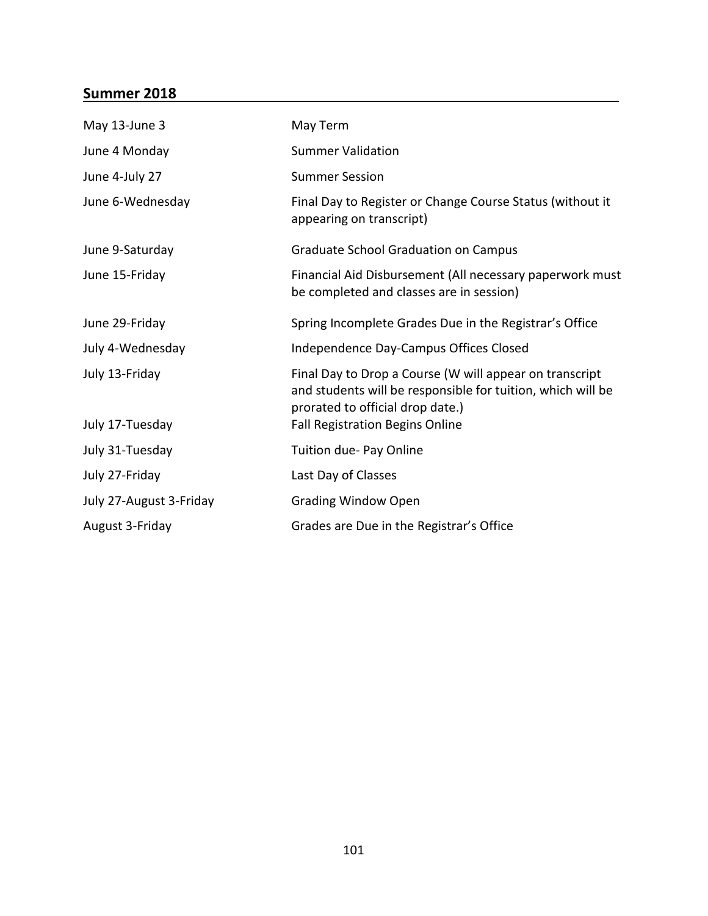## Summer 2018

| | |
|---|---|
| May 13-June 3 | May Term |
| June 4 Monday | Summer Validation |
| June 4-July 27 | Summer Session |
| June 6-Wednesday | Final Day to Register or Change Course Status (without it appearing on transcript) |
| June 9-Saturday | Graduate School Graduation on Campus |
| June 15-Friday | Financial Aid Disbursement (All necessary paperwork must be completed and classes are in session) |
| June 29-Friday | Spring Incomplete Grades Due in the Registrar's Office |
| July 4-Wednesday | Independence Day-Campus Offices Closed |
| July 13-Friday | Final Day to Drop a Course (W will appear on transcript and students will be responsible for tuition, which will be prorated to official drop date.) |
| July 17-Tuesday | Fall Registration Begins Online |
| July 31-Tuesday | Tuition due- Pay Online |
| July 27-Friday | Last Day of Classes |
| July 27-August 3-Friday | Grading Window Open |
| August 3-Friday | Grades are Due in the Registrar's Office |